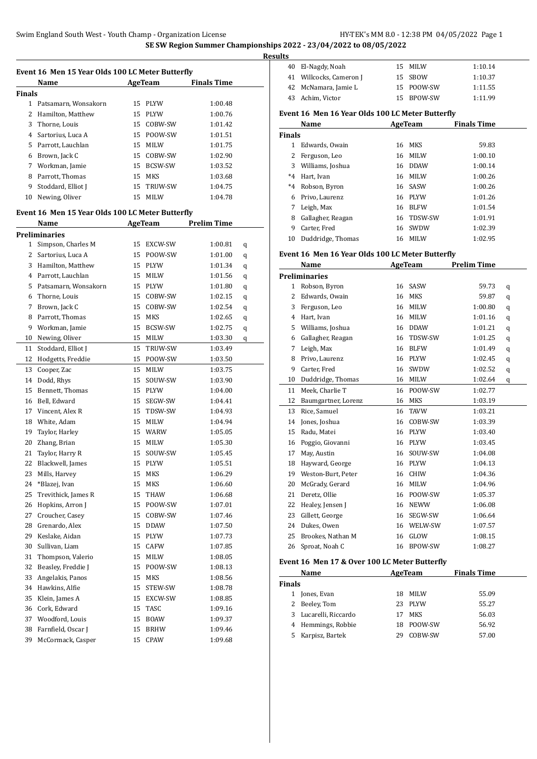**SE SW Region Summer Championships 2022 - 23/04/2022 to 08/05/2022**

**Results**

### Event 16 Men 15 Year Olds 100 LC Meter Butterfly

| | Name | Age | Team | Finals Time |
|---|---|---|---|---|
| **Finals** | | | | |
| 1 | Patsamarn, Wonsakorn | 15 | PLYW | 1:00.48 |
| 2 | Hamilton, Matthew | 15 | PLYW | 1:00.76 |
| 3 | Thorne, Louis | 15 | COBW-SW | 1:01.42 |
| 4 | Sartorius, Luca A | 15 | POOW-SW | 1:01.51 |
| 5 | Parrott, Lauchlan | 15 | MILW | 1:01.75 |
| 6 | Brown, Jack C | 15 | COBW-SW | 1:02.90 |
| 7 | Workman, Jamie | 15 | BCSW-SW | 1:03.52 |
| 8 | Parrott, Thomas | 15 | MKS | 1:03.68 |
| 9 | Stoddard, Elliot J | 15 | TRUW-SW | 1:04.75 |
| 10 | Newing, Oliver | 15 | MILW | 1:04.78 |

### Event 16 Men 15 Year Olds 100 LC Meter Butterfly

| | Name | Age | Team | Prelim Time | |
|---|---|---|---|---|---|
| **Preliminaries** | | | | | |
| 1 | Simpson, Charles M | 15 | EXCW-SW | 1:00.81 | q |
| 2 | Sartorius, Luca A | 15 | POOW-SW | 1:01.00 | q |
| 3 | Hamilton, Matthew | 15 | PLYW | 1:01.34 | q |
| 4 | Parrott, Lauchlan | 15 | MILW | 1:01.56 | q |
| 5 | Patsamarn, Wonsakorn | 15 | PLYW | 1:01.80 | q |
| 6 | Thorne, Louis | 15 | COBW-SW | 1:02.15 | q |
| 7 | Brown, Jack C | 15 | COBW-SW | 1:02.54 | q |
| 8 | Parrott, Thomas | 15 | MKS | 1:02.65 | q |
| 9 | Workman, Jamie | 15 | BCSW-SW | 1:02.75 | q |
| 10 | Newing, Oliver | 15 | MILW | 1:03.30 | q |
| 11 | Stoddard, Elliot J | 15 | TRUW-SW | 1:03.49 | |
| 12 | Hodgetts, Freddie | 15 | POOW-SW | 1:03.50 | |
| 13 | Cooper, Zac | 15 | MILW | 1:03.75 | |
| 14 | Dodd, Rhys | 15 | SOUW-SW | 1:03.90 | |
| 15 | Bennett, Thomas | 15 | PLYW | 1:04.00 | |
| 16 | Bell, Edward | 15 | SEGW-SW | 1:04.41 | |
| 17 | Vincent, Alex R | 15 | TDSW-SW | 1:04.93 | |
| 18 | White, Adam | 15 | MILW | 1:04.94 | |
| 19 | Taylor, Harley | 15 | WARW | 1:05.05 | |
| 20 | Zhang, Brian | 15 | MILW | 1:05.30 | |
| 21 | Taylor, Harry R | 15 | SOUW-SW | 1:05.45 | |
| 22 | Blackwell, James | 15 | PLYW | 1:05.51 | |
| 23 | Mills, Harvey | 15 | MKS | 1:06.29 | |
| 24 | *Blazej, Ivan | 15 | MKS | 1:06.60 | |
| 25 | Trevithick, James R | 15 | THAW | 1:06.68 | |
| 26 | Hopkins, Arron J | 15 | POOW-SW | 1:07.01 | |
| 27 | Croucher, Casey | 15 | COBW-SW | 1:07.46 | |
| 28 | Grenardo, Alex | 15 | DDAW | 1:07.50 | |
| 29 | Keslake, Aidan | 15 | PLYW | 1:07.73 | |
| 30 | Sullivan, Liam | 15 | CAFW | 1:07.85 | |
| 31 | Thompson, Valerio | 15 | MILW | 1:08.05 | |
| 32 | Beasley, Freddie J | 15 | POOW-SW | 1:08.13 | |
| 33 | Angelakis, Panos | 15 | MKS | 1:08.56 | |
| 34 | Hawkins, Alfie | 15 | STEW-SW | 1:08.78 | |
| 35 | Klein, James A | 15 | EXCW-SW | 1:08.85 | |
| 36 | Cork, Edward | 15 | TASC | 1:09.16 | |
| 37 | Woodford, Louis | 15 | BOAW | 1:09.37 | |
| 38 | Farnfield, Oscar J | 15 | BRHW | 1:09.46 | |
| 39 | McCormack, Casper | 15 | CPAW | 1:09.68 | |
| 40 | El-Nagdy, Noah | 15 | MILW | 1:10.14 | |
| 41 | Willcocks, Cameron J | 15 | SBOW | 1:10.37 | |
| 42 | McNamara, Jamie L | 15 | POOW-SW | 1:11.55 | |
| 43 | Achim, Victor | 15 | BPOW-SW | 1:11.99 | |

### Event 16 Men 16 Year Olds 100 LC Meter Butterfly

| | Name | Age | Team | Finals Time |
|---|---|---|---|---|
| **Finals** | | | | |
| 1 | Edwards, Owain | 16 | MKS | 59.83 |
| 2 | Ferguson, Leo | 16 | MILW | 1:00.10 |
| 3 | Williams, Joshua | 16 | DDAW | 1:00.14 |
| *4 | Hart, Ivan | 16 | MILW | 1:00.26 |
| *4 | Robson, Byron | 16 | SASW | 1:00.26 |
| 6 | Privo, Laurenz | 16 | PLYW | 1:01.26 |
| 7 | Leigh, Max | 16 | BLFW | 1:01.54 |
| 8 | Gallagher, Reagan | 16 | TDSW-SW | 1:01.91 |
| 9 | Carter, Fred | 16 | SWDW | 1:02.39 |
| 10 | Duddridge, Thomas | 16 | MILW | 1:02.95 |

### Event 16 Men 16 Year Olds 100 LC Meter Butterfly

| | Name | Age | Team | Prelim Time | |
|---|---|---|---|---|---|
| **Preliminaries** | | | | | |
| 1 | Robson, Byron | 16 | SASW | 59.73 | q |
| 2 | Edwards, Owain | 16 | MKS | 59.87 | q |
| 3 | Ferguson, Leo | 16 | MILW | 1:00.80 | q |
| 4 | Hart, Ivan | 16 | MILW | 1:01.16 | q |
| 5 | Williams, Joshua | 16 | DDAW | 1:01.21 | q |
| 6 | Gallagher, Reagan | 16 | TDSW-SW | 1:01.25 | q |
| 7 | Leigh, Max | 16 | BLFW | 1:01.49 | q |
| 8 | Privo, Laurenz | 16 | PLYW | 1:02.45 | q |
| 9 | Carter, Fred | 16 | SWDW | 1:02.52 | q |
| 10 | Duddridge, Thomas | 16 | MILW | 1:02.64 | q |
| 11 | Meek, Charlie T | 16 | POOW-SW | 1:02.77 | |
| 12 | Baumgartner, Lorenz | 16 | MKS | 1:03.19 | |
| 13 | Rice, Samuel | 16 | TAVW | 1:03.21 | |
| 14 | Jones, Joshua | 16 | COBW-SW | 1:03.39 | |
| 15 | Radu, Matei | 16 | PLYW | 1:03.40 | |
| 16 | Poggio, Giovanni | 16 | PLYW | 1:03.45 | |
| 17 | May, Austin | 16 | SOUW-SW | 1:04.08 | |
| 18 | Hayward, George | 16 | PLYW | 1:04.13 | |
| 19 | Weston-Burt, Peter | 16 | CHIW | 1:04.36 | |
| 20 | McGrady, Gerard | 16 | MILW | 1:04.96 | |
| 21 | Deretz, Ollie | 16 | POOW-SW | 1:05.37 | |
| 22 | Healey, Jensen J | 16 | NEWW | 1:06.08 | |
| 23 | Gillett, George | 16 | SEGW-SW | 1:06.64 | |
| 24 | Dukes, Owen | 16 | WELW-SW | 1:07.57 | |
| 25 | Brookes, Nathan M | 16 | GLOW | 1:08.15 | |
| 26 | Sproat, Noah C | 16 | BPOW-SW | 1:08.27 | |

### Event 16 Men 17 & Over 100 LC Meter Butterfly

| | Name | Age | Team | Finals Time |
|---|---|---|---|---|
| **Finals** | | | | |
| 1 | Jones, Evan | 18 | MILW | 55.09 |
| 2 | Beeley, Tom | 23 | PLYW | 55.27 |
| 3 | Lucarelli, Riccardo | 17 | MKS | 56.03 |
| 4 | Hemmings, Robbie | 18 | POOW-SW | 56.92 |
| 5 | Karpisz, Bartek | 29 | COBW-SW | 57.00 |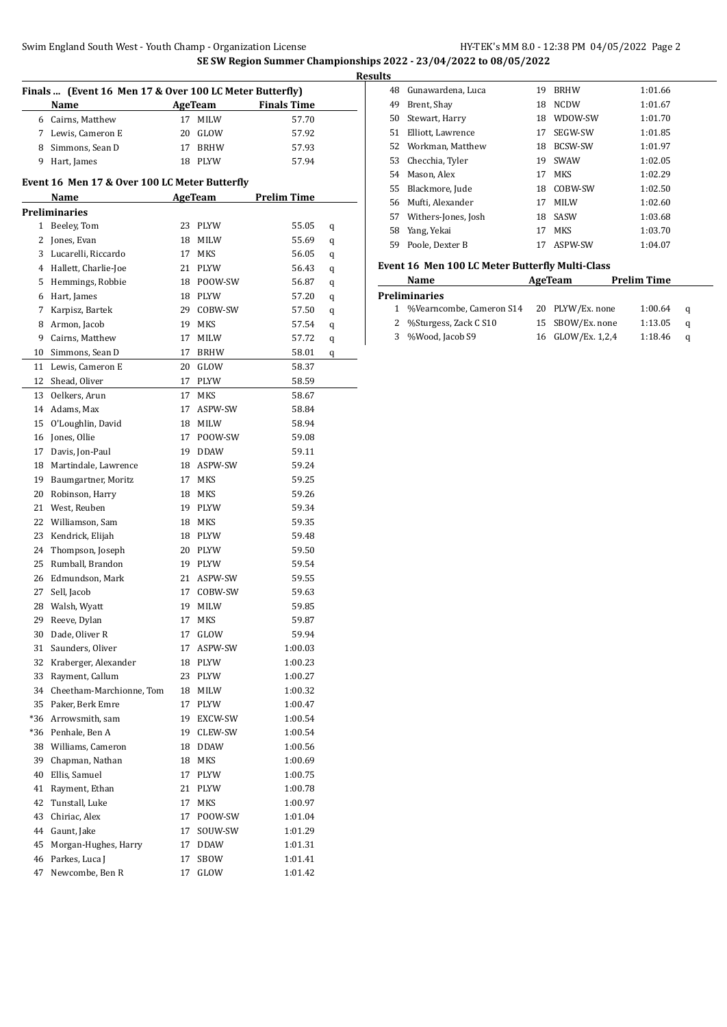**SE SW Region Summer Championships 2022 - 23/04/2022 to 08/05/2022**

**Results**

### Finals ... (Event 16 Men 17 & Over 100 LC Meter Butterfly)

| | Name | Age | Team | Finals Time |
|---|---|---|---|---|
| 6 | Cairns, Matthew | 17 | MILW | 57.70 |
| 7 | Lewis, Cameron E | 20 | GLOW | 57.92 |
| 8 | Simmons, Sean D | 17 | BRHW | 57.93 |
| 9 | Hart, James | 18 | PLYW | 57.94 |

### Event 16 Men 17 & Over 100 LC Meter Butterfly

| | Name | Age | Team | Prelim Time | |
|---|---|---|---|---|---|
| **Preliminaries** | | | | | |
| 1 | Beeley, Tom | 23 | PLYW | 55.05 | q |
| 2 | Jones, Evan | 18 | MILW | 55.69 | q |
| 3 | Lucarelli, Riccardo | 17 | MKS | 56.05 | q |
| 4 | Hallett, Charlie-Joe | 21 | PLYW | 56.43 | q |
| 5 | Hemmings, Robbie | 18 | POOW-SW | 56.87 | q |
| 6 | Hart, James | 18 | PLYW | 57.20 | q |
| 7 | Karpisz, Bartek | 29 | COBW-SW | 57.50 | q |
| 8 | Armon, Jacob | 19 | MKS | 57.54 | q |
| 9 | Cairns, Matthew | 17 | MILW | 57.72 | q |
| 10 | Simmons, Sean D | 17 | BRHW | 58.01 | q |
| 11 | Lewis, Cameron E | 20 | GLOW | 58.37 | |
| 12 | Shead, Oliver | 17 | PLYW | 58.59 | |
| 13 | Oelkers, Arun | 17 | MKS | 58.67 | |
| 14 | Adams, Max | 17 | ASPW-SW | 58.84 | |
| 15 | O'Loughlin, David | 18 | MILW | 58.94 | |
| 16 | Jones, Ollie | 17 | POOW-SW | 59.08 | |
| 17 | Davis, Jon-Paul | 19 | DDAW | 59.11 | |
| 18 | Martindale, Lawrence | 18 | ASPW-SW | 59.24 | |
| 19 | Baumgartner, Moritz | 17 | MKS | 59.25 | |
| 20 | Robinson, Harry | 18 | MKS | 59.26 | |
| 21 | West, Reuben | 19 | PLYW | 59.34 | |
| 22 | Williamson, Sam | 18 | MKS | 59.35 | |
| 23 | Kendrick, Elijah | 18 | PLYW | 59.48 | |
| 24 | Thompson, Joseph | 20 | PLYW | 59.50 | |
| 25 | Rumball, Brandon | 19 | PLYW | 59.54 | |
| 26 | Edmundson, Mark | 21 | ASPW-SW | 59.55 | |
| 27 | Sell, Jacob | 17 | COBW-SW | 59.63 | |
| 28 | Walsh, Wyatt | 19 | MILW | 59.85 | |
| 29 | Reeve, Dylan | 17 | MKS | 59.87 | |
| 30 | Dade, Oliver R | 17 | GLOW | 59.94 | |
| 31 | Saunders, Oliver | 17 | ASPW-SW | 1:00.03 | |
| 32 | Kraberger, Alexander | 18 | PLYW | 1:00.23 | |
| 33 | Rayment, Callum | 23 | PLYW | 1:00.27 | |
| 34 | Cheetham-Marchionne, Tom | 18 | MILW | 1:00.32 | |
| 35 | Paker, Berk Emre | 17 | PLYW | 1:00.47 | |
| *36 | Arrowsmith, sam | 19 | EXCW-SW | 1:00.54 | |
| *36 | Penhale, Ben A | 19 | CLEW-SW | 1:00.54 | |
| 38 | Williams, Cameron | 18 | DDAW | 1:00.56 | |
| 39 | Chapman, Nathan | 18 | MKS | 1:00.69 | |
| 40 | Ellis, Samuel | 17 | PLYW | 1:00.75 | |
| 41 | Rayment, Ethan | 21 | PLYW | 1:00.78 | |
| 42 | Tunstall, Luke | 17 | MKS | 1:00.97 | |
| 43 | Chiriac, Alex | 17 | POOW-SW | 1:01.04 | |
| 44 | Gaunt, Jake | 17 | SOUW-SW | 1:01.29 | |
| 45 | Morgan-Hughes, Harry | 17 | DDAW | 1:01.31 | |
| 46 | Parkes, Luca J | 17 | SBOW | 1:01.41 | |
| 47 | Newcombe, Ben R | 17 | GLOW | 1:01.42 | |
| 48 | Gunawardena, Luca | 19 | BRHW | 1:01.66 | |
| 49 | Brent, Shay | 18 | NCDW | 1:01.67 | |
| 50 | Stewart, Harry | 18 | WDOW-SW | 1:01.70 | |
| 51 | Elliott, Lawrence | 17 | SEGW-SW | 1:01.85 | |
| 52 | Workman, Matthew | 18 | BCSW-SW | 1:01.97 | |
| 53 | Checchia, Tyler | 19 | SWAW | 1:02.05 | |
| 54 | Mason, Alex | 17 | MKS | 1:02.29 | |
| 55 | Blackmore, Jude | 18 | COBW-SW | 1:02.50 | |
| 56 | Mufti, Alexander | 17 | MILW | 1:02.60 | |
| 57 | Withers-Jones, Josh | 18 | SASW | 1:03.68 | |
| 58 | Yang, Yekai | 17 | MKS | 1:03.70 | |
| 59 | Poole, Dexter B | 17 | ASPW-SW | 1:04.07 | |

### Event 16 Men 100 LC Meter Butterfly Multi-Class

| | Name | Age | Team | Prelim Time | |
|---|---|---|---|---|---|
| **Preliminaries** | | | | | |
| 1 | %Vearncombe, Cameron S14 | 20 | PLYW/Ex. none | 1:00.64 | q |
| 2 | %Sturgess, Zack C S10 | 15 | SBOW/Ex. none | 1:13.05 | q |
| 3 | %Wood, Jacob S9 | 16 | GLOW/Ex. 1,2,4 | 1:18.46 | q |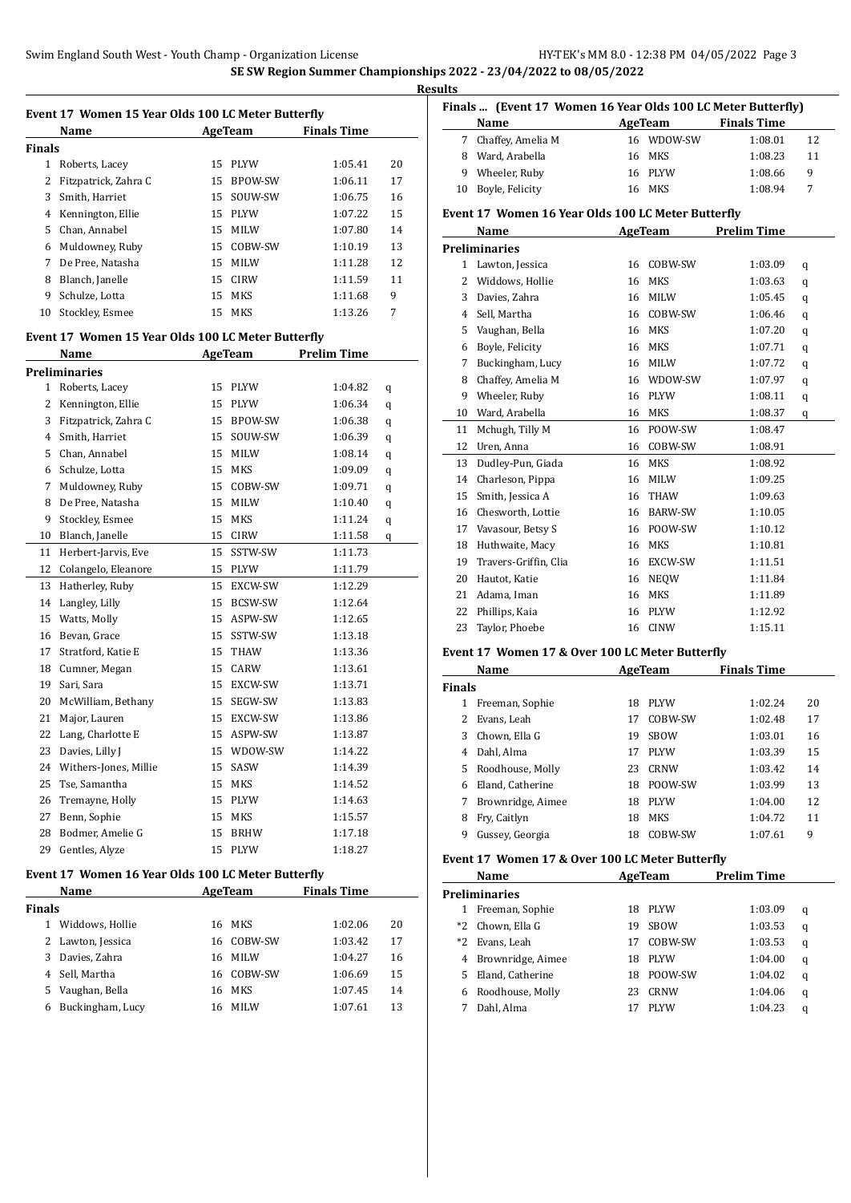**SE SW Region Summer Championships 2022 - 23/04/2022 to 08/05/2022**

**Results**

### Event 17 Women 15 Year Olds 100 LC Meter Butterfly

| | Name | Age | Team | Finals Time | |
|---|---|---|---|---|---|
| **Finals** | | | | | |
| 1 | Roberts, Lacey | 15 | PLYW | 1:05.41 | 20 |
| 2 | Fitzpatrick, Zahra C | 15 | BPOW-SW | 1:06.11 | 17 |
| 3 | Smith, Harriet | 15 | SOUW-SW | 1:06.75 | 16 |
| 4 | Kennington, Ellie | 15 | PLYW | 1:07.22 | 15 |
| 5 | Chan, Annabel | 15 | MILW | 1:07.80 | 14 |
| 6 | Muldowney, Ruby | 15 | COBW-SW | 1:10.19 | 13 |
| 7 | De Pree, Natasha | 15 | MILW | 1:11.28 | 12 |
| 8 | Blanch, Janelle | 15 | CIRW | 1:11.59 | 11 |
| 9 | Schulze, Lotta | 15 | MKS | 1:11.68 | 9 |
| 10 | Stockley, Esmee | 15 | MKS | 1:13.26 | 7 |

### Event 17 Women 15 Year Olds 100 LC Meter Butterfly

| | Name | Age | Team | Prelim Time | |
|---|---|---|---|---|---|
| **Preliminaries** | | | | | |
| 1 | Roberts, Lacey | 15 | PLYW | 1:04.82 | q |
| 2 | Kennington, Ellie | 15 | PLYW | 1:06.34 | q |
| 3 | Fitzpatrick, Zahra C | 15 | BPOW-SW | 1:06.38 | q |
| 4 | Smith, Harriet | 15 | SOUW-SW | 1:06.39 | q |
| 5 | Chan, Annabel | 15 | MILW | 1:08.14 | q |
| 6 | Schulze, Lotta | 15 | MKS | 1:09.09 | q |
| 7 | Muldowney, Ruby | 15 | COBW-SW | 1:09.71 | q |
| 8 | De Pree, Natasha | 15 | MILW | 1:10.40 | q |
| 9 | Stockley, Esmee | 15 | MKS | 1:11.24 | q |
| 10 | Blanch, Janelle | 15 | CIRW | 1:11.58 | q |
| 11 | Herbert-Jarvis, Eve | 15 | SSTW-SW | 1:11.73 | |
| 12 | Colangelo, Eleanore | 15 | PLYW | 1:11.79 | |
| 13 | Hatherley, Ruby | 15 | EXCW-SW | 1:12.29 | |
| 14 | Langley, Lilly | 15 | BCSW-SW | 1:12.64 | |
| 15 | Watts, Molly | 15 | ASPW-SW | 1:12.65 | |
| 16 | Bevan, Grace | 15 | SSTW-SW | 1:13.18 | |
| 17 | Stratford, Katie E | 15 | THAW | 1:13.36 | |
| 18 | Cumner, Megan | 15 | CARW | 1:13.61 | |
| 19 | Sari, Sara | 15 | EXCW-SW | 1:13.71 | |
| 20 | McWilliam, Bethany | 15 | SEGW-SW | 1:13.83 | |
| 21 | Major, Lauren | 15 | EXCW-SW | 1:13.86 | |
| 22 | Lang, Charlotte E | 15 | ASPW-SW | 1:13.87 | |
| 23 | Davies, Lilly J | 15 | WDOW-SW | 1:14.22 | |
| 24 | Withers-Jones, Millie | 15 | SASW | 1:14.39 | |
| 25 | Tse, Samantha | 15 | MKS | 1:14.52 | |
| 26 | Tremayne, Holly | 15 | PLYW | 1:14.63 | |
| 27 | Benn, Sophie | 15 | MKS | 1:15.57 | |
| 28 | Bodmer, Amelie G | 15 | BRHW | 1:17.18 | |
| 29 | Gentles, Alyze | 15 | PLYW | 1:18.27 | |

### Event 17 Women 16 Year Olds 100 LC Meter Butterfly

| | Name | Age | Team | Finals Time | |
|---|---|---|---|---|---|
| **Finals** | | | | | |
| 1 | Widdows, Hollie | 16 | MKS | 1:02.06 | 20 |
| 2 | Lawton, Jessica | 16 | COBW-SW | 1:03.42 | 17 |
| 3 | Davies, Zahra | 16 | MILW | 1:04.27 | 16 |
| 4 | Sell, Martha | 16 | COBW-SW | 1:06.69 | 15 |
| 5 | Vaughan, Bella | 16 | MKS | 1:07.45 | 14 |
| 6 | Buckingham, Lucy | 16 | MILW | 1:07.61 | 13 |
| 7 | Chaffey, Amelia M | 16 | WDOW-SW | 1:08.01 | 12 |
| 8 | Ward, Arabella | 16 | MKS | 1:08.23 | 11 |
| 9 | Wheeler, Ruby | 16 | PLYW | 1:08.66 | 9 |
| 10 | Boyle, Felicity | 16 | MKS | 1:08.94 | 7 |

### Event 17 Women 16 Year Olds 100 LC Meter Butterfly

| | Name | Age | Team | Prelim Time | |
|---|---|---|---|---|---|
| **Preliminaries** | | | | | |
| 1 | Lawton, Jessica | 16 | COBW-SW | 1:03.09 | q |
| 2 | Widdows, Hollie | 16 | MKS | 1:03.63 | q |
| 3 | Davies, Zahra | 16 | MILW | 1:05.45 | q |
| 4 | Sell, Martha | 16 | COBW-SW | 1:06.46 | q |
| 5 | Vaughan, Bella | 16 | MKS | 1:07.20 | q |
| 6 | Boyle, Felicity | 16 | MKS | 1:07.71 | q |
| 7 | Buckingham, Lucy | 16 | MILW | 1:07.72 | q |
| 8 | Chaffey, Amelia M | 16 | WDOW-SW | 1:07.97 | q |
| 9 | Wheeler, Ruby | 16 | PLYW | 1:08.11 | q |
| 10 | Ward, Arabella | 16 | MKS | 1:08.37 | q |
| 11 | Mchugh, Tilly M | 16 | POOW-SW | 1:08.47 | |
| 12 | Uren, Anna | 16 | COBW-SW | 1:08.91 | |
| 13 | Dudley-Pun, Giada | 16 | MKS | 1:08.92 | |
| 14 | Charleson, Pippa | 16 | MILW | 1:09.25 | |
| 15 | Smith, Jessica A | 16 | THAW | 1:09.63 | |
| 16 | Chesworth, Lottie | 16 | BARW-SW | 1:10.05 | |
| 17 | Vavasour, Betsy S | 16 | POOW-SW | 1:10.12 | |
| 18 | Huthwaite, Macy | 16 | MKS | 1:10.81 | |
| 19 | Travers-Griffin, Clia | 16 | EXCW-SW | 1:11.51 | |
| 20 | Hautot, Katie | 16 | NEQW | 1:11.84 | |
| 21 | Adama, Iman | 16 | MKS | 1:11.89 | |
| 22 | Phillips, Kaia | 16 | PLYW | 1:12.92 | |
| 23 | Taylor, Phoebe | 16 | CINW | 1:15.11 | |

### Event 17 Women 17 & Over 100 LC Meter Butterfly

| | Name | Age | Team | Finals Time | |
|---|---|---|---|---|---|
| **Finals** | | | | | |
| 1 | Freeman, Sophie | 18 | PLYW | 1:02.24 | 20 |
| 2 | Evans, Leah | 17 | COBW-SW | 1:02.48 | 17 |
| 3 | Chown, Ella G | 19 | SBOW | 1:03.01 | 16 |
| 4 | Dahl, Alma | 17 | PLYW | 1:03.39 | 15 |
| 5 | Roodhouse, Molly | 23 | CRNW | 1:03.42 | 14 |
| 6 | Eland, Catherine | 18 | POOW-SW | 1:03.99 | 13 |
| 7 | Brownridge, Aimee | 18 | PLYW | 1:04.00 | 12 |
| 8 | Fry, Caitlyn | 18 | MKS | 1:04.72 | 11 |
| 9 | Gussey, Georgia | 18 | COBW-SW | 1:07.61 | 9 |

### Event 17 Women 17 & Over 100 LC Meter Butterfly

| | Name | Age | Team | Prelim Time | |
|---|---|---|---|---|---|
| **Preliminaries** | | | | | |
| 1 | Freeman, Sophie | 18 | PLYW | 1:03.09 | q |
| *2 | Chown, Ella G | 19 | SBOW | 1:03.53 | q |
| *2 | Evans, Leah | 17 | COBW-SW | 1:03.53 | q |
| 4 | Brownridge, Aimee | 18 | PLYW | 1:04.00 | q |
| 5 | Eland, Catherine | 18 | POOW-SW | 1:04.02 | q |
| 6 | Roodhouse, Molly | 23 | CRNW | 1:04.06 | q |
| 7 | Dahl, Alma | 17 | PLYW | 1:04.23 | q |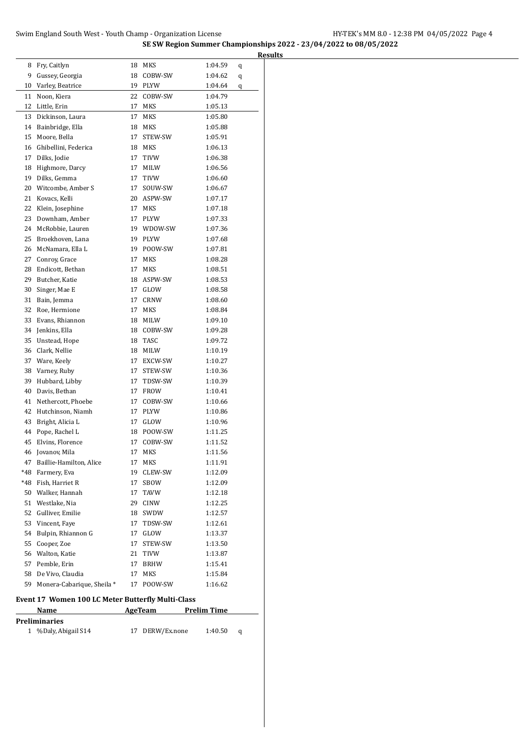**SE SW Region Summer Championships 2022 - 23/04/2022 to 08/05/2022**

**Results**

| | Name | Age | Team | Time | |
|---|---|---|---|---|---|
| 8 | Fry, Caitlyn | 18 | MKS | 1:04.59 | q |
| 9 | Gussey, Georgia | 18 | COBW-SW | 1:04.62 | q |
| 10 | Varley, Beatrice | 19 | PLYW | 1:04.64 | q |
| 11 | Noon, Kiera | 22 | COBW-SW | 1:04.79 | |
| 12 | Little, Erin | 17 | MKS | 1:05.13 | |
| 13 | Dickinson, Laura | 17 | MKS | 1:05.80 | |
| 14 | Bainbridge, Ella | 18 | MKS | 1:05.88 | |
| 15 | Moore, Bella | 17 | STEW-SW | 1:05.91 | |
| 16 | Ghibellini, Federica | 18 | MKS | 1:06.13 | |
| 17 | Dilks, Jodie | 17 | TIVW | 1:06.38 | |
| 18 | Highmore, Darcy | 17 | MILW | 1:06.56 | |
| 19 | Dilks, Gemma | 17 | TIVW | 1:06.60 | |
| 20 | Witcombe, Amber S | 17 | SOUW-SW | 1:06.67 | |
| 21 | Kovacs, Kelli | 20 | ASPW-SW | 1:07.17 | |
| 22 | Klein, Josephine | 17 | MKS | 1:07.18 | |
| 23 | Downham, Amber | 17 | PLYW | 1:07.33 | |
| 24 | McRobbie, Lauren | 19 | WDOW-SW | 1:07.36 | |
| 25 | Broekhoven, Lana | 19 | PLYW | 1:07.68 | |
| 26 | McNamara, Ella L | 19 | POOW-SW | 1:07.81 | |
| 27 | Conroy, Grace | 17 | MKS | 1:08.28 | |
| 28 | Endicott, Bethan | 17 | MKS | 1:08.51 | |
| 29 | Butcher, Katie | 18 | ASPW-SW | 1:08.53 | |
| 30 | Singer, Mae E | 17 | GLOW | 1:08.58 | |
| 31 | Bain, Jemma | 17 | CRNW | 1:08.60 | |
| 32 | Roe, Hermione | 17 | MKS | 1:08.84 | |
| 33 | Evans, Rhiannon | 18 | MILW | 1:09.10 | |
| 34 | Jenkins, Ella | 18 | COBW-SW | 1:09.28 | |
| 35 | Unstead, Hope | 18 | TASC | 1:09.72 | |
| 36 | Clark, Nellie | 18 | MILW | 1:10.19 | |
| 37 | Ware, Keely | 17 | EXCW-SW | 1:10.27 | |
| 38 | Varney, Ruby | 17 | STEW-SW | 1:10.36 | |
| 39 | Hubbard, Libby | 17 | TDSW-SW | 1:10.39 | |
| 40 | Davis, Bethan | 17 | FROW | 1:10.41 | |
| 41 | Nethercott, Phoebe | 17 | COBW-SW | 1:10.66 | |
| 42 | Hutchinson, Niamh | 17 | PLYW | 1:10.86 | |
| 43 | Bright, Alicia L | 17 | GLOW | 1:10.96 | |
| 44 | Pope, Rachel L | 18 | POOW-SW | 1:11.25 | |
| 45 | Elvins, Florence | 17 | COBW-SW | 1:11.52 | |
| 46 | Jovanov, Mila | 17 | MKS | 1:11.56 | |
| 47 | Baillie-Hamilton, Alice | 17 | MKS | 1:11.91 | |
| *48 | Farmery, Eva | 19 | CLEW-SW | 1:12.09 | |
| *48 | Fish, Harriet R | 17 | SBOW | 1:12.09 | |
| 50 | Walker, Hannah | 17 | TAVW | 1:12.18 | |
| 51 | Westlake, Nia | 29 | CINW | 1:12.25 | |
| 52 | Gulliver, Emilie | 18 | SWDW | 1:12.57 | |
| 53 | Vincent, Faye | 17 | TDSW-SW | 1:12.61 | |
| 54 | Bulpin, Rhiannon G | 17 | GLOW | 1:13.37 | |
| 55 | Cooper, Zoe | 17 | STEW-SW | 1:13.50 | |
| 56 | Walton, Katie | 21 | TIVW | 1:13.87 | |
| 57 | Pemble, Erin | 17 | BRHW | 1:15.41 | |
| 58 | De Vivo, Claudia | 17 | MKS | 1:15.84 | |
| 59 | Monera-Cabarique, Sheila * | 17 | POOW-SW | 1:16.62 | |

### Event 17 Women 100 LC Meter Butterfly Multi-Class

| | Name | Age | Team | Prelim Time | |
|---|---|---|---|---|---|
| **Preliminaries** | | | | | |
| 1 | %Daly, Abigail S14 | 17 | DERW/Ex.none | 1:40.50 | q |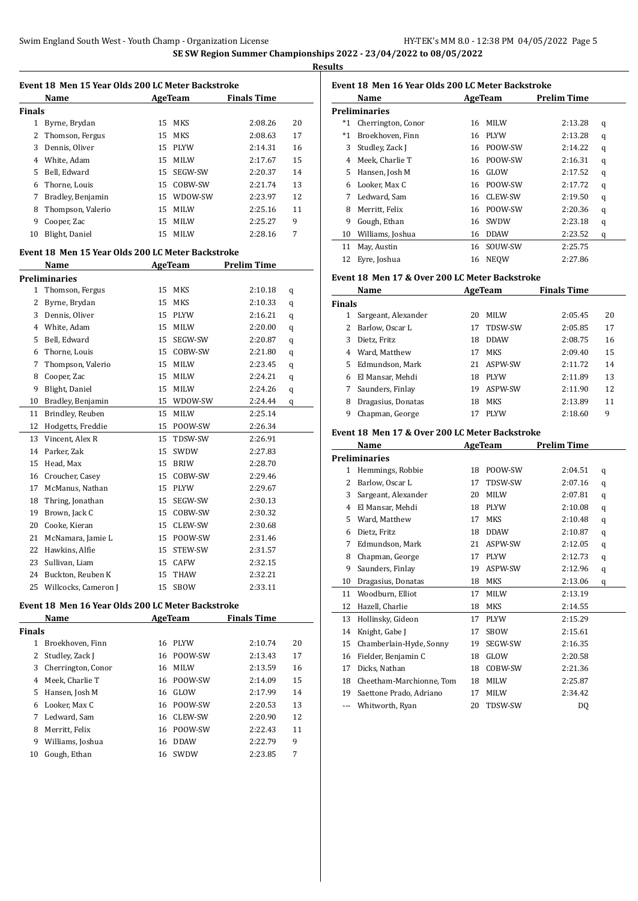**SE SW Region Summer Championships 2022 - 23/04/2022 to 08/05/2022**

**Results**

### Event 18 Men 15 Year Olds 200 LC Meter Backstroke

| | Name | Age | Team | Finals Time | |
|---|---|---|---|---|---|
| **Finals** | | | | | |
| 1 | Byrne, Brydan | 15 | MKS | 2:08.26 | 20 |
| 2 | Thomson, Fergus | 15 | MKS | 2:08.63 | 17 |
| 3 | Dennis, Oliver | 15 | PLYW | 2:14.31 | 16 |
| 4 | White, Adam | 15 | MILW | 2:17.67 | 15 |
| 5 | Bell, Edward | 15 | SEGW-SW | 2:20.37 | 14 |
| 6 | Thorne, Louis | 15 | COBW-SW | 2:21.74 | 13 |
| 7 | Bradley, Benjamin | 15 | WDOW-SW | 2:23.97 | 12 |
| 8 | Thompson, Valerio | 15 | MILW | 2:25.16 | 11 |
| 9 | Cooper, Zac | 15 | MILW | 2:25.27 | 9 |
| 10 | Blight, Daniel | 15 | MILW | 2:28.16 | 7 |

### Event 18 Men 15 Year Olds 200 LC Meter Backstroke

| | Name | Age | Team | Prelim Time | |
|---|---|---|---|---|---|
| **Preliminaries** | | | | | |
| 1 | Thomson, Fergus | 15 | MKS | 2:10.18 | q |
| 2 | Byrne, Brydan | 15 | MKS | 2:10.33 | q |
| 3 | Dennis, Oliver | 15 | PLYW | 2:16.21 | q |
| 4 | White, Adam | 15 | MILW | 2:20.00 | q |
| 5 | Bell, Edward | 15 | SEGW-SW | 2:20.87 | q |
| 6 | Thorne, Louis | 15 | COBW-SW | 2:21.80 | q |
| 7 | Thompson, Valerio | 15 | MILW | 2:23.45 | q |
| 8 | Cooper, Zac | 15 | MILW | 2:24.21 | q |
| 9 | Blight, Daniel | 15 | MILW | 2:24.26 | q |
| 10 | Bradley, Benjamin | 15 | WDOW-SW | 2:24.44 | q |
| 11 | Brindley, Reuben | 15 | MILW | 2:25.14 | |
| 12 | Hodgetts, Freddie | 15 | POOW-SW | 2:26.34 | |
| 13 | Vincent, Alex R | 15 | TDSW-SW | 2:26.91 | |
| 14 | Parker, Zak | 15 | SWDW | 2:27.83 | |
| 15 | Head, Max | 15 | BRIW | 2:28.70 | |
| 16 | Croucher, Casey | 15 | COBW-SW | 2:29.46 | |
| 17 | McManus, Nathan | 15 | PLYW | 2:29.67 | |
| 18 | Thring, Jonathan | 15 | SEGW-SW | 2:30.13 | |
| 19 | Brown, Jack C | 15 | COBW-SW | 2:30.32 | |
| 20 | Cooke, Kieran | 15 | CLEW-SW | 2:30.68 | |
| 21 | McNamara, Jamie L | 15 | POOW-SW | 2:31.46 | |
| 22 | Hawkins, Alfie | 15 | STEW-SW | 2:31.57 | |
| 23 | Sullivan, Liam | 15 | CAFW | 2:32.15 | |
| 24 | Buckton, Reuben K | 15 | THAW | 2:32.21 | |
| 25 | Willcocks, Cameron J | 15 | SBOW | 2:33.11 | |

### Event 18 Men 16 Year Olds 200 LC Meter Backstroke

| | Name | Age | Team | Finals Time | |
|---|---|---|---|---|---|
| **Finals** | | | | | |
| 1 | Broekhoven, Finn | 16 | PLYW | 2:10.74 | 20 |
| 2 | Studley, Zack J | 16 | POOW-SW | 2:13.43 | 17 |
| 3 | Cherrington, Conor | 16 | MILW | 2:13.59 | 16 |
| 4 | Meek, Charlie T | 16 | POOW-SW | 2:14.09 | 15 |
| 5 | Hansen, Josh M | 16 | GLOW | 2:17.99 | 14 |
| 6 | Looker, Max C | 16 | POOW-SW | 2:20.53 | 13 |
| 7 | Ledward, Sam | 16 | CLEW-SW | 2:20.90 | 12 |
| 8 | Merritt, Felix | 16 | POOW-SW | 2:22.43 | 11 |
| 9 | Williams, Joshua | 16 | DDAW | 2:22.79 | 9 |
| 10 | Gough, Ethan | 16 | SWDW | 2:23.85 | 7 |

### Event 18 Men 16 Year Olds 200 LC Meter Backstroke

| | Name | Age | Team | Prelim Time | |
|---|---|---|---|---|---|
| **Preliminaries** | | | | | |
| *1 | Cherrington, Conor | 16 | MILW | 2:13.28 | q |
| *1 | Broekhoven, Finn | 16 | PLYW | 2:13.28 | q |
| 3 | Studley, Zack J | 16 | POOW-SW | 2:14.22 | q |
| 4 | Meek, Charlie T | 16 | POOW-SW | 2:16.31 | q |
| 5 | Hansen, Josh M | 16 | GLOW | 2:17.52 | q |
| 6 | Looker, Max C | 16 | POOW-SW | 2:17.72 | q |
| 7 | Ledward, Sam | 16 | CLEW-SW | 2:19.50 | q |
| 8 | Merritt, Felix | 16 | POOW-SW | 2:20.36 | q |
| 9 | Gough, Ethan | 16 | SWDW | 2:23.18 | q |
| 10 | Williams, Joshua | 16 | DDAW | 2:23.52 | q |
| 11 | May, Austin | 16 | SOUW-SW | 2:25.75 | |
| 12 | Eyre, Joshua | 16 | NEQW | 2:27.86 | |

### Event 18 Men 17 & Over 200 LC Meter Backstroke

| | Name | Age | Team | Finals Time | |
|---|---|---|---|---|---|
| **Finals** | | | | | |
| 1 | Sargeant, Alexander | 20 | MILW | 2:05.45 | 20 |
| 2 | Barlow, Oscar L | 17 | TDSW-SW | 2:05.85 | 17 |
| 3 | Dietz, Fritz | 18 | DDAW | 2:08.75 | 16 |
| 4 | Ward, Matthew | 17 | MKS | 2:09.40 | 15 |
| 5 | Edmundson, Mark | 21 | ASPW-SW | 2:11.72 | 14 |
| 6 | El Mansar, Mehdi | 18 | PLYW | 2:11.89 | 13 |
| 7 | Saunders, Finlay | 19 | ASPW-SW | 2:11.90 | 12 |
| 8 | Dragasius, Donatas | 18 | MKS | 2:13.89 | 11 |
| 9 | Chapman, George | 17 | PLYW | 2:18.60 | 9 |

### Event 18 Men 17 & Over 200 LC Meter Backstroke

| | Name | Age | Team | Prelim Time | |
|---|---|---|---|---|---|
| **Preliminaries** | | | | | |
| 1 | Hemmings, Robbie | 18 | POOW-SW | 2:04.51 | q |
| 2 | Barlow, Oscar L | 17 | TDSW-SW | 2:07.16 | q |
| 3 | Sargeant, Alexander | 20 | MILW | 2:07.81 | q |
| 4 | El Mansar, Mehdi | 18 | PLYW | 2:10.08 | q |
| 5 | Ward, Matthew | 17 | MKS | 2:10.48 | q |
| 6 | Dietz, Fritz | 18 | DDAW | 2:10.87 | q |
| 7 | Edmundson, Mark | 21 | ASPW-SW | 2:12.05 | q |
| 8 | Chapman, George | 17 | PLYW | 2:12.73 | q |
| 9 | Saunders, Finlay | 19 | ASPW-SW | 2:12.96 | q |
| 10 | Dragasius, Donatas | 18 | MKS | 2:13.06 | q |
| 11 | Woodburn, Elliot | 17 | MILW | 2:13.19 | |
| 12 | Hazell, Charlie | 18 | MKS | 2:14.55 | |
| 13 | Hollinsky, Gideon | 17 | PLYW | 2:15.29 | |
| 14 | Knight, Gabe J | 17 | SBOW | 2:15.61 | |
| 15 | Chamberlain-Hyde, Sonny | 19 | SEGW-SW | 2:16.35 | |
| 16 | Fielder, Benjamin C | 18 | GLOW | 2:20.58 | |
| 17 | Dicks, Nathan | 18 | COBW-SW | 2:21.36 | |
| 18 | Cheetham-Marchionne, Tom | 18 | MILW | 2:25.87 | |
| 19 | Saettone Prado, Adriano | 17 | MILW | 2:34.42 | |
| --- | Whitworth, Ryan | 20 | TDSW-SW | DQ | |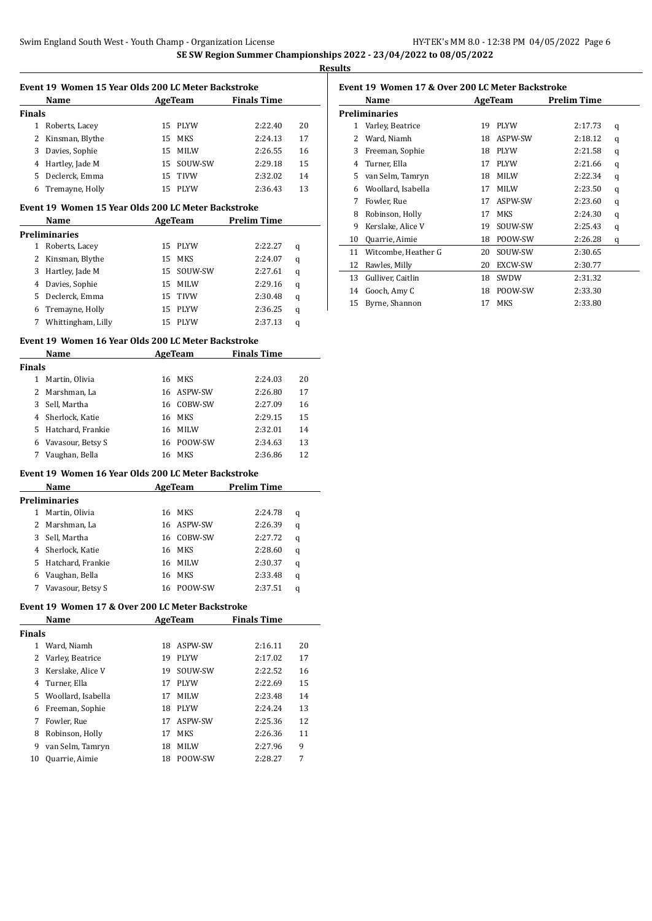**SE SW Region Summer Championships 2022 - 23/04/2022 to 08/05/2022**

**Results**

### Event 19 Women 15 Year Olds 200 LC Meter Backstroke

| | Name | Age | Team | Finals Time | |
|---|---|---|---|---|---|
| **Finals** | | | | | |
| 1 | Roberts, Lacey | 15 | PLYW | 2:22.40 | 20 |
| 2 | Kinsman, Blythe | 15 | MKS | 2:24.13 | 17 |
| 3 | Davies, Sophie | 15 | MILW | 2:26.55 | 16 |
| 4 | Hartley, Jade M | 15 | SOUW-SW | 2:29.18 | 15 |
| 5 | Declerck, Emma | 15 | TIVW | 2:32.02 | 14 |
| 6 | Tremayne, Holly | 15 | PLYW | 2:36.43 | 13 |

### Event 19 Women 15 Year Olds 200 LC Meter Backstroke

| | Name | Age | Team | Prelim Time | |
|---|---|---|---|---|---|
| **Preliminaries** | | | | | |
| 1 | Roberts, Lacey | 15 | PLYW | 2:22.27 | q |
| 2 | Kinsman, Blythe | 15 | MKS | 2:24.07 | q |
| 3 | Hartley, Jade M | 15 | SOUW-SW | 2:27.61 | q |
| 4 | Davies, Sophie | 15 | MILW | 2:29.16 | q |
| 5 | Declerck, Emma | 15 | TIVW | 2:30.48 | q |
| 6 | Tremayne, Holly | 15 | PLYW | 2:36.25 | q |
| 7 | Whittingham, Lilly | 15 | PLYW | 2:37.13 | q |

### Event 19 Women 16 Year Olds 200 LC Meter Backstroke

| | Name | Age | Team | Finals Time | |
|---|---|---|---|---|---|
| **Finals** | | | | | |
| 1 | Martin, Olivia | 16 | MKS | 2:24.03 | 20 |
| 2 | Marshman, La | 16 | ASPW-SW | 2:26.80 | 17 |
| 3 | Sell, Martha | 16 | COBW-SW | 2:27.09 | 16 |
| 4 | Sherlock, Katie | 16 | MKS | 2:29.15 | 15 |
| 5 | Hatchard, Frankie | 16 | MILW | 2:32.01 | 14 |
| 6 | Vavasour, Betsy S | 16 | POOW-SW | 2:34.63 | 13 |
| 7 | Vaughan, Bella | 16 | MKS | 2:36.86 | 12 |

### Event 19 Women 16 Year Olds 200 LC Meter Backstroke

| | Name | Age | Team | Prelim Time | |
|---|---|---|---|---|---|
| **Preliminaries** | | | | | |
| 1 | Martin, Olivia | 16 | MKS | 2:24.78 | q |
| 2 | Marshman, La | 16 | ASPW-SW | 2:26.39 | q |
| 3 | Sell, Martha | 16 | COBW-SW | 2:27.72 | q |
| 4 | Sherlock, Katie | 16 | MKS | 2:28.60 | q |
| 5 | Hatchard, Frankie | 16 | MILW | 2:30.37 | q |
| 6 | Vaughan, Bella | 16 | MKS | 2:33.48 | q |
| 7 | Vavasour, Betsy S | 16 | POOW-SW | 2:37.51 | q |

### Event 19 Women 17 & Over 200 LC Meter Backstroke

| | Name | Age | Team | Finals Time | |
|---|---|---|---|---|---|
| **Finals** | | | | | |
| 1 | Ward, Niamh | 18 | ASPW-SW | 2:16.11 | 20 |
| 2 | Varley, Beatrice | 19 | PLYW | 2:17.02 | 17 |
| 3 | Kerslake, Alice V | 19 | SOUW-SW | 2:22.52 | 16 |
| 4 | Turner, Ella | 17 | PLYW | 2:22.69 | 15 |
| 5 | Woollard, Isabella | 17 | MILW | 2:23.48 | 14 |
| 6 | Freeman, Sophie | 18 | PLYW | 2:24.24 | 13 |
| 7 | Fowler, Rue | 17 | ASPW-SW | 2:25.36 | 12 |
| 8 | Robinson, Holly | 17 | MKS | 2:26.36 | 11 |
| 9 | van Selm, Tamryn | 18 | MILW | 2:27.96 | 9 |
| 10 | Quarrie, Aimie | 18 | POOW-SW | 2:28.27 | 7 |

### Event 19 Women 17 & Over 200 LC Meter Backstroke

| | Name | Age | Team | Prelim Time | |
|---|---|---|---|---|---|
| **Preliminaries** | | | | | |
| 1 | Varley, Beatrice | 19 | PLYW | 2:17.73 | q |
| 2 | Ward, Niamh | 18 | ASPW-SW | 2:18.12 | q |
| 3 | Freeman, Sophie | 18 | PLYW | 2:21.58 | q |
| 4 | Turner, Ella | 17 | PLYW | 2:21.66 | q |
| 5 | van Selm, Tamryn | 18 | MILW | 2:22.34 | q |
| 6 | Woollard, Isabella | 17 | MILW | 2:23.50 | q |
| 7 | Fowler, Rue | 17 | ASPW-SW | 2:23.60 | q |
| 8 | Robinson, Holly | 17 | MKS | 2:24.30 | q |
| 9 | Kerslake, Alice V | 19 | SOUW-SW | 2:25.43 | q |
| 10 | Quarrie, Aimie | 18 | POOW-SW | 2:26.28 | q |
| 11 | Witcombe, Heather G | 20 | SOUW-SW | 2:30.65 | |
| 12 | Rawles, Milly | 20 | EXCW-SW | 2:30.77 | |
| 13 | Gulliver, Caitlin | 18 | SWDW | 2:31.32 | |
| 14 | Gooch, Amy C | 18 | POOW-SW | 2:33.30 | |
| 15 | Byrne, Shannon | 17 | MKS | 2:33.80 | |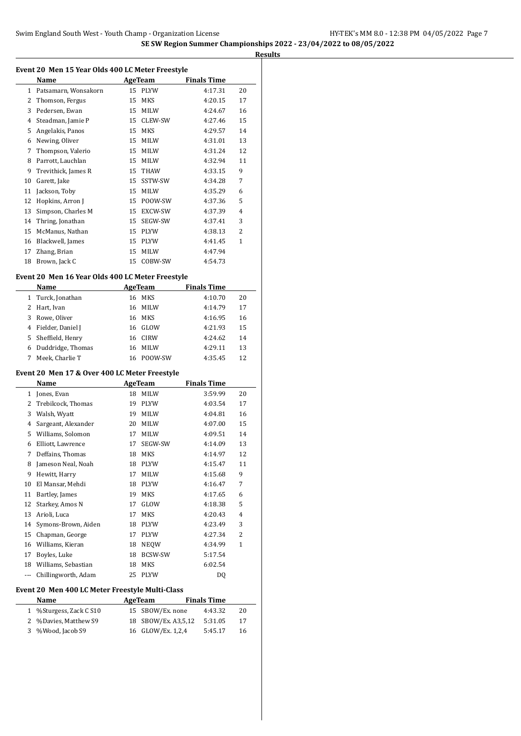## SE SW Region Summer Championships 2022 - 23/04/2022 to 08/05/2022

### Results

#### Event 20 Men 15 Year Olds 400 LC Meter Freestyle

| | Name | Age | Team | Finals Time | |
|---|---|---|---|---|---|
| 1 | Patsamarn, Wonsakorn | 15 | PLYW | 4:17.31 | 20 |
| 2 | Thomson, Fergus | 15 | MKS | 4:20.15 | 17 |
| 3 | Pedersen, Ewan | 15 | MILW | 4:24.67 | 16 |
| 4 | Steadman, Jamie P | 15 | CLEW-SW | 4:27.46 | 15 |
| 5 | Angelakis, Panos | 15 | MKS | 4:29.57 | 14 |
| 6 | Newing, Oliver | 15 | MILW | 4:31.01 | 13 |
| 7 | Thompson, Valerio | 15 | MILW | 4:31.24 | 12 |
| 8 | Parrott, Lauchlan | 15 | MILW | 4:32.94 | 11 |
| 9 | Trevithick, James R | 15 | THAW | 4:33.15 | 9 |
| 10 | Garett, Jake | 15 | SSTW-SW | 4:34.28 | 7 |
| 11 | Jackson, Toby | 15 | MILW | 4:35.29 | 6 |
| 12 | Hopkins, Arron J | 15 | POOW-SW | 4:37.36 | 5 |
| 13 | Simpson, Charles M | 15 | EXCW-SW | 4:37.39 | 4 |
| 14 | Thring, Jonathan | 15 | SEGW-SW | 4:37.41 | 3 |
| 15 | McManus, Nathan | 15 | PLYW | 4:38.13 | 2 |
| 16 | Blackwell, James | 15 | PLYW | 4:41.45 | 1 |
| 17 | Zhang, Brian | 15 | MILW | 4:47.94 | |
| 18 | Brown, Jack C | 15 | COBW-SW | 4:54.73 | |

#### Event 20 Men 16 Year Olds 400 LC Meter Freestyle

| | Name | Age | Team | Finals Time | |
|---|---|---|---|---|---|
| 1 | Turck, Jonathan | 16 | MKS | 4:10.70 | 20 |
| 2 | Hart, Ivan | 16 | MILW | 4:14.79 | 17 |
| 3 | Rowe, Oliver | 16 | MKS | 4:16.95 | 16 |
| 4 | Fielder, Daniel J | 16 | GLOW | 4:21.93 | 15 |
| 5 | Sheffield, Henry | 16 | CIRW | 4:24.62 | 14 |
| 6 | Duddridge, Thomas | 16 | MILW | 4:29.11 | 13 |
| 7 | Meek, Charlie T | 16 | POOW-SW | 4:35.45 | 12 |

#### Event 20 Men 17 & Over 400 LC Meter Freestyle

| | Name | Age | Team | Finals Time | |
|---|---|---|---|---|---|
| 1 | Jones, Evan | 18 | MILW | 3:59.99 | 20 |
| 2 | Trebilcock, Thomas | 19 | PLYW | 4:03.54 | 17 |
| 3 | Walsh, Wyatt | 19 | MILW | 4:04.81 | 16 |
| 4 | Sargeant, Alexander | 20 | MILW | 4:07.00 | 15 |
| 5 | Williams, Solomon | 17 | MILW | 4:09.51 | 14 |
| 6 | Elliott, Lawrence | 17 | SEGW-SW | 4:14.09 | 13 |
| 7 | Deffains, Thomas | 18 | MKS | 4:14.97 | 12 |
| 8 | Jameson Neal, Noah | 18 | PLYW | 4:15.47 | 11 |
| 9 | Hewitt, Harry | 17 | MILW | 4:15.68 | 9 |
| 10 | El Mansar, Mehdi | 18 | PLYW | 4:16.47 | 7 |
| 11 | Bartley, James | 19 | MKS | 4:17.65 | 6 |
| 12 | Starkey, Amos N | 17 | GLOW | 4:18.38 | 5 |
| 13 | Arioli, Luca | 17 | MKS | 4:20.43 | 4 |
| 14 | Symons-Brown, Aiden | 18 | PLYW | 4:23.49 | 3 |
| 15 | Chapman, George | 17 | PLYW | 4:27.34 | 2 |
| 16 | Williams, Kieran | 18 | NEQW | 4:34.99 | 1 |
| 17 | Boyles, Luke | 18 | BCSW-SW | 5:17.54 | |
| 18 | Williams, Sebastian | 18 | MKS | 6:02.54 | |
| --- | Chillingworth, Adam | 25 | PLYW | DQ | |

#### Event 20 Men 400 LC Meter Freestyle Multi-Class

| | Name | Age | Team | Finals Time | |
|---|---|---|---|---|---|
| 1 | %Sturgess, Zack C S10 | 15 | SBOW/Ex. none | 4:43.32 | 20 |
| 2 | %Davies, Matthew S9 | 18 | SBOW/Ex. A3,5,12 | 5:31.05 | 17 |
| 3 | %Wood, Jacob S9 | 16 | GLOW/Ex. 1,2,4 | 5:45.17 | 16 |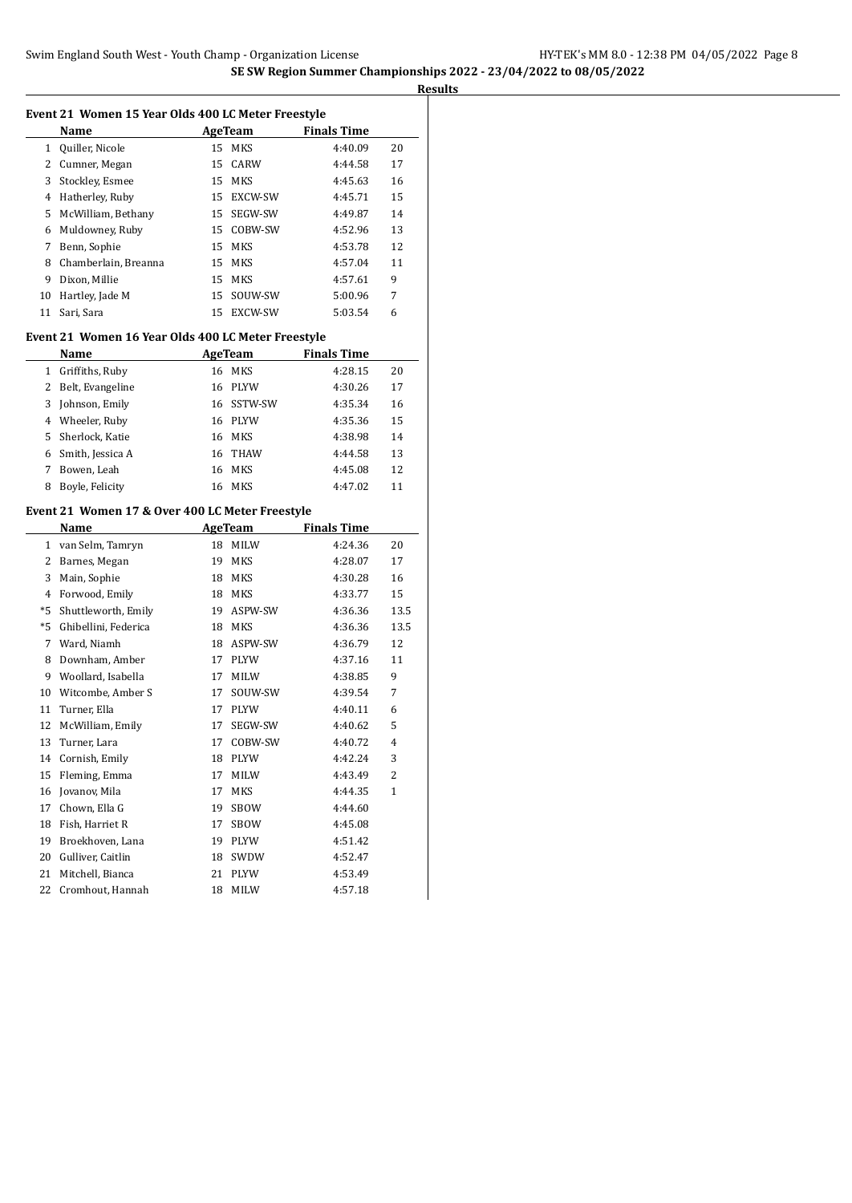## SE SW Region Summer Championships 2022 - 23/04/2022 to 08/05/2022

### Results

#### Event 21 Women 15 Year Olds 400 LC Meter Freestyle

| | Name | Age | Team | Finals Time | |
|---|---|---|---|---|---|
| 1 | Quiller, Nicole | 15 | MKS | 4:40.09 | 20 |
| 2 | Cumner, Megan | 15 | CARW | 4:44.58 | 17 |
| 3 | Stockley, Esmee | 15 | MKS | 4:45.63 | 16 |
| 4 | Hatherley, Ruby | 15 | EXCW-SW | 4:45.71 | 15 |
| 5 | McWilliam, Bethany | 15 | SEGW-SW | 4:49.87 | 14 |
| 6 | Muldowney, Ruby | 15 | COBW-SW | 4:52.96 | 13 |
| 7 | Benn, Sophie | 15 | MKS | 4:53.78 | 12 |
| 8 | Chamberlain, Breanna | 15 | MKS | 4:57.04 | 11 |
| 9 | Dixon, Millie | 15 | MKS | 4:57.61 | 9 |
| 10 | Hartley, Jade M | 15 | SOUW-SW | 5:00.96 | 7 |
| 11 | Sari, Sara | 15 | EXCW-SW | 5:03.54 | 6 |

#### Event 21 Women 16 Year Olds 400 LC Meter Freestyle

| | Name | Age | Team | Finals Time | |
|---|---|---|---|---|---|
| 1 | Griffiths, Ruby | 16 | MKS | 4:28.15 | 20 |
| 2 | Belt, Evangeline | 16 | PLYW | 4:30.26 | 17 |
| 3 | Johnson, Emily | 16 | SSTW-SW | 4:35.34 | 16 |
| 4 | Wheeler, Ruby | 16 | PLYW | 4:35.36 | 15 |
| 5 | Sherlock, Katie | 16 | MKS | 4:38.98 | 14 |
| 6 | Smith, Jessica A | 16 | THAW | 4:44.58 | 13 |
| 7 | Bowen, Leah | 16 | MKS | 4:45.08 | 12 |
| 8 | Boyle, Felicity | 16 | MKS | 4:47.02 | 11 |

#### Event 21 Women 17 & Over 400 LC Meter Freestyle

| | Name | Age | Team | Finals Time | |
|---|---|---|---|---|---|
| 1 | van Selm, Tamryn | 18 | MILW | 4:24.36 | 20 |
| 2 | Barnes, Megan | 19 | MKS | 4:28.07 | 17 |
| 3 | Main, Sophie | 18 | MKS | 4:30.28 | 16 |
| 4 | Forwood, Emily | 18 | MKS | 4:33.77 | 15 |
| *5 | Shuttleworth, Emily | 19 | ASPW-SW | 4:36.36 | 13.5 |
| *5 | Ghibellini, Federica | 18 | MKS | 4:36.36 | 13.5 |
| 7 | Ward, Niamh | 18 | ASPW-SW | 4:36.79 | 12 |
| 8 | Downham, Amber | 17 | PLYW | 4:37.16 | 11 |
| 9 | Woollard, Isabella | 17 | MILW | 4:38.85 | 9 |
| 10 | Witcombe, Amber S | 17 | SOUW-SW | 4:39.54 | 7 |
| 11 | Turner, Ella | 17 | PLYW | 4:40.11 | 6 |
| 12 | McWilliam, Emily | 17 | SEGW-SW | 4:40.62 | 5 |
| 13 | Turner, Lara | 17 | COBW-SW | 4:40.72 | 4 |
| 14 | Cornish, Emily | 18 | PLYW | 4:42.24 | 3 |
| 15 | Fleming, Emma | 17 | MILW | 4:43.49 | 2 |
| 16 | Jovanov, Mila | 17 | MKS | 4:44.35 | 1 |
| 17 | Chown, Ella G | 19 | SBOW | 4:44.60 | |
| 18 | Fish, Harriet R | 17 | SBOW | 4:45.08 | |
| 19 | Broekhoven, Lana | 19 | PLYW | 4:51.42 | |
| 20 | Gulliver, Caitlin | 18 | SWDW | 4:52.47 | |
| 21 | Mitchell, Bianca | 21 | PLYW | 4:53.49 | |
| 22 | Cromhout, Hannah | 18 | MILW | 4:57.18 | |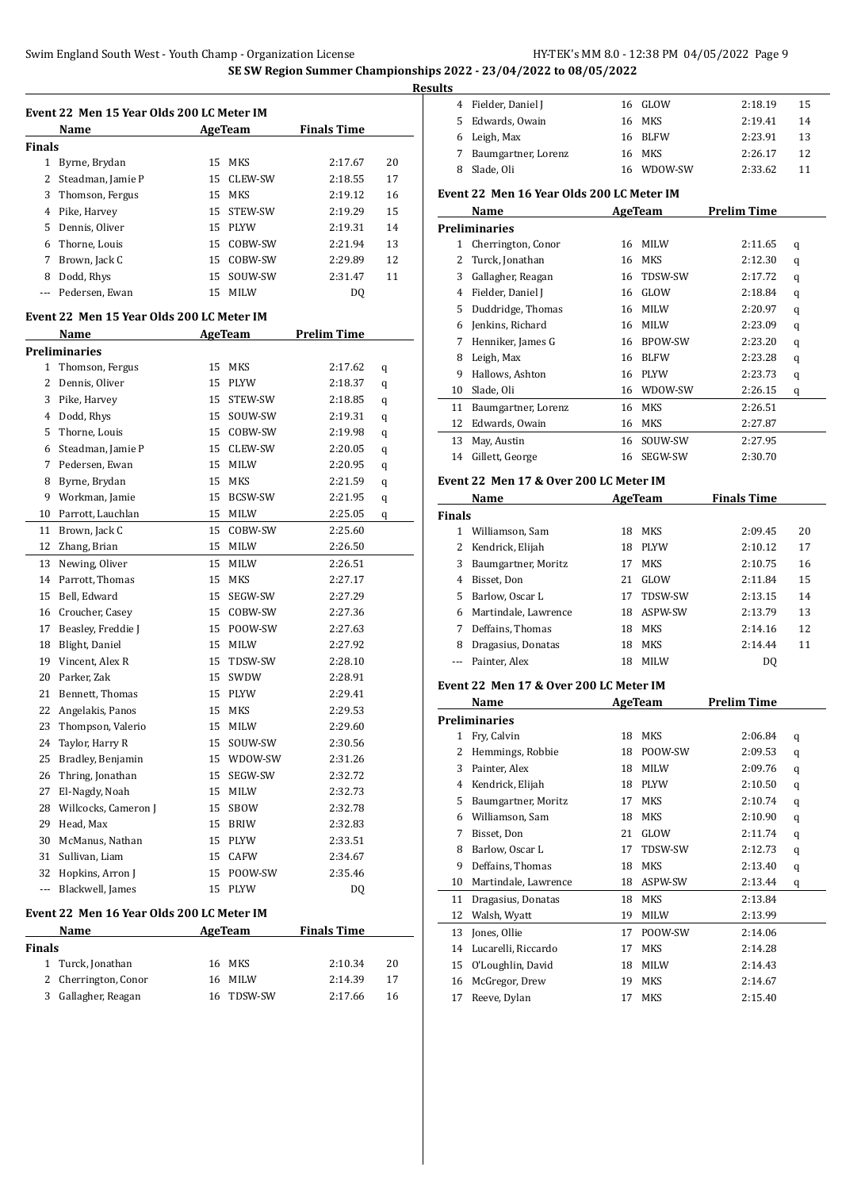**SE SW Region Summer Championships 2022 - 23/04/2022 to 08/05/2022**

**Results**

### Event 22 Men 15 Year Olds 200 LC Meter IM

| | Name | Age | Team | Finals Time | |
|---|---|---|---|---|---|
| **Finals** | | | | | |
| 1 | Byrne, Brydan | 15 | MKS | 2:17.67 | 20 |
| 2 | Steadman, Jamie P | 15 | CLEW-SW | 2:18.55 | 17 |
| 3 | Thomson, Fergus | 15 | MKS | 2:19.12 | 16 |
| 4 | Pike, Harvey | 15 | STEW-SW | 2:19.29 | 15 |
| 5 | Dennis, Oliver | 15 | PLYW | 2:19.31 | 14 |
| 6 | Thorne, Louis | 15 | COBW-SW | 2:21.94 | 13 |
| 7 | Brown, Jack C | 15 | COBW-SW | 2:29.89 | 12 |
| 8 | Dodd, Rhys | 15 | SOUW-SW | 2:31.47 | 11 |
| --- | Pedersen, Ewan | 15 | MILW | DQ | |

### Event 22 Men 15 Year Olds 200 LC Meter IM

| | Name | Age | Team | Prelim Time | |
|---|---|---|---|---|---|
| **Preliminaries** | | | | | |
| 1 | Thomson, Fergus | 15 | MKS | 2:17.62 | q |
| 2 | Dennis, Oliver | 15 | PLYW | 2:18.37 | q |
| 3 | Pike, Harvey | 15 | STEW-SW | 2:18.85 | q |
| 4 | Dodd, Rhys | 15 | SOUW-SW | 2:19.31 | q |
| 5 | Thorne, Louis | 15 | COBW-SW | 2:19.98 | q |
| 6 | Steadman, Jamie P | 15 | CLEW-SW | 2:20.05 | q |
| 7 | Pedersen, Ewan | 15 | MILW | 2:20.95 | q |
| 8 | Byrne, Brydan | 15 | MKS | 2:21.59 | q |
| 9 | Workman, Jamie | 15 | BCSW-SW | 2:21.95 | q |
| 10 | Parrott, Lauchlan | 15 | MILW | 2:25.05 | q |
| 11 | Brown, Jack C | 15 | COBW-SW | 2:25.60 | |
| 12 | Zhang, Brian | 15 | MILW | 2:26.50 | |
| 13 | Newing, Oliver | 15 | MILW | 2:26.51 | |
| 14 | Parrott, Thomas | 15 | MKS | 2:27.17 | |
| 15 | Bell, Edward | 15 | SEGW-SW | 2:27.29 | |
| 16 | Croucher, Casey | 15 | COBW-SW | 2:27.36 | |
| 17 | Beasley, Freddie J | 15 | POOW-SW | 2:27.63 | |
| 18 | Blight, Daniel | 15 | MILW | 2:27.92 | |
| 19 | Vincent, Alex R | 15 | TDSW-SW | 2:28.10 | |
| 20 | Parker, Zak | 15 | SWDW | 2:28.91 | |
| 21 | Bennett, Thomas | 15 | PLYW | 2:29.41 | |
| 22 | Angelakis, Panos | 15 | MKS | 2:29.53 | |
| 23 | Thompson, Valerio | 15 | MILW | 2:29.60 | |
| 24 | Taylor, Harry R | 15 | SOUW-SW | 2:30.56 | |
| 25 | Bradley, Benjamin | 15 | WDOW-SW | 2:31.26 | |
| 26 | Thring, Jonathan | 15 | SEGW-SW | 2:32.72 | |
| 27 | El-Nagdy, Noah | 15 | MILW | 2:32.73 | |
| 28 | Willcocks, Cameron J | 15 | SBOW | 2:32.78 | |
| 29 | Head, Max | 15 | BRIW | 2:32.83 | |
| 30 | McManus, Nathan | 15 | PLYW | 2:33.51 | |
| 31 | Sullivan, Liam | 15 | CAFW | 2:34.67 | |
| 32 | Hopkins, Arron J | 15 | POOW-SW | 2:35.46 | |
| --- | Blackwell, James | 15 | PLYW | DQ | |

### Event 22 Men 16 Year Olds 200 LC Meter IM

| | Name | Age | Team | Finals Time | |
|---|---|---|---|---|---|
| **Finals** | | | | | |
| 1 | Turck, Jonathan | 16 | MKS | 2:10.34 | 20 |
| 2 | Cherrington, Conor | 16 | MILW | 2:14.39 | 17 |
| 3 | Gallagher, Reagan | 16 | TDSW-SW | 2:17.66 | 16 |
| 4 | Fielder, Daniel J | 16 | GLOW | 2:18.19 | 15 |
| 5 | Edwards, Owain | 16 | MKS | 2:19.41 | 14 |
| 6 | Leigh, Max | 16 | BLFW | 2:23.91 | 13 |
| 7 | Baumgartner, Lorenz | 16 | MKS | 2:26.17 | 12 |
| 8 | Slade, Oli | 16 | WDOW-SW | 2:33.62 | 11 |

### Event 22 Men 16 Year Olds 200 LC Meter IM

| | Name | Age | Team | Prelim Time | |
|---|---|---|---|---|---|
| **Preliminaries** | | | | | |
| 1 | Cherrington, Conor | 16 | MILW | 2:11.65 | q |
| 2 | Turck, Jonathan | 16 | MKS | 2:12.30 | q |
| 3 | Gallagher, Reagan | 16 | TDSW-SW | 2:17.72 | q |
| 4 | Fielder, Daniel J | 16 | GLOW | 2:18.84 | q |
| 5 | Duddridge, Thomas | 16 | MILW | 2:20.97 | q |
| 6 | Jenkins, Richard | 16 | MILW | 2:23.09 | q |
| 7 | Henniker, James G | 16 | BPOW-SW | 2:23.20 | q |
| 8 | Leigh, Max | 16 | BLFW | 2:23.28 | q |
| 9 | Hallows, Ashton | 16 | PLYW | 2:23.73 | q |
| 10 | Slade, Oli | 16 | WDOW-SW | 2:26.15 | q |
| 11 | Baumgartner, Lorenz | 16 | MKS | 2:26.51 | |
| 12 | Edwards, Owain | 16 | MKS | 2:27.87 | |
| 13 | May, Austin | 16 | SOUW-SW | 2:27.95 | |
| 14 | Gillett, George | 16 | SEGW-SW | 2:30.70 | |

### Event 22 Men 17 & Over 200 LC Meter IM

| | Name | Age | Team | Finals Time | |
|---|---|---|---|---|---|
| **Finals** | | | | | |
| 1 | Williamson, Sam | 18 | MKS | 2:09.45 | 20 |
| 2 | Kendrick, Elijah | 18 | PLYW | 2:10.12 | 17 |
| 3 | Baumgartner, Moritz | 17 | MKS | 2:10.75 | 16 |
| 4 | Bisset, Don | 21 | GLOW | 2:11.84 | 15 |
| 5 | Barlow, Oscar L | 17 | TDSW-SW | 2:13.15 | 14 |
| 6 | Martindale, Lawrence | 18 | ASPW-SW | 2:13.79 | 13 |
| 7 | Deffains, Thomas | 18 | MKS | 2:14.16 | 12 |
| 8 | Dragasius, Donatas | 18 | MKS | 2:14.44 | 11 |
| --- | Painter, Alex | 18 | MILW | DQ | |

### Event 22 Men 17 & Over 200 LC Meter IM

| | Name | Age | Team | Prelim Time | |
|---|---|---|---|---|---|
| **Preliminaries** | | | | | |
| 1 | Fry, Calvin | 18 | MKS | 2:06.84 | q |
| 2 | Hemmings, Robbie | 18 | POOW-SW | 2:09.53 | q |
| 3 | Painter, Alex | 18 | MILW | 2:09.76 | q |
| 4 | Kendrick, Elijah | 18 | PLYW | 2:10.50 | q |
| 5 | Baumgartner, Moritz | 17 | MKS | 2:10.74 | q |
| 6 | Williamson, Sam | 18 | MKS | 2:10.90 | q |
| 7 | Bisset, Don | 21 | GLOW | 2:11.74 | q |
| 8 | Barlow, Oscar L | 17 | TDSW-SW | 2:12.73 | q |
| 9 | Deffains, Thomas | 18 | MKS | 2:13.40 | q |
| 10 | Martindale, Lawrence | 18 | ASPW-SW | 2:13.44 | q |
| 11 | Dragasius, Donatas | 18 | MKS | 2:13.84 | |
| 12 | Walsh, Wyatt | 19 | MILW | 2:13.99 | |
| 13 | Jones, Ollie | 17 | POOW-SW | 2:14.06 | |
| 14 | Lucarelli, Riccardo | 17 | MKS | 2:14.28 | |
| 15 | O'Loughlin, David | 18 | MILW | 2:14.43 | |
| 16 | McGregor, Drew | 19 | MKS | 2:14.67 | |
| 17 | Reeve, Dylan | 17 | MKS | 2:15.40 | |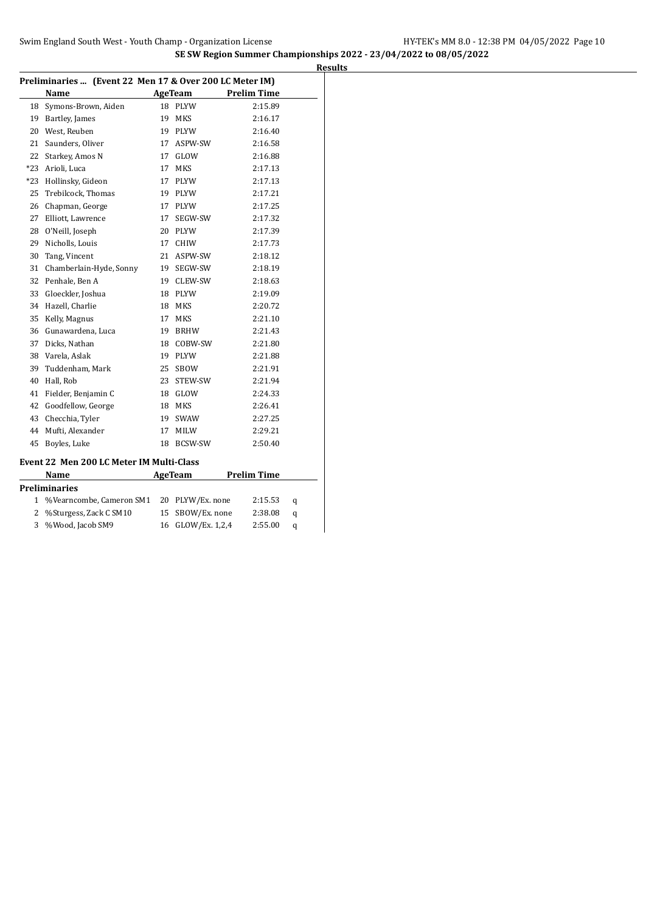## SE SW Region Summer Championships 2022 - 23/04/2022 to 08/05/2022

**Results**

### Preliminaries ... (Event 22 Men 17 & Over 200 LC Meter IM)

| | Name | Age | Team | Prelim Time |
|---|---|---|---|---|
| 18 | Symons-Brown, Aiden | 18 | PLYW | 2:15.89 |
| 19 | Bartley, James | 19 | MKS | 2:16.17 |
| 20 | West, Reuben | 19 | PLYW | 2:16.40 |
| 21 | Saunders, Oliver | 17 | ASPW-SW | 2:16.58 |
| 22 | Starkey, Amos N | 17 | GLOW | 2:16.88 |
| *23 | Arioli, Luca | 17 | MKS | 2:17.13 |
| *23 | Hollinsky, Gideon | 17 | PLYW | 2:17.13 |
| 25 | Trebilcock, Thomas | 19 | PLYW | 2:17.21 |
| 26 | Chapman, George | 17 | PLYW | 2:17.25 |
| 27 | Elliott, Lawrence | 17 | SEGW-SW | 2:17.32 |
| 28 | O'Neill, Joseph | 20 | PLYW | 2:17.39 |
| 29 | Nicholls, Louis | 17 | CHIW | 2:17.73 |
| 30 | Tang, Vincent | 21 | ASPW-SW | 2:18.12 |
| 31 | Chamberlain-Hyde, Sonny | 19 | SEGW-SW | 2:18.19 |
| 32 | Penhale, Ben A | 19 | CLEW-SW | 2:18.63 |
| 33 | Gloeckler, Joshua | 18 | PLYW | 2:19.09 |
| 34 | Hazell, Charlie | 18 | MKS | 2:20.72 |
| 35 | Kelly, Magnus | 17 | MKS | 2:21.10 |
| 36 | Gunawardena, Luca | 19 | BRHW | 2:21.43 |
| 37 | Dicks, Nathan | 18 | COBW-SW | 2:21.80 |
| 38 | Varela, Aslak | 19 | PLYW | 2:21.88 |
| 39 | Tuddenham, Mark | 25 | SBOW | 2:21.91 |
| 40 | Hall, Rob | 23 | STEW-SW | 2:21.94 |
| 41 | Fielder, Benjamin C | 18 | GLOW | 2:24.33 |
| 42 | Goodfellow, George | 18 | MKS | 2:26.41 |
| 43 | Checchia, Tyler | 19 | SWAW | 2:27.25 |
| 44 | Mufti, Alexander | 17 | MILW | 2:29.21 |
| 45 | Boyles, Luke | 18 | BCSW-SW | 2:50.40 |

### Event 22 Men 200 LC Meter IM Multi-Class

**Preliminaries**

| | Name | Age | Team | Prelim Time | |
|---|---|---|---|---|---|
| 1 | %Vearncombe, Cameron SM1 | 20 | PLYW/Ex. none | 2:15.53 | q |
| 2 | %Sturgess, Zack C SM10 | 15 | SBOW/Ex. none | 2:38.08 | q |
| 3 | %Wood, Jacob SM9 | 16 | GLOW/Ex. 1,2,4 | 2:55.00 | q |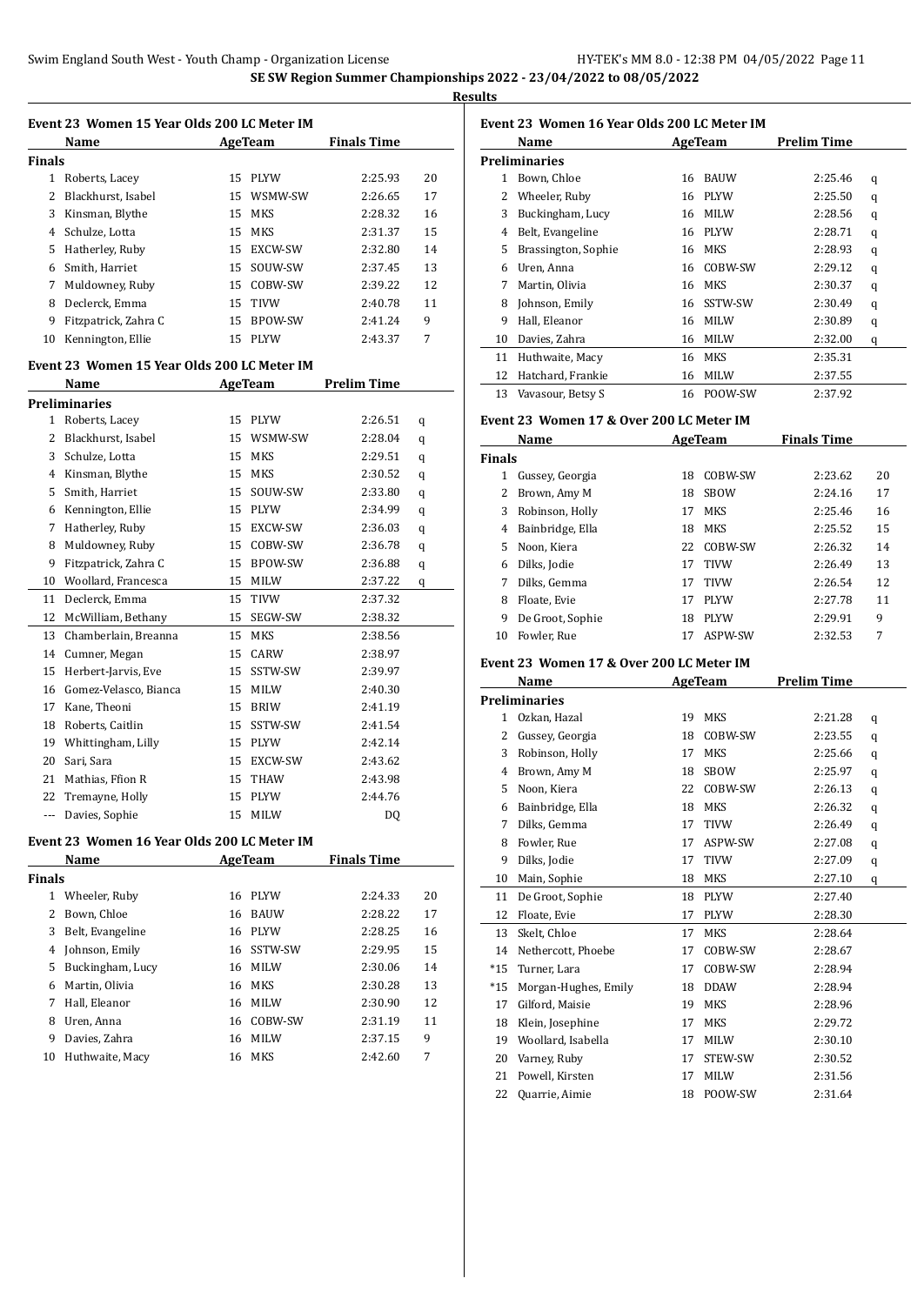## SE SW Region Summer Championships 2022 - 23/04/2022 to 08/05/2022

### Results

#### Event 23 Women 15 Year Olds 200 LC Meter IM

| | Name | Age | Team | Finals Time | |
|---|---|---|---|---|---|
| **Finals** | | | | | |
| 1 | Roberts, Lacey | 15 | PLYW | 2:25.93 | 20 |
| 2 | Blackhurst, Isabel | 15 | WSMW-SW | 2:26.65 | 17 |
| 3 | Kinsman, Blythe | 15 | MKS | 2:28.32 | 16 |
| 4 | Schulze, Lotta | 15 | MKS | 2:31.37 | 15 |
| 5 | Hatherley, Ruby | 15 | EXCW-SW | 2:32.80 | 14 |
| 6 | Smith, Harriet | 15 | SOUW-SW | 2:37.45 | 13 |
| 7 | Muldowney, Ruby | 15 | COBW-SW | 2:39.22 | 12 |
| 8 | Declerck, Emma | 15 | TIVW | 2:40.78 | 11 |
| 9 | Fitzpatrick, Zahra C | 15 | BPOW-SW | 2:41.24 | 9 |
| 10 | Kennington, Ellie | 15 | PLYW | 2:43.37 | 7 |

#### Event 23 Women 15 Year Olds 200 LC Meter IM

| | Name | Age | Team | Prelim Time | |
|---|---|---|---|---|---|
| **Preliminaries** | | | | | |
| 1 | Roberts, Lacey | 15 | PLYW | 2:26.51 | q |
| 2 | Blackhurst, Isabel | 15 | WSMW-SW | 2:28.04 | q |
| 3 | Schulze, Lotta | 15 | MKS | 2:29.51 | q |
| 4 | Kinsman, Blythe | 15 | MKS | 2:30.52 | q |
| 5 | Smith, Harriet | 15 | SOUW-SW | 2:33.80 | q |
| 6 | Kennington, Ellie | 15 | PLYW | 2:34.99 | q |
| 7 | Hatherley, Ruby | 15 | EXCW-SW | 2:36.03 | q |
| 8 | Muldowney, Ruby | 15 | COBW-SW | 2:36.78 | q |
| 9 | Fitzpatrick, Zahra C | 15 | BPOW-SW | 2:36.88 | q |
| 10 | Woollard, Francesca | 15 | MILW | 2:37.22 | q |
| 11 | Declerck, Emma | 15 | TIVW | 2:37.32 | |
| 12 | McWilliam, Bethany | 15 | SEGW-SW | 2:38.32 | |
| 13 | Chamberlain, Breanna | 15 | MKS | 2:38.56 | |
| 14 | Cumner, Megan | 15 | CARW | 2:38.97 | |
| 15 | Herbert-Jarvis, Eve | 15 | SSTW-SW | 2:39.97 | |
| 16 | Gomez-Velasco, Bianca | 15 | MILW | 2:40.30 | |
| 17 | Kane, Theoni | 15 | BRIW | 2:41.19 | |
| 18 | Roberts, Caitlin | 15 | SSTW-SW | 2:41.54 | |
| 19 | Whittingham, Lilly | 15 | PLYW | 2:42.14 | |
| 20 | Sari, Sara | 15 | EXCW-SW | 2:43.62 | |
| 21 | Mathias, Ffion R | 15 | THAW | 2:43.98 | |
| 22 | Tremayne, Holly | 15 | PLYW | 2:44.76 | |
| --- | Davies, Sophie | 15 | MILW | DQ | |

#### Event 23 Women 16 Year Olds 200 LC Meter IM

| | Name | Age | Team | Finals Time | |
|---|---|---|---|---|---|
| **Finals** | | | | | |
| 1 | Wheeler, Ruby | 16 | PLYW | 2:24.33 | 20 |
| 2 | Bown, Chloe | 16 | BAUW | 2:28.22 | 17 |
| 3 | Belt, Evangeline | 16 | PLYW | 2:28.25 | 16 |
| 4 | Johnson, Emily | 16 | SSTW-SW | 2:29.95 | 15 |
| 5 | Buckingham, Lucy | 16 | MILW | 2:30.06 | 14 |
| 6 | Martin, Olivia | 16 | MKS | 2:30.28 | 13 |
| 7 | Hall, Eleanor | 16 | MILW | 2:30.90 | 12 |
| 8 | Uren, Anna | 16 | COBW-SW | 2:31.19 | 11 |
| 9 | Davies, Zahra | 16 | MILW | 2:37.15 | 9 |
| 10 | Huthwaite, Macy | 16 | MKS | 2:42.60 | 7 |

#### Event 23 Women 16 Year Olds 200 LC Meter IM

| | Name | Age | Team | Prelim Time | |
|---|---|---|---|---|---|
| **Preliminaries** | | | | | |
| 1 | Bown, Chloe | 16 | BAUW | 2:25.46 | q |
| 2 | Wheeler, Ruby | 16 | PLYW | 2:25.50 | q |
| 3 | Buckingham, Lucy | 16 | MILW | 2:28.56 | q |
| 4 | Belt, Evangeline | 16 | PLYW | 2:28.71 | q |
| 5 | Brassington, Sophie | 16 | MKS | 2:28.93 | q |
| 6 | Uren, Anna | 16 | COBW-SW | 2:29.12 | q |
| 7 | Martin, Olivia | 16 | MKS | 2:30.37 | q |
| 8 | Johnson, Emily | 16 | SSTW-SW | 2:30.49 | q |
| 9 | Hall, Eleanor | 16 | MILW | 2:30.89 | q |
| 10 | Davies, Zahra | 16 | MILW | 2:32.00 | q |
| 11 | Huthwaite, Macy | 16 | MKS | 2:35.31 | |
| 12 | Hatchard, Frankie | 16 | MILW | 2:37.55 | |
| 13 | Vavasour, Betsy S | 16 | POOW-SW | 2:37.92 | |

#### Event 23 Women 17 & Over 200 LC Meter IM

| | Name | Age | Team | Finals Time | |
|---|---|---|---|---|---|
| **Finals** | | | | | |
| 1 | Gussey, Georgia | 18 | COBW-SW | 2:23.62 | 20 |
| 2 | Brown, Amy M | 18 | SBOW | 2:24.16 | 17 |
| 3 | Robinson, Holly | 17 | MKS | 2:25.46 | 16 |
| 4 | Bainbridge, Ella | 18 | MKS | 2:25.52 | 15 |
| 5 | Noon, Kiera | 22 | COBW-SW | 2:26.32 | 14 |
| 6 | Dilks, Jodie | 17 | TIVW | 2:26.49 | 13 |
| 7 | Dilks, Gemma | 17 | TIVW | 2:26.54 | 12 |
| 8 | Floate, Evie | 17 | PLYW | 2:27.78 | 11 |
| 9 | De Groot, Sophie | 18 | PLYW | 2:29.91 | 9 |
| 10 | Fowler, Rue | 17 | ASPW-SW | 2:32.53 | 7 |

#### Event 23 Women 17 & Over 200 LC Meter IM

| | Name | Age | Team | Prelim Time | |
|---|---|---|---|---|---|
| **Preliminaries** | | | | | |
| 1 | Ozkan, Hazal | 19 | MKS | 2:21.28 | q |
| 2 | Gussey, Georgia | 18 | COBW-SW | 2:23.55 | q |
| 3 | Robinson, Holly | 17 | MKS | 2:25.66 | q |
| 4 | Brown, Amy M | 18 | SBOW | 2:25.97 | q |
| 5 | Noon, Kiera | 22 | COBW-SW | 2:26.13 | q |
| 6 | Bainbridge, Ella | 18 | MKS | 2:26.32 | q |
| 7 | Dilks, Gemma | 17 | TIVW | 2:26.49 | q |
| 8 | Fowler, Rue | 17 | ASPW-SW | 2:27.08 | q |
| 9 | Dilks, Jodie | 17 | TIVW | 2:27.09 | q |
| 10 | Main, Sophie | 18 | MKS | 2:27.10 | q |
| 11 | De Groot, Sophie | 18 | PLYW | 2:27.40 | |
| 12 | Floate, Evie | 17 | PLYW | 2:28.30 | |
| 13 | Skelt, Chloe | 17 | MKS | 2:28.64 | |
| 14 | Nethercott, Phoebe | 17 | COBW-SW | 2:28.67 | |
| *15 | Turner, Lara | 17 | COBW-SW | 2:28.94 | |
| *15 | Morgan-Hughes, Emily | 18 | DDAW | 2:28.94 | |
| 17 | Gilford, Maisie | 19 | MKS | 2:28.96 | |
| 18 | Klein, Josephine | 17 | MKS | 2:29.72 | |
| 19 | Woollard, Isabella | 17 | MILW | 2:30.10 | |
| 20 | Varney, Ruby | 17 | STEW-SW | 2:30.52 | |
| 21 | Powell, Kirsten | 17 | MILW | 2:31.56 | |
| 22 | Quarrie, Aimie | 18 | POOW-SW | 2:31.64 | |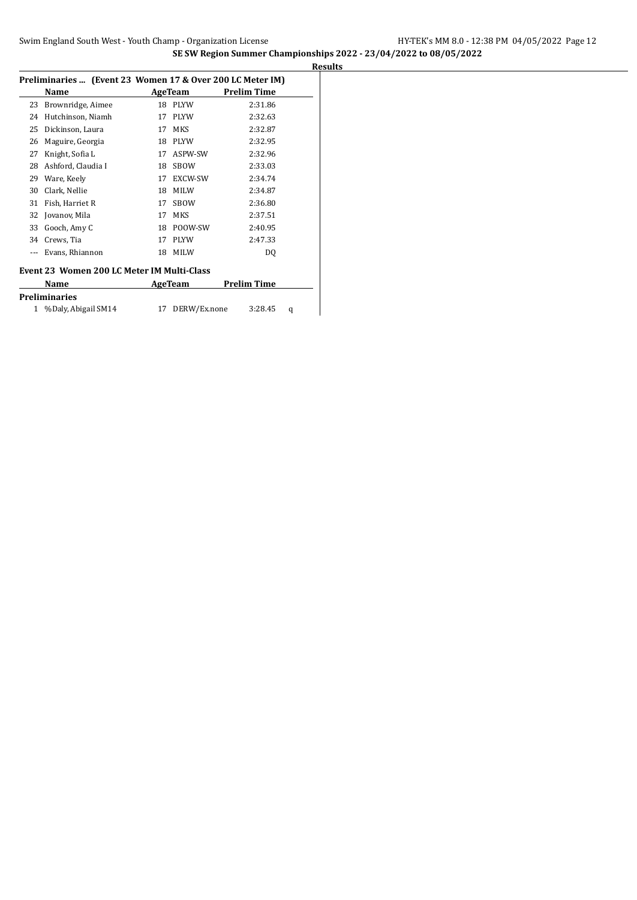## SE SW Region Summer Championships 2022 - 23/04/2022 to 08/05/2022

**Results**

### Preliminaries ... (Event 23 Women 17 & Over 200 LC Meter IM)

| | Name | Age | Team | Prelim Time |
|---|---|---|---|---|
| 23 | Brownridge, Aimee | 18 | PLYW | 2:31.86 |
| 24 | Hutchinson, Niamh | 17 | PLYW | 2:32.63 |
| 25 | Dickinson, Laura | 17 | MKS | 2:32.87 |
| 26 | Maguire, Georgia | 18 | PLYW | 2:32.95 |
| 27 | Knight, Sofia L | 17 | ASPW-SW | 2:32.96 |
| 28 | Ashford, Claudia I | 18 | SBOW | 2:33.03 |
| 29 | Ware, Keely | 17 | EXCW-SW | 2:34.74 |
| 30 | Clark, Nellie | 18 | MILW | 2:34.87 |
| 31 | Fish, Harriet R | 17 | SBOW | 2:36.80 |
| 32 | Jovanov, Mila | 17 | MKS | 2:37.51 |
| 33 | Gooch, Amy C | 18 | POOW-SW | 2:40.95 |
| 34 | Crews, Tia | 17 | PLYW | 2:47.33 |
| --- | Evans, Rhiannon | 18 | MILW | DQ |

### Event 23 Women 200 LC Meter IM Multi-Class

| | Name | Age | Team | Prelim Time | |
|---|---|---|---|---|---|
| **Preliminaries** | | | | | |
| 1 | %Daly, Abigail SM14 | 17 | DERW/Ex.none | 3:28.45 | q |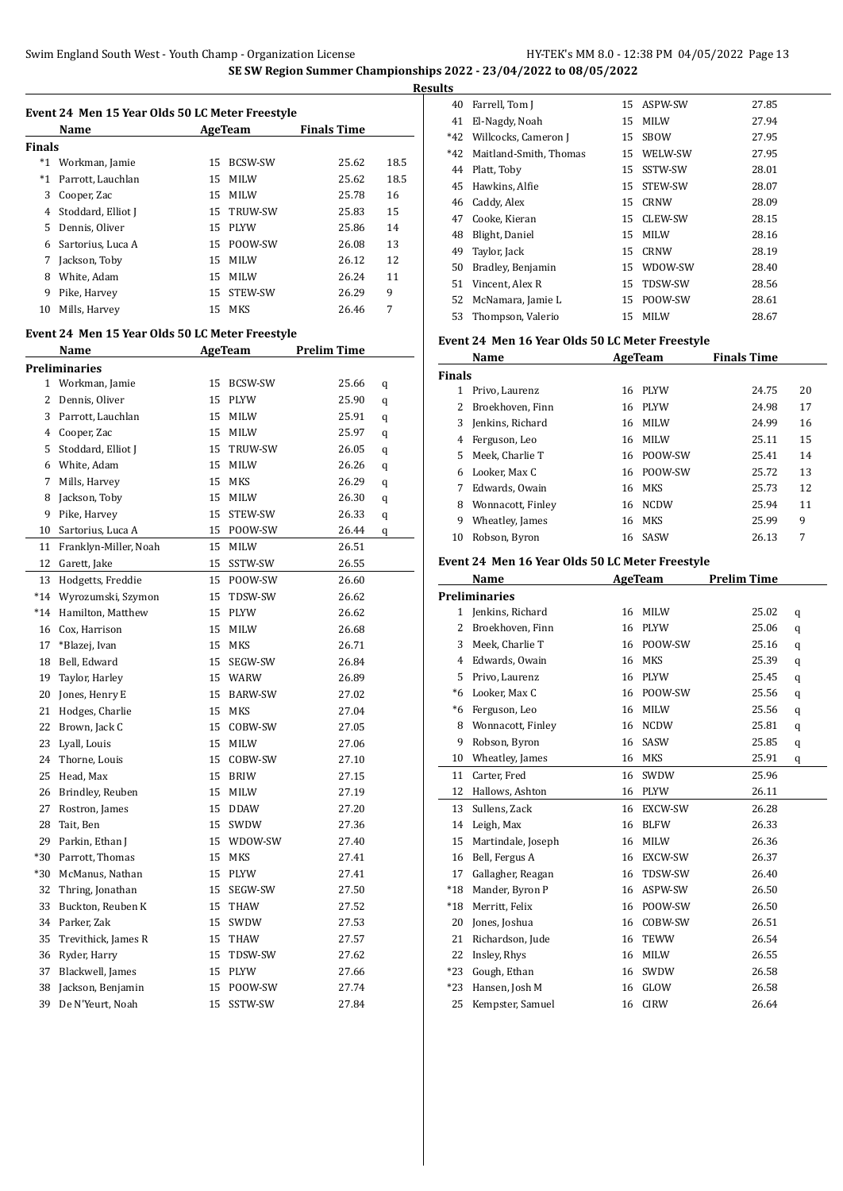**SE SW Region Summer Championships 2022 - 23/04/2022 to 08/05/2022**

**Results**

### Event 24 Men 15 Year Olds 50 LC Meter Freestyle

| | Name | Age | Team | Finals Time | |
|---|---|---|---|---|---|
| **Finals** | | | | | |
| *1 | Workman, Jamie | 15 | BCSW-SW | 25.62 | 18.5 |
| *1 | Parrott, Lauchlan | 15 | MILW | 25.62 | 18.5 |
| 3 | Cooper, Zac | 15 | MILW | 25.78 | 16 |
| 4 | Stoddard, Elliot J | 15 | TRUW-SW | 25.83 | 15 |
| 5 | Dennis, Oliver | 15 | PLYW | 25.86 | 14 |
| 6 | Sartorius, Luca A | 15 | POOW-SW | 26.08 | 13 |
| 7 | Jackson, Toby | 15 | MILW | 26.12 | 12 |
| 8 | White, Adam | 15 | MILW | 26.24 | 11 |
| 9 | Pike, Harvey | 15 | STEW-SW | 26.29 | 9 |
| 10 | Mills, Harvey | 15 | MKS | 26.46 | 7 |

### Event 24 Men 15 Year Olds 50 LC Meter Freestyle

| | Name | Age | Team | Prelim Time | |
|---|---|---|---|---|---|
| **Preliminaries** | | | | | |
| 1 | Workman, Jamie | 15 | BCSW-SW | 25.66 | q |
| 2 | Dennis, Oliver | 15 | PLYW | 25.90 | q |
| 3 | Parrott, Lauchlan | 15 | MILW | 25.91 | q |
| 4 | Cooper, Zac | 15 | MILW | 25.97 | q |
| 5 | Stoddard, Elliot J | 15 | TRUW-SW | 26.05 | q |
| 6 | White, Adam | 15 | MILW | 26.26 | q |
| 7 | Mills, Harvey | 15 | MKS | 26.29 | q |
| 8 | Jackson, Toby | 15 | MILW | 26.30 | q |
| 9 | Pike, Harvey | 15 | STEW-SW | 26.33 | q |
| 10 | Sartorius, Luca A | 15 | POOW-SW | 26.44 | q |
| 11 | Franklyn-Miller, Noah | 15 | MILW | 26.51 | |
| 12 | Garett, Jake | 15 | SSTW-SW | 26.55 | |
| 13 | Hodgetts, Freddie | 15 | POOW-SW | 26.60 | |
| *14 | Wyrozumski, Szymon | 15 | TDSW-SW | 26.62 | |
| *14 | Hamilton, Matthew | 15 | PLYW | 26.62 | |
| 16 | Cox, Harrison | 15 | MILW | 26.68 | |
| 17 | *Blazej, Ivan | 15 | MKS | 26.71 | |
| 18 | Bell, Edward | 15 | SEGW-SW | 26.84 | |
| 19 | Taylor, Harley | 15 | WARW | 26.89 | |
| 20 | Jones, Henry E | 15 | BARW-SW | 27.02 | |
| 21 | Hodges, Charlie | 15 | MKS | 27.04 | |
| 22 | Brown, Jack C | 15 | COBW-SW | 27.05 | |
| 23 | Lyall, Louis | 15 | MILW | 27.06 | |
| 24 | Thorne, Louis | 15 | COBW-SW | 27.10 | |
| 25 | Head, Max | 15 | BRIW | 27.15 | |
| 26 | Brindley, Reuben | 15 | MILW | 27.19 | |
| 27 | Rostron, James | 15 | DDAW | 27.20 | |
| 28 | Tait, Ben | 15 | SWDW | 27.36 | |
| 29 | Parkin, Ethan J | 15 | WDOW-SW | 27.40 | |
| *30 | Parrott, Thomas | 15 | MKS | 27.41 | |
| *30 | McManus, Nathan | 15 | PLYW | 27.41 | |
| 32 | Thring, Jonathan | 15 | SEGW-SW | 27.50 | |
| 33 | Buckton, Reuben K | 15 | THAW | 27.52 | |
| 34 | Parker, Zak | 15 | SWDW | 27.53 | |
| 35 | Trevithick, James R | 15 | THAW | 27.57 | |
| 36 | Ryder, Harry | 15 | TDSW-SW | 27.62 | |
| 37 | Blackwell, James | 15 | PLYW | 27.66 | |
| 38 | Jackson, Benjamin | 15 | POOW-SW | 27.74 | |
| 39 | De N'Yeurt, Noah | 15 | SSTW-SW | 27.84 | |
| 40 | Farrell, Tom J | 15 | ASPW-SW | 27.85 | |
| 41 | El-Nagdy, Noah | 15 | MILW | 27.94 | |
| *42 | Willcocks, Cameron J | 15 | SBOW | 27.95 | |
| *42 | Maitland-Smith, Thomas | 15 | WELW-SW | 27.95 | |
| 44 | Platt, Toby | 15 | SSTW-SW | 28.01 | |
| 45 | Hawkins, Alfie | 15 | STEW-SW | 28.07 | |
| 46 | Caddy, Alex | 15 | CRNW | 28.09 | |
| 47 | Cooke, Kieran | 15 | CLEW-SW | 28.15 | |
| 48 | Blight, Daniel | 15 | MILW | 28.16 | |
| 49 | Taylor, Jack | 15 | CRNW | 28.19 | |
| 50 | Bradley, Benjamin | 15 | WDOW-SW | 28.40 | |
| 51 | Vincent, Alex R | 15 | TDSW-SW | 28.56 | |
| 52 | McNamara, Jamie L | 15 | POOW-SW | 28.61 | |
| 53 | Thompson, Valerio | 15 | MILW | 28.67 | |

### Event 24 Men 16 Year Olds 50 LC Meter Freestyle

| | Name | Age | Team | Finals Time | |
|---|---|---|---|---|---|
| **Finals** | | | | | |
| 1 | Privo, Laurenz | 16 | PLYW | 24.75 | 20 |
| 2 | Broekhoven, Finn | 16 | PLYW | 24.98 | 17 |
| 3 | Jenkins, Richard | 16 | MILW | 24.99 | 16 |
| 4 | Ferguson, Leo | 16 | MILW | 25.11 | 15 |
| 5 | Meek, Charlie T | 16 | POOW-SW | 25.41 | 14 |
| 6 | Looker, Max C | 16 | POOW-SW | 25.72 | 13 |
| 7 | Edwards, Owain | 16 | MKS | 25.73 | 12 |
| 8 | Wonnacott, Finley | 16 | NCDW | 25.94 | 11 |
| 9 | Wheatley, James | 16 | MKS | 25.99 | 9 |
| 10 | Robson, Byron | 16 | SASW | 26.13 | 7 |

### Event 24 Men 16 Year Olds 50 LC Meter Freestyle

| | Name | Age | Team | Prelim Time | |
|---|---|---|---|---|---|
| **Preliminaries** | | | | | |
| 1 | Jenkins, Richard | 16 | MILW | 25.02 | q |
| 2 | Broekhoven, Finn | 16 | PLYW | 25.06 | q |
| 3 | Meek, Charlie T | 16 | POOW-SW | 25.16 | q |
| 4 | Edwards, Owain | 16 | MKS | 25.39 | q |
| 5 | Privo, Laurenz | 16 | PLYW | 25.45 | q |
| *6 | Looker, Max C | 16 | POOW-SW | 25.56 | q |
| *6 | Ferguson, Leo | 16 | MILW | 25.56 | q |
| 8 | Wonnacott, Finley | 16 | NCDW | 25.81 | q |
| 9 | Robson, Byron | 16 | SASW | 25.85 | q |
| 10 | Wheatley, James | 16 | MKS | 25.91 | q |
| 11 | Carter, Fred | 16 | SWDW | 25.96 | |
| 12 | Hallows, Ashton | 16 | PLYW | 26.11 | |
| 13 | Sullens, Zack | 16 | EXCW-SW | 26.28 | |
| 14 | Leigh, Max | 16 | BLFW | 26.33 | |
| 15 | Martindale, Joseph | 16 | MILW | 26.36 | |
| 16 | Bell, Fergus A | 16 | EXCW-SW | 26.37 | |
| 17 | Gallagher, Reagan | 16 | TDSW-SW | 26.40 | |
| *18 | Mander, Byron P | 16 | ASPW-SW | 26.50 | |
| *18 | Merritt, Felix | 16 | POOW-SW | 26.50 | |
| 20 | Jones, Joshua | 16 | COBW-SW | 26.51 | |
| 21 | Richardson, Jude | 16 | TEWW | 26.54 | |
| 22 | Insley, Rhys | 16 | MILW | 26.55 | |
| *23 | Gough, Ethan | 16 | SWDW | 26.58 | |
| *23 | Hansen, Josh M | 16 | GLOW | 26.58 | |
| 25 | Kempster, Samuel | 16 | CIRW | 26.64 | |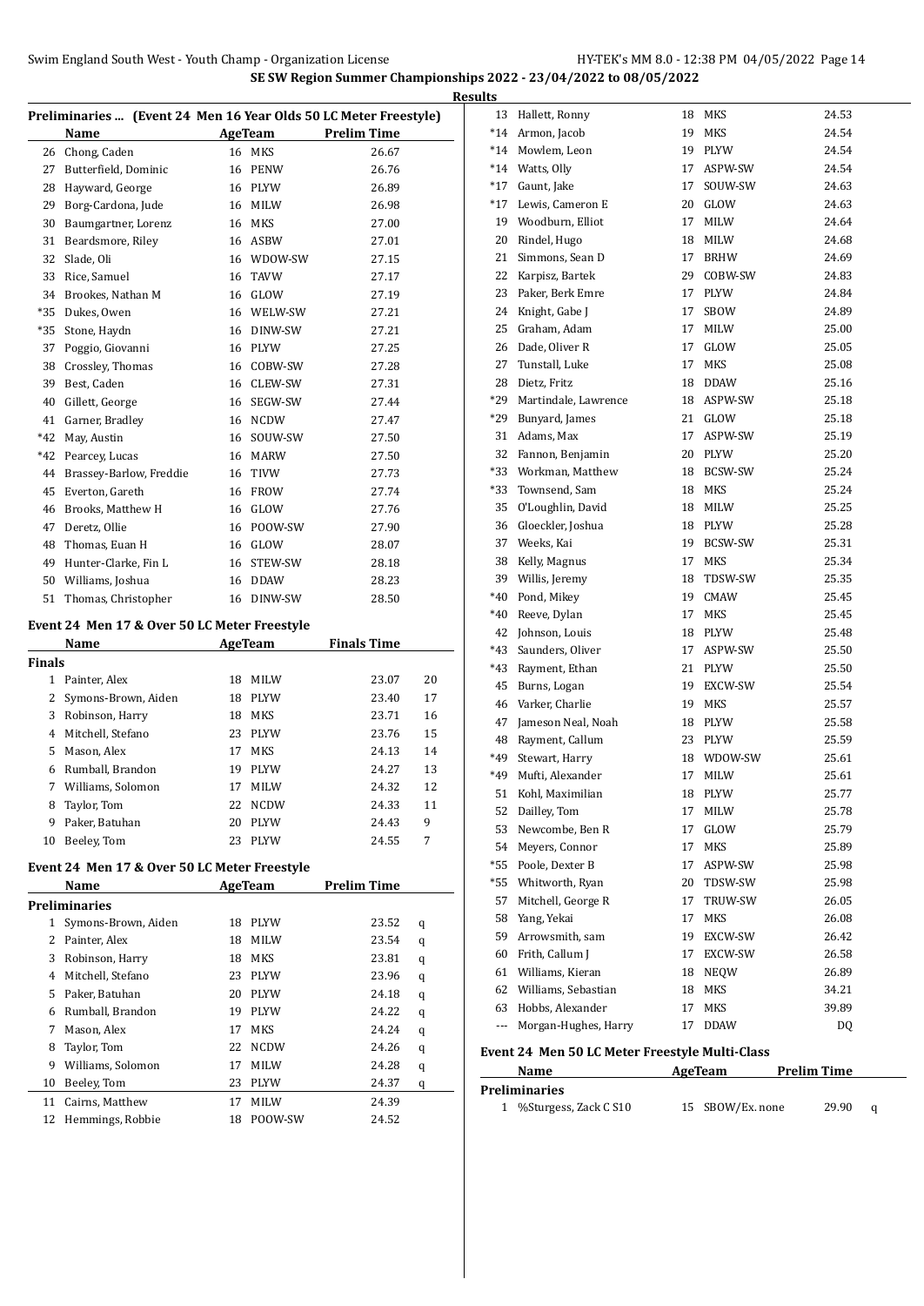SE SW Region Summer Championships 2022 - 23/04/2022 to 08/05/2022

Results

### Preliminaries ... (Event 24 Men 16 Year Olds 50 LC Meter Freestyle)

| | Name | Age | Team | Prelim Time |
|---|---|---|---|---|
| 26 | Chong, Caden | 16 | MKS | 26.67 |
| 27 | Butterfield, Dominic | 16 | PENW | 26.76 |
| 28 | Hayward, George | 16 | PLYW | 26.89 |
| 29 | Borg-Cardona, Jude | 16 | MILW | 26.98 |
| 30 | Baumgartner, Lorenz | 16 | MKS | 27.00 |
| 31 | Beardsmore, Riley | 16 | ASBW | 27.01 |
| 32 | Slade, Oli | 16 | WDOW-SW | 27.15 |
| 33 | Rice, Samuel | 16 | TAVW | 27.17 |
| 34 | Brookes, Nathan M | 16 | GLOW | 27.19 |
| *35 | Dukes, Owen | 16 | WELW-SW | 27.21 |
| *35 | Stone, Haydn | 16 | DINW-SW | 27.21 |
| 37 | Poggio, Giovanni | 16 | PLYW | 27.25 |
| 38 | Crossley, Thomas | 16 | COBW-SW | 27.28 |
| 39 | Best, Caden | 16 | CLEW-SW | 27.31 |
| 40 | Gillett, George | 16 | SEGW-SW | 27.44 |
| 41 | Garner, Bradley | 16 | NCDW | 27.47 |
| *42 | May, Austin | 16 | SOUW-SW | 27.50 |
| *42 | Pearcey, Lucas | 16 | MARW | 27.50 |
| 44 | Brassey-Barlow, Freddie | 16 | TIVW | 27.73 |
| 45 | Everton, Gareth | 16 | FROW | 27.74 |
| 46 | Brooks, Matthew H | 16 | GLOW | 27.76 |
| 47 | Deretz, Ollie | 16 | POOW-SW | 27.90 |
| 48 | Thomas, Euan H | 16 | GLOW | 28.07 |
| 49 | Hunter-Clarke, Fin L | 16 | STEW-SW | 28.18 |
| 50 | Williams, Joshua | 16 | DDAW | 28.23 |
| 51 | Thomas, Christopher | 16 | DINW-SW | 28.50 |

### Event 24 Men 17 & Over 50 LC Meter Freestyle

| | Name | Age | Team | Finals Time | Points |
|---|---|---|---|---|---|
| **Finals** | | | | | |
| 1 | Painter, Alex | 18 | MILW | 23.07 | 20 |
| 2 | Symons-Brown, Aiden | 18 | PLYW | 23.40 | 17 |
| 3 | Robinson, Harry | 18 | MKS | 23.71 | 16 |
| 4 | Mitchell, Stefano | 23 | PLYW | 23.76 | 15 |
| 5 | Mason, Alex | 17 | MKS | 24.13 | 14 |
| 6 | Rumball, Brandon | 19 | PLYW | 24.27 | 13 |
| 7 | Williams, Solomon | 17 | MILW | 24.32 | 12 |
| 8 | Taylor, Tom | 22 | NCDW | 24.33 | 11 |
| 9 | Paker, Batuhan | 20 | PLYW | 24.43 | 9 |
| 10 | Beeley, Tom | 23 | PLYW | 24.55 | 7 |

### Event 24 Men 17 & Over 50 LC Meter Freestyle

| | Name | Age | Team | Prelim Time | |
|---|---|---|---|---|---|
| **Preliminaries** | | | | | |
| 1 | Symons-Brown, Aiden | 18 | PLYW | 23.52 | q |
| 2 | Painter, Alex | 18 | MILW | 23.54 | q |
| 3 | Robinson, Harry | 18 | MKS | 23.81 | q |
| 4 | Mitchell, Stefano | 23 | PLYW | 23.96 | q |
| 5 | Paker, Batuhan | 20 | PLYW | 24.18 | q |
| 6 | Rumball, Brandon | 19 | PLYW | 24.22 | q |
| 7 | Mason, Alex | 17 | MKS | 24.24 | q |
| 8 | Taylor, Tom | 22 | NCDW | 24.26 | q |
| 9 | Williams, Solomon | 17 | MILW | 24.28 | q |
| 10 | Beeley, Tom | 23 | PLYW | 24.37 | q |
| 11 | Cairns, Matthew | 17 | MILW | 24.39 | |
| 12 | Hemmings, Robbie | 18 | POOW-SW | 24.52 | |
| 13 | Hallett, Ronny | 18 | MKS | 24.53 | |
| *14 | Armon, Jacob | 19 | MKS | 24.54 | |
| *14 | Mowlem, Leon | 19 | PLYW | 24.54 | |
| *14 | Watts, Olly | 17 | ASPW-SW | 24.54 | |
| *17 | Gaunt, Jake | 17 | SOUW-SW | 24.63 | |
| *17 | Lewis, Cameron E | 20 | GLOW | 24.63 | |
| 19 | Woodburn, Elliot | 17 | MILW | 24.64 | |
| 20 | Rindel, Hugo | 18 | MILW | 24.68 | |
| 21 | Simmons, Sean D | 17 | BRHW | 24.69 | |
| 22 | Karpisz, Bartek | 29 | COBW-SW | 24.83 | |
| 23 | Paker, Berk Emre | 17 | PLYW | 24.84 | |
| 24 | Knight, Gabe J | 17 | SBOW | 24.89 | |
| 25 | Graham, Adam | 17 | MILW | 25.00 | |
| 26 | Dade, Oliver R | 17 | GLOW | 25.05 | |
| 27 | Tunstall, Luke | 17 | MKS | 25.08 | |
| 28 | Dietz, Fritz | 18 | DDAW | 25.16 | |
| *29 | Martindale, Lawrence | 18 | ASPW-SW | 25.18 | |
| *29 | Bunyard, James | 21 | GLOW | 25.18 | |
| 31 | Adams, Max | 17 | ASPW-SW | 25.19 | |
| 32 | Fannon, Benjamin | 20 | PLYW | 25.20 | |
| *33 | Workman, Matthew | 18 | BCSW-SW | 25.24 | |
| *33 | Townsend, Sam | 18 | MKS | 25.24 | |
| 35 | O'Loughlin, David | 18 | MILW | 25.25 | |
| 36 | Gloeckler, Joshua | 18 | PLYW | 25.28 | |
| 37 | Weeks, Kai | 19 | BCSW-SW | 25.31 | |
| 38 | Kelly, Magnus | 17 | MKS | 25.34 | |
| 39 | Willis, Jeremy | 18 | TDSW-SW | 25.35 | |
| *40 | Pond, Mikey | 19 | CMAW | 25.45 | |
| *40 | Reeve, Dylan | 17 | MKS | 25.45 | |
| 42 | Johnson, Louis | 18 | PLYW | 25.48 | |
| *43 | Saunders, Oliver | 17 | ASPW-SW | 25.50 | |
| *43 | Rayment, Ethan | 21 | PLYW | 25.50 | |
| 45 | Burns, Logan | 19 | EXCW-SW | 25.54 | |
| 46 | Varker, Charlie | 19 | MKS | 25.57 | |
| 47 | Jameson Neal, Noah | 18 | PLYW | 25.58 | |
| 48 | Rayment, Callum | 23 | PLYW | 25.59 | |
| *49 | Stewart, Harry | 18 | WDOW-SW | 25.61 | |
| *49 | Mufti, Alexander | 17 | MILW | 25.61 | |
| 51 | Kohl, Maximilian | 18 | PLYW | 25.77 | |
| 52 | Dailley, Tom | 17 | MILW | 25.78 | |
| 53 | Newcombe, Ben R | 17 | GLOW | 25.79 | |
| 54 | Meyers, Connor | 17 | MKS | 25.89 | |
| *55 | Poole, Dexter B | 17 | ASPW-SW | 25.98 | |
| *55 | Whitworth, Ryan | 20 | TDSW-SW | 25.98 | |
| 57 | Mitchell, George R | 17 | TRUW-SW | 26.05 | |
| 58 | Yang, Yekai | 17 | MKS | 26.08 | |
| 59 | Arrowsmith, sam | 19 | EXCW-SW | 26.42 | |
| 60 | Frith, Callum J | 17 | EXCW-SW | 26.58 | |
| 61 | Williams, Kieran | 18 | NEQW | 26.89 | |
| 62 | Williams, Sebastian | 18 | MKS | 34.21 | |
| 63 | Hobbs, Alexander | 17 | MKS | 39.89 | |
| --- | Morgan-Hughes, Harry | 17 | DDAW | DQ | |

### Event 24 Men 50 LC Meter Freestyle Multi-Class

| | Name | Age | Team | Prelim Time | |
|---|---|---|---|---|---|
| **Preliminaries** | | | | | |
| 1 | %Sturgess, Zack C S10 | 15 | SBOW/Ex. none | 29.90 | q |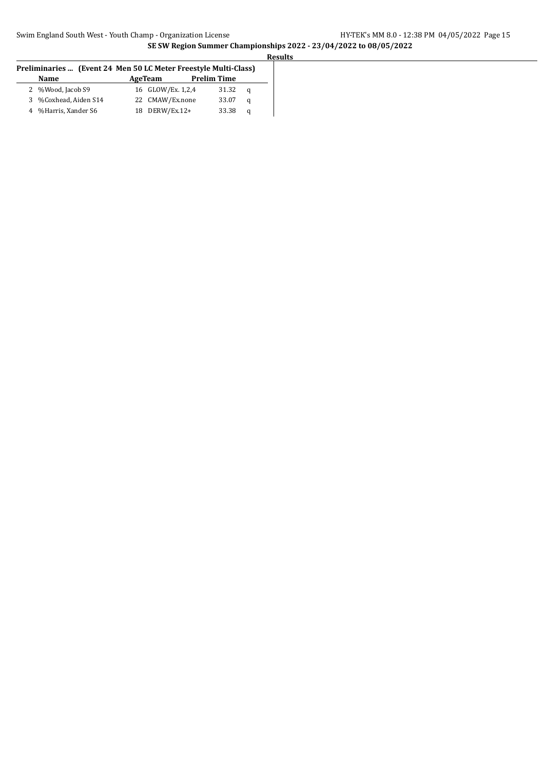**SE SW Region Summer Championships 2022 - 23/04/2022 to 08/05/2022**

**Results**

**Preliminaries ... (Event 24 Men 50 LC Meter Freestyle Multi-Class)**

| | Name | Age | Team | Prelim Time | |
|---|---|---|---|---|---|
| 2 | %Wood, Jacob S9 | 16 | GLOW/Ex. 1,2,4 | 31.32 | q |
| 3 | %Coxhead, Aiden S14 | 22 | CMAW/Ex.none | 33.07 | q |
| 4 | %Harris, Xander S6 | 18 | DERW/Ex.12+ | 33.38 | q |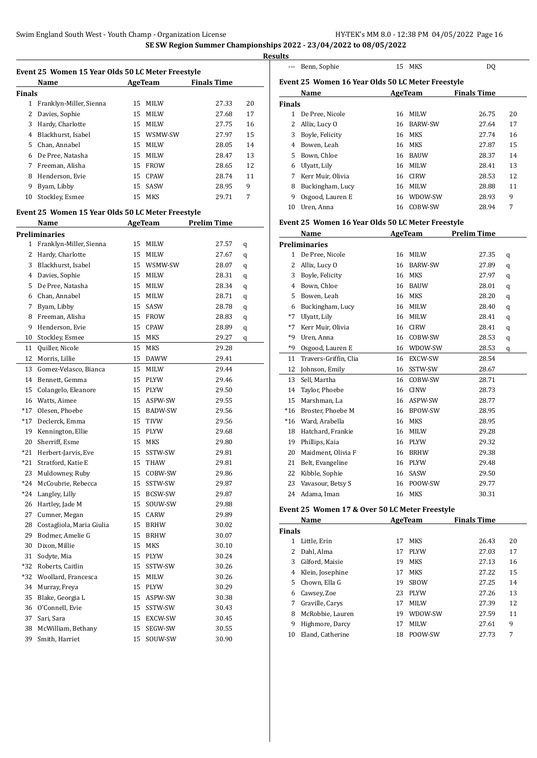# SE SW Region Summer Championships 2022 - 23/04/2022 to 08/05/2022

## Results

### Event 25 Women 15 Year Olds 50 LC Meter Freestyle

| | Name | Age | Team | Finals Time | |
|---|---|---|---|---|---|
| **Finals** | | | | | |
| 1 | Franklyn-Miller, Sienna | 15 | MILW | 27.33 | 20 |
| 2 | Davies, Sophie | 15 | MILW | 27.68 | 17 |
| 3 | Hardy, Charlotte | 15 | MILW | 27.75 | 16 |
| 4 | Blackhurst, Isabel | 15 | WSMW-SW | 27.97 | 15 |
| 5 | Chan, Annabel | 15 | MILW | 28.05 | 14 |
| 6 | De Pree, Natasha | 15 | MILW | 28.47 | 13 |
| 7 | Freeman, Alisha | 15 | FROW | 28.65 | 12 |
| 8 | Henderson, Evie | 15 | CPAW | 28.74 | 11 |
| 9 | Byam, Libby | 15 | SASW | 28.95 | 9 |
| 10 | Stockley, Esmee | 15 | MKS | 29.71 | 7 |

### Event 25 Women 15 Year Olds 50 LC Meter Freestyle

| | Name | Age | Team | Prelim Time | |
|---|---|---|---|---|---|
| **Preliminaries** | | | | | |
| 1 | Franklyn-Miller, Sienna | 15 | MILW | 27.57 | q |
| 2 | Hardy, Charlotte | 15 | MILW | 27.67 | q |
| 3 | Blackhurst, Isabel | 15 | WSMW-SW | 28.07 | q |
| 4 | Davies, Sophie | 15 | MILW | 28.31 | q |
| 5 | De Pree, Natasha | 15 | MILW | 28.34 | q |
| 6 | Chan, Annabel | 15 | MILW | 28.71 | q |
| 7 | Byam, Libby | 15 | SASW | 28.78 | q |
| 8 | Freeman, Alisha | 15 | FROW | 28.83 | q |
| 9 | Henderson, Evie | 15 | CPAW | 28.89 | q |
| 10 | Stockley, Esmee | 15 | MKS | 29.27 | q |
| 11 | Quiller, Nicole | 15 | MKS | 29.28 | |
| 12 | Morris, Lillie | 15 | DAWW | 29.41 | |
| 13 | Gomez-Velasco, Bianca | 15 | MILW | 29.44 | |
| 14 | Bennett, Gemma | 15 | PLYW | 29.46 | |
| 15 | Colangelo, Eleanore | 15 | PLYW | 29.50 | |
| 16 | Watts, Aimee | 15 | ASPW-SW | 29.55 | |
| *17 | Olesen, Phoebe | 15 | BADW-SW | 29.56 | |
| *17 | Declerck, Emma | 15 | TIVW | 29.56 | |
| 19 | Kennington, Ellie | 15 | PLYW | 29.68 | |
| 20 | Sherriff, Esme | 15 | MKS | 29.80 | |
| *21 | Herbert-Jarvis, Eve | 15 | SSTW-SW | 29.81 | |
| *21 | Stratford, Katie E | 15 | THAW | 29.81 | |
| 23 | Muldowney, Ruby | 15 | COBW-SW | 29.86 | |
| *24 | McCoubrie, Rebecca | 15 | SSTW-SW | 29.87 | |
| *24 | Langley, Lilly | 15 | BCSW-SW | 29.87 | |
| 26 | Hartley, Jade M | 15 | SOUW-SW | 29.88 | |
| 27 | Cumner, Megan | 15 | CARW | 29.89 | |
| 28 | Costagliola, Maria Giulia | 15 | BRHW | 30.02 | |
| 29 | Bodmer, Amelie G | 15 | BRHW | 30.07 | |
| 30 | Dixon, Millie | 15 | MKS | 30.10 | |
| 31 | Sodyte, Mia | 15 | PLYW | 30.24 | |
| *32 | Roberts, Caitlin | 15 | SSTW-SW | 30.26 | |
| *32 | Woollard, Francesca | 15 | MILW | 30.26 | |
| 34 | Murray, Freya | 15 | PLYW | 30.29 | |
| 35 | Blake, Georgia L | 15 | ASPW-SW | 30.38 | |
| 36 | O'Connell, Evie | 15 | SSTW-SW | 30.43 | |
| 37 | Sari, Sara | 15 | EXCW-SW | 30.45 | |
| 38 | McWilliam, Bethany | 15 | SEGW-SW | 30.55 | |
| 39 | Smith, Harriet | 15 | SOUW-SW | 30.90 | |
| --- | Benn, Sophie | 15 | MKS | DQ | |

### Event 25 Women 16 Year Olds 50 LC Meter Freestyle

| | Name | Age | Team | Finals Time | |
|---|---|---|---|---|---|
| **Finals** | | | | | |
| 1 | De Pree, Nicole | 16 | MILW | 26.75 | 20 |
| 2 | Allix, Lucy O | 16 | BARW-SW | 27.64 | 17 |
| 3 | Boyle, Felicity | 16 | MKS | 27.74 | 16 |
| 4 | Bowen, Leah | 16 | MKS | 27.87 | 15 |
| 5 | Bown, Chloe | 16 | BAUW | 28.37 | 14 |
| 6 | Ulyatt, Lily | 16 | MILW | 28.41 | 13 |
| 7 | Kerr Muir, Olivia | 16 | CIRW | 28.53 | 12 |
| 8 | Buckingham, Lucy | 16 | MILW | 28.88 | 11 |
| 9 | Osgood, Lauren E | 16 | WDOW-SW | 28.93 | 9 |
| 10 | Uren, Anna | 16 | COBW-SW | 28.94 | 7 |

### Event 25 Women 16 Year Olds 50 LC Meter Freestyle

| | Name | Age | Team | Prelim Time | |
|---|---|---|---|---|---|
| **Preliminaries** | | | | | |
| 1 | De Pree, Nicole | 16 | MILW | 27.35 | q |
| 2 | Allix, Lucy O | 16 | BARW-SW | 27.89 | q |
| 3 | Boyle, Felicity | 16 | MKS | 27.97 | q |
| 4 | Bown, Chloe | 16 | BAUW | 28.01 | q |
| 5 | Bowen, Leah | 16 | MKS | 28.20 | q |
| 6 | Buckingham, Lucy | 16 | MILW | 28.40 | q |
| *7 | Ulyatt, Lily | 16 | MILW | 28.41 | q |
| *7 | Kerr Muir, Olivia | 16 | CIRW | 28.41 | q |
| *9 | Uren, Anna | 16 | COBW-SW | 28.53 | q |
| *9 | Osgood, Lauren E | 16 | WDOW-SW | 28.53 | q |
| 11 | Travers-Griffin, Clia | 16 | EXCW-SW | 28.54 | |
| 12 | Johnson, Emily | 16 | SSTW-SW | 28.67 | |
| 13 | Sell, Martha | 16 | COBW-SW | 28.71 | |
| 14 | Taylor, Phoebe | 16 | CINW | 28.73 | |
| 15 | Marshman, La | 16 | ASPW-SW | 28.77 | |
| *16 | Broster, Phoebe M | 16 | BPOW-SW | 28.95 | |
| *16 | Ward, Arabella | 16 | MKS | 28.95 | |
| 18 | Hatchard, Frankie | 16 | MILW | 29.28 | |
| 19 | Phillips, Kaia | 16 | PLYW | 29.32 | |
| 20 | Maidment, Olivia F | 16 | BRHW | 29.38 | |
| 21 | Belt, Evangeline | 16 | PLYW | 29.48 | |
| 22 | Kibble, Sophie | 16 | SASW | 29.50 | |
| 23 | Vavasour, Betsy S | 16 | POOW-SW | 29.77 | |
| 24 | Adama, Iman | 16 | MKS | 30.31 | |

### Event 25 Women 17 & Over 50 LC Meter Freestyle

| | Name | Age | Team | Finals Time | |
|---|---|---|---|---|---|
| **Finals** | | | | | |
| 1 | Little, Erin | 17 | MKS | 26.43 | 20 |
| 2 | Dahl, Alma | 17 | PLYW | 27.03 | 17 |
| 3 | Gilford, Maisie | 19 | MKS | 27.13 | 16 |
| 4 | Klein, Josephine | 17 | MKS | 27.22 | 15 |
| 5 | Chown, Ella G | 19 | SBOW | 27.25 | 14 |
| 6 | Cawsey, Zoe | 23 | PLYW | 27.26 | 13 |
| 7 | Graville, Carys | 17 | MILW | 27.39 | 12 |
| 8 | McRobbie, Lauren | 19 | WDOW-SW | 27.59 | 11 |
| 9 | Highmore, Darcy | 17 | MILW | 27.61 | 9 |
| 10 | Eland, Catherine | 18 | POOW-SW | 27.73 | 7 |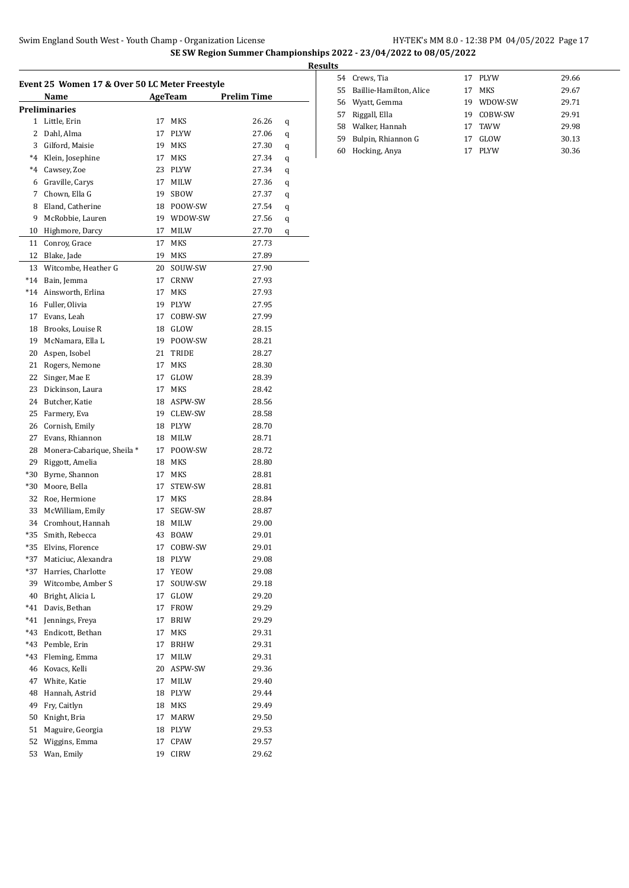**SE SW Region Summer Championships 2022 - 23/04/2022 to 08/05/2022**

**Results**

### Event 25 Women 17 & Over 50 LC Meter Freestyle

| | Name | Age | Team | Prelim Time | |
|---|---|---|---|---|---|
| **Preliminaries** | | | | | |
| 1 | Little, Erin | 17 | MKS | 26.26 | q |
| 2 | Dahl, Alma | 17 | PLYW | 27.06 | q |
| 3 | Gilford, Maisie | 19 | MKS | 27.30 | q |
| *4 | Klein, Josephine | 17 | MKS | 27.34 | q |
| *4 | Cawsey, Zoe | 23 | PLYW | 27.34 | q |
| 6 | Graville, Carys | 17 | MILW | 27.36 | q |
| 7 | Chown, Ella G | 19 | SBOW | 27.37 | q |
| 8 | Eland, Catherine | 18 | POOW-SW | 27.54 | q |
| 9 | McRobbie, Lauren | 19 | WDOW-SW | 27.56 | q |
| 10 | Highmore, Darcy | 17 | MILW | 27.70 | q |
| 11 | Conroy, Grace | 17 | MKS | 27.73 | |
| 12 | Blake, Jade | 19 | MKS | 27.89 | |
| 13 | Witcombe, Heather G | 20 | SOUW-SW | 27.90 | |
| *14 | Bain, Jemma | 17 | CRNW | 27.93 | |
| *14 | Ainsworth, Erlina | 17 | MKS | 27.93 | |
| 16 | Fuller, Olivia | 19 | PLYW | 27.95 | |
| 17 | Evans, Leah | 17 | COBW-SW | 27.99 | |
| 18 | Brooks, Louise R | 18 | GLOW | 28.15 | |
| 19 | McNamara, Ella L | 19 | POOW-SW | 28.21 | |
| 20 | Aspen, Isobel | 21 | TRIDE | 28.27 | |
| 21 | Rogers, Nemone | 17 | MKS | 28.30 | |
| 22 | Singer, Mae E | 17 | GLOW | 28.39 | |
| 23 | Dickinson, Laura | 17 | MKS | 28.42 | |
| 24 | Butcher, Katie | 18 | ASPW-SW | 28.56 | |
| 25 | Farmery, Eva | 19 | CLEW-SW | 28.58 | |
| 26 | Cornish, Emily | 18 | PLYW | 28.70 | |
| 27 | Evans, Rhiannon | 18 | MILW | 28.71 | |
| 28 | Monera-Cabarique, Sheila * | 17 | POOW-SW | 28.72 | |
| 29 | Riggott, Amelia | 18 | MKS | 28.80 | |
| *30 | Byrne, Shannon | 17 | MKS | 28.81 | |
| *30 | Moore, Bella | 17 | STEW-SW | 28.81 | |
| 32 | Roe, Hermione | 17 | MKS | 28.84 | |
| 33 | McWilliam, Emily | 17 | SEGW-SW | 28.87 | |
| 34 | Cromhout, Hannah | 18 | MILW | 29.00 | |
| *35 | Smith, Rebecca | 43 | BOAW | 29.01 | |
| *35 | Elvins, Florence | 17 | COBW-SW | 29.01 | |
| *37 | Maticiuc, Alexandra | 18 | PLYW | 29.08 | |
| *37 | Harries, Charlotte | 17 | YEOW | 29.08 | |
| 39 | Witcombe, Amber S | 17 | SOUW-SW | 29.18 | |
| 40 | Bright, Alicia L | 17 | GLOW | 29.20 | |
| *41 | Davis, Bethan | 17 | FROW | 29.29 | |
| *41 | Jennings, Freya | 17 | BRIW | 29.29 | |
| *43 | Endicott, Bethan | 17 | MKS | 29.31 | |
| *43 | Pemble, Erin | 17 | BRHW | 29.31 | |
| *43 | Fleming, Emma | 17 | MILW | 29.31 | |
| 46 | Kovacs, Kelli | 20 | ASPW-SW | 29.36 | |
| 47 | White, Katie | 17 | MILW | 29.40 | |
| 48 | Hannah, Astrid | 18 | PLYW | 29.44 | |
| 49 | Fry, Caitlyn | 18 | MKS | 29.49 | |
| 50 | Knight, Bria | 17 | MARW | 29.50 | |
| 51 | Maguire, Georgia | 18 | PLYW | 29.53 | |
| 52 | Wiggins, Emma | 17 | CPAW | 29.57 | |
| 53 | Wan, Emily | 19 | CIRW | 29.62 | |
| 54 | Crews, Tia | 17 | PLYW | 29.66 | |
| 55 | Baillie-Hamilton, Alice | 17 | MKS | 29.67 | |
| 56 | Wyatt, Gemma | 19 | WDOW-SW | 29.71 | |
| 57 | Riggall, Ella | 19 | COBW-SW | 29.91 | |
| 58 | Walker, Hannah | 17 | TAVW | 29.98 | |
| 59 | Bulpin, Rhiannon G | 17 | GLOW | 30.13 | |
| 60 | Hocking, Anya | 17 | PLYW | 30.36 | |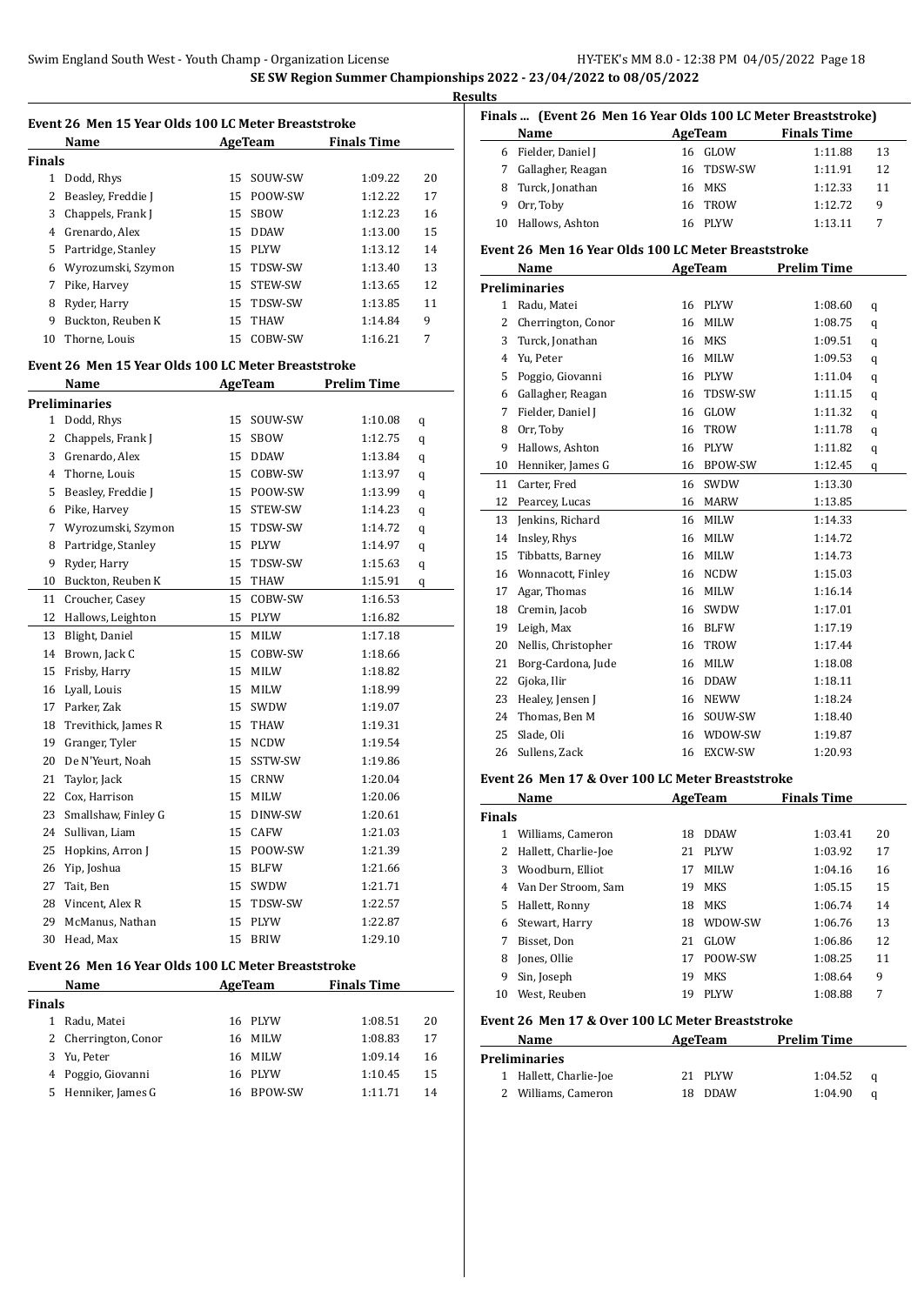## SE SW Region Summer Championships 2022 - 23/04/2022 to 08/05/2022

### Results

#### Event 26 Men 15 Year Olds 100 LC Meter Breaststroke

| | Name | Age | Team | Finals Time | |
|---|---|---|---|---|---|
| **Finals** | | | | | |
| 1 | Dodd, Rhys | 15 | SOUW-SW | 1:09.22 | 20 |
| 2 | Beasley, Freddie J | 15 | POOW-SW | 1:12.22 | 17 |
| 3 | Chappels, Frank J | 15 | SBOW | 1:12.23 | 16 |
| 4 | Grenardo, Alex | 15 | DDAW | 1:13.00 | 15 |
| 5 | Partridge, Stanley | 15 | PLYW | 1:13.12 | 14 |
| 6 | Wyrozumski, Szymon | 15 | TDSW-SW | 1:13.40 | 13 |
| 7 | Pike, Harvey | 15 | STEW-SW | 1:13.65 | 12 |
| 8 | Ryder, Harry | 15 | TDSW-SW | 1:13.85 | 11 |
| 9 | Buckton, Reuben K | 15 | THAW | 1:14.84 | 9 |
| 10 | Thorne, Louis | 15 | COBW-SW | 1:16.21 | 7 |

#### Event 26 Men 15 Year Olds 100 LC Meter Breaststroke

| | Name | Age | Team | Prelim Time | |
|---|---|---|---|---|---|
| **Preliminaries** | | | | | |
| 1 | Dodd, Rhys | 15 | SOUW-SW | 1:10.08 | q |
| 2 | Chappels, Frank J | 15 | SBOW | 1:12.75 | q |
| 3 | Grenardo, Alex | 15 | DDAW | 1:13.84 | q |
| 4 | Thorne, Louis | 15 | COBW-SW | 1:13.97 | q |
| 5 | Beasley, Freddie J | 15 | POOW-SW | 1:13.99 | q |
| 6 | Pike, Harvey | 15 | STEW-SW | 1:14.23 | q |
| 7 | Wyrozumski, Szymon | 15 | TDSW-SW | 1:14.72 | q |
| 8 | Partridge, Stanley | 15 | PLYW | 1:14.97 | q |
| 9 | Ryder, Harry | 15 | TDSW-SW | 1:15.63 | q |
| 10 | Buckton, Reuben K | 15 | THAW | 1:15.91 | q |
| 11 | Croucher, Casey | 15 | COBW-SW | 1:16.53 | |
| 12 | Hallows, Leighton | 15 | PLYW | 1:16.82 | |
| 13 | Blight, Daniel | 15 | MILW | 1:17.18 | |
| 14 | Brown, Jack C | 15 | COBW-SW | 1:18.66 | |
| 15 | Frisby, Harry | 15 | MILW | 1:18.82 | |
| 16 | Lyall, Louis | 15 | MILW | 1:18.99 | |
| 17 | Parker, Zak | 15 | SWDW | 1:19.07 | |
| 18 | Trevithick, James R | 15 | THAW | 1:19.31 | |
| 19 | Granger, Tyler | 15 | NCDW | 1:19.54 | |
| 20 | De N'Yeurt, Noah | 15 | SSTW-SW | 1:19.86 | |
| 21 | Taylor, Jack | 15 | CRNW | 1:20.04 | |
| 22 | Cox, Harrison | 15 | MILW | 1:20.06 | |
| 23 | Smallshaw, Finley G | 15 | DINW-SW | 1:20.61 | |
| 24 | Sullivan, Liam | 15 | CAFW | 1:21.03 | |
| 25 | Hopkins, Arron J | 15 | POOW-SW | 1:21.39 | |
| 26 | Yip, Joshua | 15 | BLFW | 1:21.66 | |
| 27 | Tait, Ben | 15 | SWDW | 1:21.71 | |
| 28 | Vincent, Alex R | 15 | TDSW-SW | 1:22.57 | |
| 29 | McManus, Nathan | 15 | PLYW | 1:22.87 | |
| 30 | Head, Max | 15 | BRIW | 1:29.10 | |

#### Event 26 Men 16 Year Olds 100 LC Meter Breaststroke

| | Name | Age | Team | Finals Time | |
|---|---|---|---|---|---|
| **Finals** | | | | | |
| 1 | Radu, Matei | 16 | PLYW | 1:08.51 | 20 |
| 2 | Cherrington, Conor | 16 | MILW | 1:08.83 | 17 |
| 3 | Yu, Peter | 16 | MILW | 1:09.14 | 16 |
| 4 | Poggio, Giovanni | 16 | PLYW | 1:10.45 | 15 |
| 5 | Henniker, James G | 16 | BPOW-SW | 1:11.71 | 14 |
| 6 | Fielder, Daniel J | 16 | GLOW | 1:11.88 | 13 |
| 7 | Gallagher, Reagan | 16 | TDSW-SW | 1:11.91 | 12 |
| 8 | Turck, Jonathan | 16 | MKS | 1:12.33 | 11 |
| 9 | Orr, Toby | 16 | TROW | 1:12.72 | 9 |
| 10 | Hallows, Ashton | 16 | PLYW | 1:13.11 | 7 |

#### Event 26 Men 16 Year Olds 100 LC Meter Breaststroke

| | Name | Age | Team | Prelim Time | |
|---|---|---|---|---|---|
| **Preliminaries** | | | | | |
| 1 | Radu, Matei | 16 | PLYW | 1:08.60 | q |
| 2 | Cherrington, Conor | 16 | MILW | 1:08.75 | q |
| 3 | Turck, Jonathan | 16 | MKS | 1:09.51 | q |
| 4 | Yu, Peter | 16 | MILW | 1:09.53 | q |
| 5 | Poggio, Giovanni | 16 | PLYW | 1:11.04 | q |
| 6 | Gallagher, Reagan | 16 | TDSW-SW | 1:11.15 | q |
| 7 | Fielder, Daniel J | 16 | GLOW | 1:11.32 | q |
| 8 | Orr, Toby | 16 | TROW | 1:11.78 | q |
| 9 | Hallows, Ashton | 16 | PLYW | 1:11.82 | q |
| 10 | Henniker, James G | 16 | BPOW-SW | 1:12.45 | q |
| 11 | Carter, Fred | 16 | SWDW | 1:13.30 | |
| 12 | Pearcey, Lucas | 16 | MARW | 1:13.85 | |
| 13 | Jenkins, Richard | 16 | MILW | 1:14.33 | |
| 14 | Insley, Rhys | 16 | MILW | 1:14.72 | |
| 15 | Tibbatts, Barney | 16 | MILW | 1:14.73 | |
| 16 | Wonnacott, Finley | 16 | NCDW | 1:15.03 | |
| 17 | Agar, Thomas | 16 | MILW | 1:16.14 | |
| 18 | Cremin, Jacob | 16 | SWDW | 1:17.01 | |
| 19 | Leigh, Max | 16 | BLFW | 1:17.19 | |
| 20 | Nellis, Christopher | 16 | TROW | 1:17.44 | |
| 21 | Borg-Cardona, Jude | 16 | MILW | 1:18.08 | |
| 22 | Gjoka, Ilir | 16 | DDAW | 1:18.11 | |
| 23 | Healey, Jensen J | 16 | NEWW | 1:18.24 | |
| 24 | Thomas, Ben M | 16 | SOUW-SW | 1:18.40 | |
| 25 | Slade, Oli | 16 | WDOW-SW | 1:19.87 | |
| 26 | Sullens, Zack | 16 | EXCW-SW | 1:20.93 | |

#### Event 26 Men 17 & Over 100 LC Meter Breaststroke

| | Name | Age | Team | Finals Time | |
|---|---|---|---|---|---|
| **Finals** | | | | | |
| 1 | Williams, Cameron | 18 | DDAW | 1:03.41 | 20 |
| 2 | Hallett, Charlie-Joe | 21 | PLYW | 1:03.92 | 17 |
| 3 | Woodburn, Elliot | 17 | MILW | 1:04.16 | 16 |
| 4 | Van Der Stroom, Sam | 19 | MKS | 1:05.15 | 15 |
| 5 | Hallett, Ronny | 18 | MKS | 1:06.74 | 14 |
| 6 | Stewart, Harry | 18 | WDOW-SW | 1:06.76 | 13 |
| 7 | Bisset, Don | 21 | GLOW | 1:06.86 | 12 |
| 8 | Jones, Ollie | 17 | POOW-SW | 1:08.25 | 11 |
| 9 | Sin, Joseph | 19 | MKS | 1:08.64 | 9 |
| 10 | West, Reuben | 19 | PLYW | 1:08.88 | 7 |

#### Event 26 Men 17 & Over 100 LC Meter Breaststroke

| | Name | Age | Team | Prelim Time | |
|---|---|---|---|---|---|
| **Preliminaries** | | | | | |
| 1 | Hallett, Charlie-Joe | 21 | PLYW | 1:04.52 | q |
| 2 | Williams, Cameron | 18 | DDAW | 1:04.90 | q |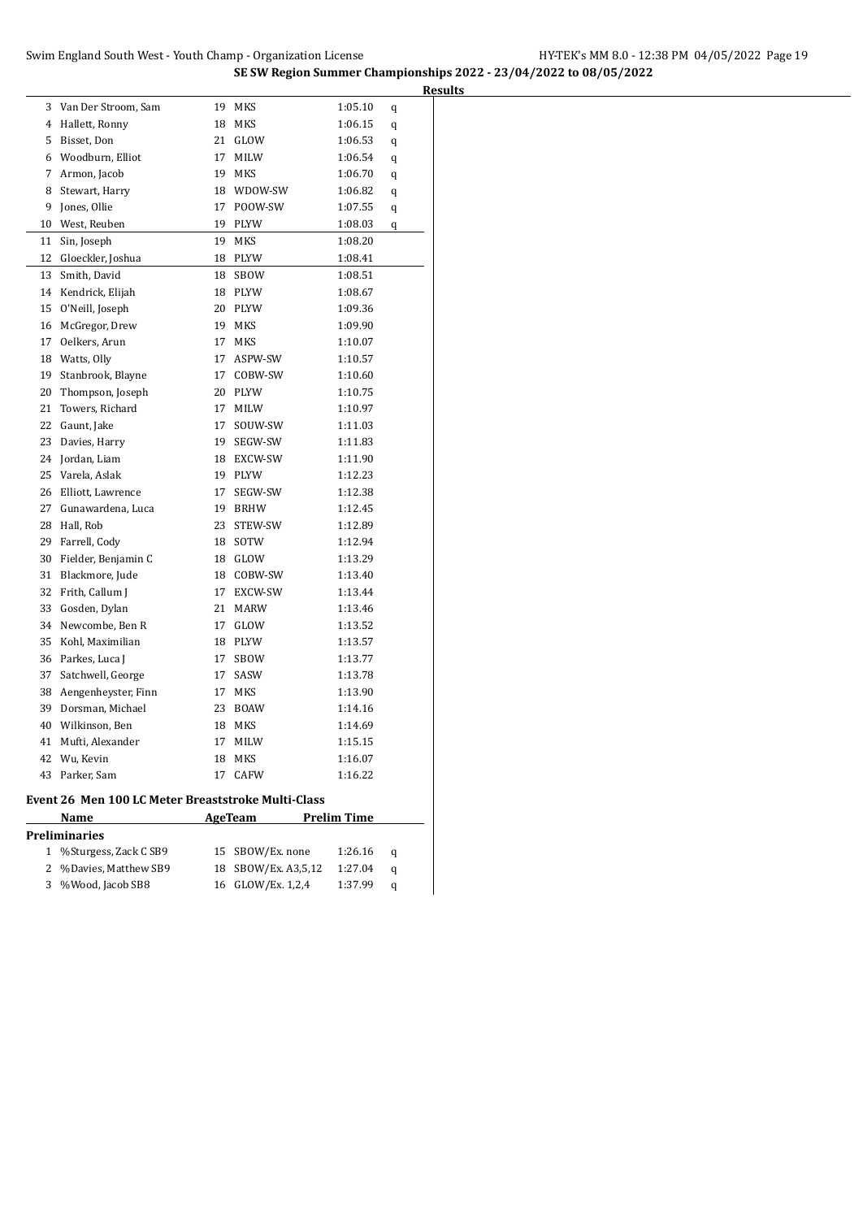# SE SW Region Summer Championships 2022 - 23/04/2022 to 08/05/2022

## Results

| | Name | Age | Team | Time | |
|---|---|---|---|---|---|
| 3 | Van Der Stroom, Sam | 19 | MKS | 1:05.10 | q |
| 4 | Hallett, Ronny | 18 | MKS | 1:06.15 | q |
| 5 | Bisset, Don | 21 | GLOW | 1:06.53 | q |
| 6 | Woodburn, Elliot | 17 | MILW | 1:06.54 | q |
| 7 | Armon, Jacob | 19 | MKS | 1:06.70 | q |
| 8 | Stewart, Harry | 18 | WDOW-SW | 1:06.82 | q |
| 9 | Jones, Ollie | 17 | POOW-SW | 1:07.55 | q |
| 10 | West, Reuben | 19 | PLYW | 1:08.03 | q |
| 11 | Sin, Joseph | 19 | MKS | 1:08.20 | |
| 12 | Gloeckler, Joshua | 18 | PLYW | 1:08.41 | |
| 13 | Smith, David | 18 | SBOW | 1:08.51 | |
| 14 | Kendrick, Elijah | 18 | PLYW | 1:08.67 | |
| 15 | O'Neill, Joseph | 20 | PLYW | 1:09.36 | |
| 16 | McGregor, Drew | 19 | MKS | 1:09.90 | |
| 17 | Oelkers, Arun | 17 | MKS | 1:10.07 | |
| 18 | Watts, Olly | 17 | ASPW-SW | 1:10.57 | |
| 19 | Stanbrook, Blayne | 17 | COBW-SW | 1:10.60 | |
| 20 | Thompson, Joseph | 20 | PLYW | 1:10.75 | |
| 21 | Towers, Richard | 17 | MILW | 1:10.97 | |
| 22 | Gaunt, Jake | 17 | SOUW-SW | 1:11.03 | |
| 23 | Davies, Harry | 19 | SEGW-SW | 1:11.83 | |
| 24 | Jordan, Liam | 18 | EXCW-SW | 1:11.90 | |
| 25 | Varela, Aslak | 19 | PLYW | 1:12.23 | |
| 26 | Elliott, Lawrence | 17 | SEGW-SW | 1:12.38 | |
| 27 | Gunawardena, Luca | 19 | BRHW | 1:12.45 | |
| 28 | Hall, Rob | 23 | STEW-SW | 1:12.89 | |
| 29 | Farrell, Cody | 18 | SOTW | 1:12.94 | |
| 30 | Fielder, Benjamin C | 18 | GLOW | 1:13.29 | |
| 31 | Blackmore, Jude | 18 | COBW-SW | 1:13.40 | |
| 32 | Frith, Callum J | 17 | EXCW-SW | 1:13.44 | |
| 33 | Gosden, Dylan | 21 | MARW | 1:13.46 | |
| 34 | Newcombe, Ben R | 17 | GLOW | 1:13.52 | |
| 35 | Kohl, Maximilian | 18 | PLYW | 1:13.57 | |
| 36 | Parkes, Luca J | 17 | SBOW | 1:13.77 | |
| 37 | Satchwell, George | 17 | SASW | 1:13.78 | |
| 38 | Aengenheyster, Finn | 17 | MKS | 1:13.90 | |
| 39 | Dorsman, Michael | 23 | BOAW | 1:14.16 | |
| 40 | Wilkinson, Ben | 18 | MKS | 1:14.69 | |
| 41 | Mufti, Alexander | 17 | MILW | 1:15.15 | |
| 42 | Wu, Kevin | 18 | MKS | 1:16.07 | |
| 43 | Parker, Sam | 17 | CAFW | 1:16.22 | |

### Event 26 Men 100 LC Meter Breaststroke Multi-Class

| | Name | Age | Team | Prelim Time | |
|---|---|---|---|---|---|
| **Preliminaries** | | | | | |
| 1 | %Sturgess, Zack C SB9 | 15 | SBOW/Ex. none | 1:26.16 | q |
| 2 | %Davies, Matthew SB9 | 18 | SBOW/Ex. A3,5,12 | 1:27.04 | q |
| 3 | %Wood, Jacob SB8 | 16 | GLOW/Ex. 1,2,4 | 1:37.99 | q |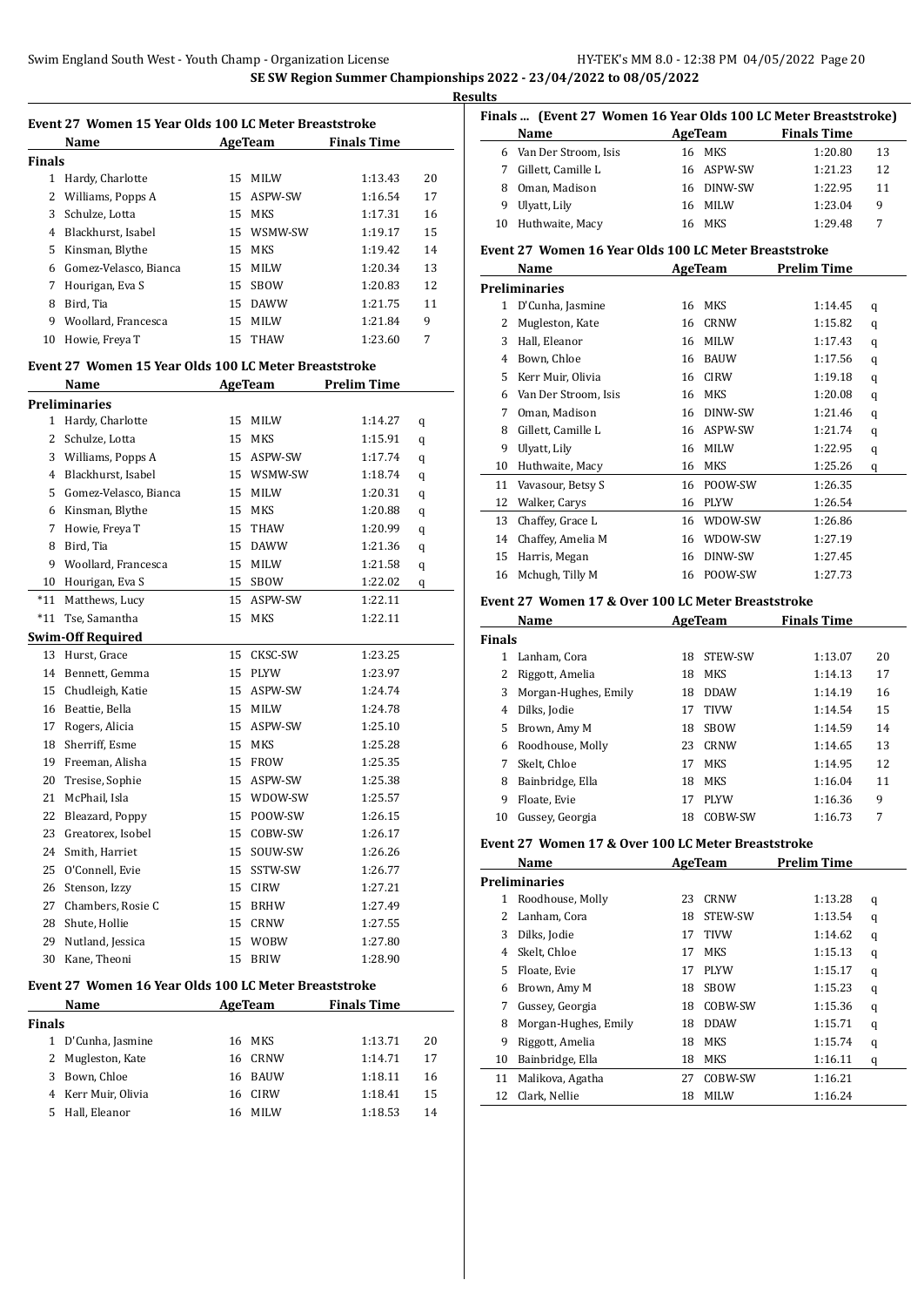**SE SW Region Summer Championships 2022 - 23/04/2022 to 08/05/2022**

**Results**

### Event 27 Women 15 Year Olds 100 LC Meter Breaststroke

| | Name | Age | Team | Finals Time | |
|---|---|---|---|---|---|
| **Finals** | | | | | |
| 1 | Hardy, Charlotte | 15 | MILW | 1:13.43 | 20 |
| 2 | Williams, Popps A | 15 | ASPW-SW | 1:16.54 | 17 |
| 3 | Schulze, Lotta | 15 | MKS | 1:17.31 | 16 |
| 4 | Blackhurst, Isabel | 15 | WSMW-SW | 1:19.17 | 15 |
| 5 | Kinsman, Blythe | 15 | MKS | 1:19.42 | 14 |
| 6 | Gomez-Velasco, Bianca | 15 | MILW | 1:20.34 | 13 |
| 7 | Hourigan, Eva S | 15 | SBOW | 1:20.83 | 12 |
| 8 | Bird, Tia | 15 | DAWW | 1:21.75 | 11 |
| 9 | Woollard, Francesca | 15 | MILW | 1:21.84 | 9 |
| 10 | Howie, Freya T | 15 | THAW | 1:23.60 | 7 |

### Event 27 Women 15 Year Olds 100 LC Meter Breaststroke

| | Name | Age | Team | Prelim Time | |
|---|---|---|---|---|---|
| **Preliminaries** | | | | | |
| 1 | Hardy, Charlotte | 15 | MILW | 1:14.27 | q |
| 2 | Schulze, Lotta | 15 | MKS | 1:15.91 | q |
| 3 | Williams, Popps A | 15 | ASPW-SW | 1:17.74 | q |
| 4 | Blackhurst, Isabel | 15 | WSMW-SW | 1:18.74 | q |
| 5 | Gomez-Velasco, Bianca | 15 | MILW | 1:20.31 | q |
| 6 | Kinsman, Blythe | 15 | MKS | 1:20.88 | q |
| 7 | Howie, Freya T | 15 | THAW | 1:20.99 | q |
| 8 | Bird, Tia | 15 | DAWW | 1:21.36 | q |
| 9 | Woollard, Francesca | 15 | MILW | 1:21.58 | q |
| 10 | Hourigan, Eva S | 15 | SBOW | 1:22.02 | q |
| *11 | Matthews, Lucy | 15 | ASPW-SW | 1:22.11 | |
| *11 | Tse, Samantha | 15 | MKS | 1:22.11 | |
| **Swim-Off Required** | | | | | |
| 13 | Hurst, Grace | 15 | CKSC-SW | 1:23.25 | |
| 14 | Bennett, Gemma | 15 | PLYW | 1:23.97 | |
| 15 | Chudleigh, Katie | 15 | ASPW-SW | 1:24.74 | |
| 16 | Beattie, Bella | 15 | MILW | 1:24.78 | |
| 17 | Rogers, Alicia | 15 | ASPW-SW | 1:25.10 | |
| 18 | Sherriff, Esme | 15 | MKS | 1:25.28 | |
| 19 | Freeman, Alisha | 15 | FROW | 1:25.35 | |
| 20 | Tresise, Sophie | 15 | ASPW-SW | 1:25.38 | |
| 21 | McPhail, Isla | 15 | WDOW-SW | 1:25.57 | |
| 22 | Bleazard, Poppy | 15 | POOW-SW | 1:26.15 | |
| 23 | Greatorex, Isobel | 15 | COBW-SW | 1:26.17 | |
| 24 | Smith, Harriet | 15 | SOUW-SW | 1:26.26 | |
| 25 | O'Connell, Evie | 15 | SSTW-SW | 1:26.77 | |
| 26 | Stenson, Izzy | 15 | CIRW | 1:27.21 | |
| 27 | Chambers, Rosie C | 15 | BRHW | 1:27.49 | |
| 28 | Shute, Hollie | 15 | CRNW | 1:27.55 | |
| 29 | Nutland, Jessica | 15 | WOBW | 1:27.80 | |
| 30 | Kane, Theoni | 15 | BRIW | 1:28.90 | |

### Event 27 Women 16 Year Olds 100 LC Meter Breaststroke

| | Name | Age | Team | Finals Time | |
|---|---|---|---|---|---|
| **Finals** | | | | | |
| 1 | D'Cunha, Jasmine | 16 | MKS | 1:13.71 | 20 |
| 2 | Mugleston, Kate | 16 | CRNW | 1:14.71 | 17 |
| 3 | Bown, Chloe | 16 | BAUW | 1:18.11 | 16 |
| 4 | Kerr Muir, Olivia | 16 | CIRW | 1:18.41 | 15 |
| 5 | Hall, Eleanor | 16 | MILW | 1:18.53 | 14 |
| 6 | Van Der Stroom, Isis | 16 | MKS | 1:20.80 | 13 |
| 7 | Gillett, Camille L | 16 | ASPW-SW | 1:21.23 | 12 |
| 8 | Oman, Madison | 16 | DINW-SW | 1:22.95 | 11 |
| 9 | Ulyatt, Lily | 16 | MILW | 1:23.04 | 9 |
| 10 | Huthwaite, Macy | 16 | MKS | 1:29.48 | 7 |

### Event 27 Women 16 Year Olds 100 LC Meter Breaststroke

| | Name | Age | Team | Prelim Time | |
|---|---|---|---|---|---|
| **Preliminaries** | | | | | |
| 1 | D'Cunha, Jasmine | 16 | MKS | 1:14.45 | q |
| 2 | Mugleston, Kate | 16 | CRNW | 1:15.82 | q |
| 3 | Hall, Eleanor | 16 | MILW | 1:17.43 | q |
| 4 | Bown, Chloe | 16 | BAUW | 1:17.56 | q |
| 5 | Kerr Muir, Olivia | 16 | CIRW | 1:19.18 | q |
| 6 | Van Der Stroom, Isis | 16 | MKS | 1:20.08 | q |
| 7 | Oman, Madison | 16 | DINW-SW | 1:21.46 | q |
| 8 | Gillett, Camille L | 16 | ASPW-SW | 1:21.74 | q |
| 9 | Ulyatt, Lily | 16 | MILW | 1:22.95 | q |
| 10 | Huthwaite, Macy | 16 | MKS | 1:25.26 | q |
| 11 | Vavasour, Betsy S | 16 | POOW-SW | 1:26.35 | |
| 12 | Walker, Carys | 16 | PLYW | 1:26.54 | |
| 13 | Chaffey, Grace L | 16 | WDOW-SW | 1:26.86 | |
| 14 | Chaffey, Amelia M | 16 | WDOW-SW | 1:27.19 | |
| 15 | Harris, Megan | 16 | DINW-SW | 1:27.45 | |
| 16 | Mchugh, Tilly M | 16 | POOW-SW | 1:27.73 | |

### Event 27 Women 17 & Over 100 LC Meter Breaststroke

| | Name | Age | Team | Finals Time | |
|---|---|---|---|---|---|
| **Finals** | | | | | |
| 1 | Lanham, Cora | 18 | STEW-SW | 1:13.07 | 20 |
| 2 | Riggott, Amelia | 18 | MKS | 1:14.13 | 17 |
| 3 | Morgan-Hughes, Emily | 18 | DDAW | 1:14.19 | 16 |
| 4 | Dilks, Jodie | 17 | TIVW | 1:14.54 | 15 |
| 5 | Brown, Amy M | 18 | SBOW | 1:14.59 | 14 |
| 6 | Roodhouse, Molly | 23 | CRNW | 1:14.65 | 13 |
| 7 | Skelt, Chloe | 17 | MKS | 1:14.95 | 12 |
| 8 | Bainbridge, Ella | 18 | MKS | 1:16.04 | 11 |
| 9 | Floate, Evie | 17 | PLYW | 1:16.36 | 9 |
| 10 | Gussey, Georgia | 18 | COBW-SW | 1:16.73 | 7 |

### Event 27 Women 17 & Over 100 LC Meter Breaststroke

| | Name | Age | Team | Prelim Time | |
|---|---|---|---|---|---|
| **Preliminaries** | | | | | |
| 1 | Roodhouse, Molly | 23 | CRNW | 1:13.28 | q |
| 2 | Lanham, Cora | 18 | STEW-SW | 1:13.54 | q |
| 3 | Dilks, Jodie | 17 | TIVW | 1:14.62 | q |
| 4 | Skelt, Chloe | 17 | MKS | 1:15.13 | q |
| 5 | Floate, Evie | 17 | PLYW | 1:15.17 | q |
| 6 | Brown, Amy M | 18 | SBOW | 1:15.23 | q |
| 7 | Gussey, Georgia | 18 | COBW-SW | 1:15.36 | q |
| 8 | Morgan-Hughes, Emily | 18 | DDAW | 1:15.71 | q |
| 9 | Riggott, Amelia | 18 | MKS | 1:15.74 | q |
| 10 | Bainbridge, Ella | 18 | MKS | 1:16.11 | q |
| 11 | Malikova, Agatha | 27 | COBW-SW | 1:16.21 | |
| 12 | Clark, Nellie | 18 | MILW | 1:16.24 | |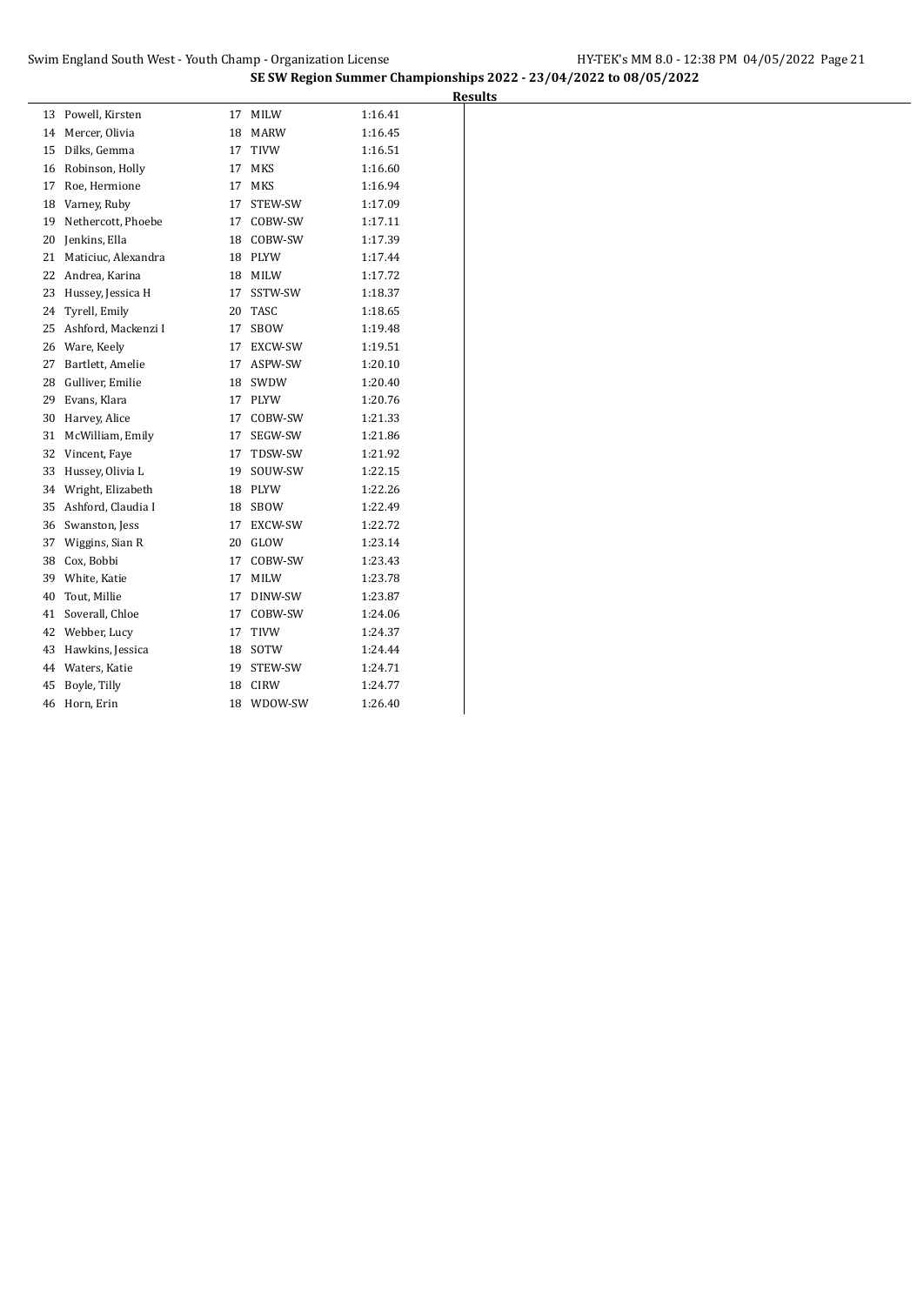## SE SW Region Summer Championships 2022 - 23/04/2022 to 08/05/2022

### Results

| | Name | Age | Team | Time |
|---|---|---|---|---|
| 13 | Powell, Kirsten | 17 | MILW | 1:16.41 |
| 14 | Mercer, Olivia | 18 | MARW | 1:16.45 |
| 15 | Dilks, Gemma | 17 | TIVW | 1:16.51 |
| 16 | Robinson, Holly | 17 | MKS | 1:16.60 |
| 17 | Roe, Hermione | 17 | MKS | 1:16.94 |
| 18 | Varney, Ruby | 17 | STEW-SW | 1:17.09 |
| 19 | Nethercott, Phoebe | 17 | COBW-SW | 1:17.11 |
| 20 | Jenkins, Ella | 18 | COBW-SW | 1:17.39 |
| 21 | Maticiuc, Alexandra | 18 | PLYW | 1:17.44 |
| 22 | Andrea, Karina | 18 | MILW | 1:17.72 |
| 23 | Hussey, Jessica H | 17 | SSTW-SW | 1:18.37 |
| 24 | Tyrell, Emily | 20 | TASC | 1:18.65 |
| 25 | Ashford, Mackenzi I | 17 | SBOW | 1:19.48 |
| 26 | Ware, Keely | 17 | EXCW-SW | 1:19.51 |
| 27 | Bartlett, Amelie | 17 | ASPW-SW | 1:20.10 |
| 28 | Gulliver, Emilie | 18 | SWDW | 1:20.40 |
| 29 | Evans, Klara | 17 | PLYW | 1:20.76 |
| 30 | Harvey, Alice | 17 | COBW-SW | 1:21.33 |
| 31 | McWilliam, Emily | 17 | SEGW-SW | 1:21.86 |
| 32 | Vincent, Faye | 17 | TDSW-SW | 1:21.92 |
| 33 | Hussey, Olivia L | 19 | SOUW-SW | 1:22.15 |
| 34 | Wright, Elizabeth | 18 | PLYW | 1:22.26 |
| 35 | Ashford, Claudia I | 18 | SBOW | 1:22.49 |
| 36 | Swanston, Jess | 17 | EXCW-SW | 1:22.72 |
| 37 | Wiggins, Sian R | 20 | GLOW | 1:23.14 |
| 38 | Cox, Bobbi | 17 | COBW-SW | 1:23.43 |
| 39 | White, Katie | 17 | MILW | 1:23.78 |
| 40 | Tout, Millie | 17 | DINW-SW | 1:23.87 |
| 41 | Soverall, Chloe | 17 | COBW-SW | 1:24.06 |
| 42 | Webber, Lucy | 17 | TIVW | 1:24.37 |
| 43 | Hawkins, Jessica | 18 | SOTW | 1:24.44 |
| 44 | Waters, Katie | 19 | STEW-SW | 1:24.71 |
| 45 | Boyle, Tilly | 18 | CIRW | 1:24.77 |
| 46 | Horn, Erin | 18 | WDOW-SW | 1:26.40 |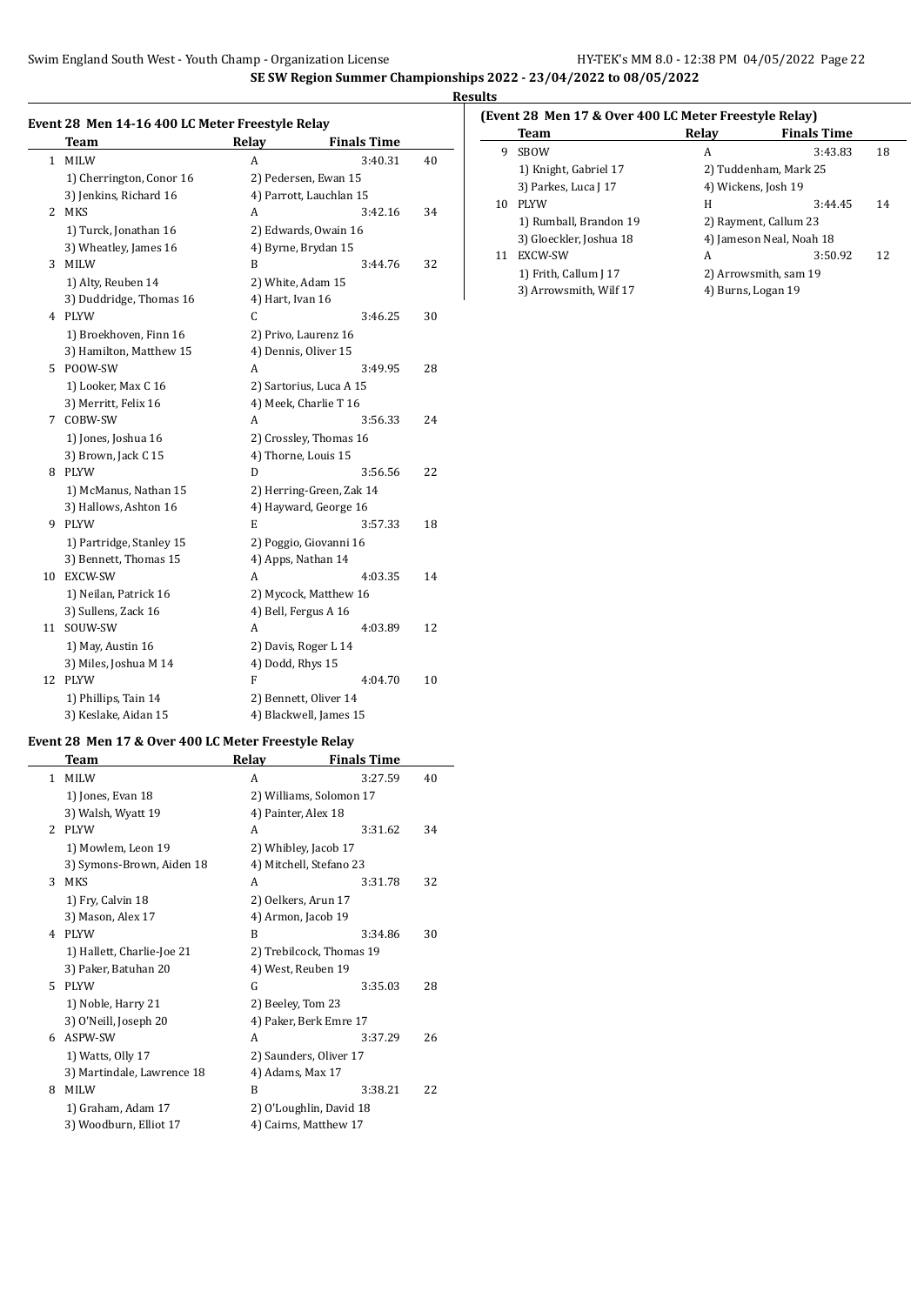**SE SW Region Summer Championships 2022 - 23/04/2022 to 08/05/2022**

**Results**

### Event 28 Men 14-16 400 LC Meter Freestyle Relay

| | Team | Relay | Finals Time | |
|---|---|---|---|---|
| 1 | MILW | A | 3:40.31 | 40 |
| | 1) Cherrington, Conor 16 | 2) Pedersen, Ewan 15 | | |
| | 3) Jenkins, Richard 16 | 4) Parrott, Lauchlan 15 | | |
| 2 | MKS | A | 3:42.16 | 34 |
| | 1) Turck, Jonathan 16 | 2) Edwards, Owain 16 | | |
| | 3) Wheatley, James 16 | 4) Byrne, Brydan 15 | | |
| 3 | MILW | B | 3:44.76 | 32 |
| | 1) Alty, Reuben 14 | 2) White, Adam 15 | | |
| | 3) Duddridge, Thomas 16 | 4) Hart, Ivan 16 | | |
| 4 | PLYW | C | 3:46.25 | 30 |
| | 1) Broekhoven, Finn 16 | 2) Privo, Laurenz 16 | | |
| | 3) Hamilton, Matthew 15 | 4) Dennis, Oliver 15 | | |
| 5 | POOW-SW | A | 3:49.95 | 28 |
| | 1) Looker, Max C 16 | 2) Sartorius, Luca A 15 | | |
| | 3) Merritt, Felix 16 | 4) Meek, Charlie T 16 | | |
| 7 | COBW-SW | A | 3:56.33 | 24 |
| | 1) Jones, Joshua 16 | 2) Crossley, Thomas 16 | | |
| | 3) Brown, Jack C 15 | 4) Thorne, Louis 15 | | |
| 8 | PLYW | D | 3:56.56 | 22 |
| | 1) McManus, Nathan 15 | 2) Herring-Green, Zak 14 | | |
| | 3) Hallows, Ashton 16 | 4) Hayward, George 16 | | |
| 9 | PLYW | E | 3:57.33 | 18 |
| | 1) Partridge, Stanley 15 | 2) Poggio, Giovanni 16 | | |
| | 3) Bennett, Thomas 15 | 4) Apps, Nathan 14 | | |
| 10 | EXCW-SW | A | 4:03.35 | 14 |
| | 1) Neilan, Patrick 16 | 2) Mycock, Matthew 16 | | |
| | 3) Sullens, Zack 16 | 4) Bell, Fergus A 16 | | |
| 11 | SOUW-SW | A | 4:03.89 | 12 |
| | 1) May, Austin 16 | 2) Davis, Roger L 14 | | |
| | 3) Miles, Joshua M 14 | 4) Dodd, Rhys 15 | | |
| 12 | PLYW | F | 4:04.70 | 10 |
| | 1) Phillips, Tain 14 | 2) Bennett, Oliver 14 | | |
| | 3) Keslake, Aidan 15 | 4) Blackwell, James 15 | | |

### Event 28 Men 17 & Over 400 LC Meter Freestyle Relay

| | Team | Relay | Finals Time | |
|---|---|---|---|---|
| 1 | MILW | A | 3:27.59 | 40 |
| | 1) Jones, Evan 18 | 2) Williams, Solomon 17 | | |
| | 3) Walsh, Wyatt 19 | 4) Painter, Alex 18 | | |
| 2 | PLYW | A | 3:31.62 | 34 |
| | 1) Mowlem, Leon 19 | 2) Whibley, Jacob 17 | | |
| | 3) Symons-Brown, Aiden 18 | 4) Mitchell, Stefano 23 | | |
| 3 | MKS | A | 3:31.78 | 32 |
| | 1) Fry, Calvin 18 | 2) Oelkers, Arun 17 | | |
| | 3) Mason, Alex 17 | 4) Armon, Jacob 19 | | |
| 4 | PLYW | B | 3:34.86 | 30 |
| | 1) Hallett, Charlie-Joe 21 | 2) Trebilcock, Thomas 19 | | |
| | 3) Paker, Batuhan 20 | 4) West, Reuben 19 | | |
| 5 | PLYW | G | 3:35.03 | 28 |
| | 1) Noble, Harry 21 | 2) Beeley, Tom 23 | | |
| | 3) O'Neill, Joseph 20 | 4) Paker, Berk Emre 17 | | |
| 6 | ASPW-SW | A | 3:37.29 | 26 |
| | 1) Watts, Olly 17 | 2) Saunders, Oliver 17 | | |
| | 3) Martindale, Lawrence 18 | 4) Adams, Max 17 | | |
| 8 | MILW | B | 3:38.21 | 22 |
| | 1) Graham, Adam 17 | 2) O'Loughlin, David 18 | | |
| | 3) Woodburn, Elliot 17 | 4) Cairns, Matthew 17 | | |
| 9 | SBOW | A | 3:43.83 | 18 |
| | 1) Knight, Gabriel 17 | 2) Tuddenham, Mark 25 | | |
| | 3) Parkes, Luca J 17 | 4) Wickens, Josh 19 | | |
| 10 | PLYW | H | 3:44.45 | 14 |
| | 1) Rumball, Brandon 19 | 2) Rayment, Callum 23 | | |
| | 3) Gloeckler, Joshua 18 | 4) Jameson Neal, Noah 18 | | |
| 11 | EXCW-SW | A | 3:50.92 | 12 |
| | 1) Frith, Callum J 17 | 2) Arrowsmith, sam 19 | | |
| | 3) Arrowsmith, Wilf 17 | 4) Burns, Logan 19 | | |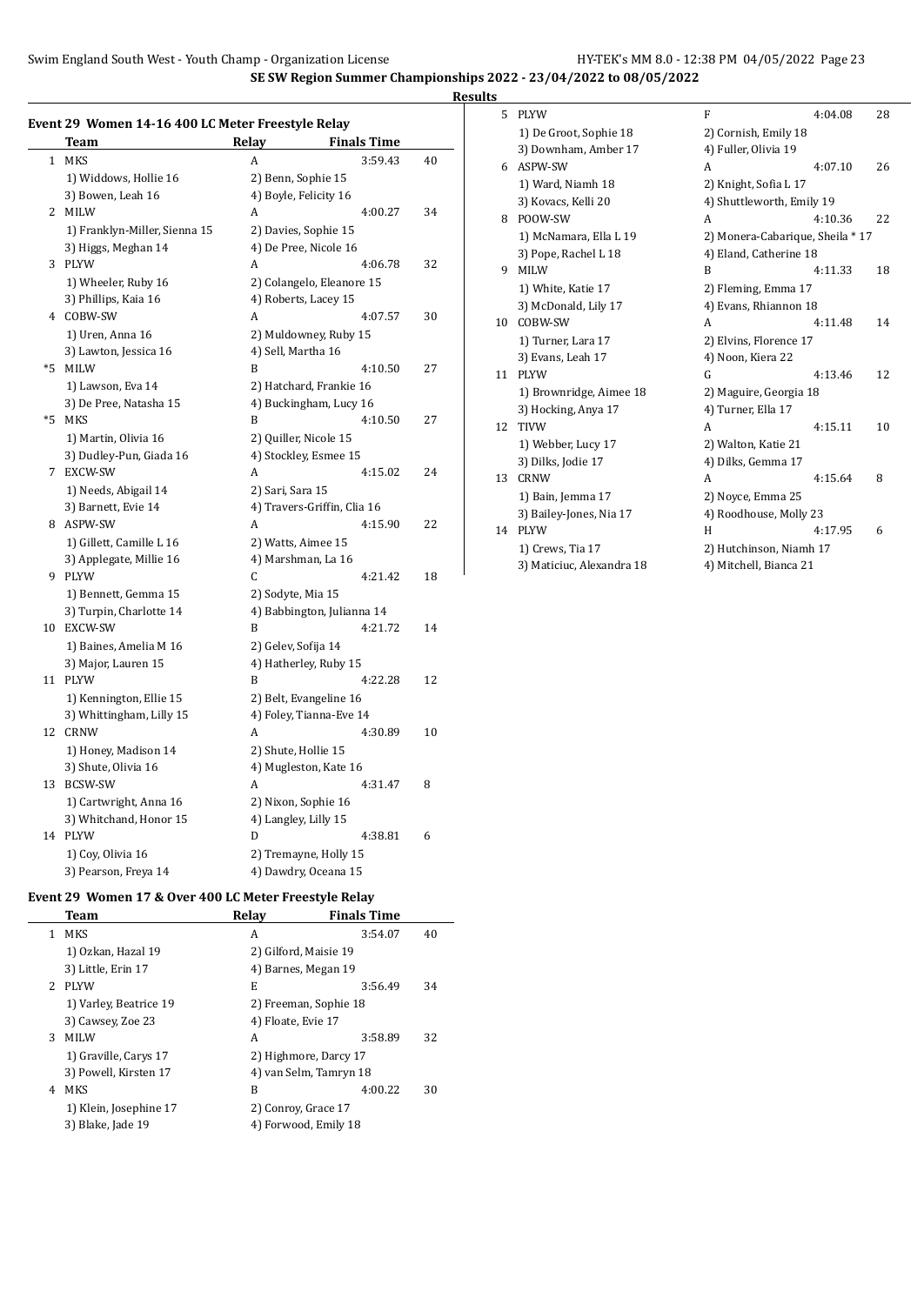## SE SW Region Summer Championships 2022 - 23/04/2022 to 08/05/2022

### Results

### Event 29 Women 14-16 400 LC Meter Freestyle Relay

| | Team | Relay | Finals Time | |
|---|---|---|---|---|
| 1 | MKS | A | 3:59.43 | 40 |
| | 1) Widdows, Hollie 16 | 2) Benn, Sophie 15 | | |
| | 3) Bowen, Leah 16 | 4) Boyle, Felicity 16 | | |
| 2 | MILW | A | 4:00.27 | 34 |
| | 1) Franklyn-Miller, Sienna 15 | 2) Davies, Sophie 15 | | |
| | 3) Higgs, Meghan 14 | 4) De Pree, Nicole 16 | | |
| 3 | PLYW | A | 4:06.78 | 32 |
| | 1) Wheeler, Ruby 16 | 2) Colangelo, Eleanore 15 | | |
| | 3) Phillips, Kaia 16 | 4) Roberts, Lacey 15 | | |
| 4 | COBW-SW | A | 4:07.57 | 30 |
| | 1) Uren, Anna 16 | 2) Muldowney, Ruby 15 | | |
| | 3) Lawton, Jessica 16 | 4) Sell, Martha 16 | | |
| *5 | MILW | B | 4:10.50 | 27 |
| | 1) Lawson, Eva 14 | 2) Hatchard, Frankie 16 | | |
| | 3) De Pree, Natasha 15 | 4) Buckingham, Lucy 16 | | |
| *5 | MKS | B | 4:10.50 | 27 |
| | 1) Martin, Olivia 16 | 2) Quiller, Nicole 15 | | |
| | 3) Dudley-Pun, Giada 16 | 4) Stockley, Esmee 15 | | |
| 7 | EXCW-SW | A | 4:15.02 | 24 |
| | 1) Needs, Abigail 14 | 2) Sari, Sara 15 | | |
| | 3) Barnett, Evie 14 | 4) Travers-Griffin, Clia 16 | | |
| 8 | ASPW-SW | A | 4:15.90 | 22 |
| | 1) Gillett, Camille L 16 | 2) Watts, Aimee 15 | | |
| | 3) Applegate, Millie 16 | 4) Marshman, La 16 | | |
| 9 | PLYW | C | 4:21.42 | 18 |
| | 1) Bennett, Gemma 15 | 2) Sodyte, Mia 15 | | |
| | 3) Turpin, Charlotte 14 | 4) Babbington, Julianna 14 | | |
| 10 | EXCW-SW | B | 4:21.72 | 14 |
| | 1) Baines, Amelia M 16 | 2) Gelev, Sofija 14 | | |
| | 3) Major, Lauren 15 | 4) Hatherley, Ruby 15 | | |
| 11 | PLYW | B | 4:22.28 | 12 |
| | 1) Kennington, Ellie 15 | 2) Belt, Evangeline 16 | | |
| | 3) Whittingham, Lilly 15 | 4) Foley, Tianna-Eve 14 | | |
| 12 | CRNW | A | 4:30.89 | 10 |
| | 1) Honey, Madison 14 | 2) Shute, Hollie 15 | | |
| | 3) Shute, Olivia 16 | 4) Mugleston, Kate 16 | | |
| 13 | BCSW-SW | A | 4:31.47 | 8 |
| | 1) Cartwright, Anna 16 | 2) Nixon, Sophie 16 | | |
| | 3) Whitchand, Honor 15 | 4) Langley, Lilly 15 | | |
| 14 | PLYW | D | 4:38.81 | 6 |
| | 1) Coy, Olivia 16 | 2) Tremayne, Holly 15 | | |
| | 3) Pearson, Freya 14 | 4) Dawdry, Oceana 15 | | |

### Event 29 Women 17 & Over 400 LC Meter Freestyle Relay

| | Team | Relay | Finals Time | |
|---|---|---|---|---|
| 1 | MKS | A | 3:54.07 | 40 |
| | 1) Ozkan, Hazal 19 | 2) Gilford, Maisie 19 | | |
| | 3) Little, Erin 17 | 4) Barnes, Megan 19 | | |
| 2 | PLYW | E | 3:56.49 | 34 |
| | 1) Varley, Beatrice 19 | 2) Freeman, Sophie 18 | | |
| | 3) Cawsey, Zoe 23 | 4) Floate, Evie 17 | | |
| 3 | MILW | A | 3:58.89 | 32 |
| | 1) Graville, Carys 17 | 2) Highmore, Darcy 17 | | |
| | 3) Powell, Kirsten 17 | 4) van Selm, Tamryn 18 | | |
| 4 | MKS | B | 4:00.22 | 30 |
| | 1) Klein, Josephine 17 | 2) Conroy, Grace 17 | | |
| | 3) Blake, Jade 19 | 4) Forwood, Emily 18 | | |
| 5 | PLYW | F | 4:04.08 | 28 |
| | 1) De Groot, Sophie 18 | 2) Cornish, Emily 18 | | |
| | 3) Downham, Amber 17 | 4) Fuller, Olivia 19 | | |
| 6 | ASPW-SW | A | 4:07.10 | 26 |
| | 1) Ward, Niamh 18 | 2) Knight, Sofia L 17 | | |
| | 3) Kovacs, Kelli 20 | 4) Shuttleworth, Emily 19 | | |
| 8 | POOW-SW | A | 4:10.36 | 22 |
| | 1) McNamara, Ella L 19 | 2) Monera-Cabarique, Sheila * 17 | | |
| | 3) Pope, Rachel L 18 | 4) Eland, Catherine 18 | | |
| 9 | MILW | B | 4:11.33 | 18 |
| | 1) White, Katie 17 | 2) Fleming, Emma 17 | | |
| | 3) McDonald, Lily 17 | 4) Evans, Rhiannon 18 | | |
| 10 | COBW-SW | A | 4:11.48 | 14 |
| | 1) Turner, Lara 17 | 2) Elvins, Florence 17 | | |
| | 3) Evans, Leah 17 | 4) Noon, Kiera 22 | | |
| 11 | PLYW | G | 4:13.46 | 12 |
| | 1) Brownridge, Aimee 18 | 2) Maguire, Georgia 18 | | |
| | 3) Hocking, Anya 17 | 4) Turner, Ella 17 | | |
| 12 | TIVW | A | 4:15.11 | 10 |
| | 1) Webber, Lucy 17 | 2) Walton, Katie 21 | | |
| | 3) Dilks, Jodie 17 | 4) Dilks, Gemma 17 | | |
| 13 | CRNW | A | 4:15.64 | 8 |
| | 1) Bain, Jemma 17 | 2) Noyce, Emma 25 | | |
| | 3) Bailey-Jones, Nia 17 | 4) Roodhouse, Molly 23 | | |
| 14 | PLYW | H | 4:17.95 | 6 |
| | 1) Crews, Tia 17 | 2) Hutchinson, Niamh 17 | | |
| | 3) Maticiuc, Alexandra 18 | 4) Mitchell, Bianca 21 | | |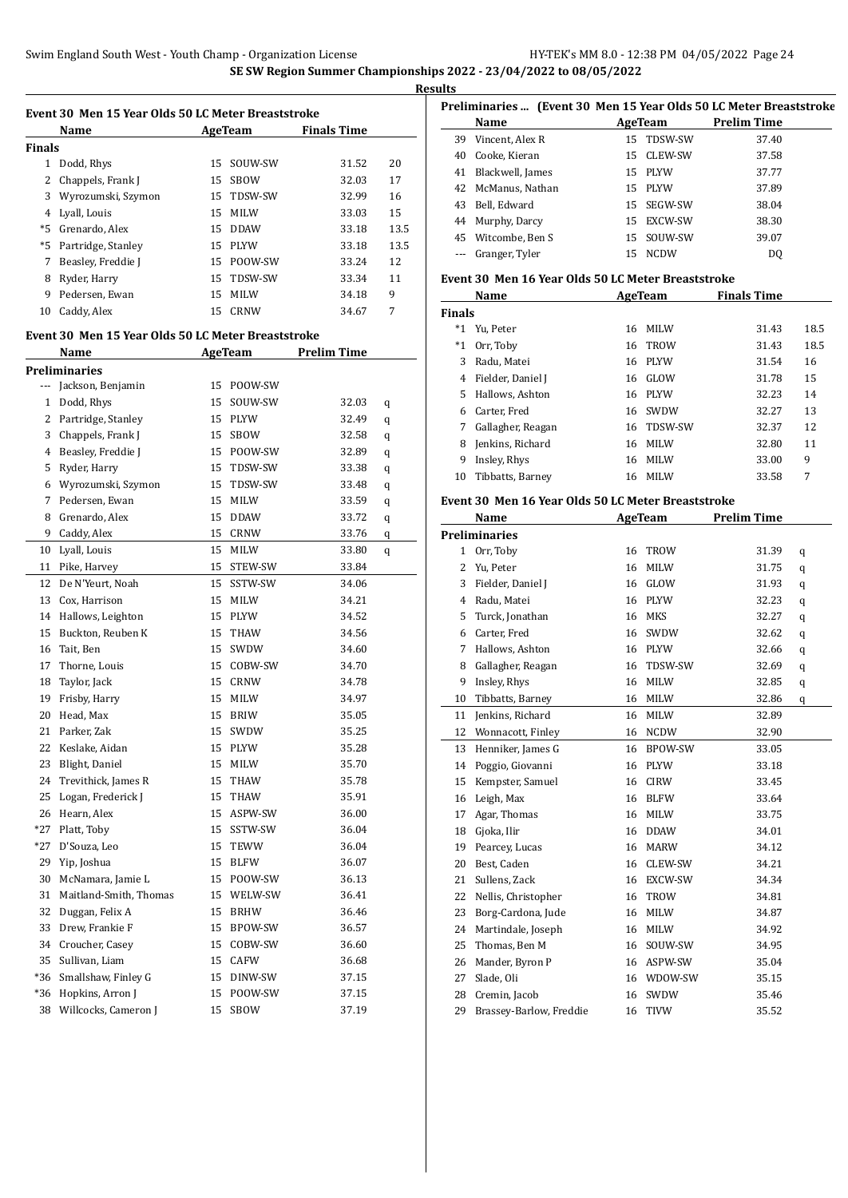## SE SW Region Summer Championships 2022 - 23/04/2022 to 08/05/2022

### Results

### Event 30 Men 15 Year Olds 50 LC Meter Breaststroke

| | Name | Age | Team | Finals Time | |
|---|---|---|---|---|---|
| **Finals** | | | | | |
| 1 | Dodd, Rhys | 15 | SOUW-SW | 31.52 | 20 |
| 2 | Chappels, Frank J | 15 | SBOW | 32.03 | 17 |
| 3 | Wyrozumski, Szymon | 15 | TDSW-SW | 32.99 | 16 |
| 4 | Lyall, Louis | 15 | MILW | 33.03 | 15 |
| *5 | Grenardo, Alex | 15 | DDAW | 33.18 | 13.5 |
| *5 | Partridge, Stanley | 15 | PLYW | 33.18 | 13.5 |
| 7 | Beasley, Freddie J | 15 | POOW-SW | 33.24 | 12 |
| 8 | Ryder, Harry | 15 | TDSW-SW | 33.34 | 11 |
| 9 | Pedersen, Ewan | 15 | MILW | 34.18 | 9 |
| 10 | Caddy, Alex | 15 | CRNW | 34.67 | 7 |

### Event 30 Men 15 Year Olds 50 LC Meter Breaststroke

| | Name | Age | Team | Prelim Time | |
|---|---|---|---|---|---|
| **Preliminaries** | | | | | |
| --- | Jackson, Benjamin | 15 | POOW-SW | | |
| 1 | Dodd, Rhys | 15 | SOUW-SW | 32.03 | q |
| 2 | Partridge, Stanley | 15 | PLYW | 32.49 | q |
| 3 | Chappels, Frank J | 15 | SBOW | 32.58 | q |
| 4 | Beasley, Freddie J | 15 | POOW-SW | 32.89 | q |
| 5 | Ryder, Harry | 15 | TDSW-SW | 33.38 | q |
| 6 | Wyrozumski, Szymon | 15 | TDSW-SW | 33.48 | q |
| 7 | Pedersen, Ewan | 15 | MILW | 33.59 | q |
| 8 | Grenardo, Alex | 15 | DDAW | 33.72 | q |
| 9 | Caddy, Alex | 15 | CRNW | 33.76 | q |
| 10 | Lyall, Louis | 15 | MILW | 33.80 | q |
| 11 | Pike, Harvey | 15 | STEW-SW | 33.84 | |
| 12 | De N'Yeurt, Noah | 15 | SSTW-SW | 34.06 | |
| 13 | Cox, Harrison | 15 | MILW | 34.21 | |
| 14 | Hallows, Leighton | 15 | PLYW | 34.52 | |
| 15 | Buckton, Reuben K | 15 | THAW | 34.56 | |
| 16 | Tait, Ben | 15 | SWDW | 34.60 | |
| 17 | Thorne, Louis | 15 | COBW-SW | 34.70 | |
| 18 | Taylor, Jack | 15 | CRNW | 34.78 | |
| 19 | Frisby, Harry | 15 | MILW | 34.97 | |
| 20 | Head, Max | 15 | BRIW | 35.05 | |
| 21 | Parker, Zak | 15 | SWDW | 35.25 | |
| 22 | Keslake, Aidan | 15 | PLYW | 35.28 | |
| 23 | Blight, Daniel | 15 | MILW | 35.70 | |
| 24 | Trevithick, James R | 15 | THAW | 35.78 | |
| 25 | Logan, Frederick J | 15 | THAW | 35.91 | |
| 26 | Hearn, Alex | 15 | ASPW-SW | 36.00 | |
| *27 | Platt, Toby | 15 | SSTW-SW | 36.04 | |
| *27 | D'Souza, Leo | 15 | TEWW | 36.04 | |
| 29 | Yip, Joshua | 15 | BLFW | 36.07 | |
| 30 | McNamara, Jamie L | 15 | POOW-SW | 36.13 | |
| 31 | Maitland-Smith, Thomas | 15 | WELW-SW | 36.41 | |
| 32 | Duggan, Felix A | 15 | BRHW | 36.46 | |
| 33 | Drew, Frankie F | 15 | BPOW-SW | 36.57 | |
| 34 | Croucher, Casey | 15 | COBW-SW | 36.60 | |
| 35 | Sullivan, Liam | 15 | CAFW | 36.68 | |
| *36 | Smallshaw, Finley G | 15 | DINW-SW | 37.15 | |
| *36 | Hopkins, Arron J | 15 | POOW-SW | 37.15 | |
| 38 | Willcocks, Cameron J | 15 | SBOW | 37.19 | |
| 39 | Vincent, Alex R | 15 | TDSW-SW | 37.40 | |
| 40 | Cooke, Kieran | 15 | CLEW-SW | 37.58 | |
| 41 | Blackwell, James | 15 | PLYW | 37.77 | |
| 42 | McManus, Nathan | 15 | PLYW | 37.89 | |
| 43 | Bell, Edward | 15 | SEGW-SW | 38.04 | |
| 44 | Murphy, Darcy | 15 | EXCW-SW | 38.30 | |
| 45 | Witcombe, Ben S | 15 | SOUW-SW | 39.07 | |
| --- | Granger, Tyler | 15 | NCDW | DQ | |

### Event 30 Men 16 Year Olds 50 LC Meter Breaststroke

| | Name | Age | Team | Finals Time | |
|---|---|---|---|---|---|
| **Finals** | | | | | |
| *1 | Yu, Peter | 16 | MILW | 31.43 | 18.5 |
| *1 | Orr, Toby | 16 | TROW | 31.43 | 18.5 |
| 3 | Radu, Matei | 16 | PLYW | 31.54 | 16 |
| 4 | Fielder, Daniel J | 16 | GLOW | 31.78 | 15 |
| 5 | Hallows, Ashton | 16 | PLYW | 32.23 | 14 |
| 6 | Carter, Fred | 16 | SWDW | 32.27 | 13 |
| 7 | Gallagher, Reagan | 16 | TDSW-SW | 32.37 | 12 |
| 8 | Jenkins, Richard | 16 | MILW | 32.80 | 11 |
| 9 | Insley, Rhys | 16 | MILW | 33.00 | 9 |
| 10 | Tibbatts, Barney | 16 | MILW | 33.58 | 7 |

### Event 30 Men 16 Year Olds 50 LC Meter Breaststroke

| | Name | Age | Team | Prelim Time | |
|---|---|---|---|---|---|
| **Preliminaries** | | | | | |
| 1 | Orr, Toby | 16 | TROW | 31.39 | q |
| 2 | Yu, Peter | 16 | MILW | 31.75 | q |
| 3 | Fielder, Daniel J | 16 | GLOW | 31.93 | q |
| 4 | Radu, Matei | 16 | PLYW | 32.23 | q |
| 5 | Turck, Jonathan | 16 | MKS | 32.27 | q |
| 6 | Carter, Fred | 16 | SWDW | 32.62 | q |
| 7 | Hallows, Ashton | 16 | PLYW | 32.66 | q |
| 8 | Gallagher, Reagan | 16 | TDSW-SW | 32.69 | q |
| 9 | Insley, Rhys | 16 | MILW | 32.85 | q |
| 10 | Tibbatts, Barney | 16 | MILW | 32.86 | q |
| 11 | Jenkins, Richard | 16 | MILW | 32.89 | |
| 12 | Wonnacott, Finley | 16 | NCDW | 32.90 | |
| 13 | Henniker, James G | 16 | BPOW-SW | 33.05 | |
| 14 | Poggio, Giovanni | 16 | PLYW | 33.18 | |
| 15 | Kempster, Samuel | 16 | CIRW | 33.45 | |
| 16 | Leigh, Max | 16 | BLFW | 33.64 | |
| 17 | Agar, Thomas | 16 | MILW | 33.75 | |
| 18 | Gjoka, Ilir | 16 | DDAW | 34.01 | |
| 19 | Pearcey, Lucas | 16 | MARW | 34.12 | |
| 20 | Best, Caden | 16 | CLEW-SW | 34.21 | |
| 21 | Sullens, Zack | 16 | EXCW-SW | 34.34 | |
| 22 | Nellis, Christopher | 16 | TROW | 34.81 | |
| 23 | Borg-Cardona, Jude | 16 | MILW | 34.87 | |
| 24 | Martindale, Joseph | 16 | MILW | 34.92 | |
| 25 | Thomas, Ben M | 16 | SOUW-SW | 34.95 | |
| 26 | Mander, Byron P | 16 | ASPW-SW | 35.04 | |
| 27 | Slade, Oli | 16 | WDOW-SW | 35.15 | |
| 28 | Cremin, Jacob | 16 | SWDW | 35.46 | |
| 29 | Brassey-Barlow, Freddie | 16 | TIVW | 35.52 | |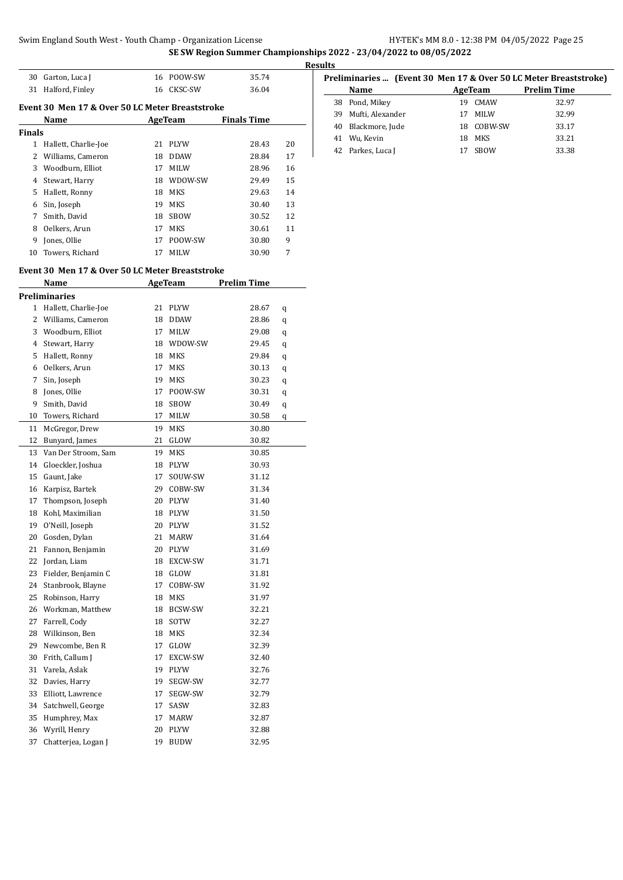**SE SW Region Summer Championships 2022 - 23/04/2022 to 08/05/2022**

**Results**

| | Name | Age | Team | Time |
|---|---|---|---|---|
| 30 | Garton, Luca J | 16 | POOW-SW | 35.74 |
| 31 | Halford, Finley | 16 | CKSC-SW | 36.04 |

### Event 30 Men 17 & Over 50 LC Meter Breaststroke

| | Name | Age | Team | Finals Time | |
|---|---|---|---|---|---|
| **Finals** | | | | | |
| 1 | Hallett, Charlie-Joe | 21 | PLYW | 28.43 | 20 |
| 2 | Williams, Cameron | 18 | DDAW | 28.84 | 17 |
| 3 | Woodburn, Elliot | 17 | MILW | 28.96 | 16 |
| 4 | Stewart, Harry | 18 | WDOW-SW | 29.49 | 15 |
| 5 | Hallett, Ronny | 18 | MKS | 29.63 | 14 |
| 6 | Sin, Joseph | 19 | MKS | 30.40 | 13 |
| 7 | Smith, David | 18 | SBOW | 30.52 | 12 |
| 8 | Oelkers, Arun | 17 | MKS | 30.61 | 11 |
| 9 | Jones, Ollie | 17 | POOW-SW | 30.80 | 9 |
| 10 | Towers, Richard | 17 | MILW | 30.90 | 7 |

### Event 30 Men 17 & Over 50 LC Meter Breaststroke

| | Name | Age | Team | Prelim Time | |
|---|---|---|---|---|---|
| **Preliminaries** | | | | | |
| 1 | Hallett, Charlie-Joe | 21 | PLYW | 28.67 | q |
| 2 | Williams, Cameron | 18 | DDAW | 28.86 | q |
| 3 | Woodburn, Elliot | 17 | MILW | 29.08 | q |
| 4 | Stewart, Harry | 18 | WDOW-SW | 29.45 | q |
| 5 | Hallett, Ronny | 18 | MKS | 29.84 | q |
| 6 | Oelkers, Arun | 17 | MKS | 30.13 | q |
| 7 | Sin, Joseph | 19 | MKS | 30.23 | q |
| 8 | Jones, Ollie | 17 | POOW-SW | 30.31 | q |
| 9 | Smith, David | 18 | SBOW | 30.49 | q |
| 10 | Towers, Richard | 17 | MILW | 30.58 | q |
| 11 | McGregor, Drew | 19 | MKS | 30.80 | |
| 12 | Bunyard, James | 21 | GLOW | 30.82 | |
| 13 | Van Der Stroom, Sam | 19 | MKS | 30.85 | |
| 14 | Gloeckler, Joshua | 18 | PLYW | 30.93 | |
| 15 | Gaunt, Jake | 17 | SOUW-SW | 31.12 | |
| 16 | Karpisz, Bartek | 29 | COBW-SW | 31.34 | |
| 17 | Thompson, Joseph | 20 | PLYW | 31.40 | |
| 18 | Kohl, Maximilian | 18 | PLYW | 31.50 | |
| 19 | O'Neill, Joseph | 20 | PLYW | 31.52 | |
| 20 | Gosden, Dylan | 21 | MARW | 31.64 | |
| 21 | Fannon, Benjamin | 20 | PLYW | 31.69 | |
| 22 | Jordan, Liam | 18 | EXCW-SW | 31.71 | |
| 23 | Fielder, Benjamin C | 18 | GLOW | 31.81 | |
| 24 | Stanbrook, Blayne | 17 | COBW-SW | 31.92 | |
| 25 | Robinson, Harry | 18 | MKS | 31.97 | |
| 26 | Workman, Matthew | 18 | BCSW-SW | 32.21 | |
| 27 | Farrell, Cody | 18 | SOTW | 32.27 | |
| 28 | Wilkinson, Ben | 18 | MKS | 32.34 | |
| 29 | Newcombe, Ben R | 17 | GLOW | 32.39 | |
| 30 | Frith, Callum J | 17 | EXCW-SW | 32.40 | |
| 31 | Varela, Aslak | 19 | PLYW | 32.76 | |
| 32 | Davies, Harry | 19 | SEGW-SW | 32.77 | |
| 33 | Elliott, Lawrence | 17 | SEGW-SW | 32.79 | |
| 34 | Satchwell, George | 17 | SASW | 32.83 | |
| 35 | Humphrey, Max | 17 | MARW | 32.87 | |
| 36 | Wyrill, Henry | 20 | PLYW | 32.88 | |
| 37 | Chatterjea, Logan J | 19 | BUDW | 32.95 | |

**Preliminaries ... (Event 30 Men 17 & Over 50 LC Meter Breaststroke)**

| | Name | Age | Team | Prelim Time |
|---|---|---|---|---|
| 38 | Pond, Mikey | 19 | CMAW | 32.97 |
| 39 | Mufti, Alexander | 17 | MILW | 32.99 |
| 40 | Blackmore, Jude | 18 | COBW-SW | 33.17 |
| 41 | Wu, Kevin | 18 | MKS | 33.21 |
| 42 | Parkes, Luca J | 17 | SBOW | 33.38 |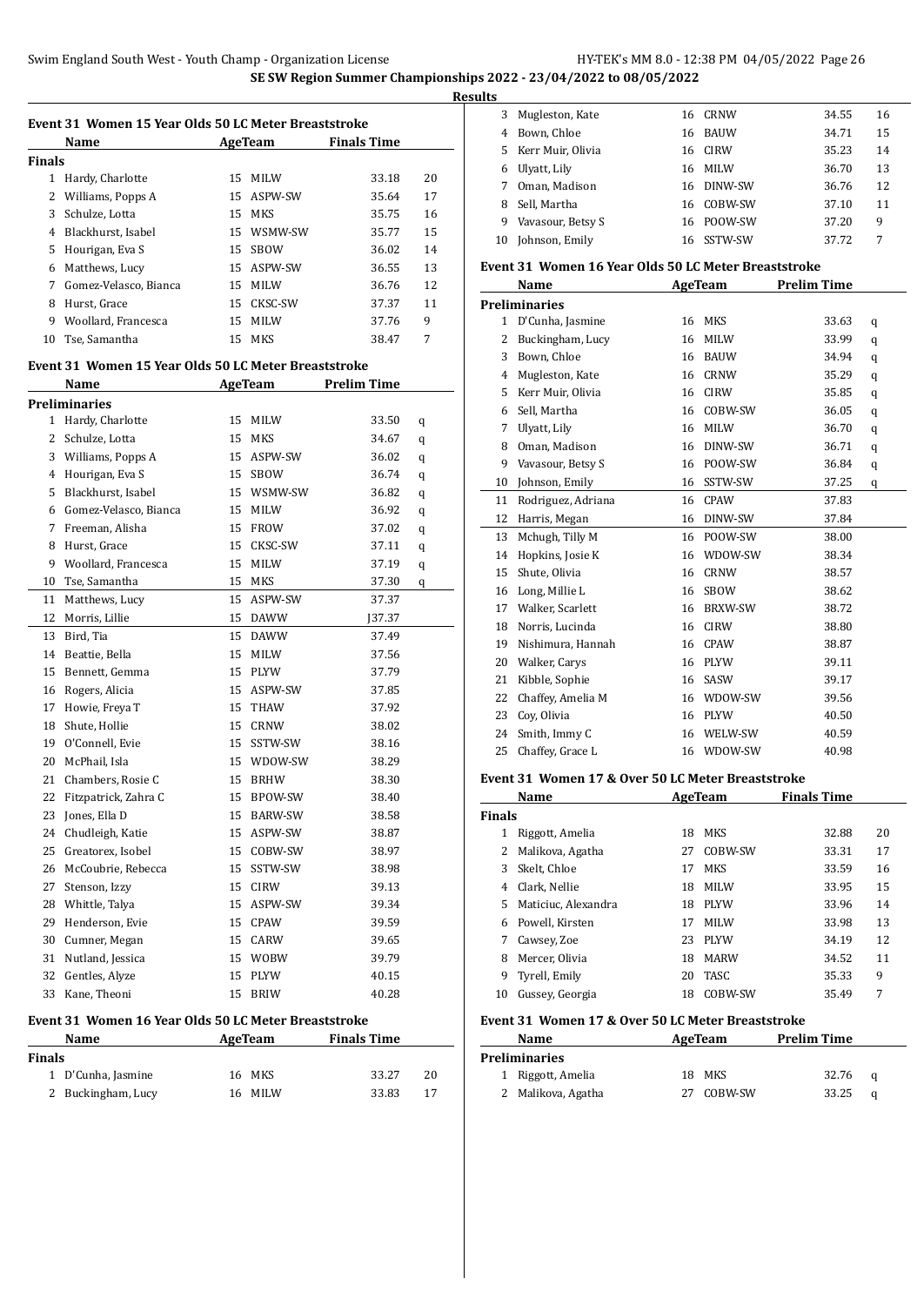**SE SW Region Summer Championships 2022 - 23/04/2022 to 08/05/2022**

**Results**

### Event 31 Women 15 Year Olds 50 LC Meter Breaststroke

| | Name | Age | Team | Finals Time | |
|---|---|---|---|---|---|
| **Finals** | | | | | |
| 1 | Hardy, Charlotte | 15 | MILW | 33.18 | 20 |
| 2 | Williams, Popps A | 15 | ASPW-SW | 35.64 | 17 |
| 3 | Schulze, Lotta | 15 | MKS | 35.75 | 16 |
| 4 | Blackhurst, Isabel | 15 | WSMW-SW | 35.77 | 15 |
| 5 | Hourigan, Eva S | 15 | SBOW | 36.02 | 14 |
| 6 | Matthews, Lucy | 15 | ASPW-SW | 36.55 | 13 |
| 7 | Gomez-Velasco, Bianca | 15 | MILW | 36.76 | 12 |
| 8 | Hurst, Grace | 15 | CKSC-SW | 37.37 | 11 |
| 9 | Woollard, Francesca | 15 | MILW | 37.76 | 9 |
| 10 | Tse, Samantha | 15 | MKS | 38.47 | 7 |

### Event 31 Women 15 Year Olds 50 LC Meter Breaststroke

| | Name | Age | Team | Prelim Time | |
|---|---|---|---|---|---|
| **Preliminaries** | | | | | |
| 1 | Hardy, Charlotte | 15 | MILW | 33.50 | q |
| 2 | Schulze, Lotta | 15 | MKS | 34.67 | q |
| 3 | Williams, Popps A | 15 | ASPW-SW | 36.02 | q |
| 4 | Hourigan, Eva S | 15 | SBOW | 36.74 | q |
| 5 | Blackhurst, Isabel | 15 | WSMW-SW | 36.82 | q |
| 6 | Gomez-Velasco, Bianca | 15 | MILW | 36.92 | q |
| 7 | Freeman, Alisha | 15 | FROW | 37.02 | q |
| 8 | Hurst, Grace | 15 | CKSC-SW | 37.11 | q |
| 9 | Woollard, Francesca | 15 | MILW | 37.19 | q |
| 10 | Tse, Samantha | 15 | MKS | 37.30 | q |
| 11 | Matthews, Lucy | 15 | ASPW-SW | 37.37 | |
| 12 | Morris, Lillie | 15 | DAWW | J37.37 | |
| 13 | Bird, Tia | 15 | DAWW | 37.49 | |
| 14 | Beattie, Bella | 15 | MILW | 37.56 | |
| 15 | Bennett, Gemma | 15 | PLYW | 37.79 | |
| 16 | Rogers, Alicia | 15 | ASPW-SW | 37.85 | |
| 17 | Howie, Freya T | 15 | THAW | 37.92 | |
| 18 | Shute, Hollie | 15 | CRNW | 38.02 | |
| 19 | O'Connell, Evie | 15 | SSTW-SW | 38.16 | |
| 20 | McPhail, Isla | 15 | WDOW-SW | 38.29 | |
| 21 | Chambers, Rosie C | 15 | BRHW | 38.30 | |
| 22 | Fitzpatrick, Zahra C | 15 | BPOW-SW | 38.40 | |
| 23 | Jones, Ella D | 15 | BARW-SW | 38.58 | |
| 24 | Chudleigh, Katie | 15 | ASPW-SW | 38.87 | |
| 25 | Greatorex, Isobel | 15 | COBW-SW | 38.97 | |
| 26 | McCoubrie, Rebecca | 15 | SSTW-SW | 38.98 | |
| 27 | Stenson, Izzy | 15 | CIRW | 39.13 | |
| 28 | Whittle, Talya | 15 | ASPW-SW | 39.34 | |
| 29 | Henderson, Evie | 15 | CPAW | 39.59 | |
| 30 | Cumner, Megan | 15 | CARW | 39.65 | |
| 31 | Nutland, Jessica | 15 | WOBW | 39.79 | |
| 32 | Gentles, Alyze | 15 | PLYW | 40.15 | |
| 33 | Kane, Theoni | 15 | BRIW | 40.28 | |

### Event 31 Women 16 Year Olds 50 LC Meter Breaststroke

| | Name | Age | Team | Finals Time | |
|---|---|---|---|---|---|
| **Finals** | | | | | |
| 1 | D'Cunha, Jasmine | 16 | MKS | 33.27 | 20 |
| 2 | Buckingham, Lucy | 16 | MILW | 33.83 | 17 |
| 3 | Mugleston, Kate | 16 | CRNW | 34.55 | 16 |
| 4 | Bown, Chloe | 16 | BAUW | 34.71 | 15 |
| 5 | Kerr Muir, Olivia | 16 | CIRW | 35.23 | 14 |
| 6 | Ulyatt, Lily | 16 | MILW | 36.70 | 13 |
| 7 | Oman, Madison | 16 | DINW-SW | 36.76 | 12 |
| 8 | Sell, Martha | 16 | COBW-SW | 37.10 | 11 |
| 9 | Vavasour, Betsy S | 16 | POOW-SW | 37.20 | 9 |
| 10 | Johnson, Emily | 16 | SSTW-SW | 37.72 | 7 |

### Event 31 Women 16 Year Olds 50 LC Meter Breaststroke

| | Name | Age | Team | Prelim Time | |
|---|---|---|---|---|---|
| **Preliminaries** | | | | | |
| 1 | D'Cunha, Jasmine | 16 | MKS | 33.63 | q |
| 2 | Buckingham, Lucy | 16 | MILW | 33.99 | q |
| 3 | Bown, Chloe | 16 | BAUW | 34.94 | q |
| 4 | Mugleston, Kate | 16 | CRNW | 35.29 | q |
| 5 | Kerr Muir, Olivia | 16 | CIRW | 35.85 | q |
| 6 | Sell, Martha | 16 | COBW-SW | 36.05 | q |
| 7 | Ulyatt, Lily | 16 | MILW | 36.70 | q |
| 8 | Oman, Madison | 16 | DINW-SW | 36.71 | q |
| 9 | Vavasour, Betsy S | 16 | POOW-SW | 36.84 | q |
| 10 | Johnson, Emily | 16 | SSTW-SW | 37.25 | q |
| 11 | Rodriguez, Adriana | 16 | CPAW | 37.83 | |
| 12 | Harris, Megan | 16 | DINW-SW | 37.84 | |
| 13 | Mchugh, Tilly M | 16 | POOW-SW | 38.00 | |
| 14 | Hopkins, Josie K | 16 | WDOW-SW | 38.34 | |
| 15 | Shute, Olivia | 16 | CRNW | 38.57 | |
| 16 | Long, Millie L | 16 | SBOW | 38.62 | |
| 17 | Walker, Scarlett | 16 | BRXW-SW | 38.72 | |
| 18 | Norris, Lucinda | 16 | CIRW | 38.80 | |
| 19 | Nishimura, Hannah | 16 | CPAW | 38.87 | |
| 20 | Walker, Carys | 16 | PLYW | 39.11 | |
| 21 | Kibble, Sophie | 16 | SASW | 39.17 | |
| 22 | Chaffey, Amelia M | 16 | WDOW-SW | 39.56 | |
| 23 | Coy, Olivia | 16 | PLYW | 40.50 | |
| 24 | Smith, Immy C | 16 | WELW-SW | 40.59 | |
| 25 | Chaffey, Grace L | 16 | WDOW-SW | 40.98 | |

### Event 31 Women 17 & Over 50 LC Meter Breaststroke

| | Name | Age | Team | Finals Time | |
|---|---|---|---|---|---|
| **Finals** | | | | | |
| 1 | Riggott, Amelia | 18 | MKS | 32.88 | 20 |
| 2 | Malikova, Agatha | 27 | COBW-SW | 33.31 | 17 |
| 3 | Skelt, Chloe | 17 | MKS | 33.59 | 16 |
| 4 | Clark, Nellie | 18 | MILW | 33.95 | 15 |
| 5 | Maticiuc, Alexandra | 18 | PLYW | 33.96 | 14 |
| 6 | Powell, Kirsten | 17 | MILW | 33.98 | 13 |
| 7 | Cawsey, Zoe | 23 | PLYW | 34.19 | 12 |
| 8 | Mercer, Olivia | 18 | MARW | 34.52 | 11 |
| 9 | Tyrell, Emily | 20 | TASC | 35.33 | 9 |
| 10 | Gussey, Georgia | 18 | COBW-SW | 35.49 | 7 |

### Event 31 Women 17 & Over 50 LC Meter Breaststroke

| | Name | Age | Team | Prelim Time | |
|---|---|---|---|---|---|
| **Preliminaries** | | | | | |
| 1 | Riggott, Amelia | 18 | MKS | 32.76 | q |
| 2 | Malikova, Agatha | 27 | COBW-SW | 33.25 | q |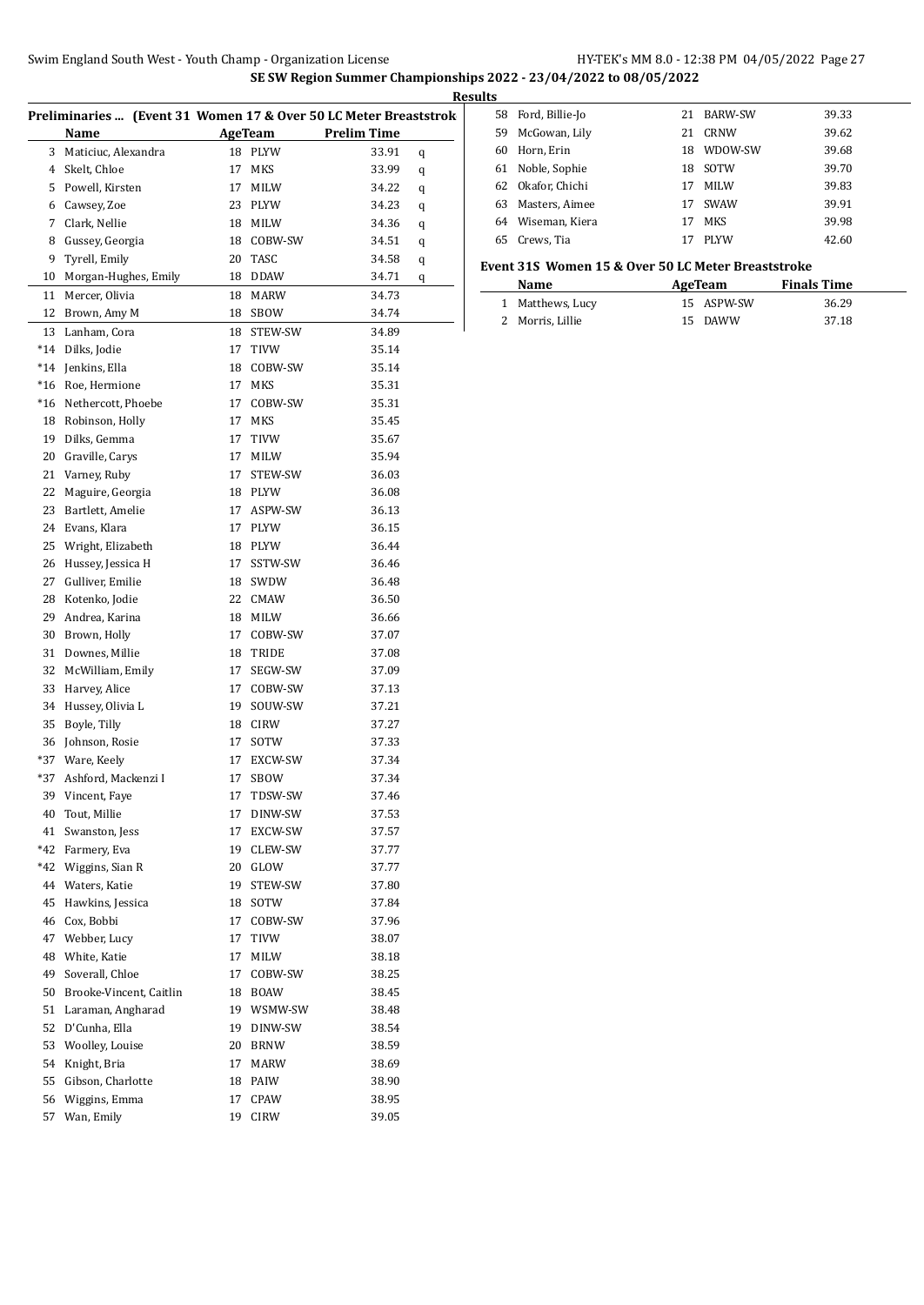## SE SW Region Summer Championships 2022 - 23/04/2022 to 08/05/2022

### Results

**Preliminaries ... (Event 31 Women 17 & Over 50 LC Meter Breaststroke**

| | Name | Age | Team | Prelim Time | |
|---|---|---|---|---|---|
| 3 | Maticiuc, Alexandra | 18 | PLYW | 33.91 | q |
| 4 | Skelt, Chloe | 17 | MKS | 33.99 | q |
| 5 | Powell, Kirsten | 17 | MILW | 34.22 | q |
| 6 | Cawsey, Zoe | 23 | PLYW | 34.23 | q |
| 7 | Clark, Nellie | 18 | MILW | 34.36 | q |
| 8 | Gussey, Georgia | 18 | COBW-SW | 34.51 | q |
| 9 | Tyrell, Emily | 20 | TASC | 34.58 | q |
| 10 | Morgan-Hughes, Emily | 18 | DDAW | 34.71 | q |
| 11 | Mercer, Olivia | 18 | MARW | 34.73 | |
| 12 | Brown, Amy M | 18 | SBOW | 34.74 | |
| 13 | Lanham, Cora | 18 | STEW-SW | 34.89 | |
| *14 | Dilks, Jodie | 17 | TIVW | 35.14 | |
| *14 | Jenkins, Ella | 18 | COBW-SW | 35.14 | |
| *16 | Roe, Hermione | 17 | MKS | 35.31 | |
| *16 | Nethercott, Phoebe | 17 | COBW-SW | 35.31 | |
| 18 | Robinson, Holly | 17 | MKS | 35.45 | |
| 19 | Dilks, Gemma | 17 | TIVW | 35.67 | |
| 20 | Graville, Carys | 17 | MILW | 35.94 | |
| 21 | Varney, Ruby | 17 | STEW-SW | 36.03 | |
| 22 | Maguire, Georgia | 18 | PLYW | 36.08 | |
| 23 | Bartlett, Amelie | 17 | ASPW-SW | 36.13 | |
| 24 | Evans, Klara | 17 | PLYW | 36.15 | |
| 25 | Wright, Elizabeth | 18 | PLYW | 36.44 | |
| 26 | Hussey, Jessica H | 17 | SSTW-SW | 36.46 | |
| 27 | Gulliver, Emilie | 18 | SWDW | 36.48 | |
| 28 | Kotenko, Jodie | 22 | CMAW | 36.50 | |
| 29 | Andrea, Karina | 18 | MILW | 36.66 | |
| 30 | Brown, Holly | 17 | COBW-SW | 37.07 | |
| 31 | Downes, Millie | 18 | TRIDE | 37.08 | |
| 32 | McWilliam, Emily | 17 | SEGW-SW | 37.09 | |
| 33 | Harvey, Alice | 17 | COBW-SW | 37.13 | |
| 34 | Hussey, Olivia L | 19 | SOUW-SW | 37.21 | |
| 35 | Boyle, Tilly | 18 | CIRW | 37.27 | |
| 36 | Johnson, Rosie | 17 | SOTW | 37.33 | |
| *37 | Ware, Keely | 17 | EXCW-SW | 37.34 | |
| *37 | Ashford, Mackenzi I | 17 | SBOW | 37.34 | |
| 39 | Vincent, Faye | 17 | TDSW-SW | 37.46 | |
| 40 | Tout, Millie | 17 | DINW-SW | 37.53 | |
| 41 | Swanston, Jess | 17 | EXCW-SW | 37.57 | |
| *42 | Farmery, Eva | 19 | CLEW-SW | 37.77 | |
| *42 | Wiggins, Sian R | 20 | GLOW | 37.77 | |
| 44 | Waters, Katie | 19 | STEW-SW | 37.80 | |
| 45 | Hawkins, Jessica | 18 | SOTW | 37.84 | |
| 46 | Cox, Bobbi | 17 | COBW-SW | 37.96 | |
| 47 | Webber, Lucy | 17 | TIVW | 38.07 | |
| 48 | White, Katie | 17 | MILW | 38.18 | |
| 49 | Soverall, Chloe | 17 | COBW-SW | 38.25 | |
| 50 | Brooke-Vincent, Caitlin | 18 | BOAW | 38.45 | |
| 51 | Laraman, Angharad | 19 | WSMW-SW | 38.48 | |
| 52 | D'Cunha, Ella | 19 | DINW-SW | 38.54 | |
| 53 | Woolley, Louise | 20 | BRNW | 38.59 | |
| 54 | Knight, Bria | 17 | MARW | 38.69 | |
| 55 | Gibson, Charlotte | 18 | PAIW | 38.90 | |
| 56 | Wiggins, Emma | 17 | CPAW | 38.95 | |
| 57 | Wan, Emily | 19 | CIRW | 39.05 | |
| 58 | Ford, Billie-Jo | 21 | BARW-SW | 39.33 | |
| 59 | McGowan, Lily | 21 | CRNW | 39.62 | |
| 60 | Horn, Erin | 18 | WDOW-SW | 39.68 | |
| 61 | Noble, Sophie | 18 | SOTW | 39.70 | |
| 62 | Okafor, Chichi | 17 | MILW | 39.83 | |
| 63 | Masters, Aimee | 17 | SWAW | 39.91 | |
| 64 | Wiseman, Kiera | 17 | MKS | 39.98 | |
| 65 | Crews, Tia | 17 | PLYW | 42.60 | |

**Event 31S Women 15 & Over 50 LC Meter Breaststroke**

| | Name | Age | Team | Finals Time |
|---|---|---|---|---|
| 1 | Matthews, Lucy | 15 | ASPW-SW | 36.29 |
| 2 | Morris, Lillie | 15 | DAWW | 37.18 |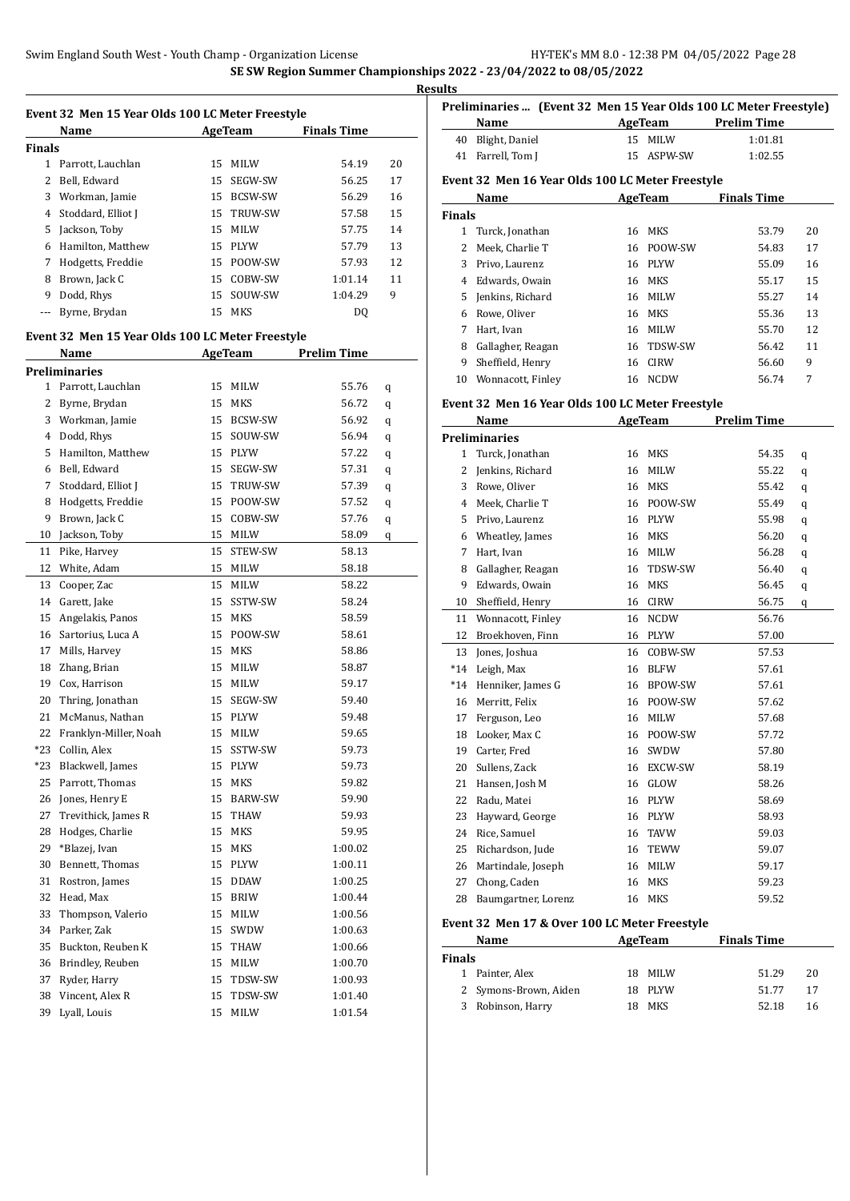**SE SW Region Summer Championships 2022 - 23/04/2022 to 08/05/2022**

**Results**

### Event 32 Men 15 Year Olds 100 LC Meter Freestyle

| | Name | Age | Team | Finals Time | |
|---|---|---|---|---|---|
| **Finals** | | | | | |
| 1 | Parrott, Lauchlan | 15 | MILW | 54.19 | 20 |
| 2 | Bell, Edward | 15 | SEGW-SW | 56.25 | 17 |
| 3 | Workman, Jamie | 15 | BCSW-SW | 56.29 | 16 |
| 4 | Stoddard, Elliot J | 15 | TRUW-SW | 57.58 | 15 |
| 5 | Jackson, Toby | 15 | MILW | 57.75 | 14 |
| 6 | Hamilton, Matthew | 15 | PLYW | 57.79 | 13 |
| 7 | Hodgetts, Freddie | 15 | POOW-SW | 57.93 | 12 |
| 8 | Brown, Jack C | 15 | COBW-SW | 1:01.14 | 11 |
| 9 | Dodd, Rhys | 15 | SOUW-SW | 1:04.29 | 9 |
| --- | Byrne, Brydan | 15 | MKS | DQ | |

### Event 32 Men 15 Year Olds 100 LC Meter Freestyle

| | Name | Age | Team | Prelim Time | |
|---|---|---|---|---|---|
| **Preliminaries** | | | | | |
| 1 | Parrott, Lauchlan | 15 | MILW | 55.76 | q |
| 2 | Byrne, Brydan | 15 | MKS | 56.72 | q |
| 3 | Workman, Jamie | 15 | BCSW-SW | 56.92 | q |
| 4 | Dodd, Rhys | 15 | SOUW-SW | 56.94 | q |
| 5 | Hamilton, Matthew | 15 | PLYW | 57.22 | q |
| 6 | Bell, Edward | 15 | SEGW-SW | 57.31 | q |
| 7 | Stoddard, Elliot J | 15 | TRUW-SW | 57.39 | q |
| 8 | Hodgetts, Freddie | 15 | POOW-SW | 57.52 | q |
| 9 | Brown, Jack C | 15 | COBW-SW | 57.76 | q |
| 10 | Jackson, Toby | 15 | MILW | 58.09 | q |
| 11 | Pike, Harvey | 15 | STEW-SW | 58.13 | |
| 12 | White, Adam | 15 | MILW | 58.18 | |
| 13 | Cooper, Zac | 15 | MILW | 58.22 | |
| 14 | Garett, Jake | 15 | SSTW-SW | 58.24 | |
| 15 | Angelakis, Panos | 15 | MKS | 58.59 | |
| 16 | Sartorius, Luca A | 15 | POOW-SW | 58.61 | |
| 17 | Mills, Harvey | 15 | MKS | 58.86 | |
| 18 | Zhang, Brian | 15 | MILW | 58.87 | |
| 19 | Cox, Harrison | 15 | MILW | 59.17 | |
| 20 | Thring, Jonathan | 15 | SEGW-SW | 59.40 | |
| 21 | McManus, Nathan | 15 | PLYW | 59.48 | |
| 22 | Franklyn-Miller, Noah | 15 | MILW | 59.65 | |
| *23 | Collin, Alex | 15 | SSTW-SW | 59.73 | |
| *23 | Blackwell, James | 15 | PLYW | 59.73 | |
| 25 | Parrott, Thomas | 15 | MKS | 59.82 | |
| 26 | Jones, Henry E | 15 | BARW-SW | 59.90 | |
| 27 | Trevithick, James R | 15 | THAW | 59.93 | |
| 28 | Hodges, Charlie | 15 | MKS | 59.95 | |
| 29 | *Blazej, Ivan | 15 | MKS | 1:00.02 | |
| 30 | Bennett, Thomas | 15 | PLYW | 1:00.11 | |
| 31 | Rostron, James | 15 | DDAW | 1:00.25 | |
| 32 | Head, Max | 15 | BRIW | 1:00.44 | |
| 33 | Thompson, Valerio | 15 | MILW | 1:00.56 | |
| 34 | Parker, Zak | 15 | SWDW | 1:00.63 | |
| 35 | Buckton, Reuben K | 15 | THAW | 1:00.66 | |
| 36 | Brindley, Reuben | 15 | MILW | 1:00.70 | |
| 37 | Ryder, Harry | 15 | TDSW-SW | 1:00.93 | |
| 38 | Vincent, Alex R | 15 | TDSW-SW | 1:01.40 | |
| 39 | Lyall, Louis | 15 | MILW | 1:01.54 | |
| 40 | Blight, Daniel | 15 | MILW | 1:01.81 | |
| 41 | Farrell, Tom J | 15 | ASPW-SW | 1:02.55 | |

### Event 32 Men 16 Year Olds 100 LC Meter Freestyle

| | Name | Age | Team | Finals Time | |
|---|---|---|---|---|---|
| **Finals** | | | | | |
| 1 | Turck, Jonathan | 16 | MKS | 53.79 | 20 |
| 2 | Meek, Charlie T | 16 | POOW-SW | 54.83 | 17 |
| 3 | Privo, Laurenz | 16 | PLYW | 55.09 | 16 |
| 4 | Edwards, Owain | 16 | MKS | 55.17 | 15 |
| 5 | Jenkins, Richard | 16 | MILW | 55.27 | 14 |
| 6 | Rowe, Oliver | 16 | MKS | 55.36 | 13 |
| 7 | Hart, Ivan | 16 | MILW | 55.70 | 12 |
| 8 | Gallagher, Reagan | 16 | TDSW-SW | 56.42 | 11 |
| 9 | Sheffield, Henry | 16 | CIRW | 56.60 | 9 |
| 10 | Wonnacott, Finley | 16 | NCDW | 56.74 | 7 |

### Event 32 Men 16 Year Olds 100 LC Meter Freestyle

| | Name | Age | Team | Prelim Time | |
|---|---|---|---|---|---|
| **Preliminaries** | | | | | |
| 1 | Turck, Jonathan | 16 | MKS | 54.35 | q |
| 2 | Jenkins, Richard | 16 | MILW | 55.22 | q |
| 3 | Rowe, Oliver | 16 | MKS | 55.42 | q |
| 4 | Meek, Charlie T | 16 | POOW-SW | 55.49 | q |
| 5 | Privo, Laurenz | 16 | PLYW | 55.98 | q |
| 6 | Wheatley, James | 16 | MKS | 56.20 | q |
| 7 | Hart, Ivan | 16 | MILW | 56.28 | q |
| 8 | Gallagher, Reagan | 16 | TDSW-SW | 56.40 | q |
| 9 | Edwards, Owain | 16 | MKS | 56.45 | q |
| 10 | Sheffield, Henry | 16 | CIRW | 56.75 | q |
| 11 | Wonnacott, Finley | 16 | NCDW | 56.76 | |
| 12 | Broekhoven, Finn | 16 | PLYW | 57.00 | |
| 13 | Jones, Joshua | 16 | COBW-SW | 57.53 | |
| *14 | Leigh, Max | 16 | BLFW | 57.61 | |
| *14 | Henniker, James G | 16 | BPOW-SW | 57.61 | |
| 16 | Merritt, Felix | 16 | POOW-SW | 57.62 | |
| 17 | Ferguson, Leo | 16 | MILW | 57.68 | |
| 18 | Looker, Max C | 16 | POOW-SW | 57.72 | |
| 19 | Carter, Fred | 16 | SWDW | 57.80 | |
| 20 | Sullens, Zack | 16 | EXCW-SW | 58.19 | |
| 21 | Hansen, Josh M | 16 | GLOW | 58.26 | |
| 22 | Radu, Matei | 16 | PLYW | 58.69 | |
| 23 | Hayward, George | 16 | PLYW | 58.93 | |
| 24 | Rice, Samuel | 16 | TAVW | 59.03 | |
| 25 | Richardson, Jude | 16 | TEWW | 59.07 | |
| 26 | Martindale, Joseph | 16 | MILW | 59.17 | |
| 27 | Chong, Caden | 16 | MKS | 59.23 | |
| 28 | Baumgartner, Lorenz | 16 | MKS | 59.52 | |

### Event 32 Men 17 & Over 100 LC Meter Freestyle

| | Name | Age | Team | Finals Time | |
|---|---|---|---|---|---|
| **Finals** | | | | | |
| 1 | Painter, Alex | 18 | MILW | 51.29 | 20 |
| 2 | Symons-Brown, Aiden | 18 | PLYW | 51.77 | 17 |
| 3 | Robinson, Harry | 18 | MKS | 52.18 | 16 |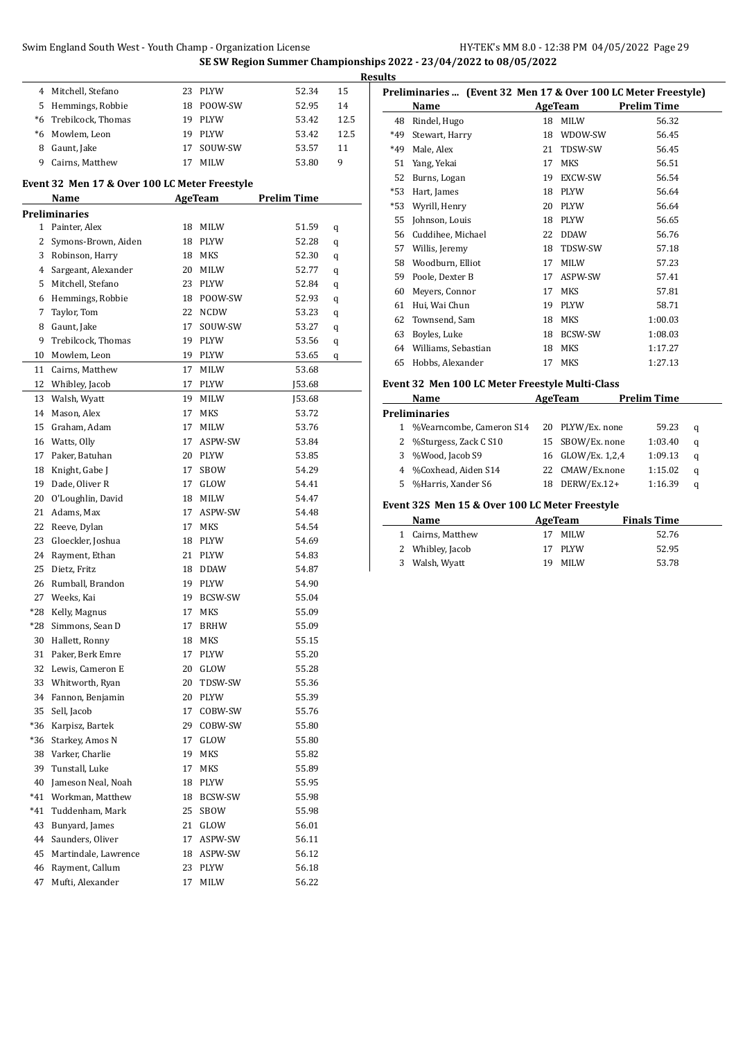SE SW Region Summer Championships 2022 - 23/04/2022 to 08/05/2022

Results

| | Name | Age | Team | Time | Points |
|---|---|---|---|---|---|
| 4 | Mitchell, Stefano | 23 | PLYW | 52.34 | 15 |
| 5 | Hemmings, Robbie | 18 | POOW-SW | 52.95 | 14 |
| *6 | Trebilcock, Thomas | 19 | PLYW | 53.42 | 12.5 |
| *6 | Mowlem, Leon | 19 | PLYW | 53.42 | 12.5 |
| 8 | Gaunt, Jake | 17 | SOUW-SW | 53.57 | 11 |
| 9 | Cairns, Matthew | 17 | MILW | 53.80 | 9 |

### Event 32 Men 17 & Over 100 LC Meter Freestyle

| | Name | Age | Team | Prelim Time | |
|---|---|---|---|---|---|
| **Preliminaries** | | | | | |
| 1 | Painter, Alex | 18 | MILW | 51.59 | q |
| 2 | Symons-Brown, Aiden | 18 | PLYW | 52.28 | q |
| 3 | Robinson, Harry | 18 | MKS | 52.30 | q |
| 4 | Sargeant, Alexander | 20 | MILW | 52.77 | q |
| 5 | Mitchell, Stefano | 23 | PLYW | 52.84 | q |
| 6 | Hemmings, Robbie | 18 | POOW-SW | 52.93 | q |
| 7 | Taylor, Tom | 22 | NCDW | 53.23 | q |
| 8 | Gaunt, Jake | 17 | SOUW-SW | 53.27 | q |
| 9 | Trebilcock, Thomas | 19 | PLYW | 53.56 | q |
| 10 | Mowlem, Leon | 19 | PLYW | 53.65 | q |
| 11 | Cairns, Matthew | 17 | MILW | 53.68 | |
| 12 | Whibley, Jacob | 17 | PLYW | J53.68 | |
| 13 | Walsh, Wyatt | 19 | MILW | J53.68 | |
| 14 | Mason, Alex | 17 | MKS | 53.72 | |
| 15 | Graham, Adam | 17 | MILW | 53.76 | |
| 16 | Watts, Olly | 17 | ASPW-SW | 53.84 | |
| 17 | Paker, Batuhan | 20 | PLYW | 53.85 | |
| 18 | Knight, Gabe J | 17 | SBOW | 54.29 | |
| 19 | Dade, Oliver R | 17 | GLOW | 54.41 | |
| 20 | O'Loughlin, David | 18 | MILW | 54.47 | |
| 21 | Adams, Max | 17 | ASPW-SW | 54.48 | |
| 22 | Reeve, Dylan | 17 | MKS | 54.54 | |
| 23 | Gloeckler, Joshua | 18 | PLYW | 54.69 | |
| 24 | Rayment, Ethan | 21 | PLYW | 54.83 | |
| 25 | Dietz, Fritz | 18 | DDAW | 54.87 | |
| 26 | Rumball, Brandon | 19 | PLYW | 54.90 | |
| 27 | Weeks, Kai | 19 | BCSW-SW | 55.04 | |
| *28 | Kelly, Magnus | 17 | MKS | 55.09 | |
| *28 | Simmons, Sean D | 17 | BRHW | 55.09 | |
| 30 | Hallett, Ronny | 18 | MKS | 55.15 | |
| 31 | Paker, Berk Emre | 17 | PLYW | 55.20 | |
| 32 | Lewis, Cameron E | 20 | GLOW | 55.28 | |
| 33 | Whitworth, Ryan | 20 | TDSW-SW | 55.36 | |
| 34 | Fannon, Benjamin | 20 | PLYW | 55.39 | |
| 35 | Sell, Jacob | 17 | COBW-SW | 55.76 | |
| *36 | Karpisz, Bartek | 29 | COBW-SW | 55.80 | |
| *36 | Starkey, Amos N | 17 | GLOW | 55.80 | |
| 38 | Varker, Charlie | 19 | MKS | 55.82 | |
| 39 | Tunstall, Luke | 17 | MKS | 55.89 | |
| 40 | Jameson Neal, Noah | 18 | PLYW | 55.95 | |
| *41 | Workman, Matthew | 18 | BCSW-SW | 55.98 | |
| *41 | Tuddenham, Mark | 25 | SBOW | 55.98 | |
| 43 | Bunyard, James | 21 | GLOW | 56.01 | |
| 44 | Saunders, Oliver | 17 | ASPW-SW | 56.11 | |
| 45 | Martindale, Lawrence | 18 | ASPW-SW | 56.12 | |
| 46 | Rayment, Callum | 23 | PLYW | 56.18 | |
| 47 | Mufti, Alexander | 17 | MILW | 56.22 | |
| 48 | Rindel, Hugo | 18 | MILW | 56.32 | |
| *49 | Stewart, Harry | 18 | WDOW-SW | 56.45 | |
| *49 | Male, Alex | 21 | TDSW-SW | 56.45 | |
| 51 | Yang, Yekai | 17 | MKS | 56.51 | |
| 52 | Burns, Logan | 19 | EXCW-SW | 56.54 | |
| *53 | Hart, James | 18 | PLYW | 56.64 | |
| *53 | Wyrill, Henry | 20 | PLYW | 56.64 | |
| 55 | Johnson, Louis | 18 | PLYW | 56.65 | |
| 56 | Cuddihee, Michael | 22 | DDAW | 56.76 | |
| 57 | Willis, Jeremy | 18 | TDSW-SW | 57.18 | |
| 58 | Woodburn, Elliot | 17 | MILW | 57.23 | |
| 59 | Poole, Dexter B | 17 | ASPW-SW | 57.41 | |
| 60 | Meyers, Connor | 17 | MKS | 57.81 | |
| 61 | Hui, Wai Chun | 19 | PLYW | 58.71 | |
| 62 | Townsend, Sam | 18 | MKS | 1:00.03 | |
| 63 | Boyles, Luke | 18 | BCSW-SW | 1:08.03 | |
| 64 | Williams, Sebastian | 18 | MKS | 1:17.27 | |
| 65 | Hobbs, Alexander | 17 | MKS | 1:27.13 | |

### Event 32 Men 100 LC Meter Freestyle Multi-Class

| | Name | Age | Team | Prelim Time | |
|---|---|---|---|---|---|
| **Preliminaries** | | | | | |
| 1 | %Vearncombe, Cameron S14 | 20 | PLYW/Ex. none | 59.23 | q |
| 2 | %Sturgess, Zack C S10 | 15 | SBOW/Ex. none | 1:03.40 | q |
| 3 | %Wood, Jacob S9 | 16 | GLOW/Ex. 1,2,4 | 1:09.13 | q |
| 4 | %Coxhead, Aiden S14 | 22 | CMAW/Ex.none | 1:15.02 | q |
| 5 | %Harris, Xander S6 | 18 | DERW/Ex.12+ | 1:16.39 | q |

### Event 32S Men 15 & Over 100 LC Meter Freestyle

| | Name | Age | Team | Finals Time |
|---|---|---|---|---|
| 1 | Cairns, Matthew | 17 | MILW | 52.76 |
| 2 | Whibley, Jacob | 17 | PLYW | 52.95 |
| 3 | Walsh, Wyatt | 19 | MILW | 53.78 |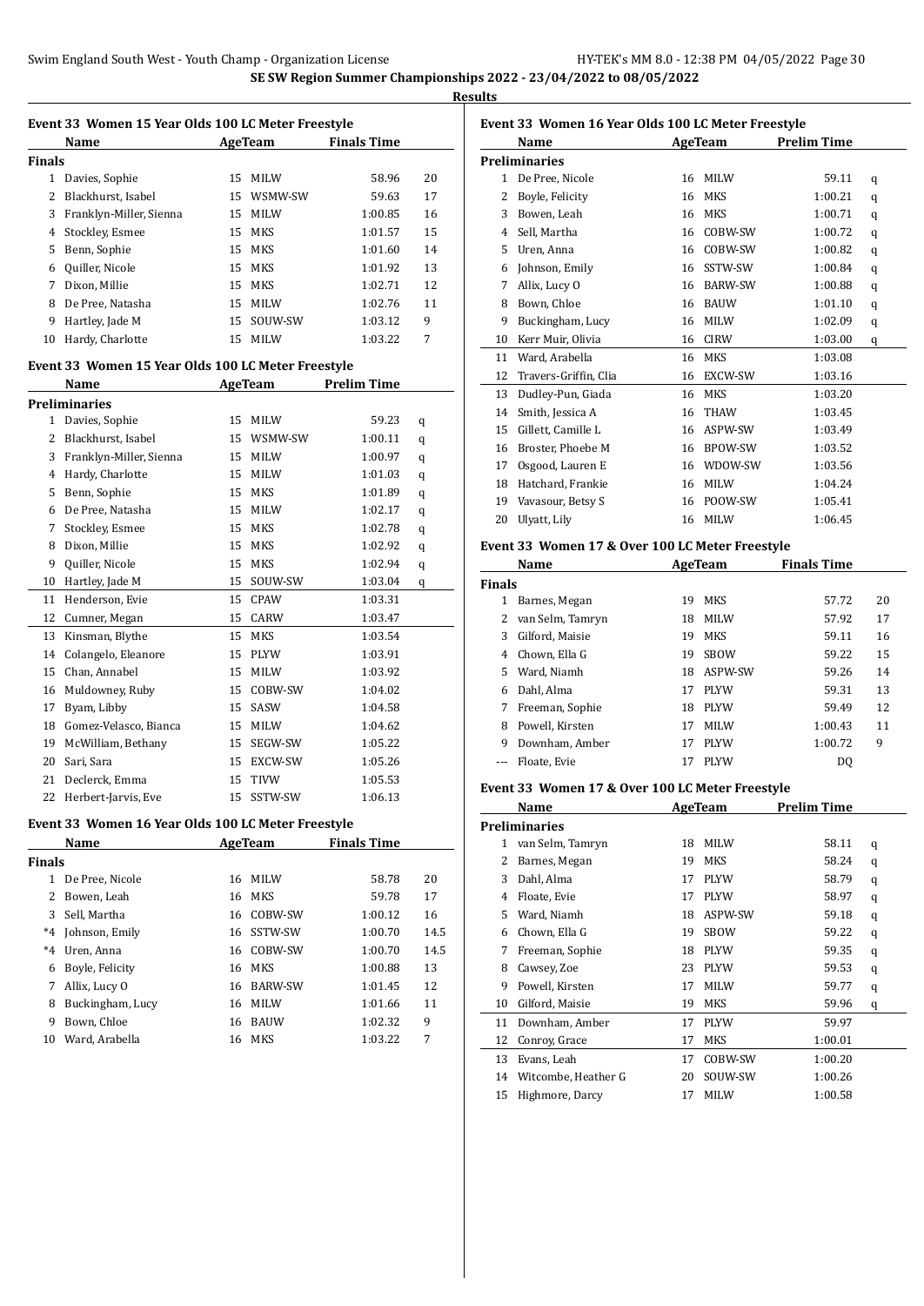# SE SW Region Summer Championships 2022 - 23/04/2022 to 08/05/2022

## Results

### Event 33 Women 15 Year Olds 100 LC Meter Freestyle

**Finals**

| | Name | Age | Team | Finals Time | Points |
|---|---|---|---|---|---|
| 1 | Davies, Sophie | 15 | MILW | 58.96 | 20 |
| 2 | Blackhurst, Isabel | 15 | WSMW-SW | 59.63 | 17 |
| 3 | Franklyn-Miller, Sienna | 15 | MILW | 1:00.85 | 16 |
| 4 | Stockley, Esmee | 15 | MKS | 1:01.57 | 15 |
| 5 | Benn, Sophie | 15 | MKS | 1:01.60 | 14 |
| 6 | Quiller, Nicole | 15 | MKS | 1:01.92 | 13 |
| 7 | Dixon, Millie | 15 | MKS | 1:02.71 | 12 |
| 8 | De Pree, Natasha | 15 | MILW | 1:02.76 | 11 |
| 9 | Hartley, Jade M | 15 | SOUW-SW | 1:03.12 | 9 |
| 10 | Hardy, Charlotte | 15 | MILW | 1:03.22 | 7 |

### Event 33 Women 15 Year Olds 100 LC Meter Freestyle

**Preliminaries**

| | Name | Age | Team | Prelim Time | |
|---|---|---|---|---|---|
| 1 | Davies, Sophie | 15 | MILW | 59.23 | q |
| 2 | Blackhurst, Isabel | 15 | WSMW-SW | 1:00.11 | q |
| 3 | Franklyn-Miller, Sienna | 15 | MILW | 1:00.97 | q |
| 4 | Hardy, Charlotte | 15 | MILW | 1:01.03 | q |
| 5 | Benn, Sophie | 15 | MKS | 1:01.89 | q |
| 6 | De Pree, Natasha | 15 | MILW | 1:02.17 | q |
| 7 | Stockley, Esmee | 15 | MKS | 1:02.78 | q |
| 8 | Dixon, Millie | 15 | MKS | 1:02.92 | q |
| 9 | Quiller, Nicole | 15 | MKS | 1:02.94 | q |
| 10 | Hartley, Jade M | 15 | SOUW-SW | 1:03.04 | q |
| 11 | Henderson, Evie | 15 | CPAW | 1:03.31 | |
| 12 | Cumner, Megan | 15 | CARW | 1:03.47 | |
| 13 | Kinsman, Blythe | 15 | MKS | 1:03.54 | |
| 14 | Colangelo, Eleanore | 15 | PLYW | 1:03.91 | |
| 15 | Chan, Annabel | 15 | MILW | 1:03.92 | |
| 16 | Muldowney, Ruby | 15 | COBW-SW | 1:04.02 | |
| 17 | Byam, Libby | 15 | SASW | 1:04.58 | |
| 18 | Gomez-Velasco, Bianca | 15 | MILW | 1:04.62 | |
| 19 | McWilliam, Bethany | 15 | SEGW-SW | 1:05.22 | |
| 20 | Sari, Sara | 15 | EXCW-SW | 1:05.26 | |
| 21 | Declerck, Emma | 15 | TIVW | 1:05.53 | |
| 22 | Herbert-Jarvis, Eve | 15 | SSTW-SW | 1:06.13 | |

### Event 33 Women 16 Year Olds 100 LC Meter Freestyle

**Finals**

| | Name | Age | Team | Finals Time | Points |
|---|---|---|---|---|---|
| 1 | De Pree, Nicole | 16 | MILW | 58.78 | 20 |
| 2 | Bowen, Leah | 16 | MKS | 59.78 | 17 |
| 3 | Sell, Martha | 16 | COBW-SW | 1:00.12 | 16 |
| *4 | Johnson, Emily | 16 | SSTW-SW | 1:00.70 | 14.5 |
| *4 | Uren, Anna | 16 | COBW-SW | 1:00.70 | 14.5 |
| 6 | Boyle, Felicity | 16 | MKS | 1:00.88 | 13 |
| 7 | Allix, Lucy O | 16 | BARW-SW | 1:01.45 | 12 |
| 8 | Buckingham, Lucy | 16 | MILW | 1:01.66 | 11 |
| 9 | Bown, Chloe | 16 | BAUW | 1:02.32 | 9 |
| 10 | Ward, Arabella | 16 | MKS | 1:03.22 | 7 |

### Event 33 Women 16 Year Olds 100 LC Meter Freestyle

**Preliminaries**

| | Name | Age | Team | Prelim Time | |
|---|---|---|---|---|---|
| 1 | De Pree, Nicole | 16 | MILW | 59.11 | q |
| 2 | Boyle, Felicity | 16 | MKS | 1:00.21 | q |
| 3 | Bowen, Leah | 16 | MKS | 1:00.71 | q |
| 4 | Sell, Martha | 16 | COBW-SW | 1:00.72 | q |
| 5 | Uren, Anna | 16 | COBW-SW | 1:00.82 | q |
| 6 | Johnson, Emily | 16 | SSTW-SW | 1:00.84 | q |
| 7 | Allix, Lucy O | 16 | BARW-SW | 1:00.88 | q |
| 8 | Bown, Chloe | 16 | BAUW | 1:01.10 | q |
| 9 | Buckingham, Lucy | 16 | MILW | 1:02.09 | q |
| 10 | Kerr Muir, Olivia | 16 | CIRW | 1:03.00 | q |
| 11 | Ward, Arabella | 16 | MKS | 1:03.08 | |
| 12 | Travers-Griffin, Clia | 16 | EXCW-SW | 1:03.16 | |
| 13 | Dudley-Pun, Giada | 16 | MKS | 1:03.20 | |
| 14 | Smith, Jessica A | 16 | THAW | 1:03.45 | |
| 15 | Gillett, Camille L | 16 | ASPW-SW | 1:03.49 | |
| 16 | Broster, Phoebe M | 16 | BPOW-SW | 1:03.52 | |
| 17 | Osgood, Lauren E | 16 | WDOW-SW | 1:03.56 | |
| 18 | Hatchard, Frankie | 16 | MILW | 1:04.24 | |
| 19 | Vavasour, Betsy S | 16 | POOW-SW | 1:05.41 | |
| 20 | Ulyatt, Lily | 16 | MILW | 1:06.45 | |

### Event 33 Women 17 & Over 100 LC Meter Freestyle

**Finals**

| | Name | Age | Team | Finals Time | Points |
|---|---|---|---|---|---|
| 1 | Barnes, Megan | 19 | MKS | 57.72 | 20 |
| 2 | van Selm, Tamryn | 18 | MILW | 57.92 | 17 |
| 3 | Gilford, Maisie | 19 | MKS | 59.11 | 16 |
| 4 | Chown, Ella G | 19 | SBOW | 59.22 | 15 |
| 5 | Ward, Niamh | 18 | ASPW-SW | 59.26 | 14 |
| 6 | Dahl, Alma | 17 | PLYW | 59.31 | 13 |
| 7 | Freeman, Sophie | 18 | PLYW | 59.49 | 12 |
| 8 | Powell, Kirsten | 17 | MILW | 1:00.43 | 11 |
| 9 | Downham, Amber | 17 | PLYW | 1:00.72 | 9 |
| --- | Floate, Evie | 17 | PLYW | DQ | |

### Event 33 Women 17 & Over 100 LC Meter Freestyle

**Preliminaries**

| | Name | Age | Team | Prelim Time | |
|---|---|---|---|---|---|
| 1 | van Selm, Tamryn | 18 | MILW | 58.11 | q |
| 2 | Barnes, Megan | 19 | MKS | 58.24 | q |
| 3 | Dahl, Alma | 17 | PLYW | 58.79 | q |
| 4 | Floate, Evie | 17 | PLYW | 58.97 | q |
| 5 | Ward, Niamh | 18 | ASPW-SW | 59.18 | q |
| 6 | Chown, Ella G | 19 | SBOW | 59.22 | q |
| 7 | Freeman, Sophie | 18 | PLYW | 59.35 | q |
| 8 | Cawsey, Zoe | 23 | PLYW | 59.53 | q |
| 9 | Powell, Kirsten | 17 | MILW | 59.77 | q |
| 10 | Gilford, Maisie | 19 | MKS | 59.96 | q |
| 11 | Downham, Amber | 17 | PLYW | 59.97 | |
| 12 | Conroy, Grace | 17 | MKS | 1:00.01 | |
| 13 | Evans, Leah | 17 | COBW-SW | 1:00.20 | |
| 14 | Witcombe, Heather G | 20 | SOUW-SW | 1:00.26 | |
| 15 | Highmore, Darcy | 17 | MILW | 1:00.58 | |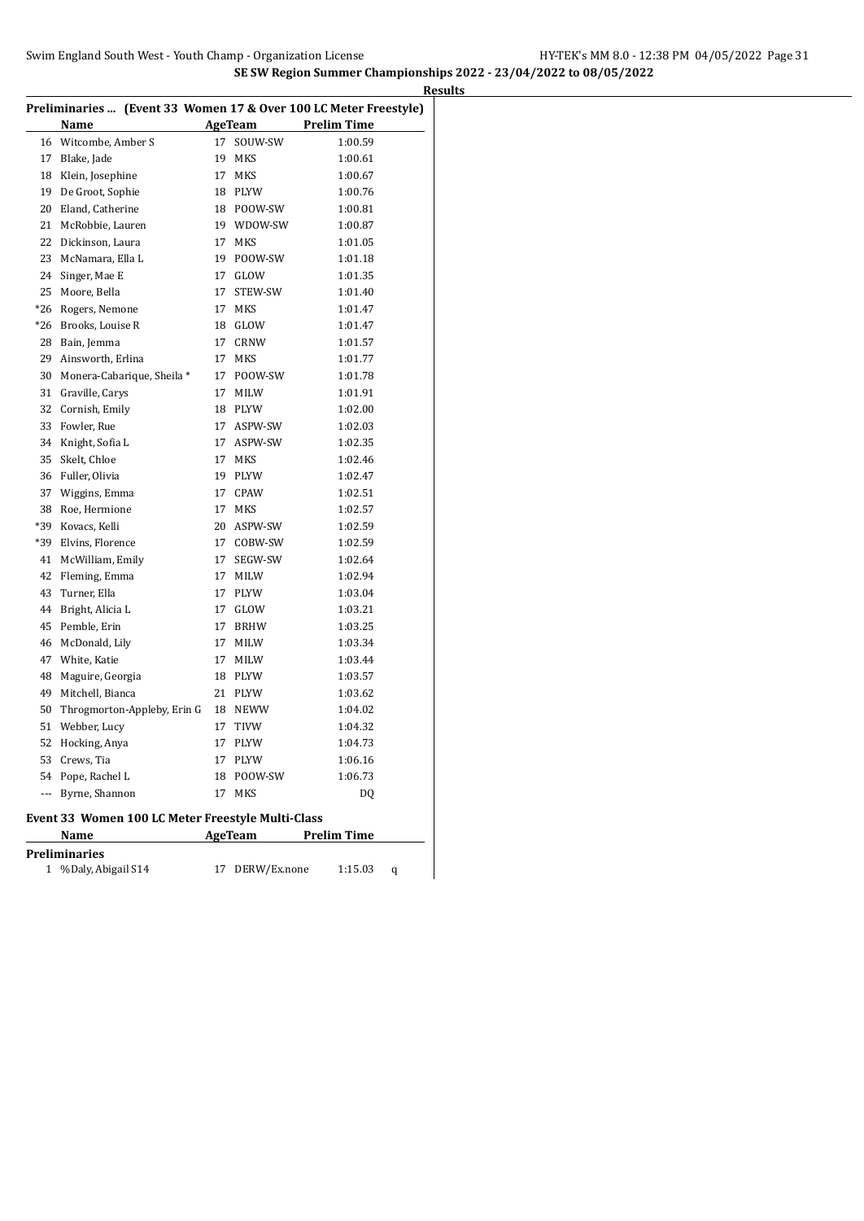**SE SW Region Summer Championships 2022 - 23/04/2022 to 08/05/2022**

**Results**

## Preliminaries ... (Event 33 Women 17 & Over 100 LC Meter Freestyle)

| | Name | Age | Team | Prelim Time |
|---|---|---|---|---|
| 16 | Witcombe, Amber S | 17 | SOUW-SW | 1:00.59 |
| 17 | Blake, Jade | 19 | MKS | 1:00.61 |
| 18 | Klein, Josephine | 17 | MKS | 1:00.67 |
| 19 | De Groot, Sophie | 18 | PLYW | 1:00.76 |
| 20 | Eland, Catherine | 18 | POOW-SW | 1:00.81 |
| 21 | McRobbie, Lauren | 19 | WDOW-SW | 1:00.87 |
| 22 | Dickinson, Laura | 17 | MKS | 1:01.05 |
| 23 | McNamara, Ella L | 19 | POOW-SW | 1:01.18 |
| 24 | Singer, Mae E | 17 | GLOW | 1:01.35 |
| 25 | Moore, Bella | 17 | STEW-SW | 1:01.40 |
| *26 | Rogers, Nemone | 17 | MKS | 1:01.47 |
| *26 | Brooks, Louise R | 18 | GLOW | 1:01.47 |
| 28 | Bain, Jemma | 17 | CRNW | 1:01.57 |
| 29 | Ainsworth, Erlina | 17 | MKS | 1:01.77 |
| 30 | Monera-Cabarique, Sheila * | 17 | POOW-SW | 1:01.78 |
| 31 | Graville, Carys | 17 | MILW | 1:01.91 |
| 32 | Cornish, Emily | 18 | PLYW | 1:02.00 |
| 33 | Fowler, Rue | 17 | ASPW-SW | 1:02.03 |
| 34 | Knight, Sofia L | 17 | ASPW-SW | 1:02.35 |
| 35 | Skelt, Chloe | 17 | MKS | 1:02.46 |
| 36 | Fuller, Olivia | 19 | PLYW | 1:02.47 |
| 37 | Wiggins, Emma | 17 | CPAW | 1:02.51 |
| 38 | Roe, Hermione | 17 | MKS | 1:02.57 |
| *39 | Kovacs, Kelli | 20 | ASPW-SW | 1:02.59 |
| *39 | Elvins, Florence | 17 | COBW-SW | 1:02.59 |
| 41 | McWilliam, Emily | 17 | SEGW-SW | 1:02.64 |
| 42 | Fleming, Emma | 17 | MILW | 1:02.94 |
| 43 | Turner, Ella | 17 | PLYW | 1:03.04 |
| 44 | Bright, Alicia L | 17 | GLOW | 1:03.21 |
| 45 | Pemble, Erin | 17 | BRHW | 1:03.25 |
| 46 | McDonald, Lily | 17 | MILW | 1:03.34 |
| 47 | White, Katie | 17 | MILW | 1:03.44 |
| 48 | Maguire, Georgia | 18 | PLYW | 1:03.57 |
| 49 | Mitchell, Bianca | 21 | PLYW | 1:03.62 |
| 50 | Throgmorton-Appleby, Erin G | 18 | NEWW | 1:04.02 |
| 51 | Webber, Lucy | 17 | TIVW | 1:04.32 |
| 52 | Hocking, Anya | 17 | PLYW | 1:04.73 |
| 53 | Crews, Tia | 17 | PLYW | 1:06.16 |
| 54 | Pope, Rachel L | 18 | POOW-SW | 1:06.73 |
| --- | Byrne, Shannon | 17 | MKS | DQ |

## Event 33 Women 100 LC Meter Freestyle Multi-Class

| | Name | Age | Team | Prelim Time | |
|---|---|---|---|---|---|
| **Preliminaries** | | | | | |
| 1 | %Daly, Abigail S14 | 17 | DERW/Ex.none | 1:15.03 | q |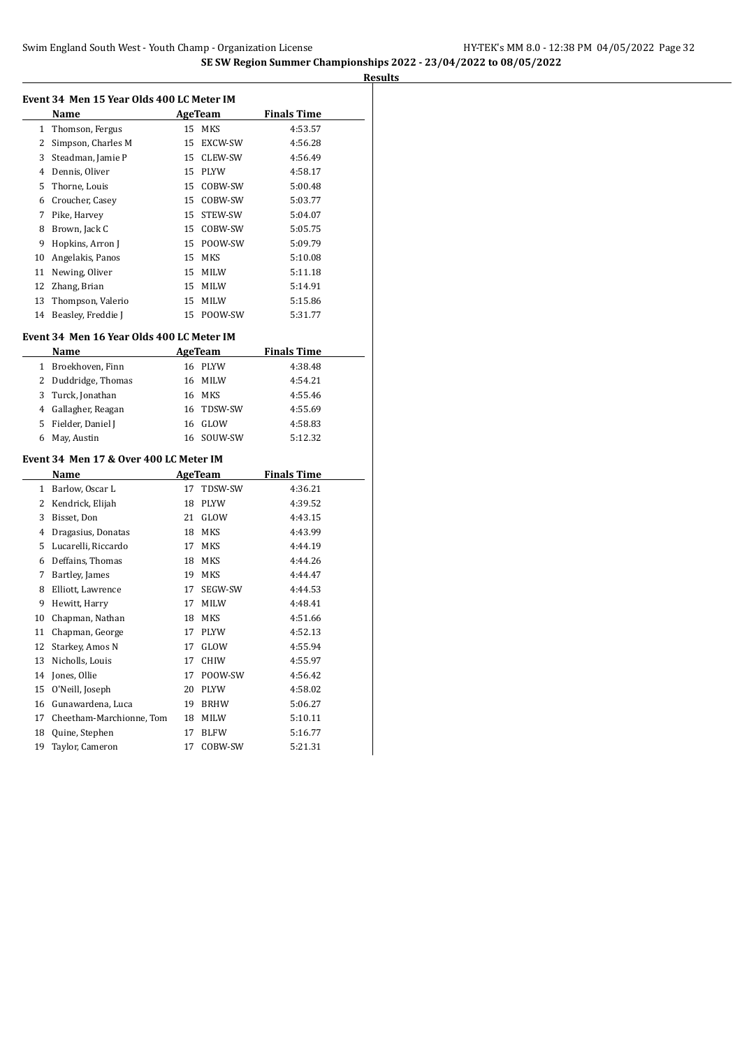**SE SW Region Summer Championships 2022 - 23/04/2022 to 08/05/2022**

**Results**

### Event 34 Men 15 Year Olds 400 LC Meter IM

| | Name | Age | Team | Finals Time |
|---|---|---|---|---|
| 1 | Thomson, Fergus | 15 | MKS | 4:53.57 |
| 2 | Simpson, Charles M | 15 | EXCW-SW | 4:56.28 |
| 3 | Steadman, Jamie P | 15 | CLEW-SW | 4:56.49 |
| 4 | Dennis, Oliver | 15 | PLYW | 4:58.17 |
| 5 | Thorne, Louis | 15 | COBW-SW | 5:00.48 |
| 6 | Croucher, Casey | 15 | COBW-SW | 5:03.77 |
| 7 | Pike, Harvey | 15 | STEW-SW | 5:04.07 |
| 8 | Brown, Jack C | 15 | COBW-SW | 5:05.75 |
| 9 | Hopkins, Arron J | 15 | POOW-SW | 5:09.79 |
| 10 | Angelakis, Panos | 15 | MKS | 5:10.08 |
| 11 | Newing, Oliver | 15 | MILW | 5:11.18 |
| 12 | Zhang, Brian | 15 | MILW | 5:14.91 |
| 13 | Thompson, Valerio | 15 | MILW | 5:15.86 |
| 14 | Beasley, Freddie J | 15 | POOW-SW | 5:31.77 |

### Event 34 Men 16 Year Olds 400 LC Meter IM

| | Name | Age | Team | Finals Time |
|---|---|---|---|---|
| 1 | Broekhoven, Finn | 16 | PLYW | 4:38.48 |
| 2 | Duddridge, Thomas | 16 | MILW | 4:54.21 |
| 3 | Turck, Jonathan | 16 | MKS | 4:55.46 |
| 4 | Gallagher, Reagan | 16 | TDSW-SW | 4:55.69 |
| 5 | Fielder, Daniel J | 16 | GLOW | 4:58.83 |
| 6 | May, Austin | 16 | SOUW-SW | 5:12.32 |

### Event 34 Men 17 & Over 400 LC Meter IM

| | Name | Age | Team | Finals Time |
|---|---|---|---|---|
| 1 | Barlow, Oscar L | 17 | TDSW-SW | 4:36.21 |
| 2 | Kendrick, Elijah | 18 | PLYW | 4:39.52 |
| 3 | Bisset, Don | 21 | GLOW | 4:43.15 |
| 4 | Dragasius, Donatas | 18 | MKS | 4:43.99 |
| 5 | Lucarelli, Riccardo | 17 | MKS | 4:44.19 |
| 6 | Deffains, Thomas | 18 | MKS | 4:44.26 |
| 7 | Bartley, James | 19 | MKS | 4:44.47 |
| 8 | Elliott, Lawrence | 17 | SEGW-SW | 4:44.53 |
| 9 | Hewitt, Harry | 17 | MILW | 4:48.41 |
| 10 | Chapman, Nathan | 18 | MKS | 4:51.66 |
| 11 | Chapman, George | 17 | PLYW | 4:52.13 |
| 12 | Starkey, Amos N | 17 | GLOW | 4:55.94 |
| 13 | Nicholls, Louis | 17 | CHIW | 4:55.97 |
| 14 | Jones, Ollie | 17 | POOW-SW | 4:56.42 |
| 15 | O'Neill, Joseph | 20 | PLYW | 4:58.02 |
| 16 | Gunawardena, Luca | 19 | BRHW | 5:06.27 |
| 17 | Cheetham-Marchionne, Tom | 18 | MILW | 5:10.11 |
| 18 | Quine, Stephen | 17 | BLFW | 5:16.77 |
| 19 | Taylor, Cameron | 17 | COBW-SW | 5:21.31 |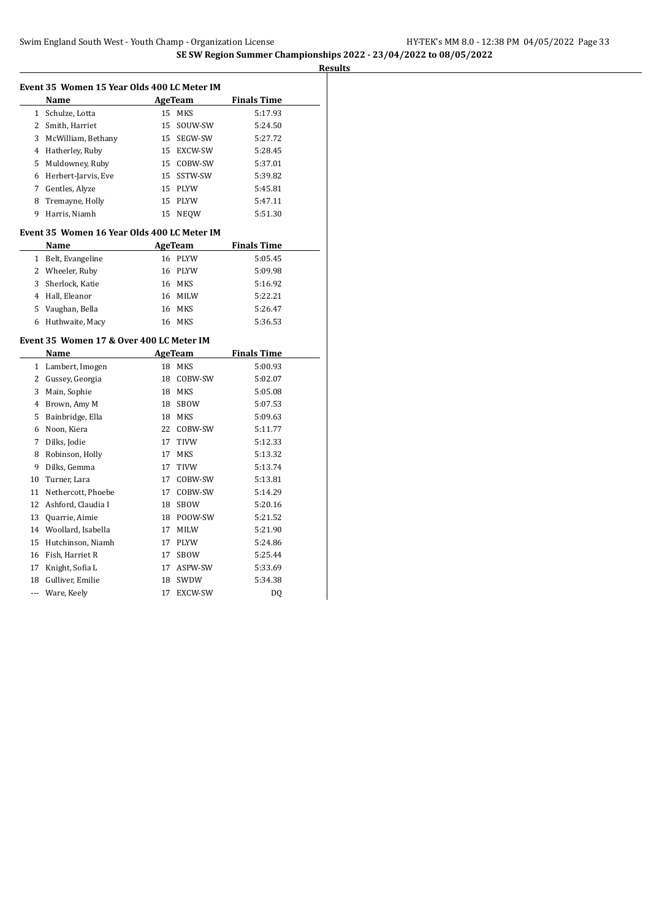# SE SW Region Summer Championships 2022 - 23/04/2022 to 08/05/2022

## Results

### Event 35 Women 15 Year Olds 400 LC Meter IM

| | Name | Age | Team | Finals Time |
|---|---|---|---|---|
| 1 | Schulze, Lotta | 15 | MKS | 5:17.93 |
| 2 | Smith, Harriet | 15 | SOUW-SW | 5:24.50 |
| 3 | McWilliam, Bethany | 15 | SEGW-SW | 5:27.72 |
| 4 | Hatherley, Ruby | 15 | EXCW-SW | 5:28.45 |
| 5 | Muldowney, Ruby | 15 | COBW-SW | 5:37.01 |
| 6 | Herbert-Jarvis, Eve | 15 | SSTW-SW | 5:39.82 |
| 7 | Gentles, Alyze | 15 | PLYW | 5:45.81 |
| 8 | Tremayne, Holly | 15 | PLYW | 5:47.11 |
| 9 | Harris, Niamh | 15 | NEQW | 5:51.30 |

### Event 35 Women 16 Year Olds 400 LC Meter IM

| | Name | Age | Team | Finals Time |
|---|---|---|---|---|
| 1 | Belt, Evangeline | 16 | PLYW | 5:05.45 |
| 2 | Wheeler, Ruby | 16 | PLYW | 5:09.98 |
| 3 | Sherlock, Katie | 16 | MKS | 5:16.92 |
| 4 | Hall, Eleanor | 16 | MILW | 5:22.21 |
| 5 | Vaughan, Bella | 16 | MKS | 5:26.47 |
| 6 | Huthwaite, Macy | 16 | MKS | 5:36.53 |

### Event 35 Women 17 & Over 400 LC Meter IM

| | Name | Age | Team | Finals Time |
|---|---|---|---|---|
| 1 | Lambert, Imogen | 18 | MKS | 5:00.93 |
| 2 | Gussey, Georgia | 18 | COBW-SW | 5:02.07 |
| 3 | Main, Sophie | 18 | MKS | 5:05.08 |
| 4 | Brown, Amy M | 18 | SBOW | 5:07.53 |
| 5 | Bainbridge, Ella | 18 | MKS | 5:09.63 |
| 6 | Noon, Kiera | 22 | COBW-SW | 5:11.77 |
| 7 | Dilks, Jodie | 17 | TIVW | 5:12.33 |
| 8 | Robinson, Holly | 17 | MKS | 5:13.32 |
| 9 | Dilks, Gemma | 17 | TIVW | 5:13.74 |
| 10 | Turner, Lara | 17 | COBW-SW | 5:13.81 |
| 11 | Nethercott, Phoebe | 17 | COBW-SW | 5:14.29 |
| 12 | Ashford, Claudia I | 18 | SBOW | 5:20.16 |
| 13 | Quarrie, Aimie | 18 | POOW-SW | 5:21.52 |
| 14 | Woollard, Isabella | 17 | MILW | 5:21.90 |
| 15 | Hutchinson, Niamh | 17 | PLYW | 5:24.86 |
| 16 | Fish, Harriet R | 17 | SBOW | 5:25.44 |
| 17 | Knight, Sofia L | 17 | ASPW-SW | 5:33.69 |
| 18 | Gulliver, Emilie | 18 | SWDW | 5:34.38 |
| --- | Ware, Keely | 17 | EXCW-SW | DQ |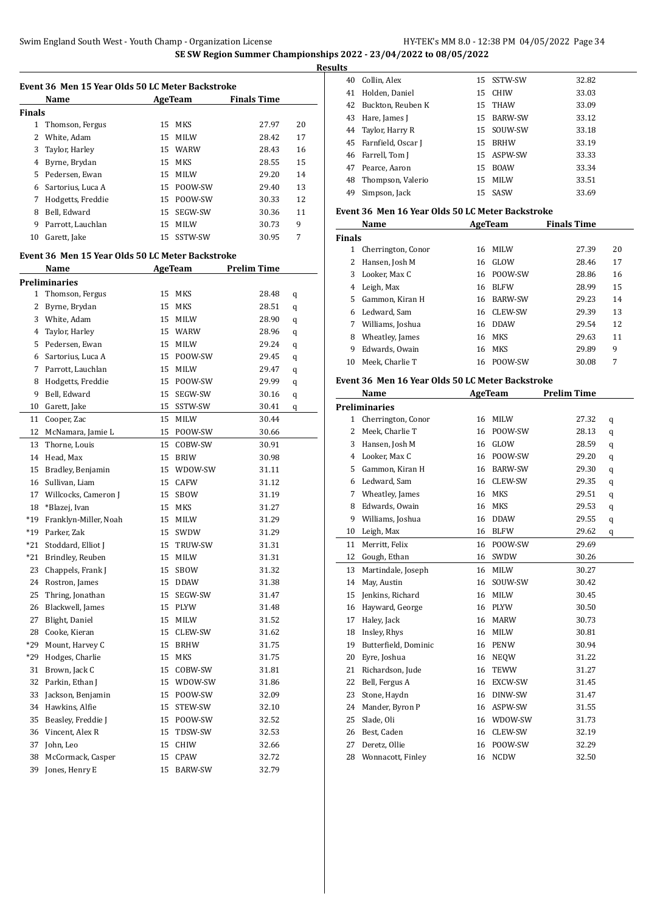## SE SW Region Summer Championships 2022 - 23/04/2022 to 08/05/2022

### Results

#### Event 36 Men 15 Year Olds 50 LC Meter Backstroke

| | Name | Age | Team | Finals Time | |
|---|---|---|---|---|---|
| **Finals** | | | | | |
| 1 | Thomson, Fergus | 15 | MKS | 27.97 | 20 |
| 2 | White, Adam | 15 | MILW | 28.42 | 17 |
| 3 | Taylor, Harley | 15 | WARW | 28.43 | 16 |
| 4 | Byrne, Brydan | 15 | MKS | 28.55 | 15 |
| 5 | Pedersen, Ewan | 15 | MILW | 29.20 | 14 |
| 6 | Sartorius, Luca A | 15 | POOW-SW | 29.40 | 13 |
| 7 | Hodgetts, Freddie | 15 | POOW-SW | 30.33 | 12 |
| 8 | Bell, Edward | 15 | SEGW-SW | 30.36 | 11 |
| 9 | Parrott, Lauchlan | 15 | MILW | 30.73 | 9 |
| 10 | Garett, Jake | 15 | SSTW-SW | 30.95 | 7 |

#### Event 36 Men 15 Year Olds 50 LC Meter Backstroke

| | Name | Age | Team | Prelim Time | |
|---|---|---|---|---|---|
| **Preliminaries** | | | | | |
| 1 | Thomson, Fergus | 15 | MKS | 28.48 | q |
| 2 | Byrne, Brydan | 15 | MKS | 28.51 | q |
| 3 | White, Adam | 15 | MILW | 28.90 | q |
| 4 | Taylor, Harley | 15 | WARW | 28.96 | q |
| 5 | Pedersen, Ewan | 15 | MILW | 29.24 | q |
| 6 | Sartorius, Luca A | 15 | POOW-SW | 29.45 | q |
| 7 | Parrott, Lauchlan | 15 | MILW | 29.47 | q |
| 8 | Hodgetts, Freddie | 15 | POOW-SW | 29.99 | q |
| 9 | Bell, Edward | 15 | SEGW-SW | 30.16 | q |
| 10 | Garett, Jake | 15 | SSTW-SW | 30.41 | q |
| 11 | Cooper, Zac | 15 | MILW | 30.44 | |
| 12 | McNamara, Jamie L | 15 | POOW-SW | 30.66 | |
| 13 | Thorne, Louis | 15 | COBW-SW | 30.91 | |
| 14 | Head, Max | 15 | BRIW | 30.98 | |
| 15 | Bradley, Benjamin | 15 | WDOW-SW | 31.11 | |
| 16 | Sullivan, Liam | 15 | CAFW | 31.12 | |
| 17 | Willcocks, Cameron J | 15 | SBOW | 31.19 | |
| 18 | *Blazej, Ivan | 15 | MKS | 31.27 | |
| *19 | Franklyn-Miller, Noah | 15 | MILW | 31.29 | |
| *19 | Parker, Zak | 15 | SWDW | 31.29 | |
| *21 | Stoddard, Elliot J | 15 | TRUW-SW | 31.31 | |
| *21 | Brindley, Reuben | 15 | MILW | 31.31 | |
| 23 | Chappels, Frank J | 15 | SBOW | 31.32 | |
| 24 | Rostron, James | 15 | DDAW | 31.38 | |
| 25 | Thring, Jonathan | 15 | SEGW-SW | 31.47 | |
| 26 | Blackwell, James | 15 | PLYW | 31.48 | |
| 27 | Blight, Daniel | 15 | MILW | 31.52 | |
| 28 | Cooke, Kieran | 15 | CLEW-SW | 31.62 | |
| *29 | Mount, Harvey C | 15 | BRHW | 31.75 | |
| *29 | Hodges, Charlie | 15 | MKS | 31.75 | |
| 31 | Brown, Jack C | 15 | COBW-SW | 31.81 | |
| 32 | Parkin, Ethan J | 15 | WDOW-SW | 31.86 | |
| 33 | Jackson, Benjamin | 15 | POOW-SW | 32.09 | |
| 34 | Hawkins, Alfie | 15 | STEW-SW | 32.10 | |
| 35 | Beasley, Freddie J | 15 | POOW-SW | 32.52 | |
| 36 | Vincent, Alex R | 15 | TDSW-SW | 32.53 | |
| 37 | John, Leo | 15 | CHIW | 32.66 | |
| 38 | McCormack, Casper | 15 | CPAW | 32.72 | |
| 39 | Jones, Henry E | 15 | BARW-SW | 32.79 | |
| 40 | Collin, Alex | 15 | SSTW-SW | 32.82 | |
| 41 | Holden, Daniel | 15 | CHIW | 33.03 | |
| 42 | Buckton, Reuben K | 15 | THAW | 33.09 | |
| 43 | Hare, James J | 15 | BARW-SW | 33.12 | |
| 44 | Taylor, Harry R | 15 | SOUW-SW | 33.18 | |
| 45 | Farnfield, Oscar J | 15 | BRHW | 33.19 | |
| 46 | Farrell, Tom J | 15 | ASPW-SW | 33.33 | |
| 47 | Pearce, Aaron | 15 | BOAW | 33.34 | |
| 48 | Thompson, Valerio | 15 | MILW | 33.51 | |
| 49 | Simpson, Jack | 15 | SASW | 33.69 | |

#### Event 36 Men 16 Year Olds 50 LC Meter Backstroke

| | Name | Age | Team | Finals Time | |
|---|---|---|---|---|---|
| **Finals** | | | | | |
| 1 | Cherrington, Conor | 16 | MILW | 27.39 | 20 |
| 2 | Hansen, Josh M | 16 | GLOW | 28.46 | 17 |
| 3 | Looker, Max C | 16 | POOW-SW | 28.86 | 16 |
| 4 | Leigh, Max | 16 | BLFW | 28.99 | 15 |
| 5 | Gammon, Kiran H | 16 | BARW-SW | 29.23 | 14 |
| 6 | Ledward, Sam | 16 | CLEW-SW | 29.39 | 13 |
| 7 | Williams, Joshua | 16 | DDAW | 29.54 | 12 |
| 8 | Wheatley, James | 16 | MKS | 29.63 | 11 |
| 9 | Edwards, Owain | 16 | MKS | 29.89 | 9 |
| 10 | Meek, Charlie T | 16 | POOW-SW | 30.08 | 7 |

#### Event 36 Men 16 Year Olds 50 LC Meter Backstroke

| | Name | Age | Team | Prelim Time | |
|---|---|---|---|---|---|
| **Preliminaries** | | | | | |
| 1 | Cherrington, Conor | 16 | MILW | 27.32 | q |
| 2 | Meek, Charlie T | 16 | POOW-SW | 28.13 | q |
| 3 | Hansen, Josh M | 16 | GLOW | 28.59 | q |
| 4 | Looker, Max C | 16 | POOW-SW | 29.20 | q |
| 5 | Gammon, Kiran H | 16 | BARW-SW | 29.30 | q |
| 6 | Ledward, Sam | 16 | CLEW-SW | 29.35 | q |
| 7 | Wheatley, James | 16 | MKS | 29.51 | q |
| 8 | Edwards, Owain | 16 | MKS | 29.53 | q |
| 9 | Williams, Joshua | 16 | DDAW | 29.55 | q |
| 10 | Leigh, Max | 16 | BLFW | 29.62 | q |
| 11 | Merritt, Felix | 16 | POOW-SW | 29.69 | |
| 12 | Gough, Ethan | 16 | SWDW | 30.26 | |
| 13 | Martindale, Joseph | 16 | MILW | 30.27 | |
| 14 | May, Austin | 16 | SOUW-SW | 30.42 | |
| 15 | Jenkins, Richard | 16 | MILW | 30.45 | |
| 16 | Hayward, George | 16 | PLYW | 30.50 | |
| 17 | Haley, Jack | 16 | MARW | 30.73 | |
| 18 | Insley, Rhys | 16 | MILW | 30.81 | |
| 19 | Butterfield, Dominic | 16 | PENW | 30.94 | |
| 20 | Eyre, Joshua | 16 | NEQW | 31.22 | |
| 21 | Richardson, Jude | 16 | TEWW | 31.27 | |
| 22 | Bell, Fergus A | 16 | EXCW-SW | 31.45 | |
| 23 | Stone, Haydn | 16 | DINW-SW | 31.47 | |
| 24 | Mander, Byron P | 16 | ASPW-SW | 31.55 | |
| 25 | Slade, Oli | 16 | WDOW-SW | 31.73 | |
| 26 | Best, Caden | 16 | CLEW-SW | 32.19 | |
| 27 | Deretz, Ollie | 16 | POOW-SW | 32.29 | |
| 28 | Wonnacott, Finley | 16 | NCDW | 32.50 | |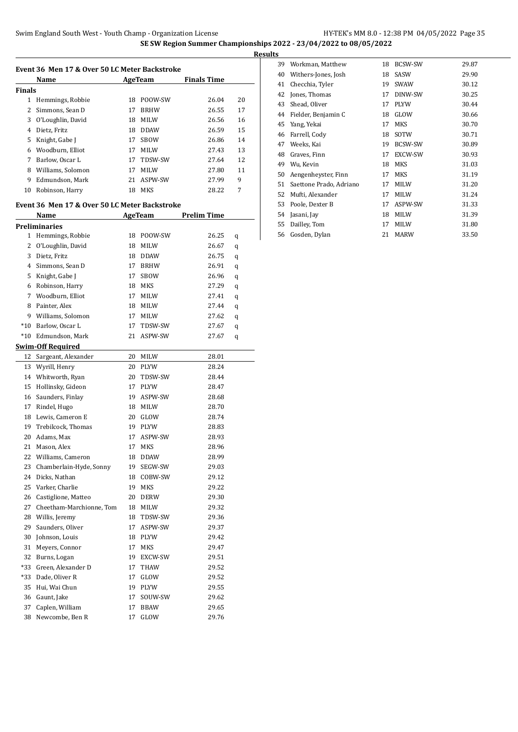**SE SW Region Summer Championships 2022 - 23/04/2022 to 08/05/2022**

**Results**

### Event 36 Men 17 & Over 50 LC Meter Backstroke

| | Name | Age | Team | Finals Time | |
|---|---|---|---|---|---|
| **Finals** | | | | | |
| 1 | Hemmings, Robbie | 18 | POOW-SW | 26.04 | 20 |
| 2 | Simmons, Sean D | 17 | BRHW | 26.55 | 17 |
| 3 | O'Loughlin, David | 18 | MILW | 26.56 | 16 |
| 4 | Dietz, Fritz | 18 | DDAW | 26.59 | 15 |
| 5 | Knight, Gabe J | 17 | SBOW | 26.86 | 14 |
| 6 | Woodburn, Elliot | 17 | MILW | 27.43 | 13 |
| 7 | Barlow, Oscar L | 17 | TDSW-SW | 27.64 | 12 |
| 8 | Williams, Solomon | 17 | MILW | 27.80 | 11 |
| 9 | Edmundson, Mark | 21 | ASPW-SW | 27.99 | 9 |
| 10 | Robinson, Harry | 18 | MKS | 28.22 | 7 |

### Event 36 Men 17 & Over 50 LC Meter Backstroke

| | Name | Age | Team | Prelim Time | |
|---|---|---|---|---|---|
| **Preliminaries** | | | | | |
| 1 | Hemmings, Robbie | 18 | POOW-SW | 26.25 | q |
| 2 | O'Loughlin, David | 18 | MILW | 26.67 | q |
| 3 | Dietz, Fritz | 18 | DDAW | 26.75 | q |
| 4 | Simmons, Sean D | 17 | BRHW | 26.91 | q |
| 5 | Knight, Gabe J | 17 | SBOW | 26.96 | q |
| 6 | Robinson, Harry | 18 | MKS | 27.29 | q |
| 7 | Woodburn, Elliot | 17 | MILW | 27.41 | q |
| 8 | Painter, Alex | 18 | MILW | 27.44 | q |
| 9 | Williams, Solomon | 17 | MILW | 27.62 | q |
| *10 | Barlow, Oscar L | 17 | TDSW-SW | 27.67 | q |
| *10 | Edmundson, Mark | 21 | ASPW-SW | 27.67 | q |
| **Swim-Off Required** | | | | | |
| 12 | Sargeant, Alexander | 20 | MILW | 28.01 | |
| 13 | Wyrill, Henry | 20 | PLYW | 28.24 | |
| 14 | Whitworth, Ryan | 20 | TDSW-SW | 28.44 | |
| 15 | Hollinsky, Gideon | 17 | PLYW | 28.47 | |
| 16 | Saunders, Finlay | 19 | ASPW-SW | 28.68 | |
| 17 | Rindel, Hugo | 18 | MILW | 28.70 | |
| 18 | Lewis, Cameron E | 20 | GLOW | 28.74 | |
| 19 | Trebilcock, Thomas | 19 | PLYW | 28.83 | |
| 20 | Adams, Max | 17 | ASPW-SW | 28.93 | |
| 21 | Mason, Alex | 17 | MKS | 28.96 | |
| 22 | Williams, Cameron | 18 | DDAW | 28.99 | |
| 23 | Chamberlain-Hyde, Sonny | 19 | SEGW-SW | 29.03 | |
| 24 | Dicks, Nathan | 18 | COBW-SW | 29.12 | |
| 25 | Varker, Charlie | 19 | MKS | 29.22 | |
| 26 | Castiglione, Matteo | 20 | DERW | 29.30 | |
| 27 | Cheetham-Marchionne, Tom | 18 | MILW | 29.32 | |
| 28 | Willis, Jeremy | 18 | TDSW-SW | 29.36 | |
| 29 | Saunders, Oliver | 17 | ASPW-SW | 29.37 | |
| 30 | Johnson, Louis | 18 | PLYW | 29.42 | |
| 31 | Meyers, Connor | 17 | MKS | 29.47 | |
| 32 | Burns, Logan | 19 | EXCW-SW | 29.51 | |
| *33 | Green, Alexander D | 17 | THAW | 29.52 | |
| *33 | Dade, Oliver R | 17 | GLOW | 29.52 | |
| 35 | Hui, Wai Chun | 19 | PLYW | 29.55 | |
| 36 | Gaunt, Jake | 17 | SOUW-SW | 29.62 | |
| 37 | Caplen, William | 17 | BBAW | 29.65 | |
| 38 | Newcombe, Ben R | 17 | GLOW | 29.76 | |
| 39 | Workman, Matthew | 18 | BCSW-SW | 29.87 | |
| 40 | Withers-Jones, Josh | 18 | SASW | 29.90 | |
| 41 | Checchia, Tyler | 19 | SWAW | 30.12 | |
| 42 | Jones, Thomas | 17 | DINW-SW | 30.25 | |
| 43 | Shead, Oliver | 17 | PLYW | 30.44 | |
| 44 | Fielder, Benjamin C | 18 | GLOW | 30.66 | |
| 45 | Yang, Yekai | 17 | MKS | 30.70 | |
| 46 | Farrell, Cody | 18 | SOTW | 30.71 | |
| 47 | Weeks, Kai | 19 | BCSW-SW | 30.89 | |
| 48 | Graves, Finn | 17 | EXCW-SW | 30.93 | |
| 49 | Wu, Kevin | 18 | MKS | 31.03 | |
| 50 | Aengenheyster, Finn | 17 | MKS | 31.19 | |
| 51 | Saettone Prado, Adriano | 17 | MILW | 31.20 | |
| 52 | Mufti, Alexander | 17 | MILW | 31.24 | |
| 53 | Poole, Dexter B | 17 | ASPW-SW | 31.33 | |
| 54 | Jasani, Jay | 18 | MILW | 31.39 | |
| 55 | Dailley, Tom | 17 | MILW | 31.80 | |
| 56 | Gosden, Dylan | 21 | MARW | 33.50 | |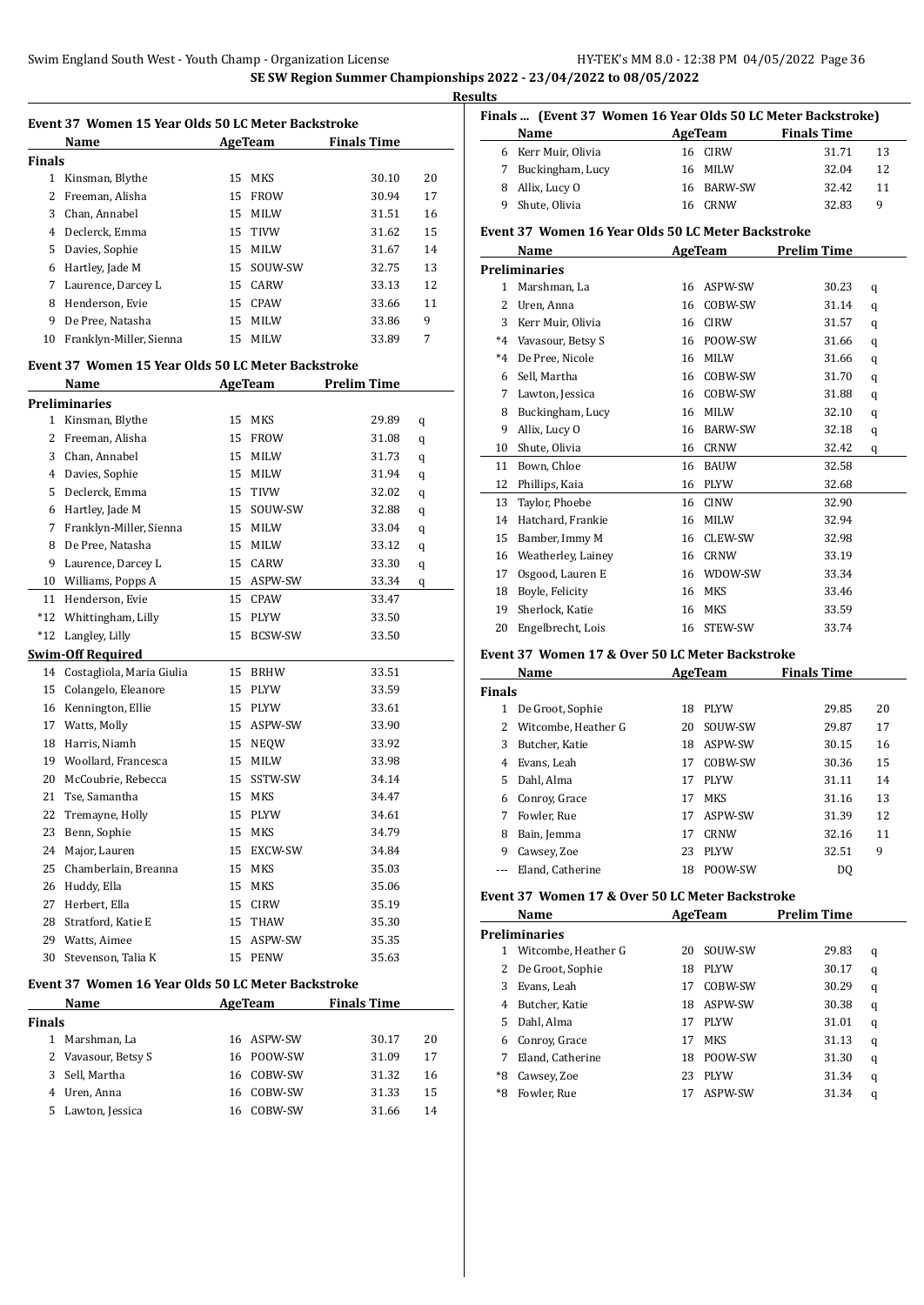**SE SW Region Summer Championships 2022 - 23/04/2022 to 08/05/2022**

**Results**

### Event 37 Women 15 Year Olds 50 LC Meter Backstroke

| | Name | Age | Team | Finals Time | |
|---|---|---|---|---|---|
| **Finals** | | | | | |
| 1 | Kinsman, Blythe | 15 | MKS | 30.10 | 20 |
| 2 | Freeman, Alisha | 15 | FROW | 30.94 | 17 |
| 3 | Chan, Annabel | 15 | MILW | 31.51 | 16 |
| 4 | Declerck, Emma | 15 | TIVW | 31.62 | 15 |
| 5 | Davies, Sophie | 15 | MILW | 31.67 | 14 |
| 6 | Hartley, Jade M | 15 | SOUW-SW | 32.75 | 13 |
| 7 | Laurence, Darcey L | 15 | CARW | 33.13 | 12 |
| 8 | Henderson, Evie | 15 | CPAW | 33.66 | 11 |
| 9 | De Pree, Natasha | 15 | MILW | 33.86 | 9 |
| 10 | Franklyn-Miller, Sienna | 15 | MILW | 33.89 | 7 |

### Event 37 Women 15 Year Olds 50 LC Meter Backstroke

| | Name | Age | Team | Prelim Time | |
|---|---|---|---|---|---|
| **Preliminaries** | | | | | |
| 1 | Kinsman, Blythe | 15 | MKS | 29.89 | q |
| 2 | Freeman, Alisha | 15 | FROW | 31.08 | q |
| 3 | Chan, Annabel | 15 | MILW | 31.73 | q |
| 4 | Davies, Sophie | 15 | MILW | 31.94 | q |
| 5 | Declerck, Emma | 15 | TIVW | 32.02 | q |
| 6 | Hartley, Jade M | 15 | SOUW-SW | 32.88 | q |
| 7 | Franklyn-Miller, Sienna | 15 | MILW | 33.04 | q |
| 8 | De Pree, Natasha | 15 | MILW | 33.12 | q |
| 9 | Laurence, Darcey L | 15 | CARW | 33.30 | q |
| 10 | Williams, Popps A | 15 | ASPW-SW | 33.34 | q |
| 11 | Henderson, Evie | 15 | CPAW | 33.47 | |
| *12 | Whittingham, Lilly | 15 | PLYW | 33.50 | |
| *12 | Langley, Lilly | 15 | BCSW-SW | 33.50 | |
| **Swim-Off Required** | | | | | |
| 14 | Costagliola, Maria Giulia | 15 | BRHW | 33.51 | |
| 15 | Colangelo, Eleanore | 15 | PLYW | 33.59 | |
| 16 | Kennington, Ellie | 15 | PLYW | 33.61 | |
| 17 | Watts, Molly | 15 | ASPW-SW | 33.90 | |
| 18 | Harris, Niamh | 15 | NEQW | 33.92 | |
| 19 | Woollard, Francesca | 15 | MILW | 33.98 | |
| 20 | McCoubrie, Rebecca | 15 | SSTW-SW | 34.14 | |
| 21 | Tse, Samantha | 15 | MKS | 34.47 | |
| 22 | Tremayne, Holly | 15 | PLYW | 34.61 | |
| 23 | Benn, Sophie | 15 | MKS | 34.79 | |
| 24 | Major, Lauren | 15 | EXCW-SW | 34.84 | |
| 25 | Chamberlain, Breanna | 15 | MKS | 35.03 | |
| 26 | Huddy, Ella | 15 | MKS | 35.06 | |
| 27 | Herbert, Ella | 15 | CIRW | 35.19 | |
| 28 | Stratford, Katie E | 15 | THAW | 35.30 | |
| 29 | Watts, Aimee | 15 | ASPW-SW | 35.35 | |
| 30 | Stevenson, Talia K | 15 | PENW | 35.63 | |

### Event 37 Women 16 Year Olds 50 LC Meter Backstroke

| | Name | Age | Team | Finals Time | |
|---|---|---|---|---|---|
| **Finals** | | | | | |
| 1 | Marshman, La | 16 | ASPW-SW | 30.17 | 20 |
| 2 | Vavasour, Betsy S | 16 | POOW-SW | 31.09 | 17 |
| 3 | Sell, Martha | 16 | COBW-SW | 31.32 | 16 |
| 4 | Uren, Anna | 16 | COBW-SW | 31.33 | 15 |
| 5 | Lawton, Jessica | 16 | COBW-SW | 31.66 | 14 |
| 6 | Kerr Muir, Olivia | 16 | CIRW | 31.71 | 13 |
| 7 | Buckingham, Lucy | 16 | MILW | 32.04 | 12 |
| 8 | Allix, Lucy O | 16 | BARW-SW | 32.42 | 11 |
| 9 | Shute, Olivia | 16 | CRNW | 32.83 | 9 |

### Event 37 Women 16 Year Olds 50 LC Meter Backstroke

| | Name | Age | Team | Prelim Time | |
|---|---|---|---|---|---|
| **Preliminaries** | | | | | |
| 1 | Marshman, La | 16 | ASPW-SW | 30.23 | q |
| 2 | Uren, Anna | 16 | COBW-SW | 31.14 | q |
| 3 | Kerr Muir, Olivia | 16 | CIRW | 31.57 | q |
| *4 | Vavasour, Betsy S | 16 | POOW-SW | 31.66 | q |
| *4 | De Pree, Nicole | 16 | MILW | 31.66 | q |
| 6 | Sell, Martha | 16 | COBW-SW | 31.70 | q |
| 7 | Lawton, Jessica | 16 | COBW-SW | 31.88 | q |
| 8 | Buckingham, Lucy | 16 | MILW | 32.10 | q |
| 9 | Allix, Lucy O | 16 | BARW-SW | 32.18 | q |
| 10 | Shute, Olivia | 16 | CRNW | 32.42 | q |
| 11 | Bown, Chloe | 16 | BAUW | 32.58 | |
| 12 | Phillips, Kaia | 16 | PLYW | 32.68 | |
| 13 | Taylor, Phoebe | 16 | CINW | 32.90 | |
| 14 | Hatchard, Frankie | 16 | MILW | 32.94 | |
| 15 | Bamber, Immy M | 16 | CLEW-SW | 32.98 | |
| 16 | Weatherley, Lainey | 16 | CRNW | 33.19 | |
| 17 | Osgood, Lauren E | 16 | WDOW-SW | 33.34 | |
| 18 | Boyle, Felicity | 16 | MKS | 33.46 | |
| 19 | Sherlock, Katie | 16 | MKS | 33.59 | |
| 20 | Engelbrecht, Lois | 16 | STEW-SW | 33.74 | |

### Event 37 Women 17 & Over 50 LC Meter Backstroke

| | Name | Age | Team | Finals Time | |
|---|---|---|---|---|---|
| **Finals** | | | | | |
| 1 | De Groot, Sophie | 18 | PLYW | 29.85 | 20 |
| 2 | Witcombe, Heather G | 20 | SOUW-SW | 29.87 | 17 |
| 3 | Butcher, Katie | 18 | ASPW-SW | 30.15 | 16 |
| 4 | Evans, Leah | 17 | COBW-SW | 30.36 | 15 |
| 5 | Dahl, Alma | 17 | PLYW | 31.11 | 14 |
| 6 | Conroy, Grace | 17 | MKS | 31.16 | 13 |
| 7 | Fowler, Rue | 17 | ASPW-SW | 31.39 | 12 |
| 8 | Bain, Jemma | 17 | CRNW | 32.16 | 11 |
| 9 | Cawsey, Zoe | 23 | PLYW | 32.51 | 9 |
| --- | Eland, Catherine | 18 | POOW-SW | DQ | |

### Event 37 Women 17 & Over 50 LC Meter Backstroke

| | Name | Age | Team | Prelim Time | |
|---|---|---|---|---|---|
| **Preliminaries** | | | | | |
| 1 | Witcombe, Heather G | 20 | SOUW-SW | 29.83 | q |
| 2 | De Groot, Sophie | 18 | PLYW | 30.17 | q |
| 3 | Evans, Leah | 17 | COBW-SW | 30.29 | q |
| 4 | Butcher, Katie | 18 | ASPW-SW | 30.38 | q |
| 5 | Dahl, Alma | 17 | PLYW | 31.01 | q |
| 6 | Conroy, Grace | 17 | MKS | 31.13 | q |
| 7 | Eland, Catherine | 18 | POOW-SW | 31.30 | q |
| *8 | Cawsey, Zoe | 23 | PLYW | 31.34 | q |
| *8 | Fowler, Rue | 17 | ASPW-SW | 31.34 | q |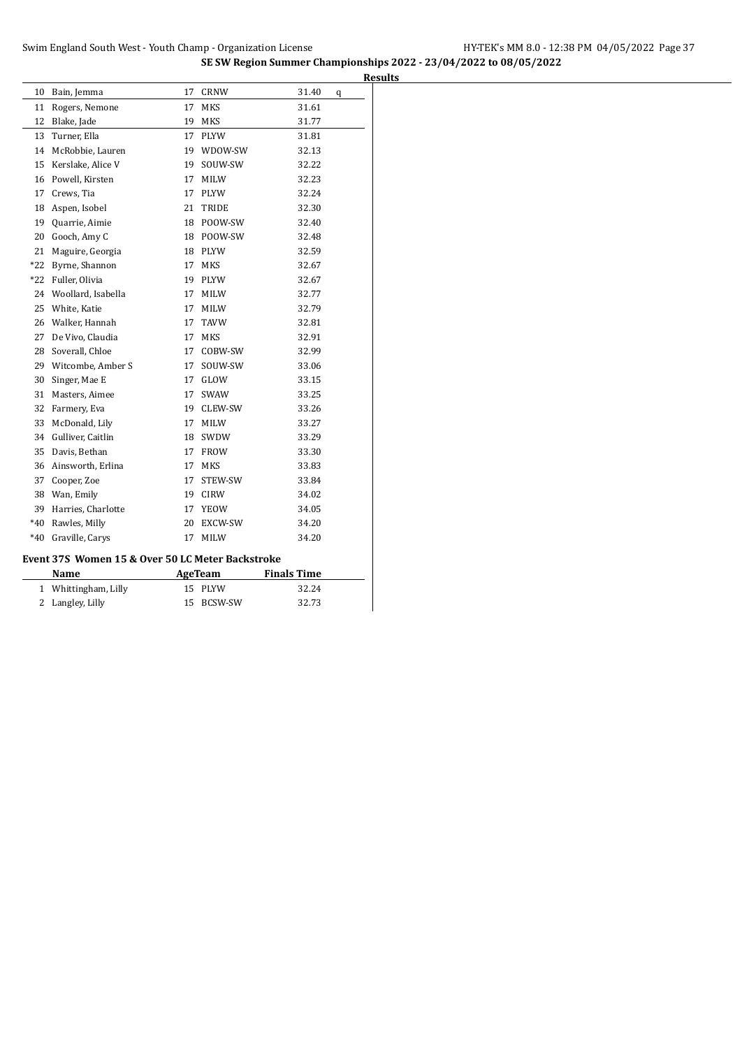## SE SW Region Summer Championships 2022 - 23/04/2022 to 08/05/2022

### Results

| | Name | Age | Team | Time | |
|---|---|---|---|---|---|
| 10 | Bain, Jemma | 17 | CRNW | 31.40 | q |
| 11 | Rogers, Nemone | 17 | MKS | 31.61 | |
| 12 | Blake, Jade | 19 | MKS | 31.77 | |
| 13 | Turner, Ella | 17 | PLYW | 31.81 | |
| 14 | McRobbie, Lauren | 19 | WDOW-SW | 32.13 | |
| 15 | Kerslake, Alice V | 19 | SOUW-SW | 32.22 | |
| 16 | Powell, Kirsten | 17 | MILW | 32.23 | |
| 17 | Crews, Tia | 17 | PLYW | 32.24 | |
| 18 | Aspen, Isobel | 21 | TRIDE | 32.30 | |
| 19 | Quarrie, Aimie | 18 | POOW-SW | 32.40 | |
| 20 | Gooch, Amy C | 18 | POOW-SW | 32.48 | |
| 21 | Maguire, Georgia | 18 | PLYW | 32.59 | |
| *22 | Byrne, Shannon | 17 | MKS | 32.67 | |
| *22 | Fuller, Olivia | 19 | PLYW | 32.67 | |
| 24 | Woollard, Isabella | 17 | MILW | 32.77 | |
| 25 | White, Katie | 17 | MILW | 32.79 | |
| 26 | Walker, Hannah | 17 | TAVW | 32.81 | |
| 27 | De Vivo, Claudia | 17 | MKS | 32.91 | |
| 28 | Soverall, Chloe | 17 | COBW-SW | 32.99 | |
| 29 | Witcombe, Amber S | 17 | SOUW-SW | 33.06 | |
| 30 | Singer, Mae E | 17 | GLOW | 33.15 | |
| 31 | Masters, Aimee | 17 | SWAW | 33.25 | |
| 32 | Farmery, Eva | 19 | CLEW-SW | 33.26 | |
| 33 | McDonald, Lily | 17 | MILW | 33.27 | |
| 34 | Gulliver, Caitlin | 18 | SWDW | 33.29 | |
| 35 | Davis, Bethan | 17 | FROW | 33.30 | |
| 36 | Ainsworth, Erlina | 17 | MKS | 33.83 | |
| 37 | Cooper, Zoe | 17 | STEW-SW | 33.84 | |
| 38 | Wan, Emily | 19 | CIRW | 34.02 | |
| 39 | Harries, Charlotte | 17 | YEOW | 34.05 | |
| *40 | Rawles, Milly | 20 | EXCW-SW | 34.20 | |
| *40 | Graville, Carys | 17 | MILW | 34.20 | |

### Event 37S Women 15 & Over 50 LC Meter Backstroke

| | Name | Age | Team | Finals Time |
|---|---|---|---|---|
| 1 | Whittingham, Lilly | 15 | PLYW | 32.24 |
| 2 | Langley, Lilly | 15 | BCSW-SW | 32.73 |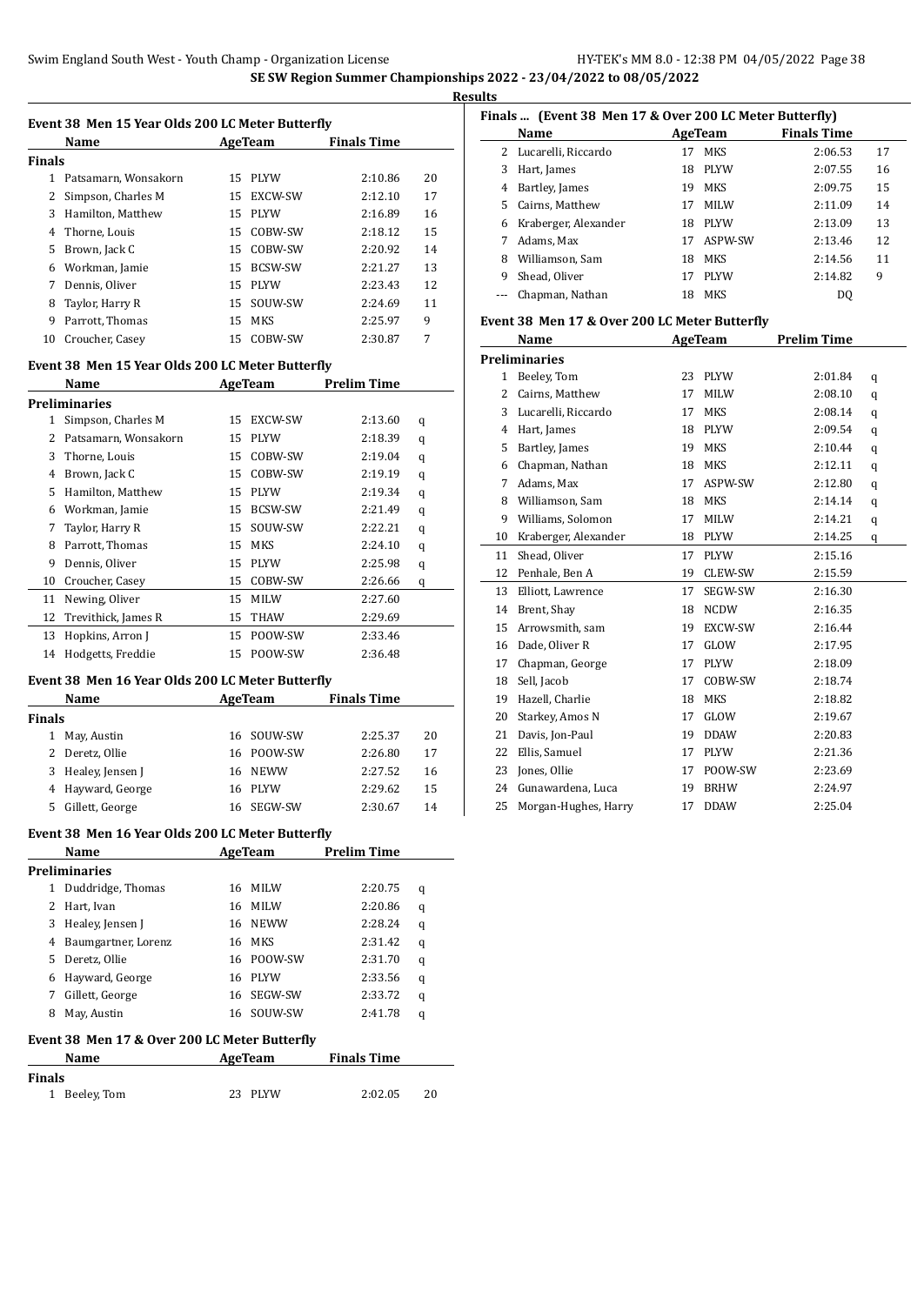# SE SW Region Summer Championships 2022 - 23/04/2022 to 08/05/2022

## Results

### Event 38 Men 15 Year Olds 200 LC Meter Butterfly

| | Name | Age | Team | Finals Time | |
|---|---|---|---|---|---|
| **Finals** | | | | | |
| 1 | Patsamarn, Wonsakorn | 15 | PLYW | 2:10.86 | 20 |
| 2 | Simpson, Charles M | 15 | EXCW-SW | 2:12.10 | 17 |
| 3 | Hamilton, Matthew | 15 | PLYW | 2:16.89 | 16 |
| 4 | Thorne, Louis | 15 | COBW-SW | 2:18.12 | 15 |
| 5 | Brown, Jack C | 15 | COBW-SW | 2:20.92 | 14 |
| 6 | Workman, Jamie | 15 | BCSW-SW | 2:21.27 | 13 |
| 7 | Dennis, Oliver | 15 | PLYW | 2:23.43 | 12 |
| 8 | Taylor, Harry R | 15 | SOUW-SW | 2:24.69 | 11 |
| 9 | Parrott, Thomas | 15 | MKS | 2:25.97 | 9 |
| 10 | Croucher, Casey | 15 | COBW-SW | 2:30.87 | 7 |

### Event 38 Men 15 Year Olds 200 LC Meter Butterfly

| | Name | Age | Team | Prelim Time | |
|---|---|---|---|---|---|
| **Preliminaries** | | | | | |
| 1 | Simpson, Charles M | 15 | EXCW-SW | 2:13.60 | q |
| 2 | Patsamarn, Wonsakorn | 15 | PLYW | 2:18.39 | q |
| 3 | Thorne, Louis | 15 | COBW-SW | 2:19.04 | q |
| 4 | Brown, Jack C | 15 | COBW-SW | 2:19.19 | q |
| 5 | Hamilton, Matthew | 15 | PLYW | 2:19.34 | q |
| 6 | Workman, Jamie | 15 | BCSW-SW | 2:21.49 | q |
| 7 | Taylor, Harry R | 15 | SOUW-SW | 2:22.21 | q |
| 8 | Parrott, Thomas | 15 | MKS | 2:24.10 | q |
| 9 | Dennis, Oliver | 15 | PLYW | 2:25.98 | q |
| 10 | Croucher, Casey | 15 | COBW-SW | 2:26.66 | q |
| 11 | Newing, Oliver | 15 | MILW | 2:27.60 | |
| 12 | Trevithick, James R | 15 | THAW | 2:29.69 | |
| 13 | Hopkins, Arron J | 15 | POOW-SW | 2:33.46 | |
| 14 | Hodgetts, Freddie | 15 | POOW-SW | 2:36.48 | |

### Event 38 Men 16 Year Olds 200 LC Meter Butterfly

| | Name | Age | Team | Finals Time | |
|---|---|---|---|---|---|
| **Finals** | | | | | |
| 1 | May, Austin | 16 | SOUW-SW | 2:25.37 | 20 |
| 2 | Deretz, Ollie | 16 | POOW-SW | 2:26.80 | 17 |
| 3 | Healey, Jensen J | 16 | NEWW | 2:27.52 | 16 |
| 4 | Hayward, George | 16 | PLYW | 2:29.62 | 15 |
| 5 | Gillett, George | 16 | SEGW-SW | 2:30.67 | 14 |

### Event 38 Men 16 Year Olds 200 LC Meter Butterfly

| | Name | Age | Team | Prelim Time | |
|---|---|---|---|---|---|
| **Preliminaries** | | | | | |
| 1 | Duddridge, Thomas | 16 | MILW | 2:20.75 | q |
| 2 | Hart, Ivan | 16 | MILW | 2:20.86 | q |
| 3 | Healey, Jensen J | 16 | NEWW | 2:28.24 | q |
| 4 | Baumgartner, Lorenz | 16 | MKS | 2:31.42 | q |
| 5 | Deretz, Ollie | 16 | POOW-SW | 2:31.70 | q |
| 6 | Hayward, George | 16 | PLYW | 2:33.56 | q |
| 7 | Gillett, George | 16 | SEGW-SW | 2:33.72 | q |
| 8 | May, Austin | 16 | SOUW-SW | 2:41.78 | q |

### Event 38 Men 17 & Over 200 LC Meter Butterfly

| | Name | Age | Team | Finals Time | |
|---|---|---|---|---|---|
| **Finals** | | | | | |
| 1 | Beeley, Tom | 23 | PLYW | 2:02.05 | 20 |
| 2 | Lucarelli, Riccardo | 17 | MKS | 2:06.53 | 17 |
| 3 | Hart, James | 18 | PLYW | 2:07.55 | 16 |
| 4 | Bartley, James | 19 | MKS | 2:09.75 | 15 |
| 5 | Cairns, Matthew | 17 | MILW | 2:11.09 | 14 |
| 6 | Kraberger, Alexander | 18 | PLYW | 2:13.09 | 13 |
| 7 | Adams, Max | 17 | ASPW-SW | 2:13.46 | 12 |
| 8 | Williamson, Sam | 18 | MKS | 2:14.56 | 11 |
| 9 | Shead, Oliver | 17 | PLYW | 2:14.82 | 9 |
| --- | Chapman, Nathan | 18 | MKS | DQ | |

### Event 38 Men 17 & Over 200 LC Meter Butterfly

| | Name | Age | Team | Prelim Time | |
|---|---|---|---|---|---|
| **Preliminaries** | | | | | |
| 1 | Beeley, Tom | 23 | PLYW | 2:01.84 | q |
| 2 | Cairns, Matthew | 17 | MILW | 2:08.10 | q |
| 3 | Lucarelli, Riccardo | 17 | MKS | 2:08.14 | q |
| 4 | Hart, James | 18 | PLYW | 2:09.54 | q |
| 5 | Bartley, James | 19 | MKS | 2:10.44 | q |
| 6 | Chapman, Nathan | 18 | MKS | 2:12.11 | q |
| 7 | Adams, Max | 17 | ASPW-SW | 2:12.80 | q |
| 8 | Williamson, Sam | 18 | MKS | 2:14.14 | q |
| 9 | Williams, Solomon | 17 | MILW | 2:14.21 | q |
| 10 | Kraberger, Alexander | 18 | PLYW | 2:14.25 | q |
| 11 | Shead, Oliver | 17 | PLYW | 2:15.16 | |
| 12 | Penhale, Ben A | 19 | CLEW-SW | 2:15.59 | |
| 13 | Elliott, Lawrence | 17 | SEGW-SW | 2:16.30 | |
| 14 | Brent, Shay | 18 | NCDW | 2:16.35 | |
| 15 | Arrowsmith, sam | 19 | EXCW-SW | 2:16.44 | |
| 16 | Dade, Oliver R | 17 | GLOW | 2:17.95 | |
| 17 | Chapman, George | 17 | PLYW | 2:18.09 | |
| 18 | Sell, Jacob | 17 | COBW-SW | 2:18.74 | |
| 19 | Hazell, Charlie | 18 | MKS | 2:18.82 | |
| 20 | Starkey, Amos N | 17 | GLOW | 2:19.67 | |
| 21 | Davis, Jon-Paul | 19 | DDAW | 2:20.83 | |
| 22 | Ellis, Samuel | 17 | PLYW | 2:21.36 | |
| 23 | Jones, Ollie | 17 | POOW-SW | 2:23.69 | |
| 24 | Gunawardena, Luca | 19 | BRHW | 2:24.97 | |
| 25 | Morgan-Hughes, Harry | 17 | DDAW | 2:25.04 | |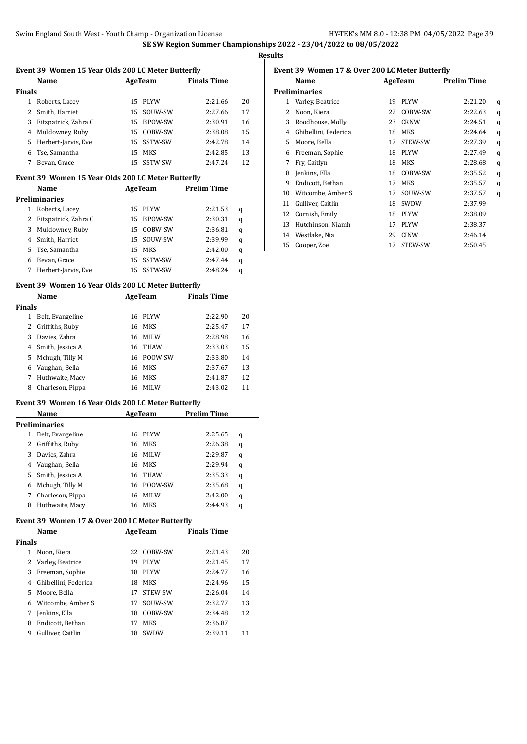**SE SW Region Summer Championships 2022 - 23/04/2022 to 08/05/2022**

**Results**

### Event 39 Women 15 Year Olds 200 LC Meter Butterfly

| | Name | Age | Team | Finals Time | |
|---|---|---|---|---|---|
| **Finals** | | | | | |
| 1 | Roberts, Lacey | 15 | PLYW | 2:21.66 | 20 |
| 2 | Smith, Harriet | 15 | SOUW-SW | 2:27.66 | 17 |
| 3 | Fitzpatrick, Zahra C | 15 | BPOW-SW | 2:30.91 | 16 |
| 4 | Muldowney, Ruby | 15 | COBW-SW | 2:38.08 | 15 |
| 5 | Herbert-Jarvis, Eve | 15 | SSTW-SW | 2:42.78 | 14 |
| 6 | Tse, Samantha | 15 | MKS | 2:42.85 | 13 |
| 7 | Bevan, Grace | 15 | SSTW-SW | 2:47.24 | 12 |

### Event 39 Women 15 Year Olds 200 LC Meter Butterfly

| | Name | Age | Team | Prelim Time | |
|---|---|---|---|---|---|
| **Preliminaries** | | | | | |
| 1 | Roberts, Lacey | 15 | PLYW | 2:21.53 | q |
| 2 | Fitzpatrick, Zahra C | 15 | BPOW-SW | 2:30.31 | q |
| 3 | Muldowney, Ruby | 15 | COBW-SW | 2:36.81 | q |
| 4 | Smith, Harriet | 15 | SOUW-SW | 2:39.99 | q |
| 5 | Tse, Samantha | 15 | MKS | 2:42.00 | q |
| 6 | Bevan, Grace | 15 | SSTW-SW | 2:47.44 | q |
| 7 | Herbert-Jarvis, Eve | 15 | SSTW-SW | 2:48.24 | q |

### Event 39 Women 16 Year Olds 200 LC Meter Butterfly

| | Name | Age | Team | Finals Time | |
|---|---|---|---|---|---|
| **Finals** | | | | | |
| 1 | Belt, Evangeline | 16 | PLYW | 2:22.90 | 20 |
| 2 | Griffiths, Ruby | 16 | MKS | 2:25.47 | 17 |
| 3 | Davies, Zahra | 16 | MILW | 2:28.98 | 16 |
| 4 | Smith, Jessica A | 16 | THAW | 2:33.03 | 15 |
| 5 | Mchugh, Tilly M | 16 | POOW-SW | 2:33.80 | 14 |
| 6 | Vaughan, Bella | 16 | MKS | 2:37.67 | 13 |
| 7 | Huthwaite, Macy | 16 | MKS | 2:41.87 | 12 |
| 8 | Charleson, Pippa | 16 | MILW | 2:43.02 | 11 |

### Event 39 Women 16 Year Olds 200 LC Meter Butterfly

| | Name | Age | Team | Prelim Time | |
|---|---|---|---|---|---|
| **Preliminaries** | | | | | |
| 1 | Belt, Evangeline | 16 | PLYW | 2:25.65 | q |
| 2 | Griffiths, Ruby | 16 | MKS | 2:26.38 | q |
| 3 | Davies, Zahra | 16 | MILW | 2:29.87 | q |
| 4 | Vaughan, Bella | 16 | MKS | 2:29.94 | q |
| 5 | Smith, Jessica A | 16 | THAW | 2:35.33 | q |
| 6 | Mchugh, Tilly M | 16 | POOW-SW | 2:35.68 | q |
| 7 | Charleson, Pippa | 16 | MILW | 2:42.00 | q |
| 8 | Huthwaite, Macy | 16 | MKS | 2:44.93 | q |

### Event 39 Women 17 & Over 200 LC Meter Butterfly

| | Name | Age | Team | Finals Time | |
|---|---|---|---|---|---|
| **Finals** | | | | | |
| 1 | Noon, Kiera | 22 | COBW-SW | 2:21.43 | 20 |
| 2 | Varley, Beatrice | 19 | PLYW | 2:21.45 | 17 |
| 3 | Freeman, Sophie | 18 | PLYW | 2:24.77 | 16 |
| 4 | Ghibellini, Federica | 18 | MKS | 2:24.96 | 15 |
| 5 | Moore, Bella | 17 | STEW-SW | 2:26.04 | 14 |
| 6 | Witcombe, Amber S | 17 | SOUW-SW | 2:32.77 | 13 |
| 7 | Jenkins, Ella | 18 | COBW-SW | 2:34.48 | 12 |
| 8 | Endicott, Bethan | 17 | MKS | 2:36.87 | |
| 9 | Gulliver, Caitlin | 18 | SWDW | 2:39.11 | 11 |

### Event 39 Women 17 & Over 200 LC Meter Butterfly

| | Name | Age | Team | Prelim Time | |
|---|---|---|---|---|---|
| **Preliminaries** | | | | | |
| 1 | Varley, Beatrice | 19 | PLYW | 2:21.20 | q |
| 2 | Noon, Kiera | 22 | COBW-SW | 2:22.63 | q |
| 3 | Roodhouse, Molly | 23 | CRNW | 2:24.51 | q |
| 4 | Ghibellini, Federica | 18 | MKS | 2:24.64 | q |
| 5 | Moore, Bella | 17 | STEW-SW | 2:27.39 | q |
| 6 | Freeman, Sophie | 18 | PLYW | 2:27.49 | q |
| 7 | Fry, Caitlyn | 18 | MKS | 2:28.68 | q |
| 8 | Jenkins, Ella | 18 | COBW-SW | 2:35.52 | q |
| 9 | Endicott, Bethan | 17 | MKS | 2:35.57 | q |
| 10 | Witcombe, Amber S | 17 | SOUW-SW | 2:37.57 | q |
| 11 | Gulliver, Caitlin | 18 | SWDW | 2:37.99 | |
| 12 | Cornish, Emily | 18 | PLYW | 2:38.09 | |
| 13 | Hutchinson, Niamh | 17 | PLYW | 2:38.37 | |
| 14 | Westlake, Nia | 29 | CINW | 2:46.14 | |
| 15 | Cooper, Zoe | 17 | STEW-SW | 2:50.45 | |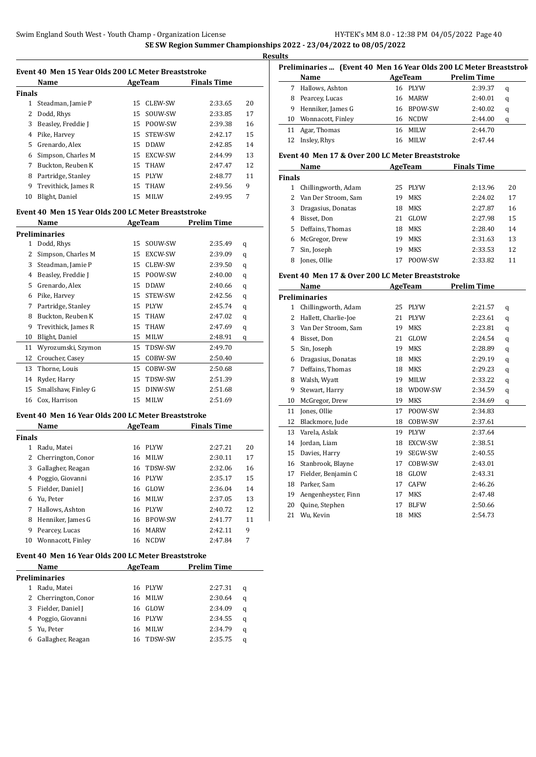# SE SW Region Summer Championships 2022 - 23/04/2022 to 08/05/2022

## Results

### Event 40 Men 15 Year Olds 200 LC Meter Breaststroke

| | Name | Age | Team | Finals Time | |
|---|---|---|---|---|---|
| **Finals** | | | | | |
| 1 | Steadman, Jamie P | 15 | CLEW-SW | 2:33.65 | 20 |
| 2 | Dodd, Rhys | 15 | SOUW-SW | 2:33.85 | 17 |
| 3 | Beasley, Freddie J | 15 | POOW-SW | 2:39.38 | 16 |
| 4 | Pike, Harvey | 15 | STEW-SW | 2:42.17 | 15 |
| 5 | Grenardo, Alex | 15 | DDAW | 2:42.85 | 14 |
| 6 | Simpson, Charles M | 15 | EXCW-SW | 2:44.99 | 13 |
| 7 | Buckton, Reuben K | 15 | THAW | 2:47.47 | 12 |
| 8 | Partridge, Stanley | 15 | PLYW | 2:48.77 | 11 |
| 9 | Trevithick, James R | 15 | THAW | 2:49.56 | 9 |
| 10 | Blight, Daniel | 15 | MILW | 2:49.95 | 7 |

### Event 40 Men 15 Year Olds 200 LC Meter Breaststroke

| | Name | Age | Team | Prelim Time | |
|---|---|---|---|---|---|
| **Preliminaries** | | | | | |
| 1 | Dodd, Rhys | 15 | SOUW-SW | 2:35.49 | q |
| 2 | Simpson, Charles M | 15 | EXCW-SW | 2:39.09 | q |
| 3 | Steadman, Jamie P | 15 | CLEW-SW | 2:39.50 | q |
| 4 | Beasley, Freddie J | 15 | POOW-SW | 2:40.00 | q |
| 5 | Grenardo, Alex | 15 | DDAW | 2:40.66 | q |
| 6 | Pike, Harvey | 15 | STEW-SW | 2:42.56 | q |
| 7 | Partridge, Stanley | 15 | PLYW | 2:45.74 | q |
| 8 | Buckton, Reuben K | 15 | THAW | 2:47.02 | q |
| 9 | Trevithick, James R | 15 | THAW | 2:47.69 | q |
| 10 | Blight, Daniel | 15 | MILW | 2:48.91 | q |
| 11 | Wyrozumski, Szymon | 15 | TDSW-SW | 2:49.70 | |
| 12 | Croucher, Casey | 15 | COBW-SW | 2:50.40 | |
| 13 | Thorne, Louis | 15 | COBW-SW | 2:50.68 | |
| 14 | Ryder, Harry | 15 | TDSW-SW | 2:51.39 | |
| 15 | Smallshaw, Finley G | 15 | DINW-SW | 2:51.68 | |
| 16 | Cox, Harrison | 15 | MILW | 2:51.69 | |

### Event 40 Men 16 Year Olds 200 LC Meter Breaststroke

| | Name | Age | Team | Finals Time | |
|---|---|---|---|---|---|
| **Finals** | | | | | |
| 1 | Radu, Matei | 16 | PLYW | 2:27.21 | 20 |
| 2 | Cherrington, Conor | 16 | MILW | 2:30.11 | 17 |
| 3 | Gallagher, Reagan | 16 | TDSW-SW | 2:32.06 | 16 |
| 4 | Poggio, Giovanni | 16 | PLYW | 2:35.17 | 15 |
| 5 | Fielder, Daniel J | 16 | GLOW | 2:36.04 | 14 |
| 6 | Yu, Peter | 16 | MILW | 2:37.05 | 13 |
| 7 | Hallows, Ashton | 16 | PLYW | 2:40.72 | 12 |
| 8 | Henniker, James G | 16 | BPOW-SW | 2:41.77 | 11 |
| 9 | Pearcey, Lucas | 16 | MARW | 2:42.11 | 9 |
| 10 | Wonnacott, Finley | 16 | NCDW | 2:47.84 | 7 |

### Event 40 Men 16 Year Olds 200 LC Meter Breaststroke

| | Name | Age | Team | Prelim Time | |
|---|---|---|---|---|---|
| **Preliminaries** | | | | | |
| 1 | Radu, Matei | 16 | PLYW | 2:27.31 | q |
| 2 | Cherrington, Conor | 16 | MILW | 2:30.64 | q |
| 3 | Fielder, Daniel J | 16 | GLOW | 2:34.09 | q |
| 4 | Poggio, Giovanni | 16 | PLYW | 2:34.55 | q |
| 5 | Yu, Peter | 16 | MILW | 2:34.79 | q |
| 6 | Gallagher, Reagan | 16 | TDSW-SW | 2:35.75 | q |
| 7 | Hallows, Ashton | 16 | PLYW | 2:39.37 | q |
| 8 | Pearcey, Lucas | 16 | MARW | 2:40.01 | q |
| 9 | Henniker, James G | 16 | BPOW-SW | 2:40.02 | q |
| 10 | Wonnacott, Finley | 16 | NCDW | 2:44.00 | q |
| 11 | Agar, Thomas | 16 | MILW | 2:44.70 | |
| 12 | Insley, Rhys | 16 | MILW | 2:47.44 | |

### Event 40 Men 17 & Over 200 LC Meter Breaststroke

| | Name | Age | Team | Finals Time | |
|---|---|---|---|---|---|
| **Finals** | | | | | |
| 1 | Chillingworth, Adam | 25 | PLYW | 2:13.96 | 20 |
| 2 | Van Der Stroom, Sam | 19 | MKS | 2:24.02 | 17 |
| 3 | Dragasius, Donatas | 18 | MKS | 2:27.87 | 16 |
| 4 | Bisset, Don | 21 | GLOW | 2:27.98 | 15 |
| 5 | Deffains, Thomas | 18 | MKS | 2:28.40 | 14 |
| 6 | McGregor, Drew | 19 | MKS | 2:31.63 | 13 |
| 7 | Sin, Joseph | 19 | MKS | 2:33.53 | 12 |
| 8 | Jones, Ollie | 17 | POOW-SW | 2:33.82 | 11 |

### Event 40 Men 17 & Over 200 LC Meter Breaststroke

| | Name | Age | Team | Prelim Time | |
|---|---|---|---|---|---|
| **Preliminaries** | | | | | |
| 1 | Chillingworth, Adam | 25 | PLYW | 2:21.57 | q |
| 2 | Hallett, Charlie-Joe | 21 | PLYW | 2:23.61 | q |
| 3 | Van Der Stroom, Sam | 19 | MKS | 2:23.81 | q |
| 4 | Bisset, Don | 21 | GLOW | 2:24.54 | q |
| 5 | Sin, Joseph | 19 | MKS | 2:28.89 | q |
| 6 | Dragasius, Donatas | 18 | MKS | 2:29.19 | q |
| 7 | Deffains, Thomas | 18 | MKS | 2:29.23 | q |
| 8 | Walsh, Wyatt | 19 | MILW | 2:33.22 | q |
| 9 | Stewart, Harry | 18 | WDOW-SW | 2:34.59 | q |
| 10 | McGregor, Drew | 19 | MKS | 2:34.69 | q |
| 11 | Jones, Ollie | 17 | POOW-SW | 2:34.83 | |
| 12 | Blackmore, Jude | 18 | COBW-SW | 2:37.61 | |
| 13 | Varela, Aslak | 19 | PLYW | 2:37.64 | |
| 14 | Jordan, Liam | 18 | EXCW-SW | 2:38.51 | |
| 15 | Davies, Harry | 19 | SEGW-SW | 2:40.55 | |
| 16 | Stanbrook, Blayne | 17 | COBW-SW | 2:43.01 | |
| 17 | Fielder, Benjamin C | 18 | GLOW | 2:43.31 | |
| 18 | Parker, Sam | 17 | CAFW | 2:46.26 | |
| 19 | Aengenheyster, Finn | 17 | MKS | 2:47.48 | |
| 20 | Quine, Stephen | 17 | BLFW | 2:50.66 | |
| 21 | Wu, Kevin | 18 | MKS | 2:54.73 | |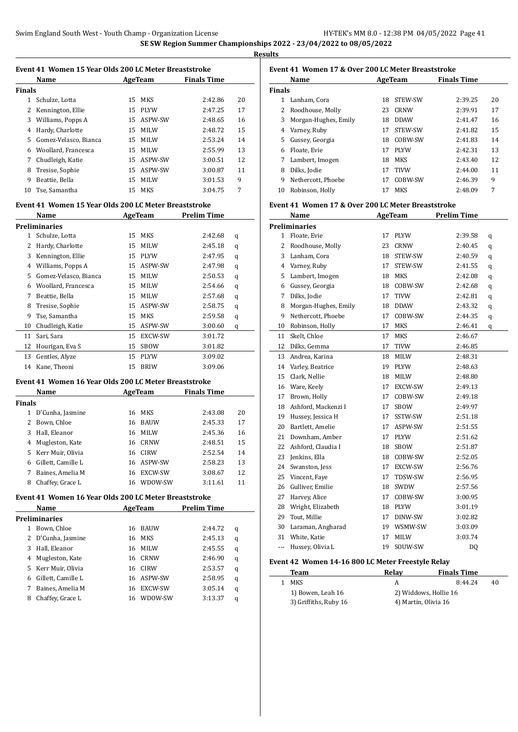# SE SW Region Summer Championships 2022 - 23/04/2022 to 08/05/2022

## Results

### Event 41 Women 15 Year Olds 200 LC Meter Breaststroke

| | Name | Age | Team | Finals Time | |
|---|---|---|---|---|---|
| **Finals** | | | | | |
| 1 | Schulze, Lotta | 15 | MKS | 2:42.86 | 20 |
| 2 | Kennington, Ellie | 15 | PLYW | 2:47.25 | 17 |
| 3 | Williams, Popps A | 15 | ASPW-SW | 2:48.65 | 16 |
| 4 | Hardy, Charlotte | 15 | MILW | 2:48.72 | 15 |
| 5 | Gomez-Velasco, Bianca | 15 | MILW | 2:53.24 | 14 |
| 6 | Woollard, Francesca | 15 | MILW | 2:55.99 | 13 |
| 7 | Chudleigh, Katie | 15 | ASPW-SW | 3:00.51 | 12 |
| 8 | Tresise, Sophie | 15 | ASPW-SW | 3:00.87 | 11 |
| 9 | Beattie, Bella | 15 | MILW | 3:01.53 | 9 |
| 10 | Tse, Samantha | 15 | MKS | 3:04.75 | 7 |

### Event 41 Women 15 Year Olds 200 LC Meter Breaststroke

| | Name | Age | Team | Prelim Time | |
|---|---|---|---|---|---|
| **Preliminaries** | | | | | |
| 1 | Schulze, Lotta | 15 | MKS | 2:42.68 | q |
| 2 | Hardy, Charlotte | 15 | MILW | 2:45.18 | q |
| 3 | Kennington, Ellie | 15 | PLYW | 2:47.95 | q |
| 4 | Williams, Popps A | 15 | ASPW-SW | 2:47.98 | q |
| 5 | Gomez-Velasco, Bianca | 15 | MILW | 2:50.53 | q |
| 6 | Woollard, Francesca | 15 | MILW | 2:54.66 | q |
| 7 | Beattie, Bella | 15 | MILW | 2:57.68 | q |
| 8 | Tresise, Sophie | 15 | ASPW-SW | 2:58.75 | q |
| 9 | Tse, Samantha | 15 | MKS | 2:59.58 | q |
| 10 | Chudleigh, Katie | 15 | ASPW-SW | 3:00.60 | q |
| 11 | Sari, Sara | 15 | EXCW-SW | 3:01.72 | |
| 12 | Hourigan, Eva S | 15 | SBOW | 3:01.82 | |
| 13 | Gentles, Alyze | 15 | PLYW | 3:09.02 | |
| 14 | Kane, Theoni | 15 | BRIW | 3:09.06 | |

### Event 41 Women 16 Year Olds 200 LC Meter Breaststroke

| | Name | Age | Team | Finals Time | |
|---|---|---|---|---|---|
| **Finals** | | | | | |
| 1 | D'Cunha, Jasmine | 16 | MKS | 2:43.08 | 20 |
| 2 | Bown, Chloe | 16 | BAUW | 2:45.33 | 17 |
| 3 | Hall, Eleanor | 16 | MILW | 2:45.36 | 16 |
| 4 | Mugleston, Kate | 16 | CRNW | 2:48.51 | 15 |
| 5 | Kerr Muir, Olivia | 16 | CIRW | 2:52.54 | 14 |
| 6 | Gillett, Camille L | 16 | ASPW-SW | 2:58.23 | 13 |
| 7 | Baines, Amelia M | 16 | EXCW-SW | 3:08.67 | 12 |
| 8 | Chaffey, Grace L | 16 | WDOW-SW | 3:11.61 | 11 |

### Event 41 Women 16 Year Olds 200 LC Meter Breaststroke

| | Name | Age | Team | Prelim Time | |
|---|---|---|---|---|---|
| **Preliminaries** | | | | | |
| 1 | Bown, Chloe | 16 | BAUW | 2:44.72 | q |
| 2 | D'Cunha, Jasmine | 16 | MKS | 2:45.13 | q |
| 3 | Hall, Eleanor | 16 | MILW | 2:45.55 | q |
| 4 | Mugleston, Kate | 16 | CRNW | 2:46.90 | q |
| 5 | Kerr Muir, Olivia | 16 | CIRW | 2:53.57 | q |
| 6 | Gillett, Camille L | 16 | ASPW-SW | 2:58.95 | q |
| 7 | Baines, Amelia M | 16 | EXCW-SW | 3:05.14 | q |
| 8 | Chaffey, Grace L | 16 | WDOW-SW | 3:13.37 | q |

### Event 41 Women 17 & Over 200 LC Meter Breaststroke

| | Name | Age | Team | Finals Time | |
|---|---|---|---|---|---|
| **Finals** | | | | | |
| 1 | Lanham, Cora | 18 | STEW-SW | 2:39.25 | 20 |
| 2 | Roodhouse, Molly | 23 | CRNW | 2:39.91 | 17 |
| 3 | Morgan-Hughes, Emily | 18 | DDAW | 2:41.47 | 16 |
| 4 | Varney, Ruby | 17 | STEW-SW | 2:41.82 | 15 |
| 5 | Gussey, Georgia | 18 | COBW-SW | 2:41.83 | 14 |
| 6 | Floate, Evie | 17 | PLYW | 2:42.31 | 13 |
| 7 | Lambert, Imogen | 18 | MKS | 2:43.40 | 12 |
| 8 | Dilks, Jodie | 17 | TIVW | 2:44.00 | 11 |
| 9 | Nethercott, Phoebe | 17 | COBW-SW | 2:46.39 | 9 |
| 10 | Robinson, Holly | 17 | MKS | 2:48.09 | 7 |

### Event 41 Women 17 & Over 200 LC Meter Breaststroke

| | Name | Age | Team | Prelim Time | |
|---|---|---|---|---|---|
| **Preliminaries** | | | | | |
| 1 | Floate, Evie | 17 | PLYW | 2:39.58 | q |
| 2 | Roodhouse, Molly | 23 | CRNW | 2:40.45 | q |
| 3 | Lanham, Cora | 18 | STEW-SW | 2:40.59 | q |
| 4 | Varney, Ruby | 17 | STEW-SW | 2:41.55 | q |
| 5 | Lambert, Imogen | 18 | MKS | 2:42.08 | q |
| 6 | Gussey, Georgia | 18 | COBW-SW | 2:42.68 | q |
| 7 | Dilks, Jodie | 17 | TIVW | 2:42.81 | q |
| 8 | Morgan-Hughes, Emily | 18 | DDAW | 2:43.32 | q |
| 9 | Nethercott, Phoebe | 17 | COBW-SW | 2:44.35 | q |
| 10 | Robinson, Holly | 17 | MKS | 2:46.41 | q |
| 11 | Skelt, Chloe | 17 | MKS | 2:46.67 | |
| 12 | Dilks, Gemma | 17 | TIVW | 2:46.85 | |
| 13 | Andrea, Karina | 18 | MILW | 2:48.31 | |
| 14 | Varley, Beatrice | 19 | PLYW | 2:48.63 | |
| 15 | Clark, Nellie | 18 | MILW | 2:48.80 | |
| 16 | Ware, Keely | 17 | EXCW-SW | 2:49.13 | |
| 17 | Brown, Holly | 17 | COBW-SW | 2:49.18 | |
| 18 | Ashford, Mackenzi I | 17 | SBOW | 2:49.97 | |
| 19 | Hussey, Jessica H | 17 | SSTW-SW | 2:51.18 | |
| 20 | Bartlett, Amelie | 17 | ASPW-SW | 2:51.55 | |
| 21 | Downham, Amber | 17 | PLYW | 2:51.62 | |
| 22 | Ashford, Claudia I | 18 | SBOW | 2:51.87 | |
| 23 | Jenkins, Ella | 18 | COBW-SW | 2:52.05 | |
| 24 | Swanston, Jess | 17 | EXCW-SW | 2:56.76 | |
| 25 | Vincent, Faye | 17 | TDSW-SW | 2:56.95 | |
| 26 | Gulliver, Emilie | 18 | SWDW | 2:57.56 | |
| 27 | Harvey, Alice | 17 | COBW-SW | 3:00.95 | |
| 28 | Wright, Elizabeth | 18 | PLYW | 3:01.19 | |
| 29 | Tout, Millie | 17 | DINW-SW | 3:02.82 | |
| 30 | Laraman, Angharad | 19 | WSMW-SW | 3:03.09 | |
| 31 | White, Katie | 17 | MILW | 3:03.74 | |
| --- | Hussey, Olivia L | 19 | SOUW-SW | DQ | |

### Event 42 Women 14-16 800 LC Meter Freestyle Relay

| | Team | Relay | Finals Time | |
|---|---|---|---|---|
| 1 | MKS | A | 8:44.24 | 40 |
| | 1) Bowen, Leah 16 | 2) Widdows, Hollie 16 | | |
| | 3) Griffiths, Ruby 16 | 4) Martin, Olivia 16 | | |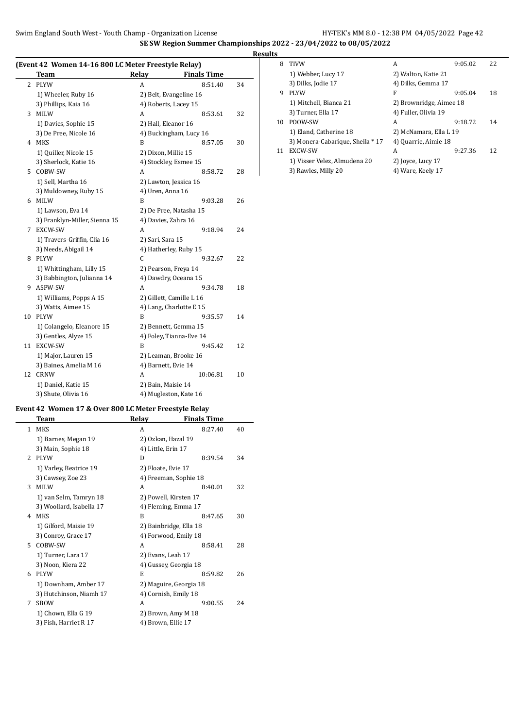**SE SW Region Summer Championships 2022 - 23/04/2022 to 08/05/2022**

**Results**

### (Event 42 Women 14-16 800 LC Meter Freestyle Relay)

| | Team | Relay | Finals Time | |
|---|---|---|---|---|
| 2 | PLYW | A | 8:51.40 | 34 |
| | 1) Wheeler, Ruby 16 | 2) Belt, Evangeline 16 | | |
| | 3) Phillips, Kaia 16 | 4) Roberts, Lacey 15 | | |
| 3 | MILW | A | 8:53.61 | 32 |
| | 1) Davies, Sophie 15 | 2) Hall, Eleanor 16 | | |
| | 3) De Pree, Nicole 16 | 4) Buckingham, Lucy 16 | | |
| 4 | MKS | B | 8:57.05 | 30 |
| | 1) Quiller, Nicole 15 | 2) Dixon, Millie 15 | | |
| | 3) Sherlock, Katie 16 | 4) Stockley, Esmee 15 | | |
| 5 | COBW-SW | A | 8:58.72 | 28 |
| | 1) Sell, Martha 16 | 2) Lawton, Jessica 16 | | |
| | 3) Muldowney, Ruby 15 | 4) Uren, Anna 16 | | |
| 6 | MILW | B | 9:03.28 | 26 |
| | 1) Lawson, Eva 14 | 2) De Pree, Natasha 15 | | |
| | 3) Franklyn-Miller, Sienna 15 | 4) Davies, Zahra 16 | | |
| 7 | EXCW-SW | A | 9:18.94 | 24 |
| | 1) Travers-Griffin, Clia 16 | 2) Sari, Sara 15 | | |
| | 3) Needs, Abigail 14 | 4) Hatherley, Ruby 15 | | |
| 8 | PLYW | C | 9:32.67 | 22 |
| | 1) Whittingham, Lilly 15 | 2) Pearson, Freya 14 | | |
| | 3) Babbington, Julianna 14 | 4) Dawdry, Oceana 15 | | |
| 9 | ASPW-SW | A | 9:34.78 | 18 |
| | 1) Williams, Popps A 15 | 2) Gillett, Camille L 16 | | |
| | 3) Watts, Aimee 15 | 4) Lang, Charlotte E 15 | | |
| 10 | PLYW | B | 9:35.57 | 14 |
| | 1) Colangelo, Eleanore 15 | 2) Bennett, Gemma 15 | | |
| | 3) Gentles, Alyze 15 | 4) Foley, Tianna-Eve 14 | | |
| 11 | EXCW-SW | B | 9:45.42 | 12 |
| | 1) Major, Lauren 15 | 2) Leaman, Brooke 16 | | |
| | 3) Baines, Amelia M 16 | 4) Barnett, Evie 14 | | |
| 12 | CRNW | A | 10:06.81 | 10 |
| | 1) Daniel, Katie 15 | 2) Bain, Maisie 14 | | |
| | 3) Shute, Olivia 16 | 4) Mugleston, Kate 16 | | |

### Event 42 Women 17 & Over 800 LC Meter Freestyle Relay

| | Team | Relay | Finals Time | |
|---|---|---|---|---|
| 1 | MKS | A | 8:27.40 | 40 |
| | 1) Barnes, Megan 19 | 2) Ozkan, Hazal 19 | | |
| | 3) Main, Sophie 18 | 4) Little, Erin 17 | | |
| 2 | PLYW | D | 8:39.54 | 34 |
| | 1) Varley, Beatrice 19 | 2) Floate, Evie 17 | | |
| | 3) Cawsey, Zoe 23 | 4) Freeman, Sophie 18 | | |
| 3 | MILW | A | 8:40.01 | 32 |
| | 1) van Selm, Tamryn 18 | 2) Powell, Kirsten 17 | | |
| | 3) Woollard, Isabella 17 | 4) Fleming, Emma 17 | | |
| 4 | MKS | B | 8:47.65 | 30 |
| | 1) Gilford, Maisie 19 | 2) Bainbridge, Ella 18 | | |
| | 3) Conroy, Grace 17 | 4) Forwood, Emily 18 | | |
| 5 | COBW-SW | A | 8:58.41 | 28 |
| | 1) Turner, Lara 17 | 2) Evans, Leah 17 | | |
| | 3) Noon, Kiera 22 | 4) Gussey, Georgia 18 | | |
| 6 | PLYW | E | 8:59.82 | 26 |
| | 1) Downham, Amber 17 | 2) Maguire, Georgia 18 | | |
| | 3) Hutchinson, Niamh 17 | 4) Cornish, Emily 18 | | |
| 7 | SBOW | A | 9:00.55 | 24 |
| | 1) Chown, Ella G 19 | 2) Brown, Amy M 18 | | |
| | 3) Fish, Harriet R 17 | 4) Brown, Ellie 17 | | |
| 8 | TIVW | A | 9:05.02 | 22 |
| | 1) Webber, Lucy 17 | 2) Walton, Katie 21 | | |
| | 3) Dilks, Jodie 17 | 4) Dilks, Gemma 17 | | |
| 9 | PLYW | F | 9:05.04 | 18 |
| | 1) Mitchell, Bianca 21 | 2) Brownridge, Aimee 18 | | |
| | 3) Turner, Ella 17 | 4) Fuller, Olivia 19 | | |
| 10 | POOW-SW | A | 9:18.72 | 14 |
| | 1) Eland, Catherine 18 | 2) McNamara, Ella L 19 | | |
| | 3) Monera-Cabarique, Sheila * 17 | 4) Quarrie, Aimie 18 | | |
| 11 | EXCW-SW | A | 9:27.36 | 12 |
| | 1) Visser Velez, Almudena 20 | 2) Joyce, Lucy 17 | | |
| | 3) Rawles, Milly 20 | 4) Ware, Keely 17 | | |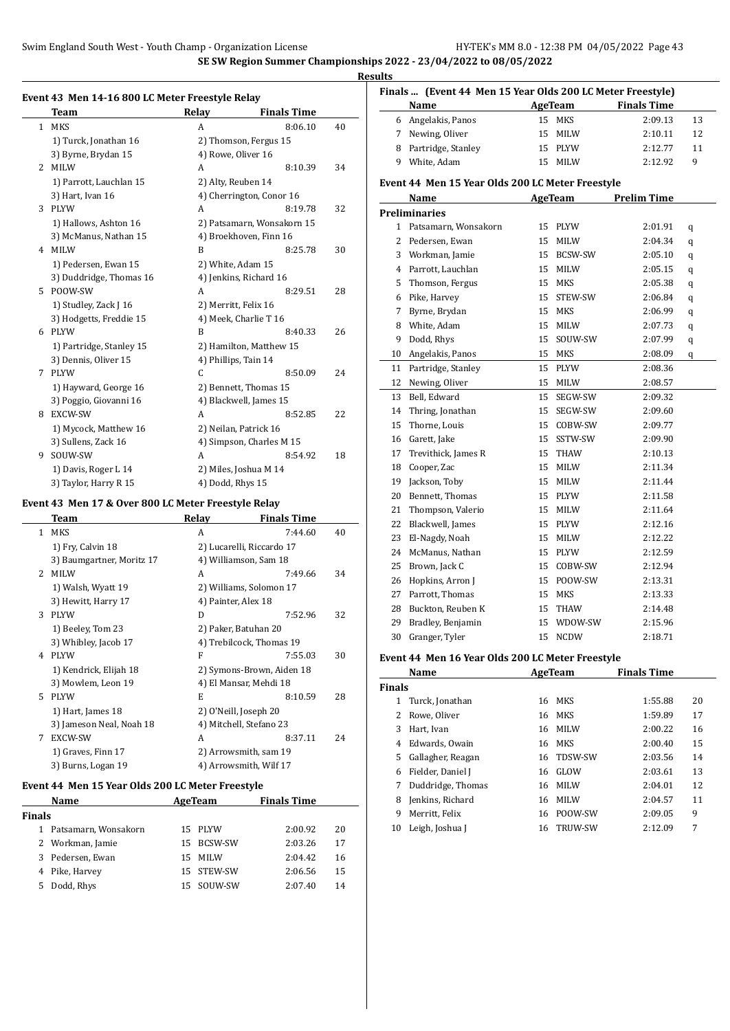**SE SW Region Summer Championships 2022 - 23/04/2022 to 08/05/2022**

**Results**

### Event 43 Men 14-16 800 LC Meter Freestyle Relay

| | Team | Relay | Finals Time | |
|---|---|---|---|---|
| 1 | MKS | A | 8:06.10 | 40 |
| | 1) Turck, Jonathan 16 | 2) Thomson, Fergus 15 | | |
| | 3) Byrne, Brydan 15 | 4) Rowe, Oliver 16 | | |
| 2 | MILW | A | 8:10.39 | 34 |
| | 1) Parrott, Lauchlan 15 | 2) Alty, Reuben 14 | | |
| | 3) Hart, Ivan 16 | 4) Cherrington, Conor 16 | | |
| 3 | PLYW | A | 8:19.78 | 32 |
| | 1) Hallows, Ashton 16 | 2) Patsamarn, Wonsakorn 15 | | |
| | 3) McManus, Nathan 15 | 4) Broekhoven, Finn 16 | | |
| 4 | MILW | B | 8:25.78 | 30 |
| | 1) Pedersen, Ewan 15 | 2) White, Adam 15 | | |
| | 3) Duddridge, Thomas 16 | 4) Jenkins, Richard 16 | | |
| 5 | POOW-SW | A | 8:29.51 | 28 |
| | 1) Studley, Zack J 16 | 2) Merritt, Felix 16 | | |
| | 3) Hodgetts, Freddie 15 | 4) Meek, Charlie T 16 | | |
| 6 | PLYW | B | 8:40.33 | 26 |
| | 1) Partridge, Stanley 15 | 2) Hamilton, Matthew 15 | | |
| | 3) Dennis, Oliver 15 | 4) Phillips, Tain 14 | | |
| 7 | PLYW | C | 8:50.09 | 24 |
| | 1) Hayward, George 16 | 2) Bennett, Thomas 15 | | |
| | 3) Poggio, Giovanni 16 | 4) Blackwell, James 15 | | |
| 8 | EXCW-SW | A | 8:52.85 | 22 |
| | 1) Mycock, Matthew 16 | 2) Neilan, Patrick 16 | | |
| | 3) Sullens, Zack 16 | 4) Simpson, Charles M 15 | | |
| 9 | SOUW-SW | A | 8:54.92 | 18 |
| | 1) Davis, Roger L 14 | 2) Miles, Joshua M 14 | | |
| | 3) Taylor, Harry R 15 | 4) Dodd, Rhys 15 | | |

### Event 43 Men 17 & Over 800 LC Meter Freestyle Relay

| | Team | Relay | Finals Time | |
|---|---|---|---|---|
| 1 | MKS | A | 7:44.60 | 40 |
| | 1) Fry, Calvin 18 | 2) Lucarelli, Riccardo 17 | | |
| | 3) Baumgartner, Moritz 17 | 4) Williamson, Sam 18 | | |
| 2 | MILW | A | 7:49.66 | 34 |
| | 1) Walsh, Wyatt 19 | 2) Williams, Solomon 17 | | |
| | 3) Hewitt, Harry 17 | 4) Painter, Alex 18 | | |
| 3 | PLYW | D | 7:52.96 | 32 |
| | 1) Beeley, Tom 23 | 2) Paker, Batuhan 20 | | |
| | 3) Whibley, Jacob 17 | 4) Trebilcock, Thomas 19 | | |
| 4 | PLYW | F | 7:55.03 | 30 |
| | 1) Kendrick, Elijah 18 | 2) Symons-Brown, Aiden 18 | | |
| | 3) Mowlem, Leon 19 | 4) El Mansar, Mehdi 18 | | |
| 5 | PLYW | E | 8:10.59 | 28 |
| | 1) Hart, James 18 | 2) O'Neill, Joseph 20 | | |
| | 3) Jameson Neal, Noah 18 | 4) Mitchell, Stefano 23 | | |
| 7 | EXCW-SW | A | 8:37.11 | 24 |
| | 1) Graves, Finn 17 | 2) Arrowsmith, sam 19 | | |
| | 3) Burns, Logan 19 | 4) Arrowsmith, Wilf 17 | | |

### Event 44 Men 15 Year Olds 200 LC Meter Freestyle

| | Name | Age | Team | Finals Time | |
|---|---|---|---|---|---|
| **Finals** | | | | | |
| 1 | Patsamarn, Wonsakorn | 15 | PLYW | 2:00.92 | 20 |
| 2 | Workman, Jamie | 15 | BCSW-SW | 2:03.26 | 17 |
| 3 | Pedersen, Ewan | 15 | MILW | 2:04.42 | 16 |
| 4 | Pike, Harvey | 15 | STEW-SW | 2:06.56 | 15 |
| 5 | Dodd, Rhys | 15 | SOUW-SW | 2:07.40 | 14 |

### Finals ... (Event 44 Men 15 Year Olds 200 LC Meter Freestyle)

| | Name | Age | Team | Finals Time | |
|---|---|---|---|---|---|
| 6 | Angelakis, Panos | 15 | MKS | 2:09.13 | 13 |
| 7 | Newing, Oliver | 15 | MILW | 2:10.11 | 12 |
| 8 | Partridge, Stanley | 15 | PLYW | 2:12.77 | 11 |
| 9 | White, Adam | 15 | MILW | 2:12.92 | 9 |

### Event 44 Men 15 Year Olds 200 LC Meter Freestyle

| | Name | Age | Team | Prelim Time | |
|---|---|---|---|---|---|
| **Preliminaries** | | | | | |
| 1 | Patsamarn, Wonsakorn | 15 | PLYW | 2:01.91 | q |
| 2 | Pedersen, Ewan | 15 | MILW | 2:04.34 | q |
| 3 | Workman, Jamie | 15 | BCSW-SW | 2:05.10 | q |
| 4 | Parrott, Lauchlan | 15 | MILW | 2:05.15 | q |
| 5 | Thomson, Fergus | 15 | MKS | 2:05.38 | q |
| 6 | Pike, Harvey | 15 | STEW-SW | 2:06.84 | q |
| 7 | Byrne, Brydan | 15 | MKS | 2:06.99 | q |
| 8 | White, Adam | 15 | MILW | 2:07.73 | q |
| 9 | Dodd, Rhys | 15 | SOUW-SW | 2:07.99 | q |
| 10 | Angelakis, Panos | 15 | MKS | 2:08.09 | q |
| 11 | Partridge, Stanley | 15 | PLYW | 2:08.36 | |
| 12 | Newing, Oliver | 15 | MILW | 2:08.57 | |
| 13 | Bell, Edward | 15 | SEGW-SW | 2:09.32 | |
| 14 | Thring, Jonathan | 15 | SEGW-SW | 2:09.60 | |
| 15 | Thorne, Louis | 15 | COBW-SW | 2:09.77 | |
| 16 | Garett, Jake | 15 | SSTW-SW | 2:09.90 | |
| 17 | Trevithick, James R | 15 | THAW | 2:10.13 | |
| 18 | Cooper, Zac | 15 | MILW | 2:11.34 | |
| 19 | Jackson, Toby | 15 | MILW | 2:11.44 | |
| 20 | Bennett, Thomas | 15 | PLYW | 2:11.58 | |
| 21 | Thompson, Valerio | 15 | MILW | 2:11.64 | |
| 22 | Blackwell, James | 15 | PLYW | 2:12.16 | |
| 23 | El-Nagdy, Noah | 15 | MILW | 2:12.22 | |
| 24 | McManus, Nathan | 15 | PLYW | 2:12.59 | |
| 25 | Brown, Jack C | 15 | COBW-SW | 2:12.94 | |
| 26 | Hopkins, Arron J | 15 | POOW-SW | 2:13.31 | |
| 27 | Parrott, Thomas | 15 | MKS | 2:13.33 | |
| 28 | Buckton, Reuben K | 15 | THAW | 2:14.48 | |
| 29 | Bradley, Benjamin | 15 | WDOW-SW | 2:15.96 | |
| 30 | Granger, Tyler | 15 | NCDW | 2:18.71 | |

### Event 44 Men 16 Year Olds 200 LC Meter Freestyle

| | Name | Age | Team | Finals Time | |
|---|---|---|---|---|---|
| **Finals** | | | | | |
| 1 | Turck, Jonathan | 16 | MKS | 1:55.88 | 20 |
| 2 | Rowe, Oliver | 16 | MKS | 1:59.89 | 17 |
| 3 | Hart, Ivan | 16 | MILW | 2:00.22 | 16 |
| 4 | Edwards, Owain | 16 | MKS | 2:00.40 | 15 |
| 5 | Gallagher, Reagan | 16 | TDSW-SW | 2:03.56 | 14 |
| 6 | Fielder, Daniel J | 16 | GLOW | 2:03.61 | 13 |
| 7 | Duddridge, Thomas | 16 | MILW | 2:04.01 | 12 |
| 8 | Jenkins, Richard | 16 | MILW | 2:04.57 | 11 |
| 9 | Merritt, Felix | 16 | POOW-SW | 2:09.05 | 9 |
| 10 | Leigh, Joshua J | 16 | TRUW-SW | 2:12.09 | 7 |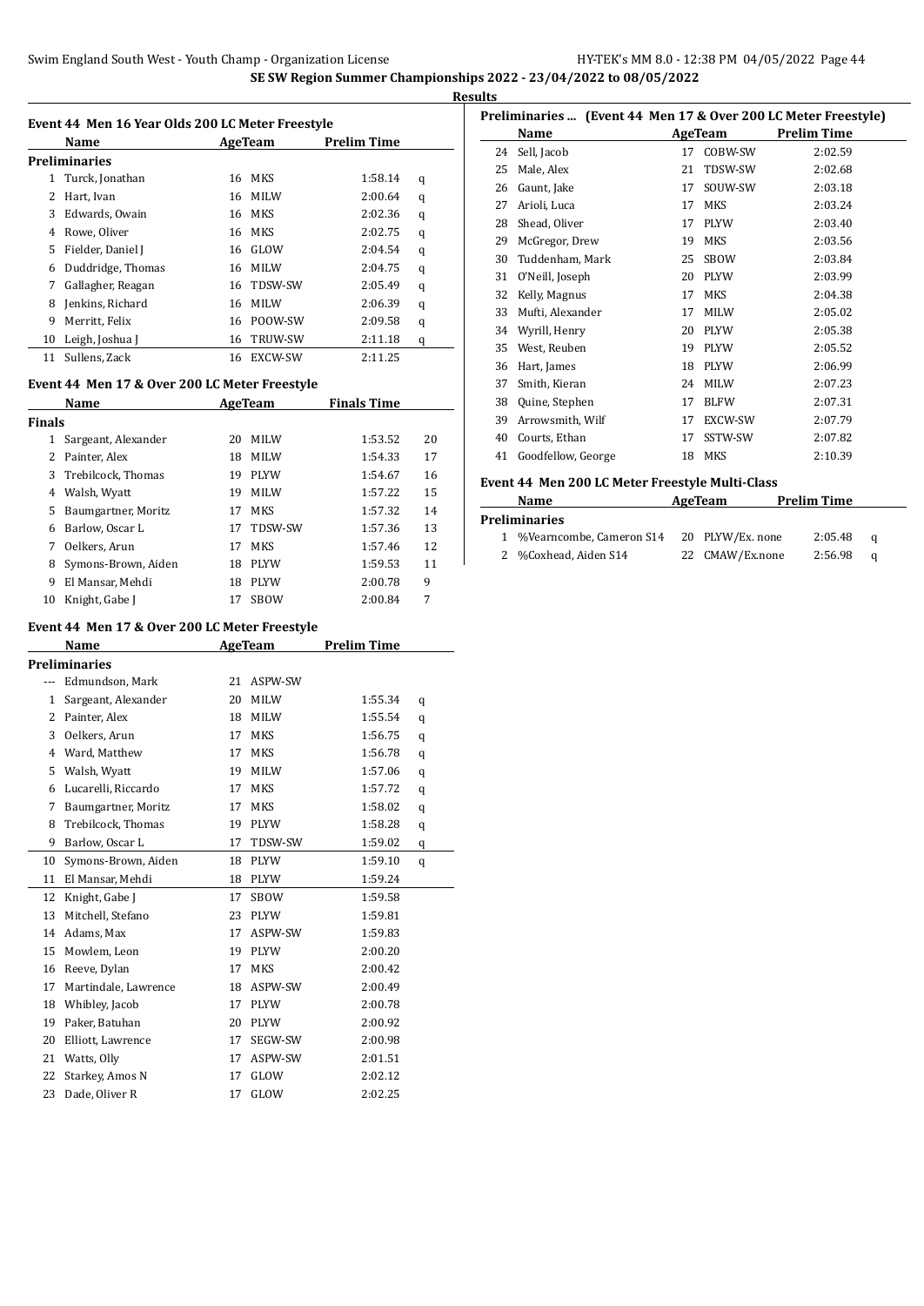# SE SW Region Summer Championships 2022 - 23/04/2022 to 08/05/2022

## Results

### Event 44 Men 16 Year Olds 200 LC Meter Freestyle

| | Name | Age | Team | Prelim Time | |
|---|---|---|---|---|---|
| **Preliminaries** | | | | | |
| 1 | Turck, Jonathan | 16 | MKS | 1:58.14 | q |
| 2 | Hart, Ivan | 16 | MILW | 2:00.64 | q |
| 3 | Edwards, Owain | 16 | MKS | 2:02.36 | q |
| 4 | Rowe, Oliver | 16 | MKS | 2:02.75 | q |
| 5 | Fielder, Daniel J | 16 | GLOW | 2:04.54 | q |
| 6 | Duddridge, Thomas | 16 | MILW | 2:04.75 | q |
| 7 | Gallagher, Reagan | 16 | TDSW-SW | 2:05.49 | q |
| 8 | Jenkins, Richard | 16 | MILW | 2:06.39 | q |
| 9 | Merritt, Felix | 16 | POOW-SW | 2:09.58 | q |
| 10 | Leigh, Joshua J | 16 | TRUW-SW | 2:11.18 | q |
| 11 | Sullens, Zack | 16 | EXCW-SW | 2:11.25 | |

### Event 44 Men 17 & Over 200 LC Meter Freestyle

| | Name | Age | Team | Finals Time | |
|---|---|---|---|---|---|
| **Finals** | | | | | |
| 1 | Sargeant, Alexander | 20 | MILW | 1:53.52 | 20 |
| 2 | Painter, Alex | 18 | MILW | 1:54.33 | 17 |
| 3 | Trebilcock, Thomas | 19 | PLYW | 1:54.67 | 16 |
| 4 | Walsh, Wyatt | 19 | MILW | 1:57.22 | 15 |
| 5 | Baumgartner, Moritz | 17 | MKS | 1:57.32 | 14 |
| 6 | Barlow, Oscar L | 17 | TDSW-SW | 1:57.36 | 13 |
| 7 | Oelkers, Arun | 17 | MKS | 1:57.46 | 12 |
| 8 | Symons-Brown, Aiden | 18 | PLYW | 1:59.53 | 11 |
| 9 | El Mansar, Mehdi | 18 | PLYW | 2:00.78 | 9 |
| 10 | Knight, Gabe J | 17 | SBOW | 2:00.84 | 7 |

### Event 44 Men 17 & Over 200 LC Meter Freestyle

| | Name | Age | Team | Prelim Time | |
|---|---|---|---|---|---|
| **Preliminaries** | | | | | |
| --- | Edmundson, Mark | 21 | ASPW-SW | | |
| 1 | Sargeant, Alexander | 20 | MILW | 1:55.34 | q |
| 2 | Painter, Alex | 18 | MILW | 1:55.54 | q |
| 3 | Oelkers, Arun | 17 | MKS | 1:56.75 | q |
| 4 | Ward, Matthew | 17 | MKS | 1:56.78 | q |
| 5 | Walsh, Wyatt | 19 | MILW | 1:57.06 | q |
| 6 | Lucarelli, Riccardo | 17 | MKS | 1:57.72 | q |
| 7 | Baumgartner, Moritz | 17 | MKS | 1:58.02 | q |
| 8 | Trebilcock, Thomas | 19 | PLYW | 1:58.28 | q |
| 9 | Barlow, Oscar L | 17 | TDSW-SW | 1:59.02 | q |
| 10 | Symons-Brown, Aiden | 18 | PLYW | 1:59.10 | q |
| 11 | El Mansar, Mehdi | 18 | PLYW | 1:59.24 | |
| 12 | Knight, Gabe J | 17 | SBOW | 1:59.58 | |
| 13 | Mitchell, Stefano | 23 | PLYW | 1:59.81 | |
| 14 | Adams, Max | 17 | ASPW-SW | 1:59.83 | |
| 15 | Mowlem, Leon | 19 | PLYW | 2:00.20 | |
| 16 | Reeve, Dylan | 17 | MKS | 2:00.42 | |
| 17 | Martindale, Lawrence | 18 | ASPW-SW | 2:00.49 | |
| 18 | Whibley, Jacob | 17 | PLYW | 2:00.78 | |
| 19 | Paker, Batuhan | 20 | PLYW | 2:00.92 | |
| 20 | Elliott, Lawrence | 17 | SEGW-SW | 2:00.98 | |
| 21 | Watts, Olly | 17 | ASPW-SW | 2:01.51 | |
| 22 | Starkey, Amos N | 17 | GLOW | 2:02.12 | |
| 23 | Dade, Oliver R | 17 | GLOW | 2:02.25 | |
| 24 | Sell, Jacob | 17 | COBW-SW | 2:02.59 | |
| 25 | Male, Alex | 21 | TDSW-SW | 2:02.68 | |
| 26 | Gaunt, Jake | 17 | SOUW-SW | 2:03.18 | |
| 27 | Arioli, Luca | 17 | MKS | 2:03.24 | |
| 28 | Shead, Oliver | 17 | PLYW | 2:03.40 | |
| 29 | McGregor, Drew | 19 | MKS | 2:03.56 | |
| 30 | Tuddenham, Mark | 25 | SBOW | 2:03.84 | |
| 31 | O'Neill, Joseph | 20 | PLYW | 2:03.99 | |
| 32 | Kelly, Magnus | 17 | MKS | 2:04.38 | |
| 33 | Mufti, Alexander | 17 | MILW | 2:05.02 | |
| 34 | Wyrill, Henry | 20 | PLYW | 2:05.38 | |
| 35 | West, Reuben | 19 | PLYW | 2:05.52 | |
| 36 | Hart, James | 18 | PLYW | 2:06.99 | |
| 37 | Smith, Kieran | 24 | MILW | 2:07.23 | |
| 38 | Quine, Stephen | 17 | BLFW | 2:07.31 | |
| 39 | Arrowsmith, Wilf | 17 | EXCW-SW | 2:07.79 | |
| 40 | Courts, Ethan | 17 | SSTW-SW | 2:07.82 | |
| 41 | Goodfellow, George | 18 | MKS | 2:10.39 | |

### Event 44 Men 200 LC Meter Freestyle Multi-Class

| | Name | Age | Team | Prelim Time | |
|---|---|---|---|---|---|
| **Preliminaries** | | | | | |
| 1 | %Vearncombe, Cameron S14 | 20 | PLYW/Ex. none | 2:05.48 | q |
| 2 | %Coxhead, Aiden S14 | 22 | CMAW/Ex.none | 2:56.98 | q |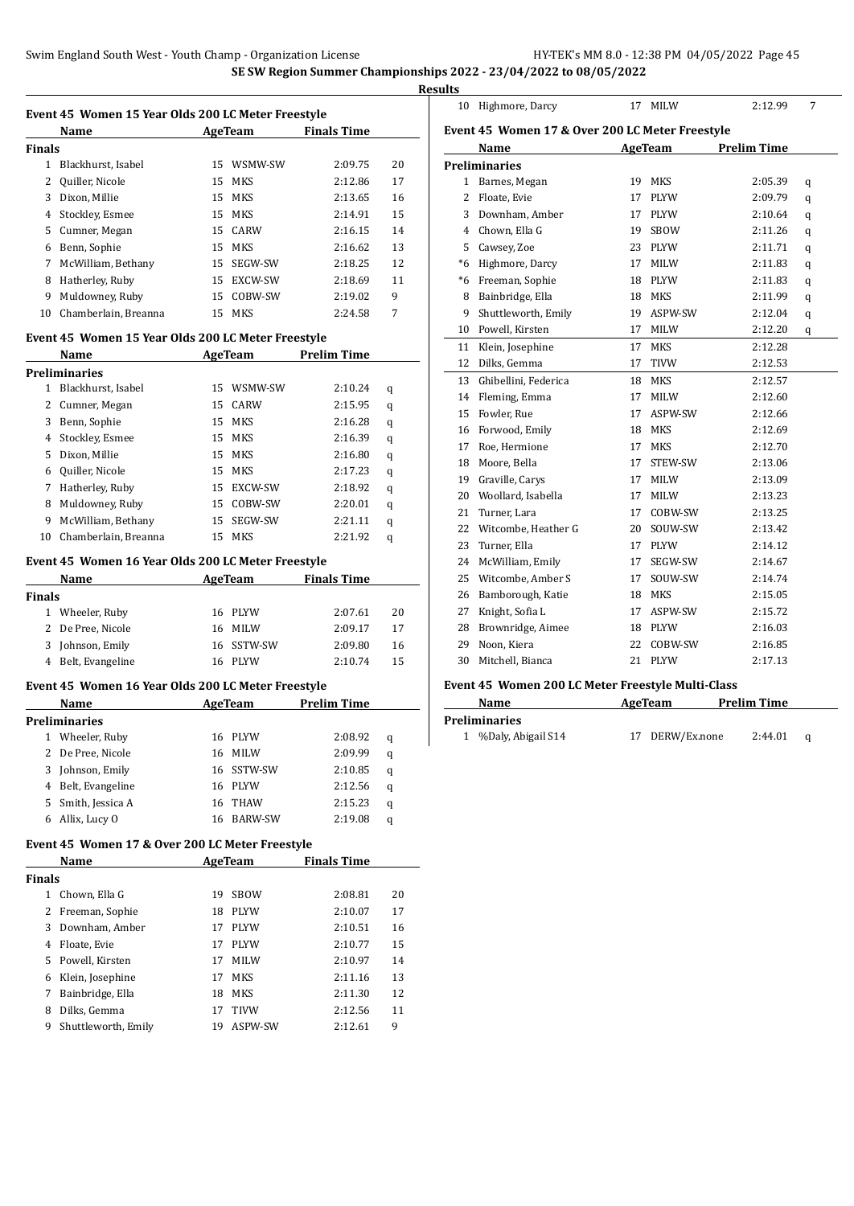# SE SW Region Summer Championships 2022 - 23/04/2022 to 08/05/2022

## Results

### Event 45 Women 15 Year Olds 200 LC Meter Freestyle

| | Name | Age | Team | Finals Time | |
|---|---|---|---|---|---|
| **Finals** | | | | | |
| 1 | Blackhurst, Isabel | 15 | WSMW-SW | 2:09.75 | 20 |
| 2 | Quiller, Nicole | 15 | MKS | 2:12.86 | 17 |
| 3 | Dixon, Millie | 15 | MKS | 2:13.65 | 16 |
| 4 | Stockley, Esmee | 15 | MKS | 2:14.91 | 15 |
| 5 | Cumner, Megan | 15 | CARW | 2:16.15 | 14 |
| 6 | Benn, Sophie | 15 | MKS | 2:16.62 | 13 |
| 7 | McWilliam, Bethany | 15 | SEGW-SW | 2:18.25 | 12 |
| 8 | Hatherley, Ruby | 15 | EXCW-SW | 2:18.69 | 11 |
| 9 | Muldowney, Ruby | 15 | COBW-SW | 2:19.02 | 9 |
| 10 | Chamberlain, Breanna | 15 | MKS | 2:24.58 | 7 |

### Event 45 Women 15 Year Olds 200 LC Meter Freestyle

| | Name | Age | Team | Prelim Time | |
|---|---|---|---|---|---|
| **Preliminaries** | | | | | |
| 1 | Blackhurst, Isabel | 15 | WSMW-SW | 2:10.24 | q |
| 2 | Cumner, Megan | 15 | CARW | 2:15.95 | q |
| 3 | Benn, Sophie | 15 | MKS | 2:16.28 | q |
| 4 | Stockley, Esmee | 15 | MKS | 2:16.39 | q |
| 5 | Dixon, Millie | 15 | MKS | 2:16.80 | q |
| 6 | Quiller, Nicole | 15 | MKS | 2:17.23 | q |
| 7 | Hatherley, Ruby | 15 | EXCW-SW | 2:18.92 | q |
| 8 | Muldowney, Ruby | 15 | COBW-SW | 2:20.01 | q |
| 9 | McWilliam, Bethany | 15 | SEGW-SW | 2:21.11 | q |
| 10 | Chamberlain, Breanna | 15 | MKS | 2:21.92 | q |

### Event 45 Women 16 Year Olds 200 LC Meter Freestyle

| | Name | Age | Team | Finals Time | |
|---|---|---|---|---|---|
| **Finals** | | | | | |
| 1 | Wheeler, Ruby | 16 | PLYW | 2:07.61 | 20 |
| 2 | De Pree, Nicole | 16 | MILW | 2:09.17 | 17 |
| 3 | Johnson, Emily | 16 | SSTW-SW | 2:09.80 | 16 |
| 4 | Belt, Evangeline | 16 | PLYW | 2:10.74 | 15 |

### Event 45 Women 16 Year Olds 200 LC Meter Freestyle

| | Name | Age | Team | Prelim Time | |
|---|---|---|---|---|---|
| **Preliminaries** | | | | | |
| 1 | Wheeler, Ruby | 16 | PLYW | 2:08.92 | q |
| 2 | De Pree, Nicole | 16 | MILW | 2:09.99 | q |
| 3 | Johnson, Emily | 16 | SSTW-SW | 2:10.85 | q |
| 4 | Belt, Evangeline | 16 | PLYW | 2:12.56 | q |
| 5 | Smith, Jessica A | 16 | THAW | 2:15.23 | q |
| 6 | Allix, Lucy O | 16 | BARW-SW | 2:19.08 | q |

### Event 45 Women 17 & Over 200 LC Meter Freestyle

| | Name | Age | Team | Finals Time | |
|---|---|---|---|---|---|
| **Finals** | | | | | |
| 1 | Chown, Ella G | 19 | SBOW | 2:08.81 | 20 |
| 2 | Freeman, Sophie | 18 | PLYW | 2:10.07 | 17 |
| 3 | Downham, Amber | 17 | PLYW | 2:10.51 | 16 |
| 4 | Floate, Evie | 17 | PLYW | 2:10.77 | 15 |
| 5 | Powell, Kirsten | 17 | MILW | 2:10.97 | 14 |
| 6 | Klein, Josephine | 17 | MKS | 2:11.16 | 13 |
| 7 | Bainbridge, Ella | 18 | MKS | 2:11.30 | 12 |
| 8 | Dilks, Gemma | 17 | TIVW | 2:12.56 | 11 |
| 9 | Shuttleworth, Emily | 19 | ASPW-SW | 2:12.61 | 9 |
| 10 | Highmore, Darcy | 17 | MILW | 2:12.99 | 7 |

### Event 45 Women 17 & Over 200 LC Meter Freestyle

| | Name | Age | Team | Prelim Time | |
|---|---|---|---|---|---|
| **Preliminaries** | | | | | |
| 1 | Barnes, Megan | 19 | MKS | 2:05.39 | q |
| 2 | Floate, Evie | 17 | PLYW | 2:09.79 | q |
| 3 | Downham, Amber | 17 | PLYW | 2:10.64 | q |
| 4 | Chown, Ella G | 19 | SBOW | 2:11.26 | q |
| 5 | Cawsey, Zoe | 23 | PLYW | 2:11.71 | q |
| *6 | Highmore, Darcy | 17 | MILW | 2:11.83 | q |
| *6 | Freeman, Sophie | 18 | PLYW | 2:11.83 | q |
| 8 | Bainbridge, Ella | 18 | MKS | 2:11.99 | q |
| 9 | Shuttleworth, Emily | 19 | ASPW-SW | 2:12.04 | q |
| 10 | Powell, Kirsten | 17 | MILW | 2:12.20 | q |
| 11 | Klein, Josephine | 17 | MKS | 2:12.28 | |
| 12 | Dilks, Gemma | 17 | TIVW | 2:12.53 | |
| 13 | Ghibellini, Federica | 18 | MKS | 2:12.57 | |
| 14 | Fleming, Emma | 17 | MILW | 2:12.60 | |
| 15 | Fowler, Rue | 17 | ASPW-SW | 2:12.66 | |
| 16 | Forwood, Emily | 18 | MKS | 2:12.69 | |
| 17 | Roe, Hermione | 17 | MKS | 2:12.70 | |
| 18 | Moore, Bella | 17 | STEW-SW | 2:13.06 | |
| 19 | Graville, Carys | 17 | MILW | 2:13.09 | |
| 20 | Woollard, Isabella | 17 | MILW | 2:13.23 | |
| 21 | Turner, Lara | 17 | COBW-SW | 2:13.25 | |
| 22 | Witcombe, Heather G | 20 | SOUW-SW | 2:13.42 | |
| 23 | Turner, Ella | 17 | PLYW | 2:14.12 | |
| 24 | McWilliam, Emily | 17 | SEGW-SW | 2:14.67 | |
| 25 | Witcombe, Amber S | 17 | SOUW-SW | 2:14.74 | |
| 26 | Bamborough, Katie | 18 | MKS | 2:15.05 | |
| 27 | Knight, Sofia L | 17 | ASPW-SW | 2:15.72 | |
| 28 | Brownridge, Aimee | 18 | PLYW | 2:16.03 | |
| 29 | Noon, Kiera | 22 | COBW-SW | 2:16.85 | |
| 30 | Mitchell, Bianca | 21 | PLYW | 2:17.13 | |

### Event 45 Women 200 LC Meter Freestyle Multi-Class

| | Name | Age | Team | Prelim Time | |
|---|---|---|---|---|---|
| **Preliminaries** | | | | | |
| 1 | %Daly, Abigail S14 | 17 | DERW/Ex.none | 2:44.01 | q |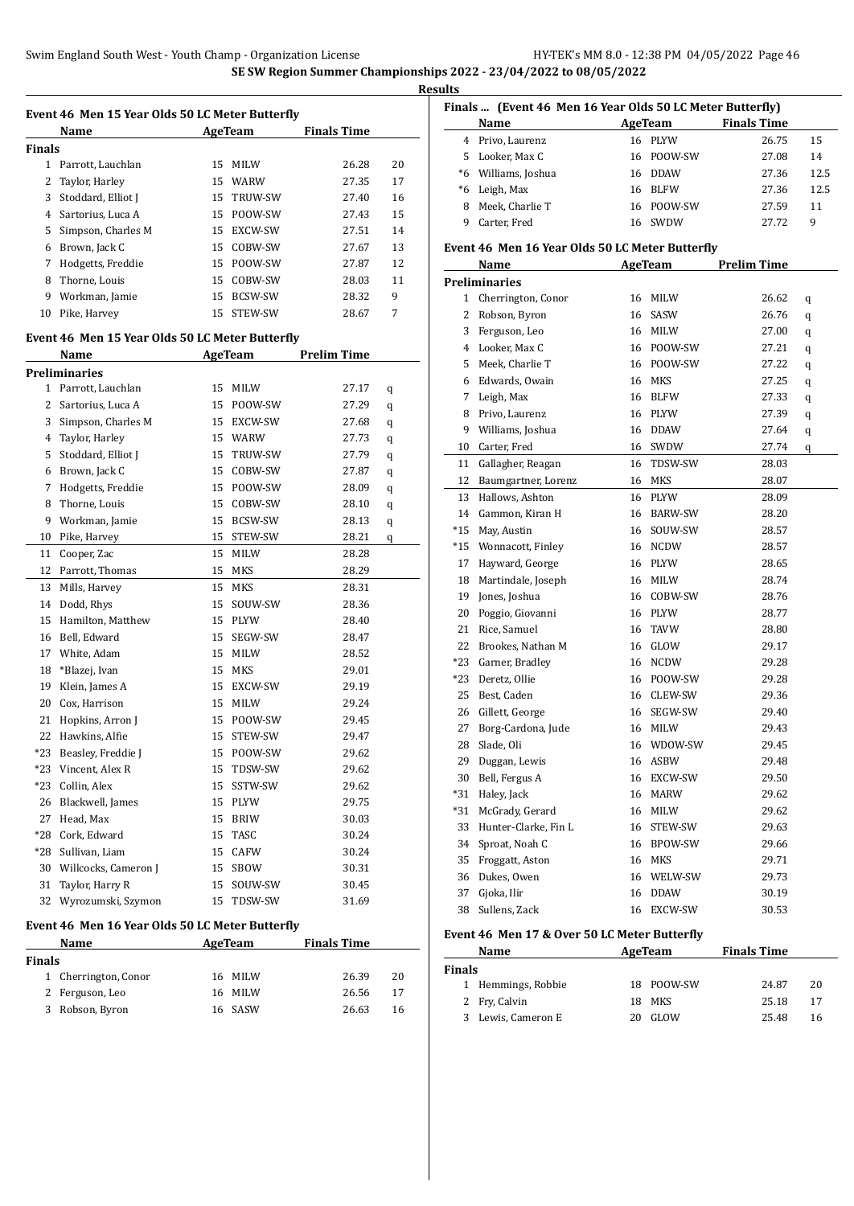**SE SW Region Summer Championships 2022 - 23/04/2022 to 08/05/2022**

**Results**

### Event 46 Men 15 Year Olds 50 LC Meter Butterfly

| | Name | Age | Team | Finals Time | |
|---|---|---|---|---|---|
| **Finals** | | | | | |
| 1 | Parrott, Lauchlan | 15 | MILW | 26.28 | 20 |
| 2 | Taylor, Harley | 15 | WARW | 27.35 | 17 |
| 3 | Stoddard, Elliot J | 15 | TRUW-SW | 27.40 | 16 |
| 4 | Sartorius, Luca A | 15 | POOW-SW | 27.43 | 15 |
| 5 | Simpson, Charles M | 15 | EXCW-SW | 27.51 | 14 |
| 6 | Brown, Jack C | 15 | COBW-SW | 27.67 | 13 |
| 7 | Hodgetts, Freddie | 15 | POOW-SW | 27.87 | 12 |
| 8 | Thorne, Louis | 15 | COBW-SW | 28.03 | 11 |
| 9 | Workman, Jamie | 15 | BCSW-SW | 28.32 | 9 |
| 10 | Pike, Harvey | 15 | STEW-SW | 28.67 | 7 |

### Event 46 Men 15 Year Olds 50 LC Meter Butterfly

| | Name | Age | Team | Prelim Time | |
|---|---|---|---|---|---|
| **Preliminaries** | | | | | |
| 1 | Parrott, Lauchlan | 15 | MILW | 27.17 | q |
| 2 | Sartorius, Luca A | 15 | POOW-SW | 27.29 | q |
| 3 | Simpson, Charles M | 15 | EXCW-SW | 27.68 | q |
| 4 | Taylor, Harley | 15 | WARW | 27.73 | q |
| 5 | Stoddard, Elliot J | 15 | TRUW-SW | 27.79 | q |
| 6 | Brown, Jack C | 15 | COBW-SW | 27.87 | q |
| 7 | Hodgetts, Freddie | 15 | POOW-SW | 28.09 | q |
| 8 | Thorne, Louis | 15 | COBW-SW | 28.10 | q |
| 9 | Workman, Jamie | 15 | BCSW-SW | 28.13 | q |
| 10 | Pike, Harvey | 15 | STEW-SW | 28.21 | q |
| 11 | Cooper, Zac | 15 | MILW | 28.28 | |
| 12 | Parrott, Thomas | 15 | MKS | 28.29 | |
| 13 | Mills, Harvey | 15 | MKS | 28.31 | |
| 14 | Dodd, Rhys | 15 | SOUW-SW | 28.36 | |
| 15 | Hamilton, Matthew | 15 | PLYW | 28.40 | |
| 16 | Bell, Edward | 15 | SEGW-SW | 28.47 | |
| 17 | White, Adam | 15 | MILW | 28.52 | |
| 18 | *Blazej, Ivan | 15 | MKS | 29.01 | |
| 19 | Klein, James A | 15 | EXCW-SW | 29.19 | |
| 20 | Cox, Harrison | 15 | MILW | 29.24 | |
| 21 | Hopkins, Arron J | 15 | POOW-SW | 29.45 | |
| 22 | Hawkins, Alfie | 15 | STEW-SW | 29.47 | |
| *23 | Beasley, Freddie J | 15 | POOW-SW | 29.62 | |
| *23 | Vincent, Alex R | 15 | TDSW-SW | 29.62 | |
| *23 | Collin, Alex | 15 | SSTW-SW | 29.62 | |
| 26 | Blackwell, James | 15 | PLYW | 29.75 | |
| 27 | Head, Max | 15 | BRIW | 30.03 | |
| *28 | Cork, Edward | 15 | TASC | 30.24 | |
| *28 | Sullivan, Liam | 15 | CAFW | 30.24 | |
| 30 | Willcocks, Cameron J | 15 | SBOW | 30.31 | |
| 31 | Taylor, Harry R | 15 | SOUW-SW | 30.45 | |
| 32 | Wyrozumski, Szymon | 15 | TDSW-SW | 31.69 | |

### Event 46 Men 16 Year Olds 50 LC Meter Butterfly

| | Name | Age | Team | Finals Time | |
|---|---|---|---|---|---|
| **Finals** | | | | | |
| 1 | Cherrington, Conor | 16 | MILW | 26.39 | 20 |
| 2 | Ferguson, Leo | 16 | MILW | 26.56 | 17 |
| 3 | Robson, Byron | 16 | SASW | 26.63 | 16 |
| 4 | Privo, Laurenz | 16 | PLYW | 26.75 | 15 |
| 5 | Looker, Max C | 16 | POOW-SW | 27.08 | 14 |
| *6 | Williams, Joshua | 16 | DDAW | 27.36 | 12.5 |
| *6 | Leigh, Max | 16 | BLFW | 27.36 | 12.5 |
| 8 | Meek, Charlie T | 16 | POOW-SW | 27.59 | 11 |
| 9 | Carter, Fred | 16 | SWDW | 27.72 | 9 |

### Event 46 Men 16 Year Olds 50 LC Meter Butterfly

| | Name | Age | Team | Prelim Time | |
|---|---|---|---|---|---|
| **Preliminaries** | | | | | |
| 1 | Cherrington, Conor | 16 | MILW | 26.62 | q |
| 2 | Robson, Byron | 16 | SASW | 26.76 | q |
| 3 | Ferguson, Leo | 16 | MILW | 27.00 | q |
| 4 | Looker, Max C | 16 | POOW-SW | 27.21 | q |
| 5 | Meek, Charlie T | 16 | POOW-SW | 27.22 | q |
| 6 | Edwards, Owain | 16 | MKS | 27.25 | q |
| 7 | Leigh, Max | 16 | BLFW | 27.33 | q |
| 8 | Privo, Laurenz | 16 | PLYW | 27.39 | q |
| 9 | Williams, Joshua | 16 | DDAW | 27.64 | q |
| 10 | Carter, Fred | 16 | SWDW | 27.74 | q |
| 11 | Gallagher, Reagan | 16 | TDSW-SW | 28.03 | |
| 12 | Baumgartner, Lorenz | 16 | MKS | 28.07 | |
| 13 | Hallows, Ashton | 16 | PLYW | 28.09 | |
| 14 | Gammon, Kiran H | 16 | BARW-SW | 28.20 | |
| *15 | May, Austin | 16 | SOUW-SW | 28.57 | |
| *15 | Wonnacott, Finley | 16 | NCDW | 28.57 | |
| 17 | Hayward, George | 16 | PLYW | 28.65 | |
| 18 | Martindale, Joseph | 16 | MILW | 28.74 | |
| 19 | Jones, Joshua | 16 | COBW-SW | 28.76 | |
| 20 | Poggio, Giovanni | 16 | PLYW | 28.77 | |
| 21 | Rice, Samuel | 16 | TAVW | 28.80 | |
| 22 | Brookes, Nathan M | 16 | GLOW | 29.17 | |
| *23 | Garner, Bradley | 16 | NCDW | 29.28 | |
| *23 | Deretz, Ollie | 16 | POOW-SW | 29.28 | |
| 25 | Best, Caden | 16 | CLEW-SW | 29.36 | |
| 26 | Gillett, George | 16 | SEGW-SW | 29.40 | |
| 27 | Borg-Cardona, Jude | 16 | MILW | 29.43 | |
| 28 | Slade, Oli | 16 | WDOW-SW | 29.45 | |
| 29 | Duggan, Lewis | 16 | ASBW | 29.48 | |
| 30 | Bell, Fergus A | 16 | EXCW-SW | 29.50 | |
| *31 | Haley, Jack | 16 | MARW | 29.62 | |
| *31 | McGrady, Gerard | 16 | MILW | 29.62 | |
| 33 | Hunter-Clarke, Fin L | 16 | STEW-SW | 29.63 | |
| 34 | Sproat, Noah C | 16 | BPOW-SW | 29.66 | |
| 35 | Froggatt, Aston | 16 | MKS | 29.71 | |
| 36 | Dukes, Owen | 16 | WELW-SW | 29.73 | |
| 37 | Gjoka, Ilir | 16 | DDAW | 30.19 | |
| 38 | Sullens, Zack | 16 | EXCW-SW | 30.53 | |

### Event 46 Men 17 & Over 50 LC Meter Butterfly

| | Name | Age | Team | Finals Time | |
|---|---|---|---|---|---|
| **Finals** | | | | | |
| 1 | Hemmings, Robbie | 18 | POOW-SW | 24.87 | 20 |
| 2 | Fry, Calvin | 18 | MKS | 25.18 | 17 |
| 3 | Lewis, Cameron E | 20 | GLOW | 25.48 | 16 |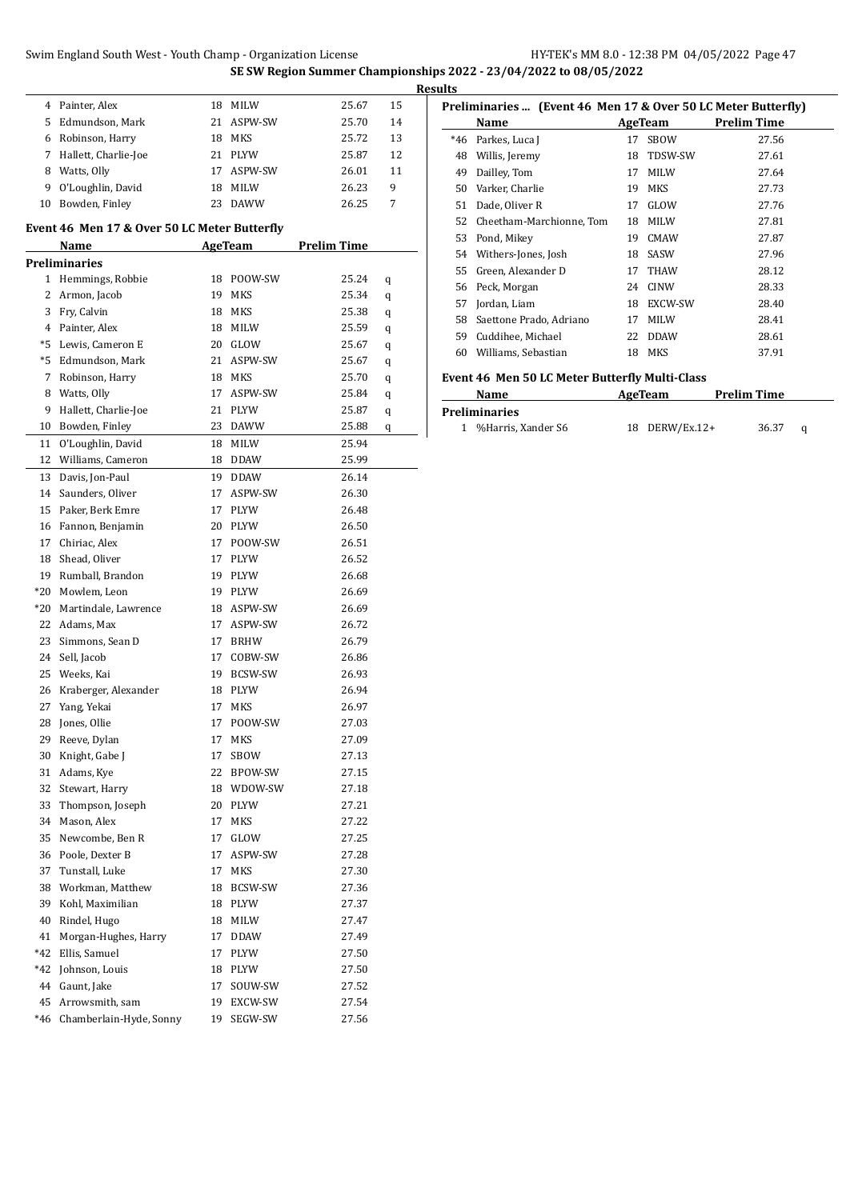**SE SW Region Summer Championships 2022 - 23/04/2022 to 08/05/2022**

**Results**

| | Name | Age | Team | Time | Points |
|---|---|---|---|---|---|
| 4 | Painter, Alex | 18 | MILW | 25.67 | 15 |
| 5 | Edmundson, Mark | 21 | ASPW-SW | 25.70 | 14 |
| 6 | Robinson, Harry | 18 | MKS | 25.72 | 13 |
| 7 | Hallett, Charlie-Joe | 21 | PLYW | 25.87 | 12 |
| 8 | Watts, Olly | 17 | ASPW-SW | 26.01 | 11 |
| 9 | O'Loughlin, David | 18 | MILW | 26.23 | 9 |
| 10 | Bowden, Finley | 23 | DAWW | 26.25 | 7 |

### Event 46 Men 17 & Over 50 LC Meter Butterfly

| | Name | Age | Team | Prelim Time | |
|---|---|---|---|---|---|
| **Preliminaries** | | | | | |
| 1 | Hemmings, Robbie | 18 | POOW-SW | 25.24 | q |
| 2 | Armon, Jacob | 19 | MKS | 25.34 | q |
| 3 | Fry, Calvin | 18 | MKS | 25.38 | q |
| 4 | Painter, Alex | 18 | MILW | 25.59 | q |
| *5 | Lewis, Cameron E | 20 | GLOW | 25.67 | q |
| *5 | Edmundson, Mark | 21 | ASPW-SW | 25.67 | q |
| 7 | Robinson, Harry | 18 | MKS | 25.70 | q |
| 8 | Watts, Olly | 17 | ASPW-SW | 25.84 | q |
| 9 | Hallett, Charlie-Joe | 21 | PLYW | 25.87 | q |
| 10 | Bowden, Finley | 23 | DAWW | 25.88 | q |
| 11 | O'Loughlin, David | 18 | MILW | 25.94 | |
| 12 | Williams, Cameron | 18 | DDAW | 25.99 | |
| 13 | Davis, Jon-Paul | 19 | DDAW | 26.14 | |
| 14 | Saunders, Oliver | 17 | ASPW-SW | 26.30 | |
| 15 | Paker, Berk Emre | 17 | PLYW | 26.48 | |
| 16 | Fannon, Benjamin | 20 | PLYW | 26.50 | |
| 17 | Chiriac, Alex | 17 | POOW-SW | 26.51 | |
| 18 | Shead, Oliver | 17 | PLYW | 26.52 | |
| 19 | Rumball, Brandon | 19 | PLYW | 26.68 | |
| *20 | Mowlem, Leon | 19 | PLYW | 26.69 | |
| *20 | Martindale, Lawrence | 18 | ASPW-SW | 26.69 | |
| 22 | Adams, Max | 17 | ASPW-SW | 26.72 | |
| 23 | Simmons, Sean D | 17 | BRHW | 26.79 | |
| 24 | Sell, Jacob | 17 | COBW-SW | 26.86 | |
| 25 | Weeks, Kai | 19 | BCSW-SW | 26.93 | |
| 26 | Kraberger, Alexander | 18 | PLYW | 26.94 | |
| 27 | Yang, Yekai | 17 | MKS | 26.97 | |
| 28 | Jones, Ollie | 17 | POOW-SW | 27.03 | |
| 29 | Reeve, Dylan | 17 | MKS | 27.09 | |
| 30 | Knight, Gabe J | 17 | SBOW | 27.13 | |
| 31 | Adams, Kye | 22 | BPOW-SW | 27.15 | |
| 32 | Stewart, Harry | 18 | WDOW-SW | 27.18 | |
| 33 | Thompson, Joseph | 20 | PLYW | 27.21 | |
| 34 | Mason, Alex | 17 | MKS | 27.22 | |
| 35 | Newcombe, Ben R | 17 | GLOW | 27.25 | |
| 36 | Poole, Dexter B | 17 | ASPW-SW | 27.28 | |
| 37 | Tunstall, Luke | 17 | MKS | 27.30 | |
| 38 | Workman, Matthew | 18 | BCSW-SW | 27.36 | |
| 39 | Kohl, Maximilian | 18 | PLYW | 27.37 | |
| 40 | Rindel, Hugo | 18 | MILW | 27.47 | |
| 41 | Morgan-Hughes, Harry | 17 | DDAW | 27.49 | |
| *42 | Ellis, Samuel | 17 | PLYW | 27.50 | |
| *42 | Johnson, Louis | 18 | PLYW | 27.50 | |
| 44 | Gaunt, Jake | 17 | SOUW-SW | 27.52 | |
| 45 | Arrowsmith, sam | 19 | EXCW-SW | 27.54 | |
| *46 | Chamberlain-Hyde, Sonny | 19 | SEGW-SW | 27.56 | |

**Preliminaries ... (Event 46 Men 17 & Over 50 LC Meter Butterfly)**

| | Name | Age | Team | Prelim Time |
|---|---|---|---|---|
| *46 | Parkes, Luca J | 17 | SBOW | 27.56 |
| 48 | Willis, Jeremy | 18 | TDSW-SW | 27.61 |
| 49 | Dailley, Tom | 17 | MILW | 27.64 |
| 50 | Varker, Charlie | 19 | MKS | 27.73 |
| 51 | Dade, Oliver R | 17 | GLOW | 27.76 |
| 52 | Cheetham-Marchionne, Tom | 18 | MILW | 27.81 |
| 53 | Pond, Mikey | 19 | CMAW | 27.87 |
| 54 | Withers-Jones, Josh | 18 | SASW | 27.96 |
| 55 | Green, Alexander D | 17 | THAW | 28.12 |
| 56 | Peck, Morgan | 24 | CINW | 28.33 |
| 57 | Jordan, Liam | 18 | EXCW-SW | 28.40 |
| 58 | Saettone Prado, Adriano | 17 | MILW | 28.41 |
| 59 | Cuddihee, Michael | 22 | DDAW | 28.61 |
| 60 | Williams, Sebastian | 18 | MKS | 37.91 |

### Event 46 Men 50 LC Meter Butterfly Multi-Class

| | Name | Age | Team | Prelim Time | |
|---|---|---|---|---|---|
| **Preliminaries** | | | | | |
| 1 | %Harris, Xander S6 | 18 | DERW/Ex.12+ | 36.37 | q |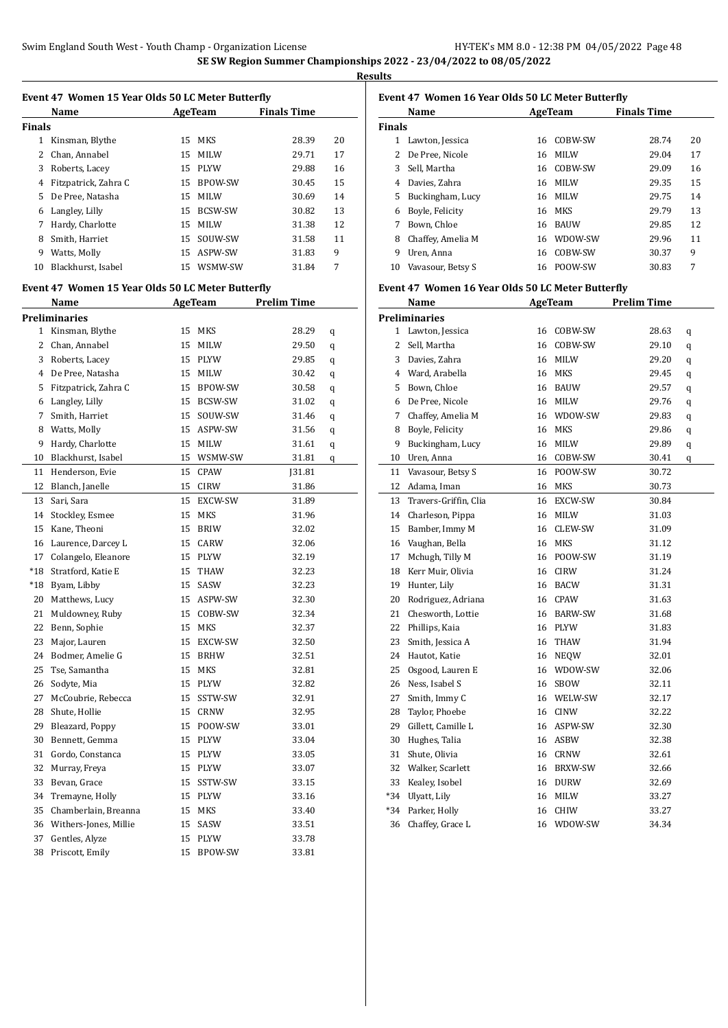# SE SW Region Summer Championships 2022 - 23/04/2022 to 08/05/2022

## Results

### Event 47 Women 15 Year Olds 50 LC Meter Butterfly

| | Name | Age | Team | Finals Time | |
|---|---|---|---|---|---|
| **Finals** | | | | | |
| 1 | Kinsman, Blythe | 15 | MKS | 28.39 | 20 |
| 2 | Chan, Annabel | 15 | MILW | 29.71 | 17 |
| 3 | Roberts, Lacey | 15 | PLYW | 29.88 | 16 |
| 4 | Fitzpatrick, Zahra C | 15 | BPOW-SW | 30.45 | 15 |
| 5 | De Pree, Natasha | 15 | MILW | 30.69 | 14 |
| 6 | Langley, Lilly | 15 | BCSW-SW | 30.82 | 13 |
| 7 | Hardy, Charlotte | 15 | MILW | 31.38 | 12 |
| 8 | Smith, Harriet | 15 | SOUW-SW | 31.58 | 11 |
| 9 | Watts, Molly | 15 | ASPW-SW | 31.83 | 9 |
| 10 | Blackhurst, Isabel | 15 | WSMW-SW | 31.84 | 7 |

### Event 47 Women 15 Year Olds 50 LC Meter Butterfly

| | Name | Age | Team | Prelim Time | |
|---|---|---|---|---|---|
| **Preliminaries** | | | | | |
| 1 | Kinsman, Blythe | 15 | MKS | 28.29 | q |
| 2 | Chan, Annabel | 15 | MILW | 29.50 | q |
| 3 | Roberts, Lacey | 15 | PLYW | 29.85 | q |
| 4 | De Pree, Natasha | 15 | MILW | 30.42 | q |
| 5 | Fitzpatrick, Zahra C | 15 | BPOW-SW | 30.58 | q |
| 6 | Langley, Lilly | 15 | BCSW-SW | 31.02 | q |
| 7 | Smith, Harriet | 15 | SOUW-SW | 31.46 | q |
| 8 | Watts, Molly | 15 | ASPW-SW | 31.56 | q |
| 9 | Hardy, Charlotte | 15 | MILW | 31.61 | q |
| 10 | Blackhurst, Isabel | 15 | WSMW-SW | 31.81 | q |
| 11 | Henderson, Evie | 15 | CPAW | J31.81 | |
| 12 | Blanch, Janelle | 15 | CIRW | 31.86 | |
| 13 | Sari, Sara | 15 | EXCW-SW | 31.89 | |
| 14 | Stockley, Esmee | 15 | MKS | 31.96 | |
| 15 | Kane, Theoni | 15 | BRIW | 32.02 | |
| 16 | Laurence, Darcey L | 15 | CARW | 32.06 | |
| 17 | Colangelo, Eleanore | 15 | PLYW | 32.19 | |
| *18 | Stratford, Katie E | 15 | THAW | 32.23 | |
| *18 | Byam, Libby | 15 | SASW | 32.23 | |
| 20 | Matthews, Lucy | 15 | ASPW-SW | 32.30 | |
| 21 | Muldowney, Ruby | 15 | COBW-SW | 32.34 | |
| 22 | Benn, Sophie | 15 | MKS | 32.37 | |
| 23 | Major, Lauren | 15 | EXCW-SW | 32.50 | |
| 24 | Bodmer, Amelie G | 15 | BRHW | 32.51 | |
| 25 | Tse, Samantha | 15 | MKS | 32.81 | |
| 26 | Sodyte, Mia | 15 | PLYW | 32.82 | |
| 27 | McCoubrie, Rebecca | 15 | SSTW-SW | 32.91 | |
| 28 | Shute, Hollie | 15 | CRNW | 32.95 | |
| 29 | Bleazard, Poppy | 15 | POOW-SW | 33.01 | |
| 30 | Bennett, Gemma | 15 | PLYW | 33.04 | |
| 31 | Gordo, Constanca | 15 | PLYW | 33.05 | |
| 32 | Murray, Freya | 15 | PLYW | 33.07 | |
| 33 | Bevan, Grace | 15 | SSTW-SW | 33.15 | |
| 34 | Tremayne, Holly | 15 | PLYW | 33.16 | |
| 35 | Chamberlain, Breanna | 15 | MKS | 33.40 | |
| 36 | Withers-Jones, Millie | 15 | SASW | 33.51 | |
| 37 | Gentles, Alyze | 15 | PLYW | 33.78 | |
| 38 | Priscott, Emily | 15 | BPOW-SW | 33.81 | |

### Event 47 Women 16 Year Olds 50 LC Meter Butterfly

| | Name | Age | Team | Finals Time | |
|---|---|---|---|---|---|
| **Finals** | | | | | |
| 1 | Lawton, Jessica | 16 | COBW-SW | 28.74 | 20 |
| 2 | De Pree, Nicole | 16 | MILW | 29.04 | 17 |
| 3 | Sell, Martha | 16 | COBW-SW | 29.09 | 16 |
| 4 | Davies, Zahra | 16 | MILW | 29.35 | 15 |
| 5 | Buckingham, Lucy | 16 | MILW | 29.75 | 14 |
| 6 | Boyle, Felicity | 16 | MKS | 29.79 | 13 |
| 7 | Bown, Chloe | 16 | BAUW | 29.85 | 12 |
| 8 | Chaffey, Amelia M | 16 | WDOW-SW | 29.96 | 11 |
| 9 | Uren, Anna | 16 | COBW-SW | 30.37 | 9 |
| 10 | Vavasour, Betsy S | 16 | POOW-SW | 30.83 | 7 |

### Event 47 Women 16 Year Olds 50 LC Meter Butterfly

| | Name | Age | Team | Prelim Time | |
|---|---|---|---|---|---|
| **Preliminaries** | | | | | |
| 1 | Lawton, Jessica | 16 | COBW-SW | 28.63 | q |
| 2 | Sell, Martha | 16 | COBW-SW | 29.10 | q |
| 3 | Davies, Zahra | 16 | MILW | 29.20 | q |
| 4 | Ward, Arabella | 16 | MKS | 29.45 | q |
| 5 | Bown, Chloe | 16 | BAUW | 29.57 | q |
| 6 | De Pree, Nicole | 16 | MILW | 29.76 | q |
| 7 | Chaffey, Amelia M | 16 | WDOW-SW | 29.83 | q |
| 8 | Boyle, Felicity | 16 | MKS | 29.86 | q |
| 9 | Buckingham, Lucy | 16 | MILW | 29.89 | q |
| 10 | Uren, Anna | 16 | COBW-SW | 30.41 | q |
| 11 | Vavasour, Betsy S | 16 | POOW-SW | 30.72 | |
| 12 | Adama, Iman | 16 | MKS | 30.73 | |
| 13 | Travers-Griffin, Clia | 16 | EXCW-SW | 30.84 | |
| 14 | Charleson, Pippa | 16 | MILW | 31.03 | |
| 15 | Bamber, Immy M | 16 | CLEW-SW | 31.09 | |
| 16 | Vaughan, Bella | 16 | MKS | 31.12 | |
| 17 | Mchugh, Tilly M | 16 | POOW-SW | 31.19 | |
| 18 | Kerr Muir, Olivia | 16 | CIRW | 31.24 | |
| 19 | Hunter, Lily | 16 | BACW | 31.31 | |
| 20 | Rodriguez, Adriana | 16 | CPAW | 31.63 | |
| 21 | Chesworth, Lottie | 16 | BARW-SW | 31.68 | |
| 22 | Phillips, Kaia | 16 | PLYW | 31.83 | |
| 23 | Smith, Jessica A | 16 | THAW | 31.94 | |
| 24 | Hautot, Katie | 16 | NEQW | 32.01 | |
| 25 | Osgood, Lauren E | 16 | WDOW-SW | 32.06 | |
| 26 | Ness, Isabel S | 16 | SBOW | 32.11 | |
| 27 | Smith, Immy C | 16 | WELW-SW | 32.17 | |
| 28 | Taylor, Phoebe | 16 | CINW | 32.22 | |
| 29 | Gillett, Camille L | 16 | ASPW-SW | 32.30 | |
| 30 | Hughes, Talia | 16 | ASBW | 32.38 | |
| 31 | Shute, Olivia | 16 | CRNW | 32.61 | |
| 32 | Walker, Scarlett | 16 | BRXW-SW | 32.66 | |
| 33 | Kealey, Isobel | 16 | DURW | 32.69 | |
| *34 | Ulyatt, Lily | 16 | MILW | 33.27 | |
| *34 | Parker, Holly | 16 | CHIW | 33.27 | |
| 36 | Chaffey, Grace L | 16 | WDOW-SW | 34.34 | |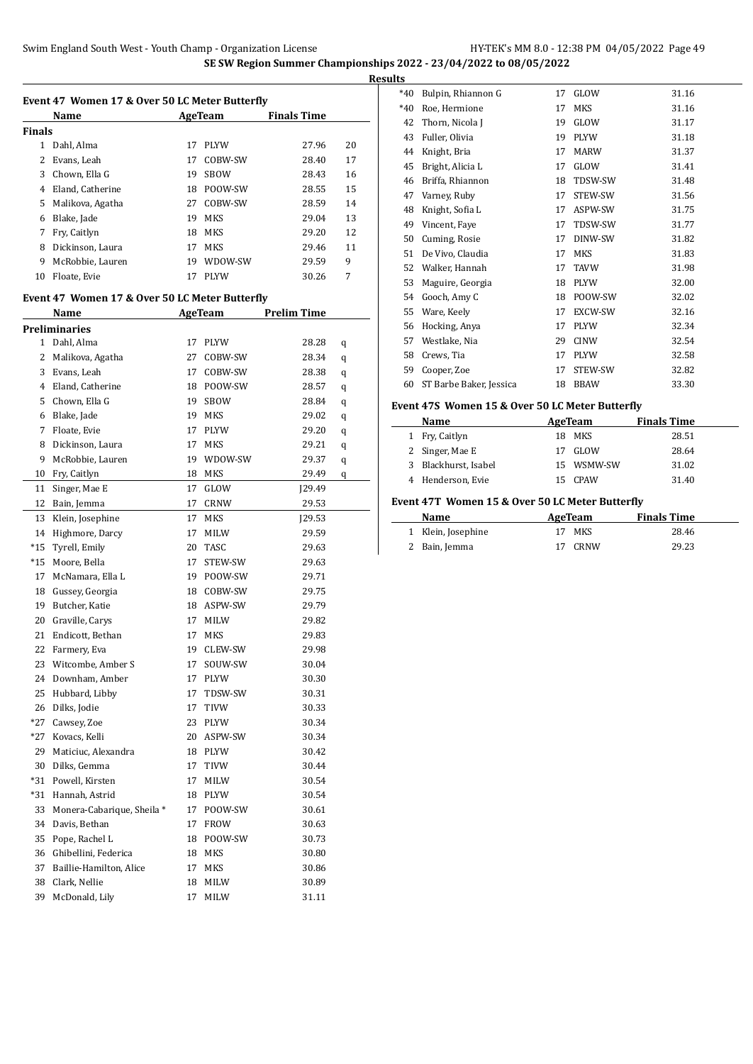# SE SW Region Summer Championships 2022 - 23/04/2022 to 08/05/2022

## Results

### Event 47 Women 17 & Over 50 LC Meter Butterfly

| | Name | Age | Team | Finals Time | |
|---|---|---|---|---|---|
| **Finals** | | | | | |
| 1 | Dahl, Alma | 17 | PLYW | 27.96 | 20 |
| 2 | Evans, Leah | 17 | COBW-SW | 28.40 | 17 |
| 3 | Chown, Ella G | 19 | SBOW | 28.43 | 16 |
| 4 | Eland, Catherine | 18 | POOW-SW | 28.55 | 15 |
| 5 | Malikova, Agatha | 27 | COBW-SW | 28.59 | 14 |
| 6 | Blake, Jade | 19 | MKS | 29.04 | 13 |
| 7 | Fry, Caitlyn | 18 | MKS | 29.20 | 12 |
| 8 | Dickinson, Laura | 17 | MKS | 29.46 | 11 |
| 9 | McRobbie, Lauren | 19 | WDOW-SW | 29.59 | 9 |
| 10 | Floate, Evie | 17 | PLYW | 30.26 | 7 |

### Event 47 Women 17 & Over 50 LC Meter Butterfly

| | Name | Age | Team | Prelim Time | |
|---|---|---|---|---|---|
| **Preliminaries** | | | | | |
| 1 | Dahl, Alma | 17 | PLYW | 28.28 | q |
| 2 | Malikova, Agatha | 27 | COBW-SW | 28.34 | q |
| 3 | Evans, Leah | 17 | COBW-SW | 28.38 | q |
| 4 | Eland, Catherine | 18 | POOW-SW | 28.57 | q |
| 5 | Chown, Ella G | 19 | SBOW | 28.84 | q |
| 6 | Blake, Jade | 19 | MKS | 29.02 | q |
| 7 | Floate, Evie | 17 | PLYW | 29.20 | q |
| 8 | Dickinson, Laura | 17 | MKS | 29.21 | q |
| 9 | McRobbie, Lauren | 19 | WDOW-SW | 29.37 | q |
| 10 | Fry, Caitlyn | 18 | MKS | 29.49 | q |
| 11 | Singer, Mae E | 17 | GLOW | J29.49 | |
| 12 | Bain, Jemma | 17 | CRNW | 29.53 | |
| 13 | Klein, Josephine | 17 | MKS | J29.53 | |
| 14 | Highmore, Darcy | 17 | MILW | 29.59 | |
| *15 | Tyrell, Emily | 20 | TASC | 29.63 | |
| *15 | Moore, Bella | 17 | STEW-SW | 29.63 | |
| 17 | McNamara, Ella L | 19 | POOW-SW | 29.71 | |
| 18 | Gussey, Georgia | 18 | COBW-SW | 29.75 | |
| 19 | Butcher, Katie | 18 | ASPW-SW | 29.79 | |
| 20 | Graville, Carys | 17 | MILW | 29.82 | |
| 21 | Endicott, Bethan | 17 | MKS | 29.83 | |
| 22 | Farmery, Eva | 19 | CLEW-SW | 29.98 | |
| 23 | Witcombe, Amber S | 17 | SOUW-SW | 30.04 | |
| 24 | Downham, Amber | 17 | PLYW | 30.30 | |
| 25 | Hubbard, Libby | 17 | TDSW-SW | 30.31 | |
| 26 | Dilks, Jodie | 17 | TIVW | 30.33 | |
| *27 | Cawsey, Zoe | 23 | PLYW | 30.34 | |
| *27 | Kovacs, Kelli | 20 | ASPW-SW | 30.34 | |
| 29 | Maticiuc, Alexandra | 18 | PLYW | 30.42 | |
| 30 | Dilks, Gemma | 17 | TIVW | 30.44 | |
| *31 | Powell, Kirsten | 17 | MILW | 30.54 | |
| *31 | Hannah, Astrid | 18 | PLYW | 30.54 | |
| 33 | Monera-Cabarique, Sheila * | 17 | POOW-SW | 30.61 | |
| 34 | Davis, Bethan | 17 | FROW | 30.63 | |
| 35 | Pope, Rachel L | 18 | POOW-SW | 30.73 | |
| 36 | Ghibellini, Federica | 18 | MKS | 30.80 | |
| 37 | Baillie-Hamilton, Alice | 17 | MKS | 30.86 | |
| 38 | Clark, Nellie | 18 | MILW | 30.89 | |
| 39 | McDonald, Lily | 17 | MILW | 31.11 | |
| *40 | Bulpin, Rhiannon G | 17 | GLOW | 31.16 | |
| *40 | Roe, Hermione | 17 | MKS | 31.16 | |
| 42 | Thorn, Nicola J | 19 | GLOW | 31.17 | |
| 43 | Fuller, Olivia | 19 | PLYW | 31.18 | |
| 44 | Knight, Bria | 17 | MARW | 31.37 | |
| 45 | Bright, Alicia L | 17 | GLOW | 31.41 | |
| 46 | Briffa, Rhiannon | 18 | TDSW-SW | 31.48 | |
| 47 | Varney, Ruby | 17 | STEW-SW | 31.56 | |
| 48 | Knight, Sofia L | 17 | ASPW-SW | 31.75 | |
| 49 | Vincent, Faye | 17 | TDSW-SW | 31.77 | |
| 50 | Cuming, Rosie | 17 | DINW-SW | 31.82 | |
| 51 | De Vivo, Claudia | 17 | MKS | 31.83 | |
| 52 | Walker, Hannah | 17 | TAVW | 31.98 | |
| 53 | Maguire, Georgia | 18 | PLYW | 32.00 | |
| 54 | Gooch, Amy C | 18 | POOW-SW | 32.02 | |
| 55 | Ware, Keely | 17 | EXCW-SW | 32.16 | |
| 56 | Hocking, Anya | 17 | PLYW | 32.34 | |
| 57 | Westlake, Nia | 29 | CINW | 32.54 | |
| 58 | Crews, Tia | 17 | PLYW | 32.58 | |
| 59 | Cooper, Zoe | 17 | STEW-SW | 32.82 | |
| 60 | ST Barbe Baker, Jessica | 18 | BBAW | 33.30 | |

### Event 47S Women 15 & Over 50 LC Meter Butterfly

| | Name | Age | Team | Finals Time |
|---|---|---|---|---|
| 1 | Fry, Caitlyn | 18 | MKS | 28.51 |
| 2 | Singer, Mae E | 17 | GLOW | 28.64 |
| 3 | Blackhurst, Isabel | 15 | WSMW-SW | 31.02 |
| 4 | Henderson, Evie | 15 | CPAW | 31.40 |

### Event 47T Women 15 & Over 50 LC Meter Butterfly

| | Name | Age | Team | Finals Time |
|---|---|---|---|---|
| 1 | Klein, Josephine | 17 | MKS | 28.46 |
| 2 | Bain, Jemma | 17 | CRNW | 29.23 |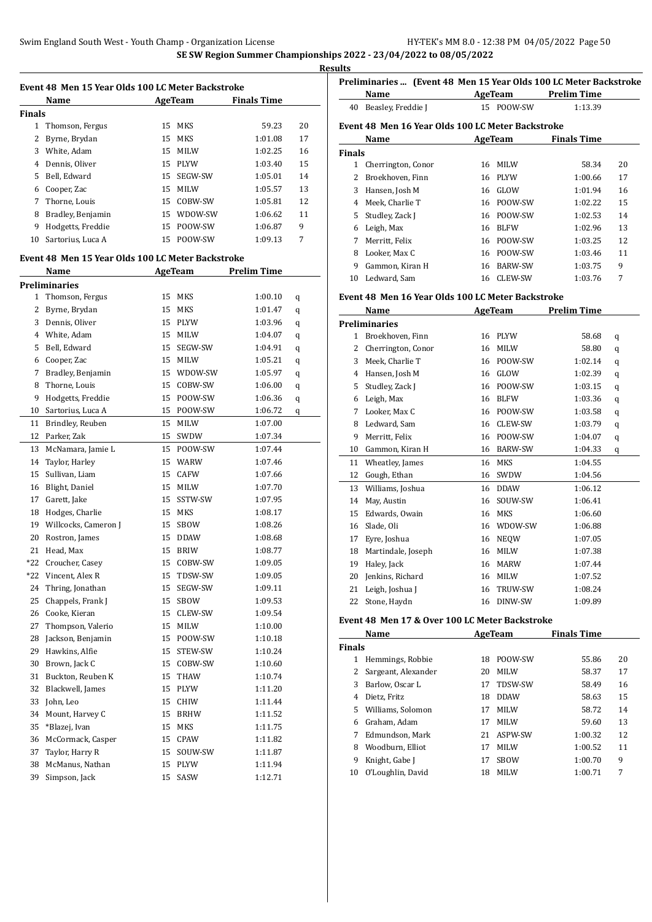## SE SW Region Summer Championships 2022 - 23/04/2022 to 08/05/2022

### Results

#### Event 48 Men 15 Year Olds 100 LC Meter Backstroke

| | Name | Age | Team | Finals Time | |
|---|---|---|---|---|---|
| **Finals** | | | | | |
| 1 | Thomson, Fergus | 15 | MKS | 59.23 | 20 |
| 2 | Byrne, Brydan | 15 | MKS | 1:01.08 | 17 |
| 3 | White, Adam | 15 | MILW | 1:02.25 | 16 |
| 4 | Dennis, Oliver | 15 | PLYW | 1:03.40 | 15 |
| 5 | Bell, Edward | 15 | SEGW-SW | 1:05.01 | 14 |
| 6 | Cooper, Zac | 15 | MILW | 1:05.57 | 13 |
| 7 | Thorne, Louis | 15 | COBW-SW | 1:05.81 | 12 |
| 8 | Bradley, Benjamin | 15 | WDOW-SW | 1:06.62 | 11 |
| 9 | Hodgetts, Freddie | 15 | POOW-SW | 1:06.87 | 9 |
| 10 | Sartorius, Luca A | 15 | POOW-SW | 1:09.13 | 7 |

#### Event 48 Men 15 Year Olds 100 LC Meter Backstroke

| | Name | Age | Team | Prelim Time | |
|---|---|---|---|---|---|
| **Preliminaries** | | | | | |
| 1 | Thomson, Fergus | 15 | MKS | 1:00.10 | q |
| 2 | Byrne, Brydan | 15 | MKS | 1:01.47 | q |
| 3 | Dennis, Oliver | 15 | PLYW | 1:03.96 | q |
| 4 | White, Adam | 15 | MILW | 1:04.07 | q |
| 5 | Bell, Edward | 15 | SEGW-SW | 1:04.91 | q |
| 6 | Cooper, Zac | 15 | MILW | 1:05.21 | q |
| 7 | Bradley, Benjamin | 15 | WDOW-SW | 1:05.97 | q |
| 8 | Thorne, Louis | 15 | COBW-SW | 1:06.00 | q |
| 9 | Hodgetts, Freddie | 15 | POOW-SW | 1:06.36 | q |
| 10 | Sartorius, Luca A | 15 | POOW-SW | 1:06.72 | q |
| 11 | Brindley, Reuben | 15 | MILW | 1:07.00 | |
| 12 | Parker, Zak | 15 | SWDW | 1:07.34 | |
| 13 | McNamara, Jamie L | 15 | POOW-SW | 1:07.44 | |
| 14 | Taylor, Harley | 15 | WARW | 1:07.46 | |
| 15 | Sullivan, Liam | 15 | CAFW | 1:07.66 | |
| 16 | Blight, Daniel | 15 | MILW | 1:07.70 | |
| 17 | Garett, Jake | 15 | SSTW-SW | 1:07.95 | |
| 18 | Hodges, Charlie | 15 | MKS | 1:08.17 | |
| 19 | Willcocks, Cameron J | 15 | SBOW | 1:08.26 | |
| 20 | Rostron, James | 15 | DDAW | 1:08.68 | |
| 21 | Head, Max | 15 | BRIW | 1:08.77 | |
| *22 | Croucher, Casey | 15 | COBW-SW | 1:09.05 | |
| *22 | Vincent, Alex R | 15 | TDSW-SW | 1:09.05 | |
| 24 | Thring, Jonathan | 15 | SEGW-SW | 1:09.11 | |
| 25 | Chappels, Frank J | 15 | SBOW | 1:09.53 | |
| 26 | Cooke, Kieran | 15 | CLEW-SW | 1:09.54 | |
| 27 | Thompson, Valerio | 15 | MILW | 1:10.00 | |
| 28 | Jackson, Benjamin | 15 | POOW-SW | 1:10.18 | |
| 29 | Hawkins, Alfie | 15 | STEW-SW | 1:10.24 | |
| 30 | Brown, Jack C | 15 | COBW-SW | 1:10.60 | |
| 31 | Buckton, Reuben K | 15 | THAW | 1:10.74 | |
| 32 | Blackwell, James | 15 | PLYW | 1:11.20 | |
| 33 | John, Leo | 15 | CHIW | 1:11.44 | |
| 34 | Mount, Harvey C | 15 | BRHW | 1:11.52 | |
| 35 | *Blazej, Ivan | 15 | MKS | 1:11.75 | |
| 36 | McCormack, Casper | 15 | CPAW | 1:11.82 | |
| 37 | Taylor, Harry R | 15 | SOUW-SW | 1:11.87 | |
| 38 | McManus, Nathan | 15 | PLYW | 1:11.94 | |
| 39 | Simpson, Jack | 15 | SASW | 1:12.71 | |
| 40 | Beasley, Freddie J | 15 | POOW-SW | 1:13.39 | |

#### Event 48 Men 16 Year Olds 100 LC Meter Backstroke

| | Name | Age | Team | Finals Time | |
|---|---|---|---|---|---|
| **Finals** | | | | | |
| 1 | Cherrington, Conor | 16 | MILW | 58.34 | 20 |
| 2 | Broekhoven, Finn | 16 | PLYW | 1:00.66 | 17 |
| 3 | Hansen, Josh M | 16 | GLOW | 1:01.94 | 16 |
| 4 | Meek, Charlie T | 16 | POOW-SW | 1:02.22 | 15 |
| 5 | Studley, Zack J | 16 | POOW-SW | 1:02.53 | 14 |
| 6 | Leigh, Max | 16 | BLFW | 1:02.96 | 13 |
| 7 | Merritt, Felix | 16 | POOW-SW | 1:03.25 | 12 |
| 8 | Looker, Max C | 16 | POOW-SW | 1:03.46 | 11 |
| 9 | Gammon, Kiran H | 16 | BARW-SW | 1:03.75 | 9 |
| 10 | Ledward, Sam | 16 | CLEW-SW | 1:03.76 | 7 |

#### Event 48 Men 16 Year Olds 100 LC Meter Backstroke

| | Name | Age | Team | Prelim Time | |
|---|---|---|---|---|---|
| **Preliminaries** | | | | | |
| 1 | Broekhoven, Finn | 16 | PLYW | 58.68 | q |
| 2 | Cherrington, Conor | 16 | MILW | 58.80 | q |
| 3 | Meek, Charlie T | 16 | POOW-SW | 1:02.14 | q |
| 4 | Hansen, Josh M | 16 | GLOW | 1:02.39 | q |
| 5 | Studley, Zack J | 16 | POOW-SW | 1:03.15 | q |
| 6 | Leigh, Max | 16 | BLFW | 1:03.36 | q |
| 7 | Looker, Max C | 16 | POOW-SW | 1:03.58 | q |
| 8 | Ledward, Sam | 16 | CLEW-SW | 1:03.79 | q |
| 9 | Merritt, Felix | 16 | POOW-SW | 1:04.07 | q |
| 10 | Gammon, Kiran H | 16 | BARW-SW | 1:04.33 | q |
| 11 | Wheatley, James | 16 | MKS | 1:04.55 | |
| 12 | Gough, Ethan | 16 | SWDW | 1:04.56 | |
| 13 | Williams, Joshua | 16 | DDAW | 1:06.12 | |
| 14 | May, Austin | 16 | SOUW-SW | 1:06.41 | |
| 15 | Edwards, Owain | 16 | MKS | 1:06.60 | |
| 16 | Slade, Oli | 16 | WDOW-SW | 1:06.88 | |
| 17 | Eyre, Joshua | 16 | NEQW | 1:07.05 | |
| 18 | Martindale, Joseph | 16 | MILW | 1:07.38 | |
| 19 | Haley, Jack | 16 | MARW | 1:07.44 | |
| 20 | Jenkins, Richard | 16 | MILW | 1:07.52 | |
| 21 | Leigh, Joshua J | 16 | TRUW-SW | 1:08.24 | |
| 22 | Stone, Haydn | 16 | DINW-SW | 1:09.89 | |

#### Event 48 Men 17 & Over 100 LC Meter Backstroke

| | Name | Age | Team | Finals Time | |
|---|---|---|---|---|---|
| **Finals** | | | | | |
| 1 | Hemmings, Robbie | 18 | POOW-SW | 55.86 | 20 |
| 2 | Sargeant, Alexander | 20 | MILW | 58.37 | 17 |
| 3 | Barlow, Oscar L | 17 | TDSW-SW | 58.49 | 16 |
| 4 | Dietz, Fritz | 18 | DDAW | 58.63 | 15 |
| 5 | Williams, Solomon | 17 | MILW | 58.72 | 14 |
| 6 | Graham, Adam | 17 | MILW | 59.60 | 13 |
| 7 | Edmundson, Mark | 21 | ASPW-SW | 1:00.32 | 12 |
| 8 | Woodburn, Elliot | 17 | MILW | 1:00.52 | 11 |
| 9 | Knight, Gabe J | 17 | SBOW | 1:00.70 | 9 |
| 10 | O'Loughlin, David | 18 | MILW | 1:00.71 | 7 |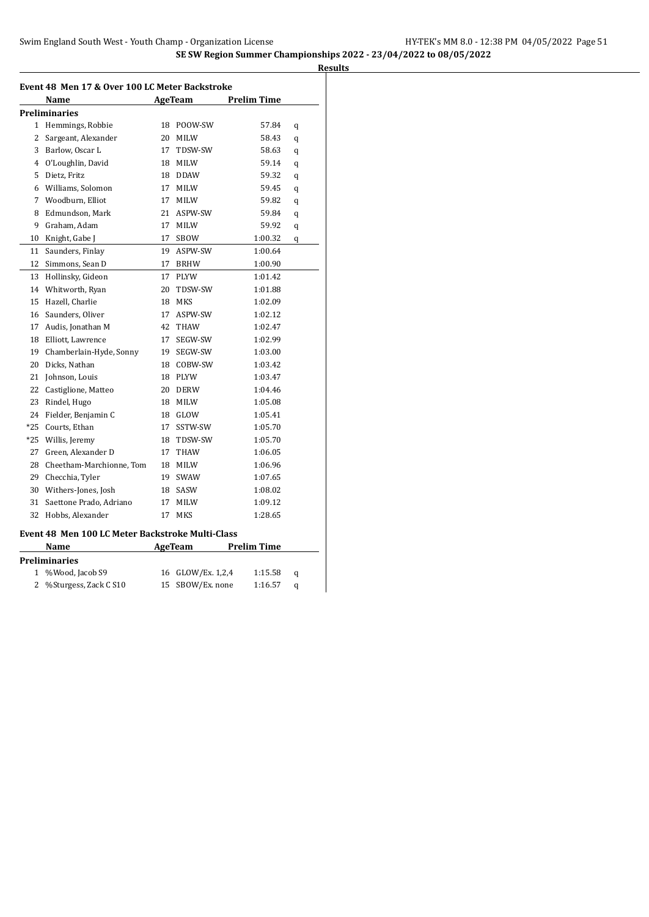**SE SW Region Summer Championships 2022 - 23/04/2022 to 08/05/2022**

**Results**

### Event 48 Men 17 & Over 100 LC Meter Backstroke

| | Name | Age | Team | Prelim Time | |
|---|---|---|---|---|---|
| **Preliminaries** | | | | | |
| 1 | Hemmings, Robbie | 18 | POOW-SW | 57.84 | q |
| 2 | Sargeant, Alexander | 20 | MILW | 58.43 | q |
| 3 | Barlow, Oscar L | 17 | TDSW-SW | 58.63 | q |
| 4 | O'Loughlin, David | 18 | MILW | 59.14 | q |
| 5 | Dietz, Fritz | 18 | DDAW | 59.32 | q |
| 6 | Williams, Solomon | 17 | MILW | 59.45 | q |
| 7 | Woodburn, Elliot | 17 | MILW | 59.82 | q |
| 8 | Edmundson, Mark | 21 | ASPW-SW | 59.84 | q |
| 9 | Graham, Adam | 17 | MILW | 59.92 | q |
| 10 | Knight, Gabe J | 17 | SBOW | 1:00.32 | q |
| 11 | Saunders, Finlay | 19 | ASPW-SW | 1:00.64 | |
| 12 | Simmons, Sean D | 17 | BRHW | 1:00.90 | |
| 13 | Hollinsky, Gideon | 17 | PLYW | 1:01.42 | |
| 14 | Whitworth, Ryan | 20 | TDSW-SW | 1:01.88 | |
| 15 | Hazell, Charlie | 18 | MKS | 1:02.09 | |
| 16 | Saunders, Oliver | 17 | ASPW-SW | 1:02.12 | |
| 17 | Audis, Jonathan M | 42 | THAW | 1:02.47 | |
| 18 | Elliott, Lawrence | 17 | SEGW-SW | 1:02.99 | |
| 19 | Chamberlain-Hyde, Sonny | 19 | SEGW-SW | 1:03.00 | |
| 20 | Dicks, Nathan | 18 | COBW-SW | 1:03.42 | |
| 21 | Johnson, Louis | 18 | PLYW | 1:03.47 | |
| 22 | Castiglione, Matteo | 20 | DERW | 1:04.46 | |
| 23 | Rindel, Hugo | 18 | MILW | 1:05.08 | |
| 24 | Fielder, Benjamin C | 18 | GLOW | 1:05.41 | |
| *25 | Courts, Ethan | 17 | SSTW-SW | 1:05.70 | |
| *25 | Willis, Jeremy | 18 | TDSW-SW | 1:05.70 | |
| 27 | Green, Alexander D | 17 | THAW | 1:06.05 | |
| 28 | Cheetham-Marchionne, Tom | 18 | MILW | 1:06.96 | |
| 29 | Checchia, Tyler | 19 | SWAW | 1:07.65 | |
| 30 | Withers-Jones, Josh | 18 | SASW | 1:08.02 | |
| 31 | Saettone Prado, Adriano | 17 | MILW | 1:09.12 | |
| 32 | Hobbs, Alexander | 17 | MKS | 1:28.65 | |

### Event 48 Men 100 LC Meter Backstroke Multi-Class

| | Name | Age | Team | Prelim Time | |
|---|---|---|---|---|---|
| **Preliminaries** | | | | | |
| 1 | %Wood, Jacob S9 | 16 | GLOW/Ex. 1,2,4 | 1:15.58 | q |
| 2 | %Sturgess, Zack C S10 | 15 | SBOW/Ex. none | 1:16.57 | q |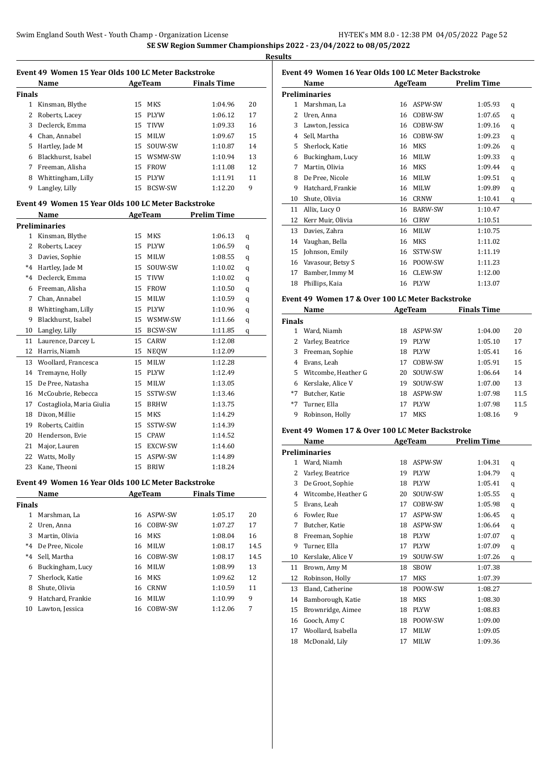SE SW Region Summer Championships 2022 - 23/04/2022 to 08/05/2022

Results

### Event 49 Women 15 Year Olds 100 LC Meter Backstroke

| | Name | Age | Team | Finals Time | Points |
|---|---|---|---|---|---|
| **Finals** | | | | | |
| 1 | Kinsman, Blythe | 15 | MKS | 1:04.96 | 20 |
| 2 | Roberts, Lacey | 15 | PLYW | 1:06.12 | 17 |
| 3 | Declerck, Emma | 15 | TIVW | 1:09.33 | 16 |
| 4 | Chan, Annabel | 15 | MILW | 1:09.67 | 15 |
| 5 | Hartley, Jade M | 15 | SOUW-SW | 1:10.87 | 14 |
| 6 | Blackhurst, Isabel | 15 | WSMW-SW | 1:10.94 | 13 |
| 7 | Freeman, Alisha | 15 | FROW | 1:11.08 | 12 |
| 8 | Whittingham, Lilly | 15 | PLYW | 1:11.91 | 11 |
| 9 | Langley, Lilly | 15 | BCSW-SW | 1:12.20 | 9 |

### Event 49 Women 15 Year Olds 100 LC Meter Backstroke

| | Name | Age | Team | Prelim Time | |
|---|---|---|---|---|---|
| **Preliminaries** | | | | | |
| 1 | Kinsman, Blythe | 15 | MKS | 1:06.13 | q |
| 2 | Roberts, Lacey | 15 | PLYW | 1:06.59 | q |
| 3 | Davies, Sophie | 15 | MILW | 1:08.55 | q |
| *4 | Hartley, Jade M | 15 | SOUW-SW | 1:10.02 | q |
| *4 | Declerck, Emma | 15 | TIVW | 1:10.02 | q |
| 6 | Freeman, Alisha | 15 | FROW | 1:10.50 | q |
| 7 | Chan, Annabel | 15 | MILW | 1:10.59 | q |
| 8 | Whittingham, Lilly | 15 | PLYW | 1:10.96 | q |
| 9 | Blackhurst, Isabel | 15 | WSMW-SW | 1:11.66 | q |
| 10 | Langley, Lilly | 15 | BCSW-SW | 1:11.85 | q |
| 11 | Laurence, Darcey L | 15 | CARW | 1:12.08 | |
| 12 | Harris, Niamh | 15 | NEQW | 1:12.09 | |
| 13 | Woollard, Francesca | 15 | MILW | 1:12.28 | |
| 14 | Tremayne, Holly | 15 | PLYW | 1:12.49 | |
| 15 | De Pree, Natasha | 15 | MILW | 1:13.05 | |
| 16 | McCoubrie, Rebecca | 15 | SSTW-SW | 1:13.46 | |
| 17 | Costagliola, Maria Giulia | 15 | BRHW | 1:13.75 | |
| 18 | Dixon, Millie | 15 | MKS | 1:14.29 | |
| 19 | Roberts, Caitlin | 15 | SSTW-SW | 1:14.39 | |
| 20 | Henderson, Evie | 15 | CPAW | 1:14.52 | |
| 21 | Major, Lauren | 15 | EXCW-SW | 1:14.60 | |
| 22 | Watts, Molly | 15 | ASPW-SW | 1:14.89 | |
| 23 | Kane, Theoni | 15 | BRIW | 1:18.24 | |

### Event 49 Women 16 Year Olds 100 LC Meter Backstroke

| | Name | Age | Team | Finals Time | Points |
|---|---|---|---|---|---|
| **Finals** | | | | | |
| 1 | Marshman, La | 16 | ASPW-SW | 1:05.17 | 20 |
| 2 | Uren, Anna | 16 | COBW-SW | 1:07.27 | 17 |
| 3 | Martin, Olivia | 16 | MKS | 1:08.04 | 16 |
| *4 | De Pree, Nicole | 16 | MILW | 1:08.17 | 14.5 |
| *4 | Sell, Martha | 16 | COBW-SW | 1:08.17 | 14.5 |
| 6 | Buckingham, Lucy | 16 | MILW | 1:08.99 | 13 |
| 7 | Sherlock, Katie | 16 | MKS | 1:09.62 | 12 |
| 8 | Shute, Olivia | 16 | CRNW | 1:10.59 | 11 |
| 9 | Hatchard, Frankie | 16 | MILW | 1:10.99 | 9 |
| 10 | Lawton, Jessica | 16 | COBW-SW | 1:12.06 | 7 |

### Event 49 Women 16 Year Olds 100 LC Meter Backstroke

| | Name | Age | Team | Prelim Time | |
|---|---|---|---|---|---|
| **Preliminaries** | | | | | |
| 1 | Marshman, La | 16 | ASPW-SW | 1:05.93 | q |
| 2 | Uren, Anna | 16 | COBW-SW | 1:07.65 | q |
| 3 | Lawton, Jessica | 16 | COBW-SW | 1:09.16 | q |
| 4 | Sell, Martha | 16 | COBW-SW | 1:09.23 | q |
| 5 | Sherlock, Katie | 16 | MKS | 1:09.26 | q |
| 6 | Buckingham, Lucy | 16 | MILW | 1:09.33 | q |
| 7 | Martin, Olivia | 16 | MKS | 1:09.44 | q |
| 8 | De Pree, Nicole | 16 | MILW | 1:09.51 | q |
| 9 | Hatchard, Frankie | 16 | MILW | 1:09.89 | q |
| 10 | Shute, Olivia | 16 | CRNW | 1:10.41 | q |
| 11 | Allix, Lucy O | 16 | BARW-SW | 1:10.47 | |
| 12 | Kerr Muir, Olivia | 16 | CIRW | 1:10.51 | |
| 13 | Davies, Zahra | 16 | MILW | 1:10.75 | |
| 14 | Vaughan, Bella | 16 | MKS | 1:11.02 | |
| 15 | Johnson, Emily | 16 | SSTW-SW | 1:11.19 | |
| 16 | Vavasour, Betsy S | 16 | POOW-SW | 1:11.23 | |
| 17 | Bamber, Immy M | 16 | CLEW-SW | 1:12.00 | |
| 18 | Phillips, Kaia | 16 | PLYW | 1:13.07 | |

### Event 49 Women 17 & Over 100 LC Meter Backstroke

| | Name | Age | Team | Finals Time | Points |
|---|---|---|---|---|---|
| **Finals** | | | | | |
| 1 | Ward, Niamh | 18 | ASPW-SW | 1:04.00 | 20 |
| 2 | Varley, Beatrice | 19 | PLYW | 1:05.10 | 17 |
| 3 | Freeman, Sophie | 18 | PLYW | 1:05.41 | 16 |
| 4 | Evans, Leah | 17 | COBW-SW | 1:05.91 | 15 |
| 5 | Witcombe, Heather G | 20 | SOUW-SW | 1:06.64 | 14 |
| 6 | Kerslake, Alice V | 19 | SOUW-SW | 1:07.00 | 13 |
| *7 | Butcher, Katie | 18 | ASPW-SW | 1:07.98 | 11.5 |
| *7 | Turner, Ella | 17 | PLYW | 1:07.98 | 11.5 |
| 9 | Robinson, Holly | 17 | MKS | 1:08.16 | 9 |

### Event 49 Women 17 & Over 100 LC Meter Backstroke

| | Name | Age | Team | Prelim Time | |
|---|---|---|---|---|---|
| **Preliminaries** | | | | | |
| 1 | Ward, Niamh | 18 | ASPW-SW | 1:04.31 | q |
| 2 | Varley, Beatrice | 19 | PLYW | 1:04.79 | q |
| 3 | De Groot, Sophie | 18 | PLYW | 1:05.41 | q |
| 4 | Witcombe, Heather G | 20 | SOUW-SW | 1:05.55 | q |
| 5 | Evans, Leah | 17 | COBW-SW | 1:05.98 | q |
| 6 | Fowler, Rue | 17 | ASPW-SW | 1:06.45 | q |
| 7 | Butcher, Katie | 18 | ASPW-SW | 1:06.64 | q |
| 8 | Freeman, Sophie | 18 | PLYW | 1:07.07 | q |
| 9 | Turner, Ella | 17 | PLYW | 1:07.09 | q |
| 10 | Kerslake, Alice V | 19 | SOUW-SW | 1:07.26 | q |
| 11 | Brown, Amy M | 18 | SBOW | 1:07.38 | |
| 12 | Robinson, Holly | 17 | MKS | 1:07.39 | |
| 13 | Eland, Catherine | 18 | POOW-SW | 1:08.27 | |
| 14 | Bamborough, Katie | 18 | MKS | 1:08.30 | |
| 15 | Brownridge, Aimee | 18 | PLYW | 1:08.83 | |
| 16 | Gooch, Amy C | 18 | POOW-SW | 1:09.00 | |
| 17 | Woollard, Isabella | 17 | MILW | 1:09.05 | |
| 18 | McDonald, Lily | 17 | MILW | 1:09.36 | |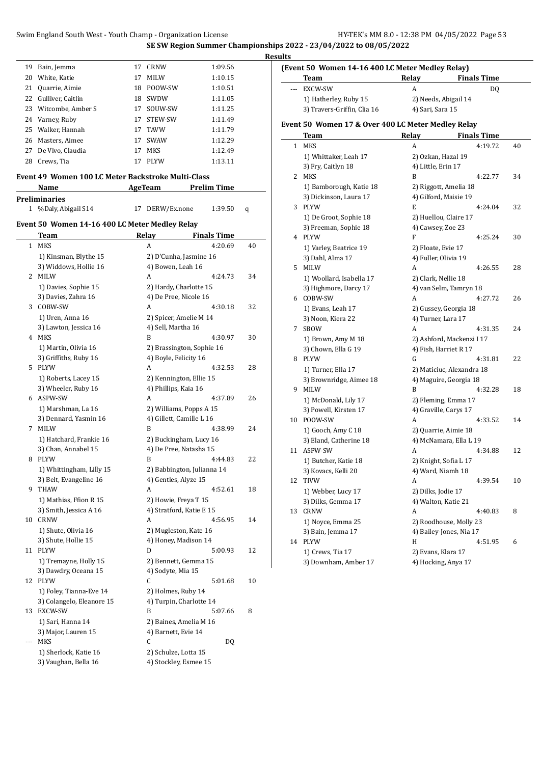## SE SW Region Summer Championships 2022 - 23/04/2022 to 08/05/2022

### Results

| | Name | Age | Team | Time |
|---|---|---|---|---|
| 19 | Bain, Jemma | 17 | CRNW | 1:09.56 |
| 20 | White, Katie | 17 | MILW | 1:10.15 |
| 21 | Quarrie, Aimie | 18 | POOW-SW | 1:10.51 |
| 22 | Gulliver, Caitlin | 18 | SWDW | 1:11.05 |
| 23 | Witcombe, Amber S | 17 | SOUW-SW | 1:11.25 |
| 24 | Varney, Ruby | 17 | STEW-SW | 1:11.49 |
| 25 | Walker, Hannah | 17 | TAVW | 1:11.79 |
| 26 | Masters, Aimee | 17 | SWAW | 1:12.29 |
| 27 | De Vivo, Claudia | 17 | MKS | 1:12.49 |
| 28 | Crews, Tia | 17 | PLYW | 1:13.11 |

### Event 49 Women 100 LC Meter Backstroke Multi-Class

| | Name | AgeTeam | | Prelim Time | |
|---|---|---|---|---|---|
| **Preliminaries** | | | | | |
| 1 | %Daly, Abigail S14 | 17 | DERW/Ex.none | 1:39.50 | q |

### Event 50 Women 14-16 400 LC Meter Medley Relay

| | Team | Relay | Finals Time | |
|---|---|---|---|---|
| 1 | MKS | A | 4:20.69 | 40 |
| | 1) Kinsman, Blythe 15 | 2) D'Cunha, Jasmine 16 | | |
| | 3) Widdows, Hollie 16 | 4) Bowen, Leah 16 | | |
| 2 | MILW | A | 4:24.73 | 34 |
| | 1) Davies, Sophie 15 | 2) Hardy, Charlotte 15 | | |
| | 3) Davies, Zahra 16 | 4) De Pree, Nicole 16 | | |
| 3 | COBW-SW | A | 4:30.18 | 32 |
| | 1) Uren, Anna 16 | 2) Spicer, Amelie M 14 | | |
| | 3) Lawton, Jessica 16 | 4) Sell, Martha 16 | | |
| 4 | MKS | B | 4:30.97 | 30 |
| | 1) Martin, Olivia 16 | 2) Brassington, Sophie 16 | | |
| | 3) Griffiths, Ruby 16 | 4) Boyle, Felicity 16 | | |
| 5 | PLYW | A | 4:32.53 | 28 |
| | 1) Roberts, Lacey 15 | 2) Kennington, Ellie 15 | | |
| | 3) Wheeler, Ruby 16 | 4) Phillips, Kaia 16 | | |
| 6 | ASPW-SW | A | 4:37.89 | 26 |
| | 1) Marshman, La 16 | 2) Williams, Popps A 15 | | |
| | 3) Dennard, Yasmin 16 | 4) Gillett, Camille L 16 | | |
| 7 | MILW | B | 4:38.99 | 24 |
| | 1) Hatchard, Frankie 16 | 2) Buckingham, Lucy 16 | | |
| | 3) Chan, Annabel 15 | 4) De Pree, Natasha 15 | | |
| 8 | PLYW | B | 4:44.83 | 22 |
| | 1) Whittingham, Lilly 15 | 2) Babbington, Julianna 14 | | |
| | 3) Belt, Evangeline 16 | 4) Gentles, Alyze 15 | | |
| 9 | THAW | A | 4:52.61 | 18 |
| | 1) Mathias, Ffion R 15 | 2) Howie, Freya T 15 | | |
| | 3) Smith, Jessica A 16 | 4) Stratford, Katie E 15 | | |
| 10 | CRNW | A | 4:56.95 | 14 |
| | 1) Shute, Olivia 16 | 2) Mugleston, Kate 16 | | |
| | 3) Shute, Hollie 15 | 4) Honey, Madison 14 | | |
| 11 | PLYW | D | 5:00.93 | 12 |
| | 1) Tremayne, Holly 15 | 2) Bennett, Gemma 15 | | |
| | 3) Dawdry, Oceana 15 | 4) Sodyte, Mia 15 | | |
| 12 | PLYW | C | 5:01.68 | 10 |
| | 1) Foley, Tianna-Eve 14 | 2) Holmes, Ruby 14 | | |
| | 3) Colangelo, Eleanore 15 | 4) Turpin, Charlotte 14 | | |
| 13 | EXCW-SW | B | 5:07.66 | 8 |
| | 1) Sari, Hanna 14 | 2) Baines, Amelia M 16 | | |
| | 3) Major, Lauren 15 | 4) Barnett, Evie 14 | | |
| --- | MKS | C | DQ | |
| | 1) Sherlock, Katie 16 | 2) Schulze, Lotta 15 | | |
| | 3) Vaughan, Bella 16 | 4) Stockley, Esmee 15 | | |

### (Event 50 Women 14-16 400 LC Meter Medley Relay)

| | Team | Relay | Finals Time |
|---|---|---|---|
| --- | EXCW-SW | A | DQ |
| | 1) Hatherley, Ruby 15 | 2) Needs, Abigail 14 | |
| | 3) Travers-Griffin, Clia 16 | 4) Sari, Sara 15 | |

### Event 50 Women 17 & Over 400 LC Meter Medley Relay

| | Team | Relay | Finals Time | |
|---|---|---|---|---|
| 1 | MKS | A | 4:19.72 | 40 |
| | 1) Whittaker, Leah 17 | 2) Ozkan, Hazal 19 | | |
| | 3) Fry, Caitlyn 18 | 4) Little, Erin 17 | | |
| 2 | MKS | B | 4:22.77 | 34 |
| | 1) Bamborough, Katie 18 | 2) Riggott, Amelia 18 | | |
| | 3) Dickinson, Laura 17 | 4) Gilford, Maisie 19 | | |
| 3 | PLYW | E | 4:24.04 | 32 |
| | 1) De Groot, Sophie 18 | 2) Huellou, Claire 17 | | |
| | 3) Freeman, Sophie 18 | 4) Cawsey, Zoe 23 | | |
| 4 | PLYW | F | 4:25.24 | 30 |
| | 1) Varley, Beatrice 19 | 2) Floate, Evie 17 | | |
| | 3) Dahl, Alma 17 | 4) Fuller, Olivia 19 | | |
| 5 | MILW | A | 4:26.55 | 28 |
| | 1) Woollard, Isabella 17 | 2) Clark, Nellie 18 | | |
| | 3) Highmore, Darcy 17 | 4) van Selm, Tamryn 18 | | |
| 6 | COBW-SW | A | 4:27.72 | 26 |
| | 1) Evans, Leah 17 | 2) Gussey, Georgia 18 | | |
| | 3) Noon, Kiera 22 | 4) Turner, Lara 17 | | |
| 7 | SBOW | A | 4:31.35 | 24 |
| | 1) Brown, Amy M 18 | 2) Ashford, Mackenzi I 17 | | |
| | 3) Chown, Ella G 19 | 4) Fish, Harriet R 17 | | |
| 8 | PLYW | G | 4:31.81 | 22 |
| | 1) Turner, Ella 17 | 2) Maticiuc, Alexandra 18 | | |
| | 3) Brownridge, Aimee 18 | 4) Maguire, Georgia 18 | | |
| 9 | MILW | B | 4:32.28 | 18 |
| | 1) McDonald, Lily 17 | 2) Fleming, Emma 17 | | |
| | 3) Powell, Kirsten 17 | 4) Graville, Carys 17 | | |
| 10 | POOW-SW | A | 4:33.52 | 14 |
| | 1) Gooch, Amy C 18 | 2) Quarrie, Aimie 18 | | |
| | 3) Eland, Catherine 18 | 4) McNamara, Ella L 19 | | |
| 11 | ASPW-SW | A | 4:34.88 | 12 |
| | 1) Butcher, Katie 18 | 2) Knight, Sofia L 17 | | |
| | 3) Kovacs, Kelli 20 | 4) Ward, Niamh 18 | | |
| 12 | TIVW | A | 4:39.54 | 10 |
| | 1) Webber, Lucy 17 | 2) Dilks, Jodie 17 | | |
| | 3) Dilks, Gemma 17 | 4) Walton, Katie 21 | | |
| 13 | CRNW | A | 4:40.83 | 8 |
| | 1) Noyce, Emma 25 | 2) Roodhouse, Molly 23 | | |
| | 3) Bain, Jemma 17 | 4) Bailey-Jones, Nia 17 | | |
| 14 | PLYW | H | 4:51.95 | 6 |
| | 1) Crews, Tia 17 | 2) Evans, Klara 17 | | |
| | 3) Downham, Amber 17 | 4) Hocking, Anya 17 | | |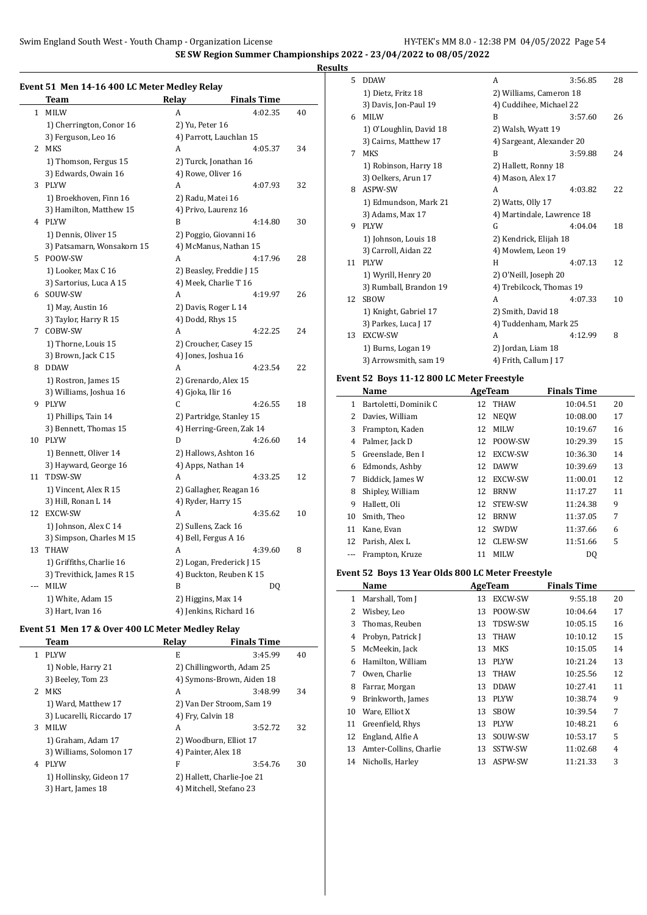# SE SW Region Summer Championships 2022 - 23/04/2022 to 08/05/2022

## Results

### Event 51 Men 14-16 400 LC Meter Medley Relay

| | Team | Relay | Finals Time | |
|---|---|---|---|---|
| 1 | MILW | A | 4:02.35 | 40 |
| | 1) Cherrington, Conor 16 | 2) Yu, Peter 16 | | |
| | 3) Ferguson, Leo 16 | 4) Parrott, Lauchlan 15 | | |
| 2 | MKS | A | 4:05.37 | 34 |
| | 1) Thomson, Fergus 15 | 2) Turck, Jonathan 16 | | |
| | 3) Edwards, Owain 16 | 4) Rowe, Oliver 16 | | |
| 3 | PLYW | A | 4:07.93 | 32 |
| | 1) Broekhoven, Finn 16 | 2) Radu, Matei 16 | | |
| | 3) Hamilton, Matthew 15 | 4) Privo, Laurenz 16 | | |
| 4 | PLYW | B | 4:14.80 | 30 |
| | 1) Dennis, Oliver 15 | 2) Poggio, Giovanni 16 | | |
| | 3) Patsamarn, Wonsakorn 15 | 4) McManus, Nathan 15 | | |
| 5 | POOW-SW | A | 4:17.96 | 28 |
| | 1) Looker, Max C 16 | 2) Beasley, Freddie J 15 | | |
| | 3) Sartorius, Luca A 15 | 4) Meek, Charlie T 16 | | |
| 6 | SOUW-SW | A | 4:19.97 | 26 |
| | 1) May, Austin 16 | 2) Davis, Roger L 14 | | |
| | 3) Taylor, Harry R 15 | 4) Dodd, Rhys 15 | | |
| 7 | COBW-SW | A | 4:22.25 | 24 |
| | 1) Thorne, Louis 15 | 2) Croucher, Casey 15 | | |
| | 3) Brown, Jack C 15 | 4) Jones, Joshua 16 | | |
| 8 | DDAW | A | 4:23.54 | 22 |
| | 1) Rostron, James 15 | 2) Grenardo, Alex 15 | | |
| | 3) Williams, Joshua 16 | 4) Gjoka, Ilir 16 | | |
| 9 | PLYW | C | 4:26.55 | 18 |
| | 1) Phillips, Tain 14 | 2) Partridge, Stanley 15 | | |
| | 3) Bennett, Thomas 15 | 4) Herring-Green, Zak 14 | | |
| 10 | PLYW | D | 4:26.60 | 14 |
| | 1) Bennett, Oliver 14 | 2) Hallows, Ashton 16 | | |
| | 3) Hayward, George 16 | 4) Apps, Nathan 14 | | |
| 11 | TDSW-SW | A | 4:33.25 | 12 |
| | 1) Vincent, Alex R 15 | 2) Gallagher, Reagan 16 | | |
| | 3) Hill, Ronan L 14 | 4) Ryder, Harry 15 | | |
| 12 | EXCW-SW | A | 4:35.62 | 10 |
| | 1) Johnson, Alex C 14 | 2) Sullens, Zack 16 | | |
| | 3) Simpson, Charles M 15 | 4) Bell, Fergus A 16 | | |
| 13 | THAW | A | 4:39.60 | 8 |
| | 1) Griffiths, Charlie 16 | 2) Logan, Frederick J 15 | | |
| | 3) Trevithick, James R 15 | 4) Buckton, Reuben K 15 | | |
| --- | MILW | B | DQ | |
| | 1) White, Adam 15 | 2) Higgins, Max 14 | | |
| | 3) Hart, Ivan 16 | 4) Jenkins, Richard 16 | | |

### Event 51 Men 17 & Over 400 LC Meter Medley Relay

| | Team | Relay | Finals Time | |
|---|---|---|---|---|
| 1 | PLYW | E | 3:45.99 | 40 |
| | 1) Noble, Harry 21 | 2) Chillingworth, Adam 25 | | |
| | 3) Beeley, Tom 23 | 4) Symons-Brown, Aiden 18 | | |
| 2 | MKS | A | 3:48.99 | 34 |
| | 1) Ward, Matthew 17 | 2) Van Der Stroom, Sam 19 | | |
| | 3) Lucarelli, Riccardo 17 | 4) Fry, Calvin 18 | | |
| 3 | MILW | A | 3:52.72 | 32 |
| | 1) Graham, Adam 17 | 2) Woodburn, Elliot 17 | | |
| | 3) Williams, Solomon 17 | 4) Painter, Alex 18 | | |
| 4 | PLYW | F | 3:54.76 | 30 |
| | 1) Hollinsky, Gideon 17 | 2) Hallett, Charlie-Joe 21 | | |
| | 3) Hart, James 18 | 4) Mitchell, Stefano 23 | | |
| 5 | DDAW | A | 3:56.85 | 28 |
| | 1) Dietz, Fritz 18 | 2) Williams, Cameron 18 | | |
| | 3) Davis, Jon-Paul 19 | 4) Cuddihee, Michael 22 | | |
| 6 | MILW | B | 3:57.60 | 26 |
| | 1) O'Loughlin, David 18 | 2) Walsh, Wyatt 19 | | |
| | 3) Cairns, Matthew 17 | 4) Sargeant, Alexander 20 | | |
| 7 | MKS | B | 3:59.88 | 24 |
| | 1) Robinson, Harry 18 | 2) Hallett, Ronny 18 | | |
| | 3) Oelkers, Arun 17 | 4) Mason, Alex 17 | | |
| 8 | ASPW-SW | A | 4:03.82 | 22 |
| | 1) Edmundson, Mark 21 | 2) Watts, Olly 17 | | |
| | 3) Adams, Max 17 | 4) Martindale, Lawrence 18 | | |
| 9 | PLYW | G | 4:04.04 | 18 |
| | 1) Johnson, Louis 18 | 2) Kendrick, Elijah 18 | | |
| | 3) Carroll, Aidan 22 | 4) Mowlem, Leon 19 | | |
| 11 | PLYW | H | 4:07.13 | 12 |
| | 1) Wyrill, Henry 20 | 2) O'Neill, Joseph 20 | | |
| | 3) Rumball, Brandon 19 | 4) Trebilcock, Thomas 19 | | |
| 12 | SBOW | A | 4:07.33 | 10 |
| | 1) Knight, Gabriel 17 | 2) Smith, David 18 | | |
| | 3) Parkes, Luca J 17 | 4) Tuddenham, Mark 25 | | |
| 13 | EXCW-SW | A | 4:12.99 | 8 |
| | 1) Burns, Logan 19 | 2) Jordan, Liam 18 | | |
| | 3) Arrowsmith, sam 19 | 4) Frith, Callum J 17 | | |

### Event 52 Boys 11-12 800 LC Meter Freestyle

| | Name | Age | Team | Finals Time | |
|---|---|---|---|---|---|
| 1 | Bartoletti, Dominik C | 12 | THAW | 10:04.51 | 20 |
| 2 | Davies, William | 12 | NEQW | 10:08.00 | 17 |
| 3 | Frampton, Kaden | 12 | MILW | 10:19.67 | 16 |
| 4 | Palmer, Jack D | 12 | POOW-SW | 10:29.39 | 15 |
| 5 | Greenslade, Ben I | 12 | EXCW-SW | 10:36.30 | 14 |
| 6 | Edmonds, Ashby | 12 | DAWW | 10:39.69 | 13 |
| 7 | Biddick, James W | 12 | EXCW-SW | 11:00.01 | 12 |
| 8 | Shipley, William | 12 | BRNW | 11:17.27 | 11 |
| 9 | Hallett, Oli | 12 | STEW-SW | 11:24.38 | 9 |
| 10 | Smith, Theo | 12 | BRNW | 11:37.05 | 7 |
| 11 | Kane, Evan | 12 | SWDW | 11:37.66 | 6 |
| 12 | Parish, Alex L | 12 | CLEW-SW | 11:51.66 | 5 |
| --- | Frampton, Kruze | 11 | MILW | DQ | |

### Event 52 Boys 13 Year Olds 800 LC Meter Freestyle

| | Name | Age | Team | Finals Time | |
|---|---|---|---|---|---|
| 1 | Marshall, Tom J | 13 | EXCW-SW | 9:55.18 | 20 |
| 2 | Wisbey, Leo | 13 | POOW-SW | 10:04.64 | 17 |
| 3 | Thomas, Reuben | 13 | TDSW-SW | 10:05.15 | 16 |
| 4 | Probyn, Patrick J | 13 | THAW | 10:10.12 | 15 |
| 5 | McMeekin, Jack | 13 | MKS | 10:15.05 | 14 |
| 6 | Hamilton, William | 13 | PLYW | 10:21.24 | 13 |
| 7 | Owen, Charlie | 13 | THAW | 10:25.56 | 12 |
| 8 | Farrar, Morgan | 13 | DDAW | 10:27.41 | 11 |
| 9 | Brinkworth, James | 13 | PLYW | 10:38.74 | 9 |
| 10 | Ware, Elliot X | 13 | SBOW | 10:39.54 | 7 |
| 11 | Greenfield, Rhys | 13 | PLYW | 10:48.21 | 6 |
| 12 | England, Alfie A | 13 | SOUW-SW | 10:53.17 | 5 |
| 13 | Amter-Collins, Charlie | 13 | SSTW-SW | 11:02.68 | 4 |
| 14 | Nicholls, Harley | 13 | ASPW-SW | 11:21.33 | 3 |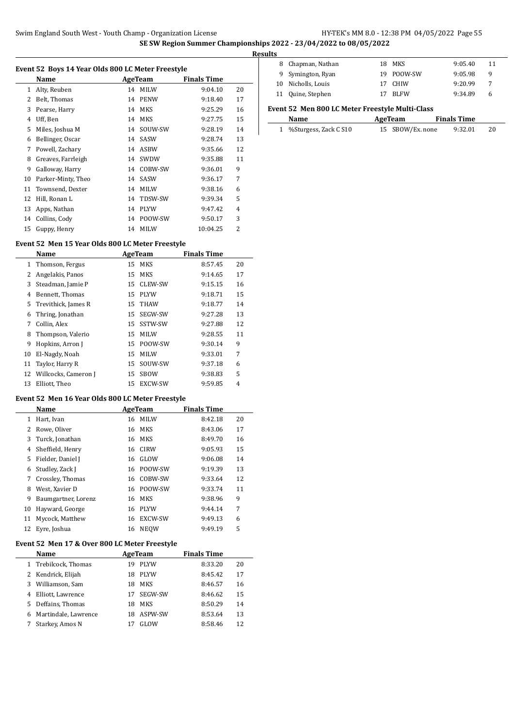# SE SW Region Summer Championships 2022 - 23/04/2022 to 08/05/2022

## Results

### Event 52 Boys 14 Year Olds 800 LC Meter Freestyle

| | Name | Age | Team | Finals Time | |
|---|---|---|---|---|---|
| 1 | Alty, Reuben | 14 | MILW | 9:04.10 | 20 |
| 2 | Belt, Thomas | 14 | PENW | 9:18.40 | 17 |
| 3 | Pearse, Harry | 14 | MKS | 9:25.29 | 16 |
| 4 | Uff, Ben | 14 | MKS | 9:27.75 | 15 |
| 5 | Miles, Joshua M | 14 | SOUW-SW | 9:28.19 | 14 |
| 6 | Bellinger, Oscar | 14 | SASW | 9:28.74 | 13 |
| 7 | Powell, Zachary | 14 | ASBW | 9:35.66 | 12 |
| 8 | Greaves, Farrleigh | 14 | SWDW | 9:35.88 | 11 |
| 9 | Galloway, Harry | 14 | COBW-SW | 9:36.01 | 9 |
| 10 | Parker-Minty, Theo | 14 | SASW | 9:36.17 | 7 |
| 11 | Townsend, Dexter | 14 | MILW | 9:38.16 | 6 |
| 12 | Hill, Ronan L | 14 | TDSW-SW | 9:39.34 | 5 |
| 13 | Apps, Nathan | 14 | PLYW | 9:47.42 | 4 |
| 14 | Collins, Cody | 14 | POOW-SW | 9:50.17 | 3 |
| 15 | Guppy, Henry | 14 | MILW | 10:04.25 | 2 |

### Event 52 Men 15 Year Olds 800 LC Meter Freestyle

| | Name | Age | Team | Finals Time | |
|---|---|---|---|---|---|
| 1 | Thomson, Fergus | 15 | MKS | 8:57.45 | 20 |
| 2 | Angelakis, Panos | 15 | MKS | 9:14.65 | 17 |
| 3 | Steadman, Jamie P | 15 | CLEW-SW | 9:15.15 | 16 |
| 4 | Bennett, Thomas | 15 | PLYW | 9:18.71 | 15 |
| 5 | Trevithick, James R | 15 | THAW | 9:18.77 | 14 |
| 6 | Thring, Jonathan | 15 | SEGW-SW | 9:27.28 | 13 |
| 7 | Collin, Alex | 15 | SSTW-SW | 9:27.88 | 12 |
| 8 | Thompson, Valerio | 15 | MILW | 9:28.55 | 11 |
| 9 | Hopkins, Arron J | 15 | POOW-SW | 9:30.14 | 9 |
| 10 | El-Nagdy, Noah | 15 | MILW | 9:33.01 | 7 |
| 11 | Taylor, Harry R | 15 | SOUW-SW | 9:37.18 | 6 |
| 12 | Willcocks, Cameron J | 15 | SBOW | 9:38.83 | 5 |
| 13 | Elliott, Theo | 15 | EXCW-SW | 9:59.85 | 4 |

### Event 52 Men 16 Year Olds 800 LC Meter Freestyle

| | Name | Age | Team | Finals Time | |
|---|---|---|---|---|---|
| 1 | Hart, Ivan | 16 | MILW | 8:42.18 | 20 |
| 2 | Rowe, Oliver | 16 | MKS | 8:43.06 | 17 |
| 3 | Turck, Jonathan | 16 | MKS | 8:49.70 | 16 |
| 4 | Sheffield, Henry | 16 | CIRW | 9:05.93 | 15 |
| 5 | Fielder, Daniel J | 16 | GLOW | 9:06.08 | 14 |
| 6 | Studley, Zack J | 16 | POOW-SW | 9:19.39 | 13 |
| 7 | Crossley, Thomas | 16 | COBW-SW | 9:33.64 | 12 |
| 8 | West, Xavier D | 16 | POOW-SW | 9:33.74 | 11 |
| 9 | Baumgartner, Lorenz | 16 | MKS | 9:38.96 | 9 |
| 10 | Hayward, George | 16 | PLYW | 9:44.14 | 7 |
| 11 | Mycock, Matthew | 16 | EXCW-SW | 9:49.13 | 6 |
| 12 | Eyre, Joshua | 16 | NEQW | 9:49.19 | 5 |

### Event 52 Men 17 & Over 800 LC Meter Freestyle

| | Name | Age | Team | Finals Time | |
|---|---|---|---|---|---|
| 1 | Trebilcock, Thomas | 19 | PLYW | 8:33.20 | 20 |
| 2 | Kendrick, Elijah | 18 | PLYW | 8:45.42 | 17 |
| 3 | Williamson, Sam | 18 | MKS | 8:46.57 | 16 |
| 4 | Elliott, Lawrence | 17 | SEGW-SW | 8:46.62 | 15 |
| 5 | Deffains, Thomas | 18 | MKS | 8:50.29 | 14 |
| 6 | Martindale, Lawrence | 18 | ASPW-SW | 8:53.64 | 13 |
| 7 | Starkey, Amos N | 17 | GLOW | 8:58.46 | 12 |
| 8 | Chapman, Nathan | 18 | MKS | 9:05.40 | 11 |
| 9 | Symington, Ryan | 19 | POOW-SW | 9:05.98 | 9 |
| 10 | Nicholls, Louis | 17 | CHIW | 9:20.99 | 7 |
| 11 | Quine, Stephen | 17 | BLFW | 9:34.89 | 6 |

### Event 52 Men 800 LC Meter Freestyle Multi-Class

| | Name | Age | Team | Finals Time | |
|---|---|---|---|---|---|
| 1 | %Sturgess, Zack C S10 | 15 | SBOW/Ex. none | 9:32.01 | 20 |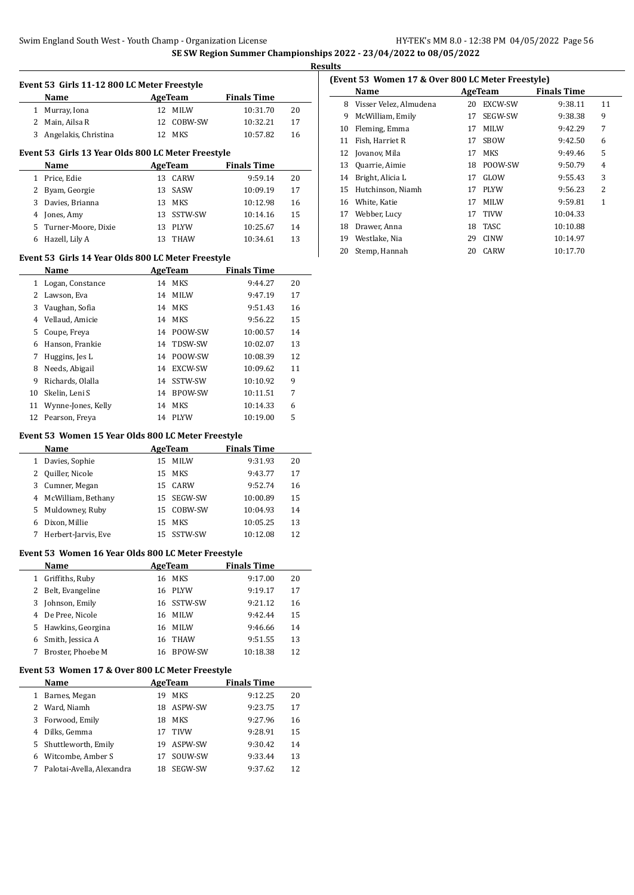## SE SW Region Summer Championships 2022 - 23/04/2022 to 08/05/2022

**Results**

### Event 53 Girls 11-12 800 LC Meter Freestyle

| | Name | Age | Team | Finals Time | |
|---|---|---|---|---|---|
| 1 | Murray, Iona | 12 | MILW | 10:31.70 | 20 |
| 2 | Main, Ailsa R | 12 | COBW-SW | 10:32.21 | 17 |
| 3 | Angelakis, Christina | 12 | MKS | 10:57.82 | 16 |

### Event 53 Girls 13 Year Olds 800 LC Meter Freestyle

| | Name | Age | Team | Finals Time | |
|---|---|---|---|---|---|
| 1 | Price, Edie | 13 | CARW | 9:59.14 | 20 |
| 2 | Byam, Georgie | 13 | SASW | 10:09.19 | 17 |
| 3 | Davies, Brianna | 13 | MKS | 10:12.98 | 16 |
| 4 | Jones, Amy | 13 | SSTW-SW | 10:14.16 | 15 |
| 5 | Turner-Moore, Dixie | 13 | PLYW | 10:25.67 | 14 |
| 6 | Hazell, Lily A | 13 | THAW | 10:34.61 | 13 |

### Event 53 Girls 14 Year Olds 800 LC Meter Freestyle

| | Name | Age | Team | Finals Time | |
|---|---|---|---|---|---|
| 1 | Logan, Constance | 14 | MKS | 9:44.27 | 20 |
| 2 | Lawson, Eva | 14 | MILW | 9:47.19 | 17 |
| 3 | Vaughan, Sofia | 14 | MKS | 9:51.43 | 16 |
| 4 | Vellaud, Amicie | 14 | MKS | 9:56.22 | 15 |
| 5 | Coupe, Freya | 14 | POOW-SW | 10:00.57 | 14 |
| 6 | Hanson, Frankie | 14 | TDSW-SW | 10:02.07 | 13 |
| 7 | Huggins, Jes L | 14 | POOW-SW | 10:08.39 | 12 |
| 8 | Needs, Abigail | 14 | EXCW-SW | 10:09.62 | 11 |
| 9 | Richards, Olalla | 14 | SSTW-SW | 10:10.92 | 9 |
| 10 | Skelin, Leni S | 14 | BPOW-SW | 10:11.51 | 7 |
| 11 | Wynne-Jones, Kelly | 14 | MKS | 10:14.33 | 6 |
| 12 | Pearson, Freya | 14 | PLYW | 10:19.00 | 5 |

### Event 53 Women 15 Year Olds 800 LC Meter Freestyle

| | Name | Age | Team | Finals Time | |
|---|---|---|---|---|---|
| 1 | Davies, Sophie | 15 | MILW | 9:31.93 | 20 |
| 2 | Quiller, Nicole | 15 | MKS | 9:43.77 | 17 |
| 3 | Cumner, Megan | 15 | CARW | 9:52.74 | 16 |
| 4 | McWilliam, Bethany | 15 | SEGW-SW | 10:00.89 | 15 |
| 5 | Muldowney, Ruby | 15 | COBW-SW | 10:04.93 | 14 |
| 6 | Dixon, Millie | 15 | MKS | 10:05.25 | 13 |
| 7 | Herbert-Jarvis, Eve | 15 | SSTW-SW | 10:12.08 | 12 |

### Event 53 Women 16 Year Olds 800 LC Meter Freestyle

| | Name | Age | Team | Finals Time | |
|---|---|---|---|---|---|
| 1 | Griffiths, Ruby | 16 | MKS | 9:17.00 | 20 |
| 2 | Belt, Evangeline | 16 | PLYW | 9:19.17 | 17 |
| 3 | Johnson, Emily | 16 | SSTW-SW | 9:21.12 | 16 |
| 4 | De Pree, Nicole | 16 | MILW | 9:42.44 | 15 |
| 5 | Hawkins, Georgina | 16 | MILW | 9:46.66 | 14 |
| 6 | Smith, Jessica A | 16 | THAW | 9:51.55 | 13 |
| 7 | Broster, Phoebe M | 16 | BPOW-SW | 10:18.38 | 12 |

### Event 53 Women 17 & Over 800 LC Meter Freestyle

| | Name | Age | Team | Finals Time | |
|---|---|---|---|---|---|
| 1 | Barnes, Megan | 19 | MKS | 9:12.25 | 20 |
| 2 | Ward, Niamh | 18 | ASPW-SW | 9:23.75 | 17 |
| 3 | Forwood, Emily | 18 | MKS | 9:27.96 | 16 |
| 4 | Dilks, Gemma | 17 | TIVW | 9:28.91 | 15 |
| 5 | Shuttleworth, Emily | 19 | ASPW-SW | 9:30.42 | 14 |
| 6 | Witcombe, Amber S | 17 | SOUW-SW | 9:33.44 | 13 |
| 7 | Palotai-Avella, Alexandra | 18 | SEGW-SW | 9:37.62 | 12 |
| 8 | Visser Velez, Almudena | 20 | EXCW-SW | 9:38.11 | 11 |
| 9 | McWilliam, Emily | 17 | SEGW-SW | 9:38.38 | 9 |
| 10 | Fleming, Emma | 17 | MILW | 9:42.29 | 7 |
| 11 | Fish, Harriet R | 17 | SBOW | 9:42.50 | 6 |
| 12 | Jovanov, Mila | 17 | MKS | 9:49.46 | 5 |
| 13 | Quarrie, Aimie | 18 | POOW-SW | 9:50.79 | 4 |
| 14 | Bright, Alicia L | 17 | GLOW | 9:55.43 | 3 |
| 15 | Hutchinson, Niamh | 17 | PLYW | 9:56.23 | 2 |
| 16 | White, Katie | 17 | MILW | 9:59.81 | 1 |
| 17 | Webber, Lucy | 17 | TIVW | 10:04.33 | |
| 18 | Drawer, Anna | 18 | TASC | 10:10.88 | |
| 19 | Westlake, Nia | 29 | CINW | 10:14.97 | |
| 20 | Stemp, Hannah | 20 | CARW | 10:17.70 | |